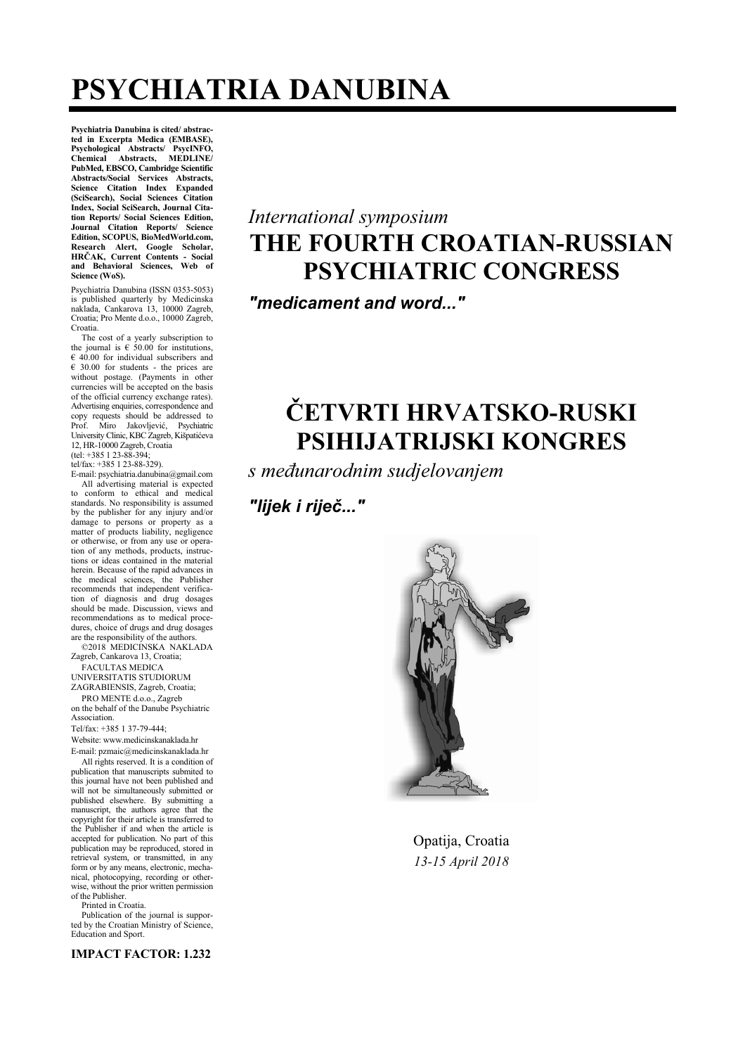# PSYCHIATRIA DANUBINA

**Psychiatria Danubina is cited/ abstracted in Excerpta Medica (EMBASE), Psychological Abstracts/ PsycINFO, Chemical Abstracts, MEDLINE/ PubMed, EBSCO, Cambridge Scientific Abstracts/Social Services Abstracts, Science Citation Index Expanded (SciSearch), Social Sciences Citation Index, Social SciSearch, Journal Citation Reports/ Social Sciences Edition, Journal Citation Reports/ Science Edition, SCOPUS, BioMedWorld.com, Research Alert, Google Scholar, HRČAK, Current Contents - Social and Behavioral Sciences, Web of Science (WoS).**

Psychiatria Danubina (ISSN 0353-5053) is published quarterly by Medicinska naklada, Cankarova 13, 10000 Zagreb, Croatia; Pro Mente d.o.o., 10000 Zagreb, Croatia.

The cost of a yearly subscription to the journal is € 50.00 for institutions, € 40.00 for individual subscribers and € 30.00 for students - the prices are without postage. (Payments in other currencies will be accepted on the basis of the official currency exchange rates). Advertising enquiries, correspondence and copy requests should be addressed to Prof. Miro Jakovljević, Psychiatric University Clinic, KBC Zagreb, Kišpatićeva 12, HR-10000 Zagreb, Croatia
(tel: +385 1 23-88-394;
tel/fax: +385 1 23-88-329).
E-mail: psychiatria.danubina@gmail.com

All advertising material is expected to conform to ethical and medical standards. No responsibility is assumed by the publisher for any injury and/or damage to persons or property as a matter of products liability, negligence or otherwise, or from any use or operation of any methods, products, instructions or ideas contained in the material herein. Because of the rapid advances in the medical sciences, the Publisher recommends that independent verification of diagnosis and drug dosages should be made. Discussion, views and recommendations as to medical procedures, choice of drugs and drug dosages are the responsibility of the authors.

©2018 MEDICINSKA NAKLADA Zagreb, Cankarova 13, Croatia;
FACULTAS MEDICA UNIVERSITATIS STUDIORUM ZAGRABIENSIS, Zagreb, Croatia;
PRO MENTE d.o.o., Zagreb on the behalf of the Danube Psychiatric Association.
Tel/fax: +385 1 37-79-444;
Website: www.medicinskanaklada.hr
E-mail: pzmaic@medicinskanaklada.hr

All rights reserved. It is a condition of publication that manuscripts submited to this journal have not been published and will not be simultaneously submitted or published elsewhere. By submitting a manuscript, the authors agree that the copyright for their article is transferred to the Publisher if and when the article is accepted for publication. No part of this publication may be reproduced, stored in retrieval system, or transmitted, in any form or by any means, electronic, mechanical, photocopying, recording or otherwise, without the prior written permission of the Publisher.

Printed in Croatia.

Publication of the journal is supported by the Croatian Ministry of Science, Education and Sport.

**IMPACT FACTOR: 1.232**

*International symposium*

## THE FOURTH CROATIAN-RUSSIAN PSYCHIATRIC CONGRESS

***"medicament and word..."***

## ČETVRTI HRVATSKO-RUSKI PSIHIJATRIJSKI KONGRES

*s međunarodnim sudjelovanjem*

***"lijek i riječ..."***

Opatija, Croatia
*13-15 April 2018*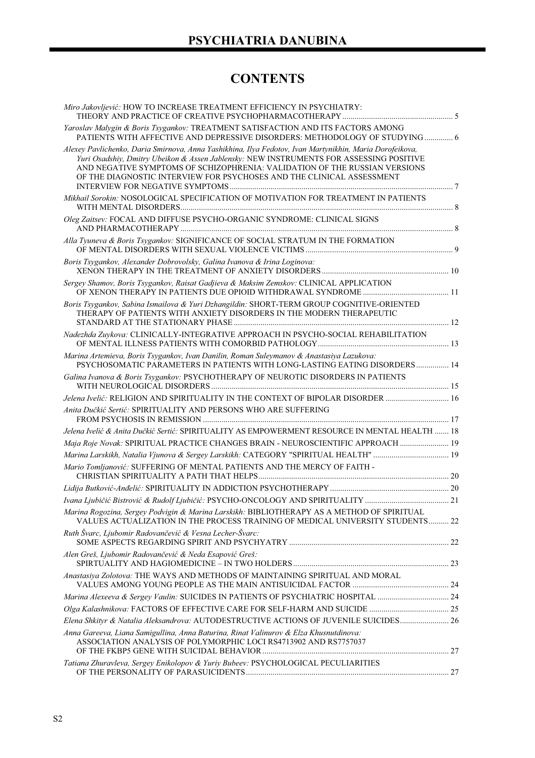# PSYCHIATRIA DANUBINA

## CONTENTS

*Miro Jakovljević:* HOW TO INCREASE TREATMENT EFFICIENCY IN PSYCHIATRY: THEORY AND PRACTICE OF CREATIVE PSYCHOPHARMACOTHERAPY ... 5

*Yaroslav Malygin & Boris Tsygankov:* TREATMENT SATISFACTION AND ITS FACTORS AMONG PATIENTS WITH AFFECTIVE AND DEPRESSIVE DISORDERS: METHODOLOGY OF STUDYING ... 6

*Alexey Pavlichenko, Daria Smirnova, Anna Yashikhina, Ilya Fedotov, Ivan Martynikhin, Maria Dorofeikova, Yuri Osadshiy, Dmitry Ubeikon & Assen Jablensky:* NEW INSTRUMENTS FOR ASSESSING POSITIVE AND NEGATIVE SYMPTOMS OF SCHIZOPHRENIA: VALIDATION OF THE RUSSIAN VERSIONS OF THE DIAGNOSTIC INTERVIEW FOR PSYCHOSES AND THE CLINICAL ASSESSMENT INTERVIEW FOR NEGATIVE SYMPTOMS ... 7

*Mikhail Sorokin:* NOSOLOGICAL SPECIFICATION OF MOTIVATION FOR TREATMENT IN PATIENTS WITH MENTAL DISORDERS ... 8

*Oleg Zaitsev:* FOCAL AND DIFFUSE PSYCHO-ORGANIC SYNDROME: CLINICAL SIGNS AND PHARMACOTHERAPY ... 8

*Alla Tyuneva & Boris Tsygankov:* SIGNIFICANCE OF SOCIAL STRATUM IN THE FORMATION OF MENTAL DISORDERS WITH SEXUAL VIOLENCE VICTIMS ... 9

*Boris Tsygankov, Alexander Dobrovolsky, Galina Ivanova & Irina Loginova:* XENON THERAPY IN THE TREATMENT OF ANXIETY DISORDERS ... 10

*Sergey Shamov, Boris Tsygankov, Raisat Gadjieva & Maksim Zemskov:* CLINICAL APPLICATION OF XENON THERAPY IN PATIENTS DUE OPIOID WITHDRAWAL SYNDROME ... 11

*Boris Tsygankov, Sabina Ismailova & Yuri Dzhangildin:* SHORT-TERM GROUP COGNITIVE-ORIENTED THERAPY OF PATIENTS WITH ANXIETY DISORDERS IN THE MODERN THERAPEUTIC STANDARD AT THE STATIONARY PHASE ... 12

*Nadezhda Zuykova:* CLINICALLY-INTEGRATIVE APPROACH IN PSYCHO-SOCIAL REHABILITATION OF MENTAL ILLNESS PATIENTS WITH COMORBID PATHOLOGY ... 13

*Marina Artemieva, Boris Tsygankov, Ivan Danilin, Roman Suleymanov & Anastasiya Lazukova:* PSYCHOSOMATIC PARAMETERS IN PATIENTS WITH LONG-LASTING EATING DISORDERS ... 14

*Galina Ivanova & Boris Tsygankov:* PSYCHOTHERAPY OF NEUROTIC DISORDERS IN PATIENTS WITH NEUROLOGICAL DISORDERS ... 15

*Jelena Ivelić:* RELIGION AND SPIRITUALITY IN THE CONTEXT OF BIPOLAR DISORDER ... 16

*Anita Dučkić Sertić:* SPIRITUALITY AND PERSONS WHO ARE SUFFERING FROM PSYCHOSIS IN REMISSION ... 17

*Jelena Ivelić & Anita Dučkić Sertić:* SPIRITUALITY AS EMPOWERMENT RESOURCE IN MENTAL HEALTH ... 18

*Maja Roje Novak:* SPIRITUAL PRACTICE CHANGES BRAIN - NEUROSCIENTIFIC APPROACH ... 19

*Marina Larskikh, Natalia Vjunova & Sergey Larskikh:* CATEGORY "SPIRITUAL HEALTH" ... 19

*Mario Tomljanović:* SUFFERING OF MENTAL PATIENTS AND THE MERCY OF FAITH - CHRISTIAN SPIRITUALITY A PATH THAT HELPS ... 20

*Lidija Butković-Anđelić:* SPIRITUALITY IN ADDICTION PSYCHOTHERAPY ... 20

*Ivana Ljubičić Bistrović & Rudolf Ljubičić:* PSYCHO-ONCOLOGY AND SPIRITUALITY ... 21

*Marina Rogozina, Sergey Podvigin & Marina Larskikh:* BIBLIOTHERAPY AS A METHOD OF SPIRITUAL VALUES ACTUALIZATION IN THE PROCESS TRAINING OF MEDICAL UNIVERSITY STUDENTS ... 22

*Ruth Švarc, Ljubomir Radovančević & Vesna Lecher-Švarc:* SOME ASPECTS REGARDING SPIRIT AND PSYCHYATRY ... 22

*Alen Greš, Ljubomir Radovančević & Neda Esapović Greš:* SPIRTUALITY AND HAGIOMEDICINE – IN TWO HOLDERS ... 23

*Anastasiya Zolotova:* THE WAYS AND METHODS OF MAINTAINING SPIRITUAL AND MORAL VALUES AMONG YOUNG PEOPLE AS THE MAIN ANTISUICIDAL FACTOR ... 24

*Marina Alexeeva & Sergey Vaulin:* SUICIDES IN PATIENTS OF PSYCHIATRIC HOSPITAL ... 24

*Olga Kalashnikova:* FACTORS OF EFFECTIVE CARE FOR SELF-HARM AND SUICIDE ... 25

*Elena Shkityr & Natalia Aleksandrova:* AUTODESTRUCTIVE ACTIONS OF JUVENILE SUICIDES ... 26

*Anna Gareeva, Liana Samigullina, Anna Baturina, Rinat Valinurov & Elza Khusnutdinova:* ASSOCIATION ANALYSIS OF POLYMORPHIC LOCI RS4713902 AND RS7757037 OF THE FKBP5 GENE WITH SUICIDAL BEHAVIOR ... 27

*Tatiana Zhuravleva, Sergey Enikolopov & Yuriy Bubeev:* PSYCHOLOGICAL PECULIARITIES OF THE PERSONALITY OF PARASUICIDENTS ... 27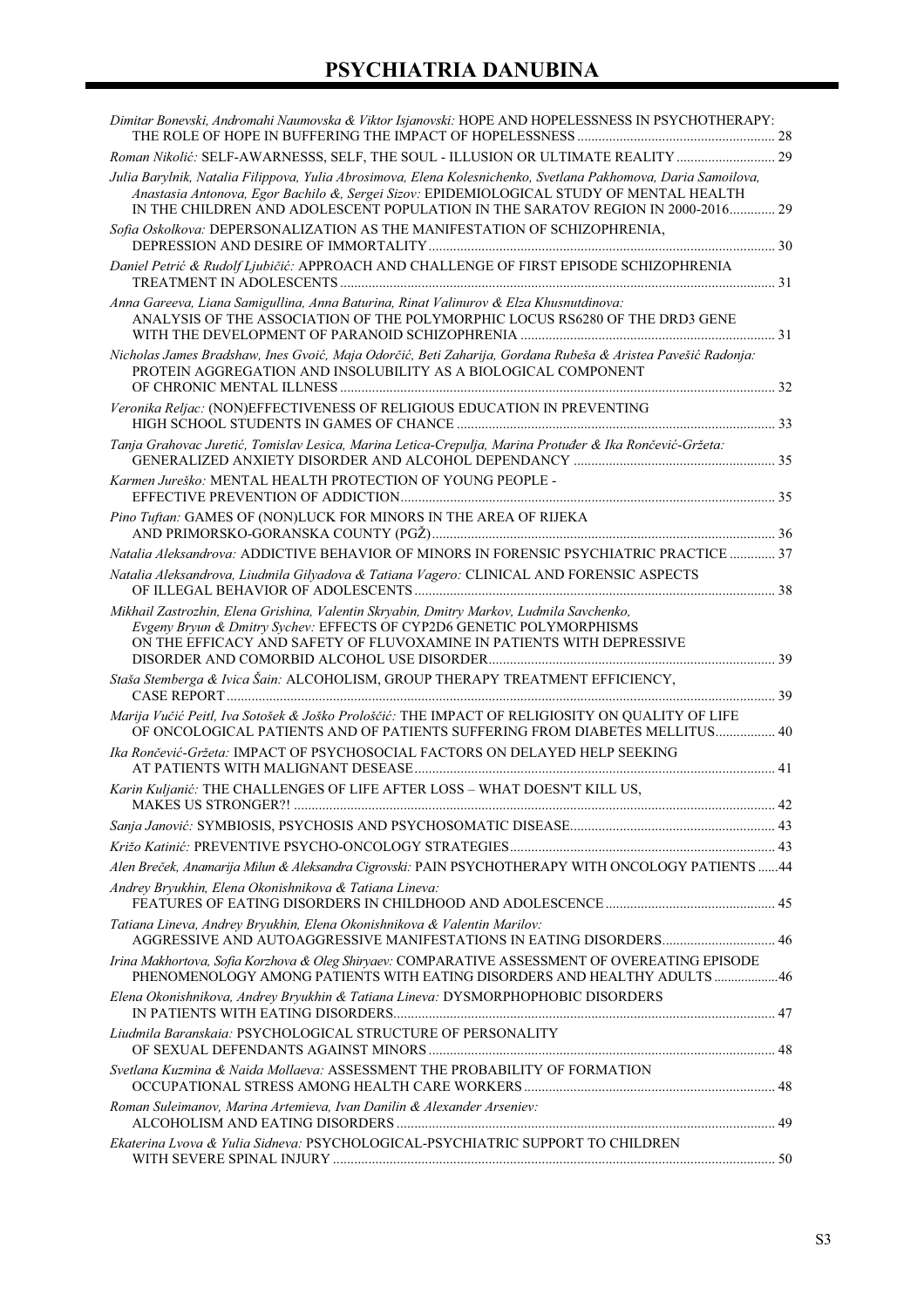*Dimitar Bonevski, Andromahi Naumovska & Viktor Isjanovski:* HOPE AND HOPELESSNESS IN PSYCHOTHERAPY: THE ROLE OF HOPE IN BUFFERING THE IMPACT OF HOPELESSNESS ........ 28

*Roman Nikolić:* SELF-AWARNESSS, SELF, THE SOUL - ILLUSION OR ULTIMATE REALITY ........ 29

*Julia Barylnik, Natalia Filippova, Yulia Abrosimova, Elena Kolesnichenko, Svetlana Pakhomova, Daria Samoilova, Anastasia Antonova, Egor Bachilo &, Sergei Sizov:* EPIDEMIOLOGICAL STUDY OF MENTAL HEALTH IN THE CHILDREN AND ADOLESCENT POPULATION IN THE SARATOV REGION IN 2000-2016........ 29

*Sofia Oskolkova:* DEPERSONALIZATION AS THE MANIFESTATION OF SCHIZOPHRENIA, DEPRESSION AND DESIRE OF IMMORTALITY ........ 30

*Daniel Petrić & Rudolf Ljubičić:* APPROACH AND CHALLENGE OF FIRST EPISODE SCHIZOPHRENIA TREATMENT IN ADOLESCENTS ........ 31

*Anna Gareeva, Liana Samigullina, Anna Baturina, Rinat Valinurov & Elza Khusnutdinova:* ANALYSIS OF THE ASSOCIATION OF THE POLYMORPHIC LOCUS RS6280 OF THE DRD3 GENE WITH THE DEVELOPMENT OF PARANOID SCHIZOPHRENIA ........ 31

*Nicholas James Bradshaw, Ines Gvoić, Maja Odorčić, Beti Zaharija, Gordana Rubeša & Aristea Pavešić Radonja:* PROTEIN AGGREGATION AND INSOLUBILITY AS A BIOLOGICAL COMPONENT OF CHRONIC MENTAL ILLNESS ........ 32

*Veronika Reljac:* (NON)EFFECTIVENESS OF RELIGIOUS EDUCATION IN PREVENTING HIGH SCHOOL STUDENTS IN GAMES OF CHANCE ........ 33

*Tanja Grahovac Juretić, Tomislav Lesica, Marina Letica-Crepulja, Marina Protuđer & Ika Rončević-Gržeta:* GENERALIZED ANXIETY DISORDER AND ALCOHOL DEPENDANCY ........ 35

*Karmen Jureško:* MENTAL HEALTH PROTECTION OF YOUNG PEOPLE - EFFECTIVE PREVENTION OF ADDICTION ........ 35

*Pino Tuftan:* GAMES OF (NON)LUCK FOR MINORS IN THE AREA OF RIJEKA AND PRIMORSKO-GORANSKA COUNTY (PGŽ) ........ 36

*Natalia Aleksandrova:* ADDICTIVE BEHAVIOR OF MINORS IN FORENSIC PSYCHIATRIC PRACTICE ........ 37

*Natalia Aleksandrova, Liudmila Gilyadova & Tatiana Vagero:* CLINICAL AND FORENSIC ASPECTS OF ILLEGAL BEHAVIOR OF ADOLESCENTS ........ 38

*Mikhail Zastrozhin, Elena Grishina, Valentin Skryabin, Dmitry Markov, Ludmila Savchenko, Evgeny Bryun & Dmitry Sychev:* EFFECTS OF CYP2D6 GENETIC POLYMORPHISMS ON THE EFFICACY AND SAFETY OF FLUVOXAMINE IN PATIENTS WITH DEPRESSIVE DISORDER AND COMORBID ALCOHOL USE DISORDER ........ 39

*Staša Stemberga & Ivica Šain:* ALCOHOLISM, GROUP THERAPY TREATMENT EFFICIENCY, CASE REPORT ........ 39

*Marija Vučić Peitl, Iva Sotošek & Joško Prološčić:* THE IMPACT OF RELIGIOSITY ON QUALITY OF LIFE OF ONCOLOGICAL PATIENTS AND OF PATIENTS SUFFERING FROM DIABETES MELLITUS........ 40

*Ika Rončević-Gržeta:* IMPACT OF PSYCHOSOCIAL FACTORS ON DELAYED HELP SEEKING AT PATIENTS WITH MALIGNANT DESEASE ........ 41

*Karin Kuljanić:* THE CHALLENGES OF LIFE AFTER LOSS – WHAT DOESN'T KILL US, MAKES US STRONGER?! ........ 42

*Sanja Janović:* SYMBIOSIS, PSYCHOSIS AND PSYCHOSOMATIC DISEASE ........ 43

*Križo Katinić:* PREVENTIVE PSYCHO-ONCOLOGY STRATEGIES ........ 43

*Alen Breček, Anamarija Milun & Aleksandra Cigrovski:* PAIN PSYCHOTHERAPY WITH ONCOLOGY PATIENTS ........ 44

*Andrey Bryukhin, Elena Okonishnikova & Tatiana Lineva:* FEATURES OF EATING DISORDERS IN CHILDHOOD AND ADOLESCENCE ........ 45

*Tatiana Lineva, Andrey Bryukhin, Elena Okonishnikova & Valentin Marilov:* AGGRESSIVE AND AUTOAGGRESSIVE MANIFESTATIONS IN EATING DISORDERS ........ 46

*Irina Makhortova, Sofia Korzhova & Oleg Shiryaev:* COMPARATIVE ASSESSMENT OF OVEREATING EPISODE PHENOMENOLOGY AMONG PATIENTS WITH EATING DISORDERS AND HEALTHY ADULTS ........ 46

*Elena Okonishnikova, Andrey Bryukhin & Tatiana Lineva:* DYSMORPHOPHOBIC DISORDERS IN PATIENTS WITH EATING DISORDERS ........ 47

*Liudmila Baranskaia:* PSYCHOLOGICAL STRUCTURE OF PERSONALITY OF SEXUAL DEFENDANTS AGAINST MINORS ........ 48

*Svetlana Kuzmina & Naida Mollaeva:* ASSESSMENT THE PROBABILITY OF FORMATION OCCUPATIONAL STRESS AMONG HEALTH CARE WORKERS ........ 48

*Roman Suleimanov, Marina Artemieva, Ivan Danilin & Alexander Arseniev:* ALCOHOLISM AND EATING DISORDERS ........ 49

*Ekaterina Lvova & Yulia Sidneva:* PSYCHOLOGICAL-PSYCHIATRIC SUPPORT TO CHILDREN WITH SEVERE SPINAL INJURY ........ 50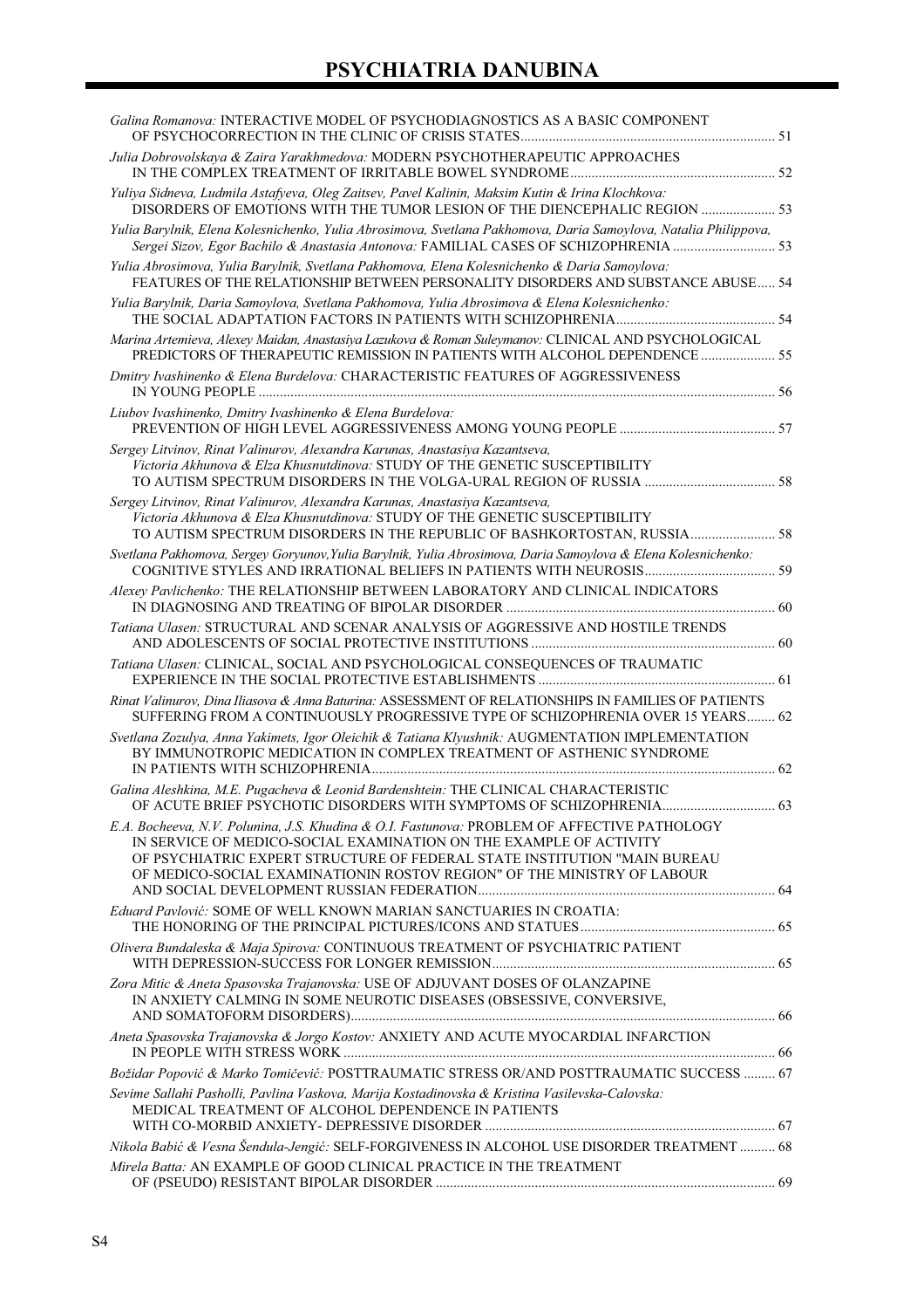*Galina Romanova:* INTERACTIVE MODEL OF PSYCHODIAGNOSTICS AS A BASIC COMPONENT OF PSYCHOCORRECTION IN THE CLINIC OF CRISIS STATES ........ 51

*Julia Dobrovolskaya & Zaira Yarakhmedova:* MODERN PSYCHOTHERAPEUTIC APPROACHES IN THE COMPLEX TREATMENT OF IRRITABLE BOWEL SYNDROME ........ 52

*Yuliya Sidneva, Ludmila Astafyeva, Oleg Zaitsev, Pavel Kalinin, Maksim Kutin & Irina Klochkova:* DISORDERS OF EMOTIONS WITH THE TUMOR LESION OF THE DIENCEPHALIC REGION ........ 53

*Yulia Barylnik, Elena Kolesnichenko, Yulia Abrosimova, Svetlana Pakhomova, Daria Samoylova, Natalia Philippova, Sergei Sizov, Egor Bachilo & Anastasia Antonova:* FAMILIAL CASES OF SCHIZOPHRENIA ........ 53

*Yulia Abrosimova, Yulia Barylnik, Svetlana Pakhomova, Elena Kolesnichenko & Daria Samoylova:* FEATURES OF THE RELATIONSHIP BETWEEN PERSONALITY DISORDERS AND SUBSTANCE ABUSE ........ 54

*Yulia Barylnik, Daria Samoylova, Svetlana Pakhomova, Yulia Abrosimova & Elena Kolesnichenko:* THE SOCIAL ADAPTATION FACTORS IN PATIENTS WITH SCHIZOPHRENIA ........ 54

*Marina Artemieva, Alexey Maidan, Anastasiya Lazukova & Roman Suleymanov:* CLINICAL AND PSYCHOLOGICAL PREDICTORS OF THERAPEUTIC REMISSION IN PATIENTS WITH ALCOHOL DEPENDENCE ........ 55

*Dmitry Ivashinenko & Elena Burdelova:* CHARACTERISTIC FEATURES OF AGGRESSIVENESS IN YOUNG PEOPLE ........ 56

*Liubov Ivashinenko, Dmitry Ivashinenko & Elena Burdelova:* PREVENTION OF HIGH LEVEL AGGRESSIVENESS AMONG YOUNG PEOPLE ........ 57

*Sergey Litvinov, Rinat Valinurov, Alexandra Karunas, Anastasiya Kazantseva, Victoria Akhunova & Elza Khusnutdinova:* STUDY OF THE GENETIC SUSCEPTIBILITY TO AUTISM SPECTRUM DISORDERS IN THE VOLGA-URAL REGION OF RUSSIA ........ 58

*Sergey Litvinov, Rinat Valinurov, Alexandra Karunas, Anastasiya Kazantseva, Victoria Akhunova & Elza Khusnutdinova:* STUDY OF THE GENETIC SUSCEPTIBILITY TO AUTISM SPECTRUM DISORDERS IN THE REPUBLIC OF BASHKORTOSTAN, RUSSIA ........ 58

*Svetlana Pakhomova, Sergey Goryunov, Yulia Barylnik, Yulia Abrosimova, Daria Samoylova & Elena Kolesnichenko:* COGNITIVE STYLES AND IRRATIONAL BELIEFS IN PATIENTS WITH NEUROSIS ........ 59

*Alexey Pavlichenko:* THE RELATIONSHIP BETWEEN LABORATORY AND CLINICAL INDICATORS IN DIAGNOSING AND TREATING OF BIPOLAR DISORDER ........ 60

*Tatiana Ulasen:* STRUCTURAL AND SCENAR ANALYSIS OF AGGRESSIVE AND HOSTILE TRENDS AND ADOLESCENTS OF SOCIAL PROTECTIVE INSTITUTIONS ........ 60

*Tatiana Ulasen:* CLINICAL, SOCIAL AND PSYCHOLOGICAL CONSEQUENCES OF TRAUMATIC EXPERIENCE IN THE SOCIAL PROTECTIVE ESTABLISHMENTS ........ 61

*Rinat Valinurov, Dina Iliasova & Anna Baturina:* ASSESSMENT OF RELATIONSHIPS IN FAMILIES OF PATIENTS SUFFERING FROM A CONTINUOUSLY PROGRESSIVE TYPE OF SCHIZOPHRENIA OVER 15 YEARS ........ 62

*Svetlana Zozulya, Anna Yakimets, Igor Oleichik & Tatiana Klyushnik:* AUGMENTATION IMPLEMENTATION BY IMMUNOTROPIC MEDICATION IN COMPLEX TREATMENT OF ASTHENIC SYNDROME IN PATIENTS WITH SCHIZOPHRENIA ........ 62

*Galina Aleshkina, M.E. Pugacheva & Leonid Bardenshtein:* THE CLINICAL CHARACTERISTIC OF ACUTE BRIEF PSYCHOTIC DISORDERS WITH SYMPTOMS OF SCHIZOPHRENIA ........ 63

*E.A. Bocheeva, N.V. Polunina, J.S. Khudina & O.I. Fastunova:* PROBLEM OF AFFECTIVE PATHOLOGY IN SERVICE OF MEDICO-SOCIAL EXAMINATION ON THE EXAMPLE OF ACTIVITY OF PSYCHIATRIC EXPERT STRUCTURE OF FEDERAL STATE INSTITUTION "MAIN BUREAU OF MEDICO-SOCIAL EXAMINATIONIN ROSTOV REGION" OF THE MINISTRY OF LABOUR AND SOCIAL DEVELOPMENT RUSSIAN FEDERATION ........ 64

*Eduard Pavlović:* SOME OF WELL KNOWN MARIAN SANCTUARIES IN CROATIA: THE HONORING OF THE PRINCIPAL PICTURES/ICONS AND STATUES ........ 65

*Olivera Bundaleska & Maja Spirova:* CONTINUOUS TREATMENT OF PSYCHIATRIC PATIENT WITH DEPRESSION-SUCCESS FOR LONGER REMISSION ........ 65

*Zora Mitic & Aneta Spasovska Trajanovska:* USE OF ADJUVANT DOSES OF OLANZAPINE IN ANXIETY CALMING IN SOME NEUROTIC DISEASES (OBSESSIVE, CONVERSIVE, AND SOMATOFORM DISORDERS) ........ 66

*Aneta Spasovska Trajanovska & Jorgo Kostov:* ANXIETY AND ACUTE MYOCARDIAL INFARCTION IN PEOPLE WITH STRESS WORK ........ 66

*Božidar Popović & Marko Tomičević:* POSTTRAUMATIC STRESS OR/AND POSTTRAUMATIC SUCCESS ........ 67

*Sevime Sallahi Pasholli, Pavlina Vaskova, Marija Kostadinovska & Kristina Vasilevska-Calovska:* MEDICAL TREATMENT OF ALCOHOL DEPENDENCE IN PATIENTS WITH CO-MORBID ANXIETY- DEPRESSIVE DISORDER ........ 67

*Nikola Babić & Vesna Šendula-Jengić:* SELF-FORGIVENESS IN ALCOHOL USE DISORDER TREATMENT ........ 68

*Mirela Batta:* AN EXAMPLE OF GOOD CLINICAL PRACTICE IN THE TREATMENT OF (PSEUDO) RESISTANT BIPOLAR DISORDER ........ 69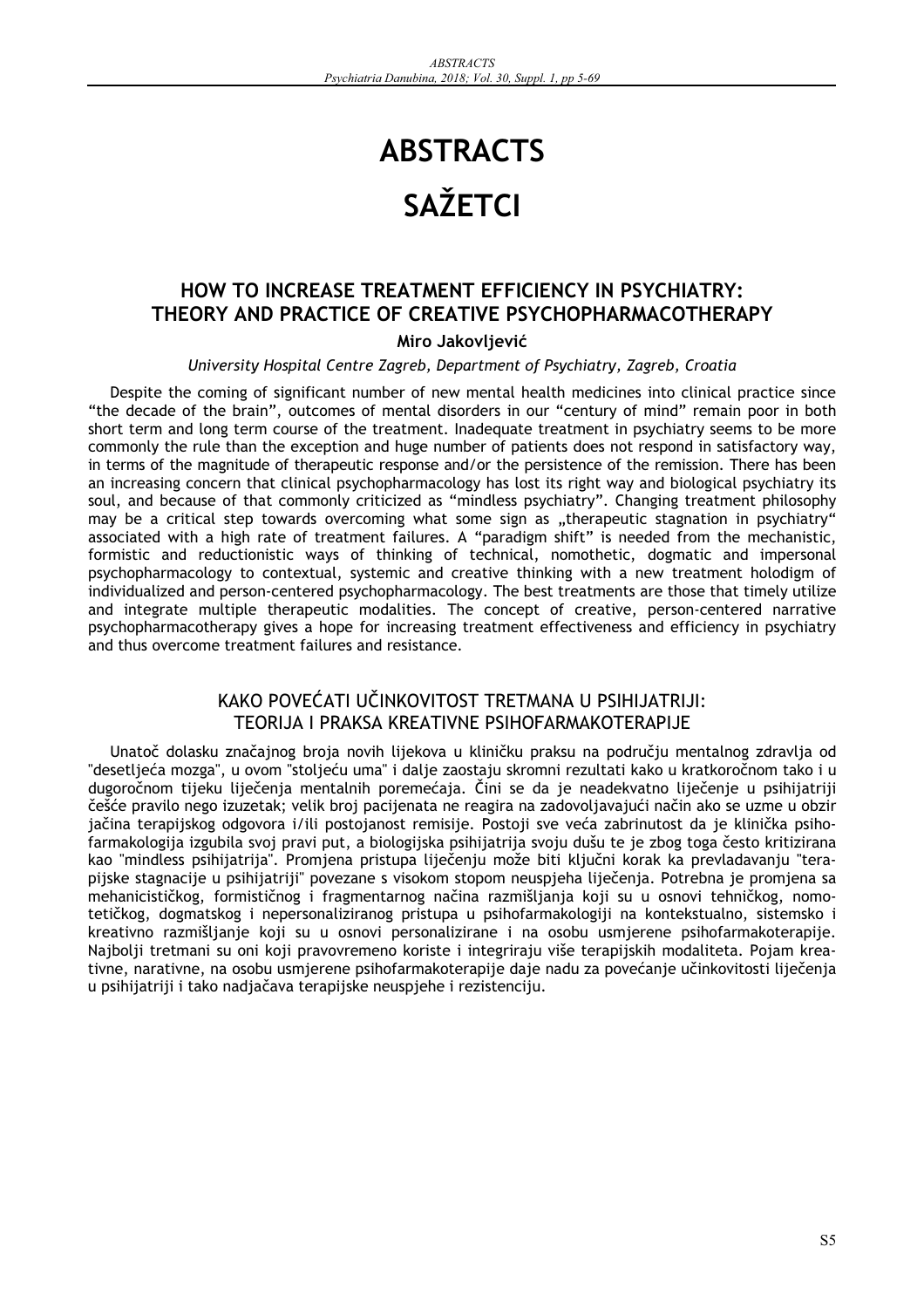# ABSTRACTS

# SAŽETCI

## HOW TO INCREASE TREATMENT EFFICIENCY IN PSYCHIATRY: THEORY AND PRACTICE OF CREATIVE PSYCHOPHARMACOTHERAPY

**Miro Jakovljević**

*University Hospital Centre Zagreb, Department of Psychiatry, Zagreb, Croatia*

Despite the coming of significant number of new mental health medicines into clinical practice since "the decade of the brain", outcomes of mental disorders in our "century of mind" remain poor in both short term and long term course of the treatment. Inadequate treatment in psychiatry seems to be more commonly the rule than the exception and huge number of patients does not respond in satisfactory way, in terms of the magnitude of therapeutic response and/or the persistence of the remission. There has been an increasing concern that clinical psychopharmacology has lost its right way and biological psychiatry its soul, and because of that commonly criticized as "mindless psychiatry". Changing treatment philosophy may be a critical step towards overcoming what some sign as „therapeutic stagnation in psychiatry" associated with a high rate of treatment failures. A "paradigm shift" is needed from the mechanistic, formistic and reductionistic ways of thinking of technical, nomothetic, dogmatic and impersonal psychopharmacology to contextual, systemic and creative thinking with a new treatment holodigm of individualized and person-centered psychopharmacology. The best treatments are those that timely utilize and integrate multiple therapeutic modalities. The concept of creative, person-centered narrative psychopharmacotherapy gives a hope for increasing treatment effectiveness and efficiency in psychiatry and thus overcome treatment failures and resistance.

## KAKO POVEĆATI UČINKOVITOST TRETMANA U PSIHIJATRIJI: TEORIJA I PRAKSA KREATIVNE PSIHOFARMAKOTERAPIJE

Unatoč dolasku značajnog broja novih lijekova u kliničku praksu na području mentalnog zdravlja od "desetljeća mozga", u ovom "stoljeću uma" i dalje zaostaju skromni rezultati kako u kratkoročnom tako i u dugoročnom tijeku liječenja mentalnih poremećaja. Čini se da je neadekvatno liječenje u psihijatriji češće pravilo nego izuzetak; velik broj pacijenata ne reagira na zadovoljavajući način ako se uzme u obzir jačina terapijskog odgovora i/ili postojanost remisije. Postoji sve veća zabrinutost da je klinička psihofarmakologija izgubila svoj pravi put, a biologijska psihijatrija svoju dušu te je zbog toga često kritizirana kao "mindless psihijatrija". Promjena pristupa liječenju može biti ključni korak ka prevladavanju "terapijske stagnacije u psihijatriji" povezane s visokom stopom neuspjeha liječenja. Potrebna je promjena sa mehanicističkog, formističnog i fragmentarnog načina razmišljanja koji su u osnovi tehničkog, nomotetičkog, dogmatskog i nepersonaliziranog pristupa u psihofarmakologiji na kontekstualno, sistemsko i kreativno razmišljanje koji su u osnovi personalizirane i na osobu usmjerene psihofarmakoterapije. Najbolji tretmani su oni koji pravovremeno koriste i integriraju više terapijskih modaliteta. Pojam kreativne, narativne, na osobu usmjerene psihofarmakoterapije daje nadu za povećanje učinkovitosti liječenja u psihijatriji i tako nadjačava terapijske neuspjehe i rezistenciju.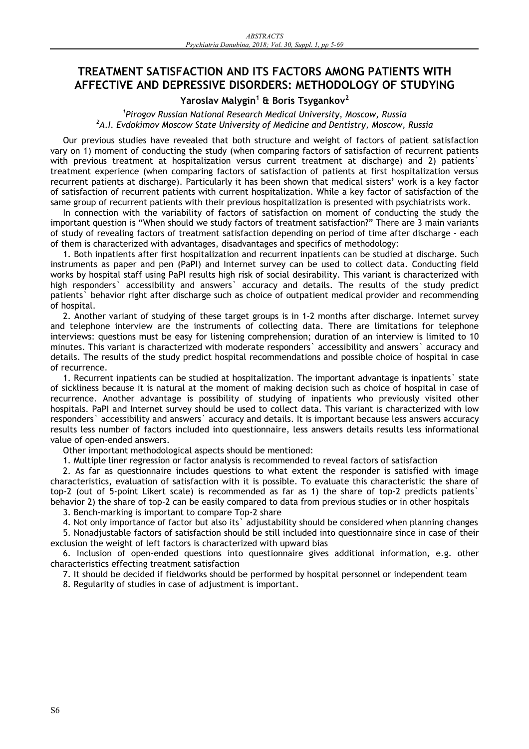## TREATMENT SATISFACTION AND ITS FACTORS AMONG PATIENTS WITH AFFECTIVE AND DEPRESSIVE DISORDERS: METHODOLOGY OF STUDYING

**Yaroslav Malygin[1] & Boris Tsygankov[2]**

[1]*Pirogov Russian National Research Medical University, Moscow, Russia*
[2]*A.I. Evdokimov Moscow State University of Medicine and Dentistry, Moscow, Russia*

Our previous studies have revealed that both structure and weight of factors of patient satisfaction vary on 1) moment of conducting the study (when comparing factors of satisfaction of recurrent patients with previous treatment at hospitalization versus current treatment at discharge) and 2) patients` treatment experience (when comparing factors of satisfaction of patients at first hospitalization versus recurrent patients at discharge). Particularly it has been shown that medical sisters' work is a key factor of satisfaction of recurrent patients with current hospitalization. While a key factor of satisfaction of the same group of recurrent patients with their previous hospitalization is presented with psychiatrists work.

In connection with the variability of factors of satisfaction on moment of conducting the study the important question is "When should we study factors of treatment satisfaction?" There are 3 main variants of study of revealing factors of treatment satisfaction depending on period of time after discharge - each of them is characterized with advantages, disadvantages and specifics of methodology:

1. Both inpatients after first hospitalization and recurrent inpatients can be studied at discharge. Such instruments as paper and pen (PaPI) and Internet survey can be used to collect data. Conducting field works by hospital staff using PaPI results high risk of social desirability. This variant is characterized with high responders` accessibility and answers` accuracy and details. The results of the study predict patients` behavior right after discharge such as choice of outpatient medical provider and recommending of hospital.

2. Another variant of studying of these target groups is in 1-2 months after discharge. Internet survey and telephone interview are the instruments of collecting data. There are limitations for telephone interviews: questions must be easy for listening comprehension; duration of an interview is limited to 10 minutes. This variant is characterized with moderate responders` accessibility and answers` accuracy and details. The results of the study predict hospital recommendations and possible choice of hospital in case of recurrence.

1. Recurrent inpatients can be studied at hospitalization. The important advantage is inpatients` state of sickliness because it is natural at the moment of making decision such as choice of hospital in case of recurrence. Another advantage is possibility of studying of inpatients who previously visited other hospitals. PaPI and Internet survey should be used to collect data. This variant is characterized with low responders` accessibility and answers` accuracy and details. It is important because less answers accuracy results less number of factors included into questionnaire, less answers details results less informational value of open-ended answers.

Other important methodological aspects should be mentioned:

1. Multiple liner regression or factor analysis is recommended to reveal factors of satisfaction
2. As far as questionnaire includes questions to what extent the responder is satisfied with image characteristics, evaluation of satisfaction with it is possible. To evaluate this characteristic the share of top-2 (out of 5-point Likert scale) is recommended as far as 1) the share of top-2 predicts patients` behavior 2) the share of top-2 can be easily compared to data from previous studies or in other hospitals
3. Bench-marking is important to compare Top-2 share
4. Not only importance of factor but also its` adjustability should be considered when planning changes
5. Nonadjustable factors of satisfaction should be still included into questionnaire since in case of their exclusion the weight of left factors is characterized with upward bias
6. Inclusion of open-ended questions into questionnaire gives additional information, e.g. other characteristics effecting treatment satisfaction
7. It should be decided if fieldworks should be performed by hospital personnel or independent team
8. Regularity of studies in case of adjustment is important.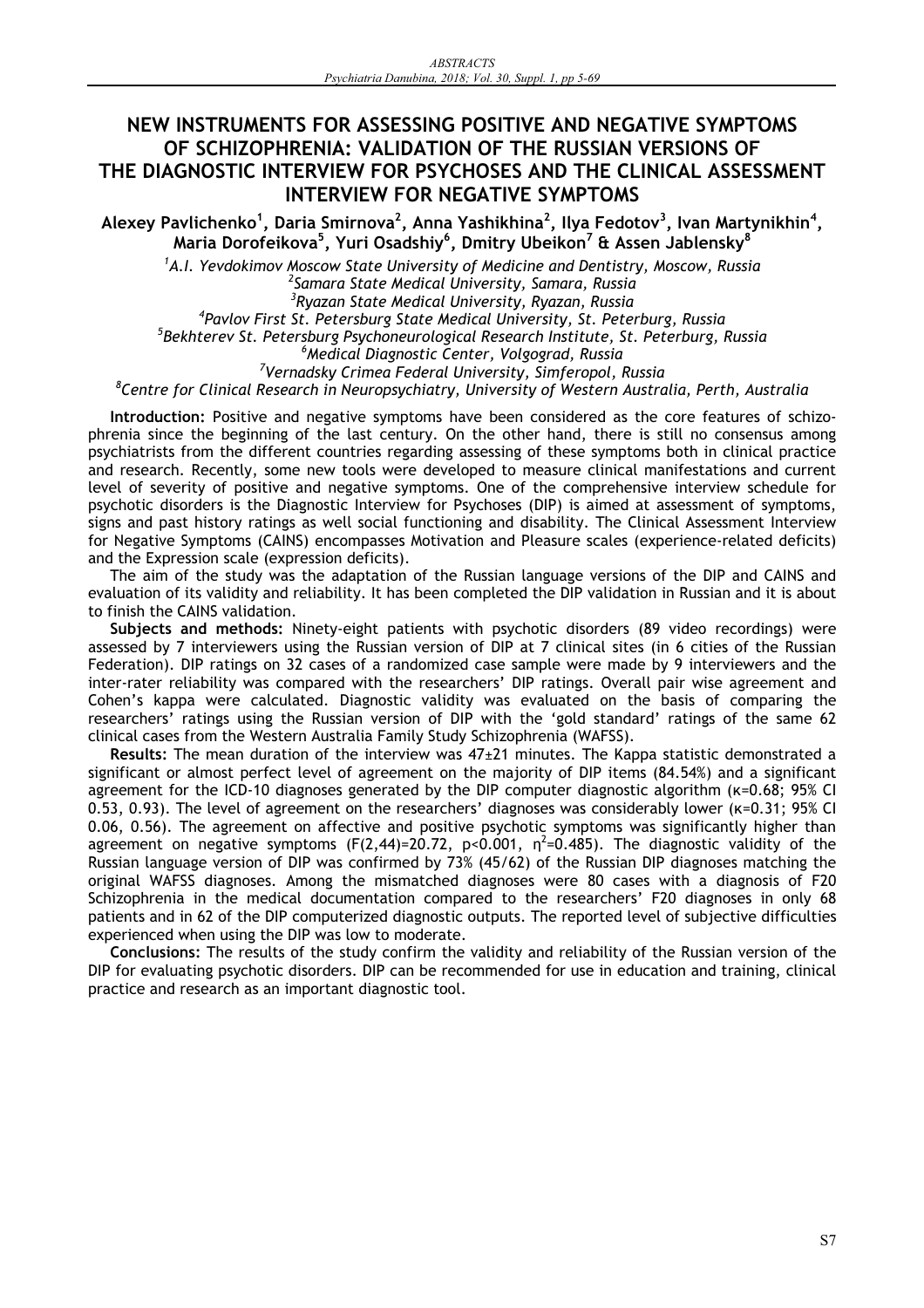# NEW INSTRUMENTS FOR ASSESSING POSITIVE AND NEGATIVE SYMPTOMS OF SCHIZOPHRENIA: VALIDATION OF THE RUSSIAN VERSIONS OF THE DIAGNOSTIC INTERVIEW FOR PSYCHOSES AND THE CLINICAL ASSESSMENT INTERVIEW FOR NEGATIVE SYMPTOMS

**Alexey Pavlichenko[1], Daria Smirnova[2], Anna Yashikhina[2], Ilya Fedotov[3], Ivan Martynikhin[4], Maria Dorofeikova[5], Yuri Osadshiy[6], Dmitry Ubeikon[7] & Assen Jablensky[8]**

*[1]A.I. Yevdokimov Moscow State University of Medicine and Dentistry, Moscow, Russia*
*[2]Samara State Medical University, Samara, Russia*
*[3]Ryazan State Medical University, Ryazan, Russia*
*[4]Pavlov First St. Petersburg State Medical University, St. Peterburg, Russia*
*[5]Bekhterev St. Petersburg Psychoneurological Research Institute, St. Peterburg, Russia*
*[6]Medical Diagnostic Center, Volgograd, Russia*
*[7]Vernadsky Crimea Federal University, Simferopol, Russia*
*[8]Centre for Clinical Research in Neuropsychiatry, University of Western Australia, Perth, Australia*

**Introduction:** Positive and negative symptoms have been considered as the core features of schizophrenia since the beginning of the last century. On the other hand, there is still no consensus among psychiatrists from the different countries regarding assessing of these symptoms both in clinical practice and research. Recently, some new tools were developed to measure clinical manifestations and current level of severity of positive and negative symptoms. One of the comprehensive interview schedule for psychotic disorders is the Diagnostic Interview for Psychoses (DIP) is aimed at assessment of symptoms, signs and past history ratings as well social functioning and disability. The Clinical Assessment Interview for Negative Symptoms (CAINS) encompasses Motivation and Pleasure scales (experience-related deficits) and the Expression scale (expression deficits).

The aim of the study was the adaptation of the Russian language versions of the DIP and CAINS and evaluation of its validity and reliability. It has been completed the DIP validation in Russian and it is about to finish the CAINS validation.

**Subjects and methods:** Ninety-eight patients with psychotic disorders (89 video recordings) were assessed by 7 interviewers using the Russian version of DIP at 7 clinical sites (in 6 cities of the Russian Federation). DIP ratings on 32 cases of a randomized case sample were made by 9 interviewers and the inter-rater reliability was compared with the researchers' DIP ratings. Overall pair wise agreement and Cohen's kappa were calculated. Diagnostic validity was evaluated on the basis of comparing the researchers' ratings using the Russian version of DIP with the 'gold standard' ratings of the same 62 clinical cases from the Western Australia Family Study Schizophrenia (WAFSS).

**Results:** The mean duration of the interview was 47±21 minutes. The Kappa statistic demonstrated a significant or almost perfect level of agreement on the majority of DIP items (84.54%) and a significant agreement for the ICD-10 diagnoses generated by the DIP computer diagnostic algorithm ($\kappa$=0.68; 95% CI 0.53, 0.93). The level of agreement on the researchers' diagnoses was considerably lower ($\kappa$=0.31; 95% CI 0.06, 0.56). The agreement on affective and positive psychotic symptoms was significantly higher than agreement on negative symptoms ($F(2,44)=20.72$, $p<0.001$, $\eta^2=0.485$). The diagnostic validity of the Russian language version of DIP was confirmed by 73% (45/62) of the Russian DIP diagnoses matching the original WAFSS diagnoses. Among the mismatched diagnoses were 80 cases with a diagnosis of F20 Schizophrenia in the medical documentation compared to the researchers' F20 diagnoses in only 68 patients and in 62 of the DIP computerized diagnostic outputs. The reported level of subjective difficulties experienced when using the DIP was low to moderate.

**Conclusions:** The results of the study confirm the validity and reliability of the Russian version of the DIP for evaluating psychotic disorders. DIP can be recommended for use in education and training, clinical practice and research as an important diagnostic tool.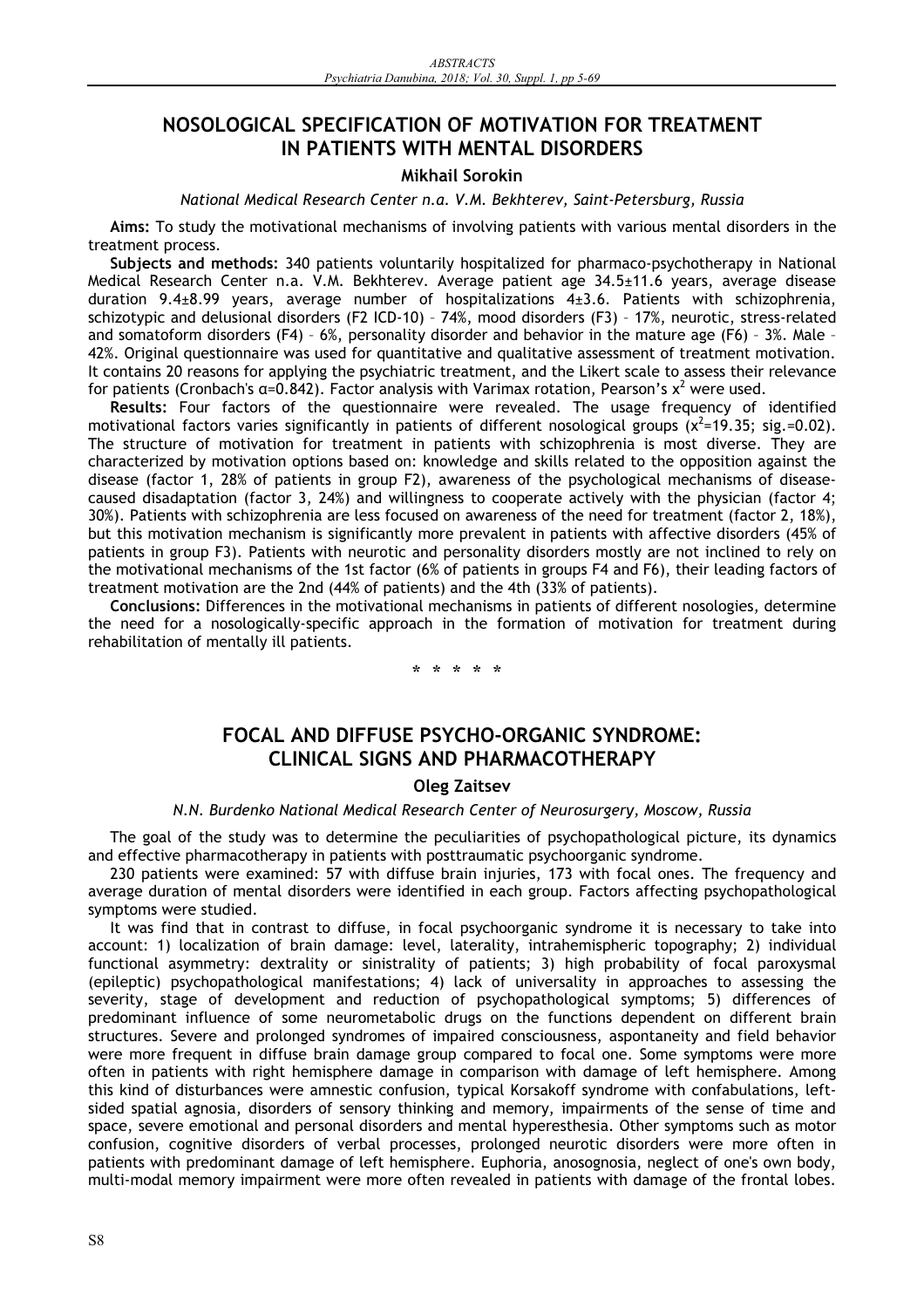## NOSOLOGICAL SPECIFICATION OF MOTIVATION FOR TREATMENT IN PATIENTS WITH MENTAL DISORDERS

**Mikhail Sorokin**

*National Medical Research Center n.a. V.M. Bekhterev, Saint-Petersburg, Russia*

**Aims:** To study the motivational mechanisms of involving patients with various mental disorders in the treatment process.

**Subjects and methods:** 340 patients voluntarily hospitalized for pharmaco-psychotherapy in National Medical Research Center n.a. V.M. Bekhterev. Average patient age 34.5±11.6 years, average disease duration 9.4±8.99 years, average number of hospitalizations 4±3.6. Patients with schizophrenia, schizotypic and delusional disorders (F2 ICD-10) – 74%, mood disorders (F3) – 17%, neurotic, stress-related and somatoform disorders (F4) – 6%, personality disorder and behavior in the mature age (F6) – 3%. Male – 42%. Original questionnaire was used for quantitative and qualitative assessment of treatment motivation. It contains 20 reasons for applying the psychiatric treatment, and the Likert scale to assess their relevance for patients (Cronbach's α=0.842). Factor analysis with Varimax rotation, Pearson's $x^2$ were used.

**Results:** Four factors of the questionnaire were revealed. The usage frequency of identified motivational factors varies significantly in patients of different nosological groups ($x^2$=19.35; sig.=0.02). The structure of motivation for treatment in patients with schizophrenia is most diverse. They are characterized by motivation options based on: knowledge and skills related to the opposition against the disease (factor 1, 28% of patients in group F2), awareness of the psychological mechanisms of disease-caused disadaptation (factor 3, 24%) and willingness to cooperate actively with the physician (factor 4; 30%). Patients with schizophrenia are less focused on awareness of the need for treatment (factor 2, 18%), but this motivation mechanism is significantly more prevalent in patients with affective disorders (45% of patients in group F3). Patients with neurotic and personality disorders mostly are not inclined to rely on the motivational mechanisms of the 1st factor (6% of patients in groups F4 and F6), their leading factors of treatment motivation are the 2nd (44% of patients) and the 4th (33% of patients).

**Conclusions:** Differences in the motivational mechanisms in patients of different nosologies, determine the need for a nosologically-specific approach in the formation of motivation for treatment during rehabilitation of mentally ill patients.

\* \* \* \* \*

## FOCAL AND DIFFUSE PSYCHO-ORGANIC SYNDROME: CLINICAL SIGNS AND PHARMACOTHERAPY

**Oleg Zaitsev**

*N.N. Burdenko National Medical Research Center of Neurosurgery, Moscow, Russia*

The goal of the study was to determine the peculiarities of psychopathological picture, its dynamics and effective pharmacotherapy in patients with posttraumatic psychoorganic syndrome.

230 patients were examined: 57 with diffuse brain injuries, 173 with focal ones. The frequency and average duration of mental disorders were identified in each group. Factors affecting psychopathological symptoms were studied.

It was find that in contrast to diffuse, in focal psychoorganic syndrome it is necessary to take into account: 1) localization of brain damage: level, laterality, intrahemispheric topography; 2) individual functional asymmetry: dextrality or sinistrality of patients; 3) high probability of focal paroxysmal (epileptic) psychopathological manifestations; 4) lack of universality in approaches to assessing the severity, stage of development and reduction of psychopathological symptoms; 5) differences of predominant influence of some neurometabolic drugs on the functions dependent on different brain structures. Severe and prolonged syndromes of impaired consciousness, aspontaneity and field behavior were more frequent in diffuse brain damage group compared to focal one. Some symptoms were more often in patients with right hemisphere damage in comparison with damage of left hemisphere. Among this kind of disturbances were amnestic confusion, typical Korsakoff syndrome with confabulations, left-sided spatial agnosia, disorders of sensory thinking and memory, impairments of the sense of time and space, severe emotional and personal disorders and mental hyperesthesia. Other symptoms such as motor confusion, cognitive disorders of verbal processes, prolonged neurotic disorders were more often in patients with predominant damage of left hemisphere. Euphoria, anosognosia, neglect of one's own body, multi-modal memory impairment were more often revealed in patients with damage of the frontal lobes.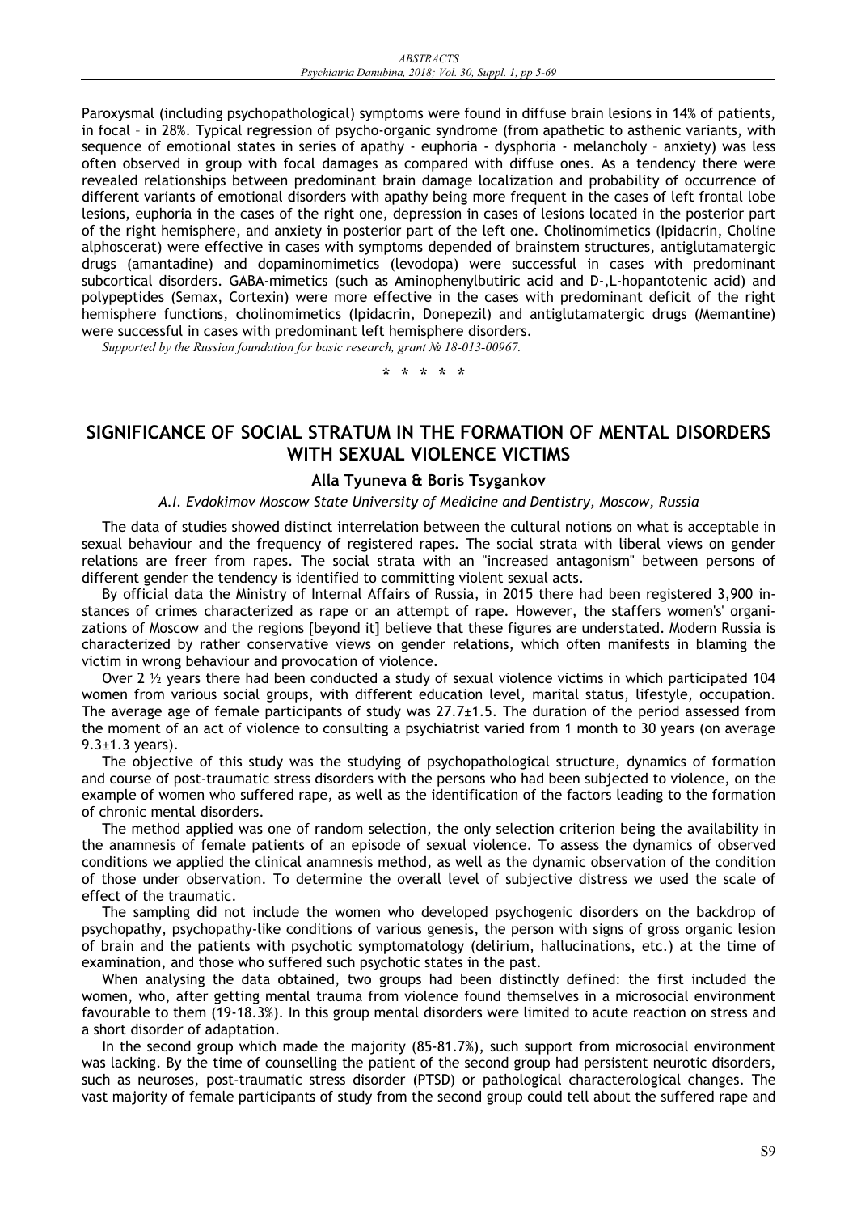Paroxysmal (including psychopathological) symptoms were found in diffuse brain lesions in 14% of patients, in focal – in 28%. Typical regression of psycho-organic syndrome (from apathetic to asthenic variants, with sequence of emotional states in series of apathy - euphoria - dysphoria - melancholy – anxiety) was less often observed in group with focal damages as compared with diffuse ones. As a tendency there were revealed relationships between predominant brain damage localization and probability of occurrence of different variants of emotional disorders with apathy being more frequent in the cases of left frontal lobe lesions, euphoria in the cases of the right one, depression in cases of lesions located in the posterior part of the right hemisphere, and anxiety in posterior part of the left one. Cholinomimetics (Ipidacrin, Choline alphoscerat) were effective in cases with symptoms depended of brainstem structures, antiglutamatergic drugs (amantadine) and dopaminomimetics (levodopa) were successful in cases with predominant subcortical disorders. GABA-mimetics (such as Aminophenylbutiric acid and D-,L-hopantotenic acid) and polypeptides (Semax, Cortexin) were more effective in the cases with predominant deficit of the right hemisphere functions, cholinomimetics (Ipidacrin, Donepezil) and antiglutamatergic drugs (Memantine) were successful in cases with predominant left hemisphere disorders.

*Supported by the Russian foundation for basic research, grant № 18-013-00967.*

\* \* \* \* \*

## SIGNIFICANCE OF SOCIAL STRATUM IN THE FORMATION OF MENTAL DISORDERS WITH SEXUAL VIOLENCE VICTIMS

### Alla Tyuneva & Boris Tsygankov

*A.I. Evdokimov Moscow State University of Medicine and Dentistry, Moscow, Russia*

The data of studies showed distinct interrelation between the cultural notions on what is acceptable in sexual behaviour and the frequency of registered rapes. The social strata with liberal views on gender relations are freer from rapes. The social strata with an "increased antagonism" between persons of different gender the tendency is identified to committing violent sexual acts.

By official data the Ministry of Internal Affairs of Russia, in 2015 there had been registered 3,900 instances of crimes characterized as rape or an attempt of rape. However, the staffers women's' organizations of Moscow and the regions [beyond it] believe that these figures are understated. Modern Russia is characterized by rather conservative views on gender relations, which often manifests in blaming the victim in wrong behaviour and provocation of violence.

Over 2 ½ years there had been conducted a study of sexual violence victims in which participated 104 women from various social groups, with different education level, marital status, lifestyle, occupation. The average age of female participants of study was 27.7±1.5. The duration of the period assessed from the moment of an act of violence to consulting a psychiatrist varied from 1 month to 30 years (on average 9.3±1.3 years).

The objective of this study was the studying of psychopathological structure, dynamics of formation and course of post-traumatic stress disorders with the persons who had been subjected to violence, on the example of women who suffered rape, as well as the identification of the factors leading to the formation of chronic mental disorders.

The method applied was one of random selection, the only selection criterion being the availability in the anamnesis of female patients of an episode of sexual violence. To assess the dynamics of observed conditions we applied the clinical anamnesis method, as well as the dynamic observation of the condition of those under observation. To determine the overall level of subjective distress we used the scale of effect of the traumatic.

The sampling did not include the women who developed psychogenic disorders on the backdrop of psychopathy, psychopathy-like conditions of various genesis, the person with signs of gross organic lesion of brain and the patients with psychotic symptomatology (delirium, hallucinations, etc.) at the time of examination, and those who suffered such psychotic states in the past.

When analysing the data obtained, two groups had been distinctly defined: the first included the women, who, after getting mental trauma from violence found themselves in a microsocial environment favourable to them (19-18.3%). In this group mental disorders were limited to acute reaction on stress and a short disorder of adaptation.

In the second group which made the majority (85-81.7%), such support from microsocial environment was lacking. By the time of counselling the patient of the second group had persistent neurotic disorders, such as neuroses, post-traumatic stress disorder (PTSD) or pathological characterological changes. The vast majority of female participants of study from the second group could tell about the suffered rape and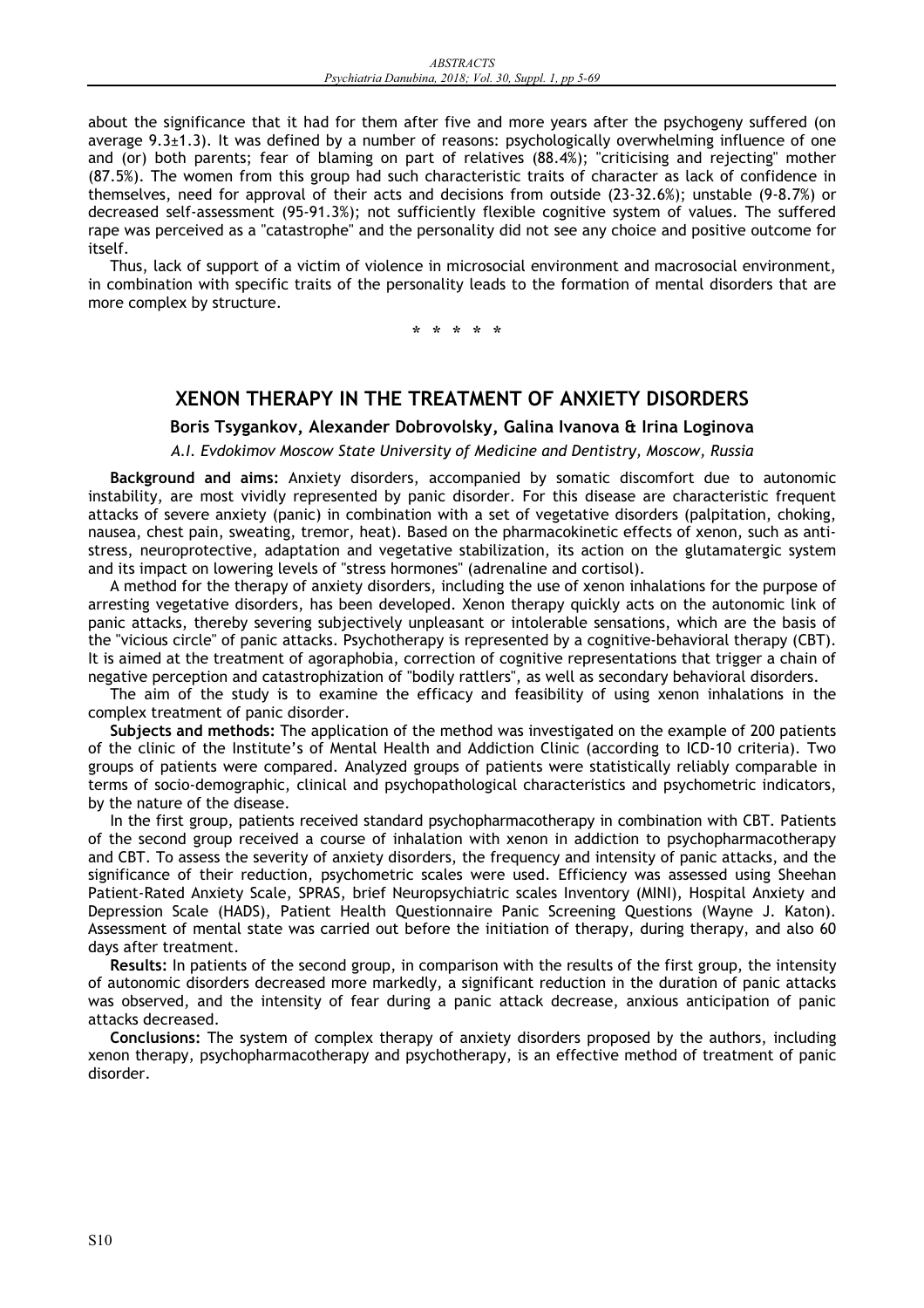about the significance that it had for them after five and more years after the psychogeny suffered (on average 9.3±1.3). It was defined by a number of reasons: psychologically overwhelming influence of one and (or) both parents; fear of blaming on part of relatives (88.4%); "criticising and rejecting" mother (87.5%). The women from this group had such characteristic traits of character as lack of confidence in themselves, need for approval of their acts and decisions from outside (23-32.6%); unstable (9-8.7%) or decreased self-assessment (95-91.3%); not sufficiently flexible cognitive system of values. The suffered rape was perceived as a "catastrophe" and the personality did not see any choice and positive outcome for itself.

Thus, lack of support of a victim of violence in microsocial environment and macrosocial environment, in combination with specific traits of the personality leads to the formation of mental disorders that are more complex by structure.

\* \* \* \* \*

## XENON THERAPY IN THE TREATMENT OF ANXIETY DISORDERS

**Boris Tsygankov, Alexander Dobrovolsky, Galina Ivanova & Irina Loginova**

*A.I. Evdokimov Moscow State University of Medicine and Dentistry, Moscow, Russia*

**Background and aims:** Anxiety disorders, accompanied by somatic discomfort due to autonomic instability, are most vividly represented by panic disorder. For this disease are characteristic frequent attacks of severe anxiety (panic) in combination with a set of vegetative disorders (palpitation, choking, nausea, chest pain, sweating, tremor, heat). Based on the pharmacokinetic effects of xenon, such as anti-stress, neuroprotective, adaptation and vegetative stabilization, its action on the glutamatergic system and its impact on lowering levels of "stress hormones" (adrenaline and cortisol).

A method for the therapy of anxiety disorders, including the use of xenon inhalations for the purpose of arresting vegetative disorders, has been developed. Xenon therapy quickly acts on the autonomic link of panic attacks, thereby severing subjectively unpleasant or intolerable sensations, which are the basis of the "vicious circle" of panic attacks. Psychotherapy is represented by a cognitive-behavioral therapy (CBT). It is aimed at the treatment of agoraphobia, correction of cognitive representations that trigger a chain of negative perception and catastrophization of "bodily rattlers", as well as secondary behavioral disorders.

The aim of the study is to examine the efficacy and feasibility of using xenon inhalations in the complex treatment of panic disorder.

**Subjects and methods:** The application of the method was investigated on the example of 200 patients of the clinic of the Institute's of Mental Health and Addiction Clinic (according to ICD-10 criteria). Two groups of patients were compared. Analyzed groups of patients were statistically reliably comparable in terms of socio-demographic, clinical and psychopathological characteristics and psychometric indicators, by the nature of the disease.

In the first group, patients received standard psychopharmacotherapy in combination with CBT. Patients of the second group received a course of inhalation with xenon in addiction to psychopharmacotherapy and CBT. To assess the severity of anxiety disorders, the frequency and intensity of panic attacks, and the significance of their reduction, psychometric scales were used. Efficiency was assessed using Sheehan Patient-Rated Anxiety Scale, SPRAS, brief Neuropsychiatric scales Inventory (MINI), Hospital Anxiety and Depression Scale (HADS), Patient Health Questionnaire Panic Screening Questions (Wayne J. Katon). Assessment of mental state was carried out before the initiation of therapy, during therapy, and also 60 days after treatment.

**Results:** In patients of the second group, in comparison with the results of the first group, the intensity of autonomic disorders decreased more markedly, a significant reduction in the duration of panic attacks was observed, and the intensity of fear during a panic attack decrease, anxious anticipation of panic attacks decreased.

**Conclusions:** The system of complex therapy of anxiety disorders proposed by the authors, including xenon therapy, psychopharmacotherapy and psychotherapy, is an effective method of treatment of panic disorder.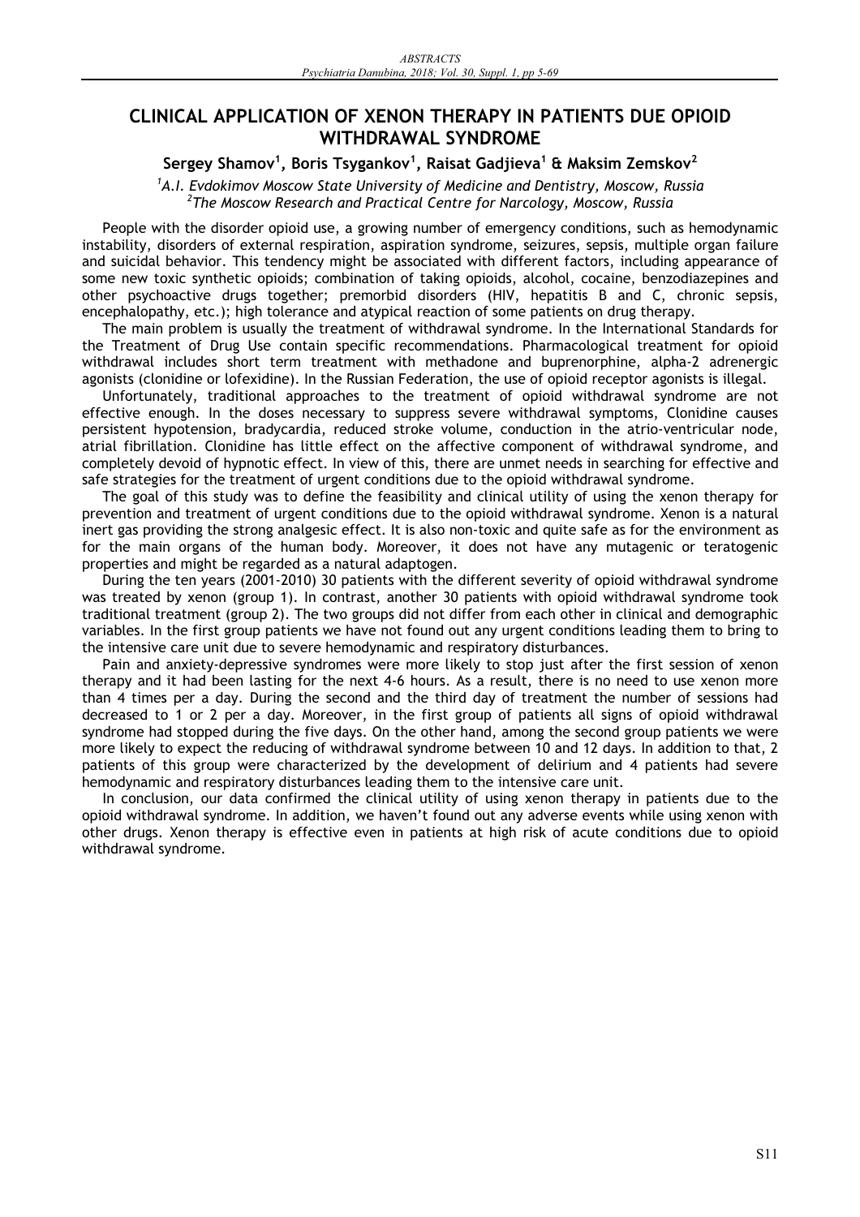# CLINICAL APPLICATION OF XENON THERAPY IN PATIENTS DUE OPIOID WITHDRAWAL SYNDROME

**Sergey Shamov[1], Boris Tsygankov[1], Raisat Gadjieva[1] & Maksim Zemskov[2]**

*[1]A.I. Evdokimov Moscow State University of Medicine and Dentistry, Moscow, Russia*
*[2]The Moscow Research and Practical Centre for Narcology, Moscow, Russia*

People with the disorder opioid use, a growing number of emergency conditions, such as hemodynamic instability, disorders of external respiration, aspiration syndrome, seizures, sepsis, multiple organ failure and suicidal behavior. This tendency might be associated with different factors, including appearance of some new toxic synthetic opioids; combination of taking opioids, alcohol, cocaine, benzodiazepines and other psychoactive drugs together; premorbid disorders (HIV, hepatitis B and C, chronic sepsis, encephalopathy, etc.); high tolerance and atypical reaction of some patients on drug therapy.

The main problem is usually the treatment of withdrawal syndrome. In the International Standards for the Treatment of Drug Use contain specific recommendations. Pharmacological treatment for opioid withdrawal includes short term treatment with methadone and buprenorphine, alpha-2 adrenergic agonists (clonidine or lofexidine). In the Russian Federation, the use of opioid receptor agonists is illegal.

Unfortunately, traditional approaches to the treatment of opioid withdrawal syndrome are not effective enough. In the doses necessary to suppress severe withdrawal symptoms, Clonidine causes persistent hypotension, bradycardia, reduced stroke volume, conduction in the atrio-ventricular node, atrial fibrillation. Clonidine has little effect on the affective component of withdrawal syndrome, and completely devoid of hypnotic effect. In view of this, there are unmet needs in searching for effective and safe strategies for the treatment of urgent conditions due to the opioid withdrawal syndrome.

The goal of this study was to define the feasibility and clinical utility of using the xenon therapy for prevention and treatment of urgent conditions due to the opioid withdrawal syndrome. Xenon is a natural inert gas providing the strong analgesic effect. It is also non-toxic and quite safe as for the environment as for the main organs of the human body. Moreover, it does not have any mutagenic or teratogenic properties and might be regarded as a natural adaptogen.

During the ten years (2001-2010) 30 patients with the different severity of opioid withdrawal syndrome was treated by xenon (group 1). In contrast, another 30 patients with opioid withdrawal syndrome took traditional treatment (group 2). The two groups did not differ from each other in clinical and demographic variables. In the first group patients we have not found out any urgent conditions leading them to bring to the intensive care unit due to severe hemodynamic and respiratory disturbances.

Pain and anxiety-depressive syndromes were more likely to stop just after the first session of xenon therapy and it had been lasting for the next 4-6 hours. As a result, there is no need to use xenon more than 4 times per a day. During the second and the third day of treatment the number of sessions had decreased to 1 or 2 per a day. Moreover, in the first group of patients all signs of opioid withdrawal syndrome had stopped during the five days. On the other hand, among the second group patients we were more likely to expect the reducing of withdrawal syndrome between 10 and 12 days. In addition to that, 2 patients of this group were characterized by the development of delirium and 4 patients had severe hemodynamic and respiratory disturbances leading them to the intensive care unit.

In conclusion, our data confirmed the clinical utility of using xenon therapy in patients due to the opioid withdrawal syndrome. In addition, we haven't found out any adverse events while using xenon with other drugs. Xenon therapy is effective even in patients at high risk of acute conditions due to opioid withdrawal syndrome.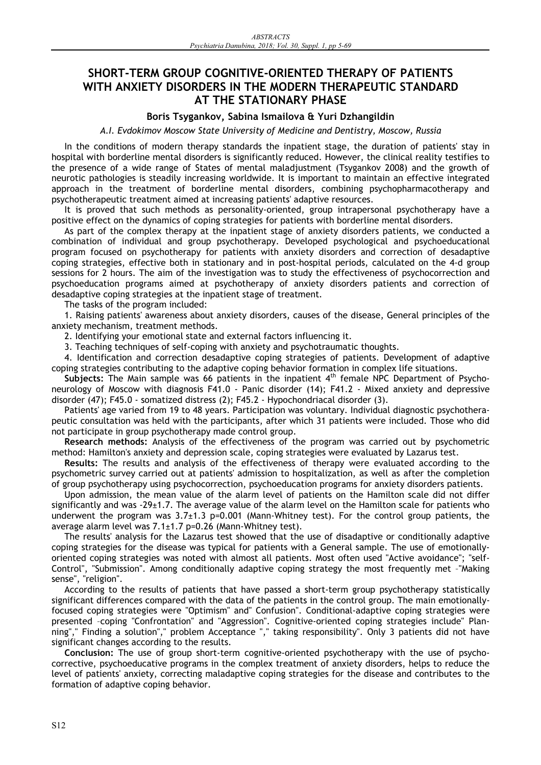# SHORT-TERM GROUP COGNITIVE-ORIENTED THERAPY OF PATIENTS WITH ANXIETY DISORDERS IN THE MODERN THERAPEUTIC STANDARD AT THE STATIONARY PHASE

**Boris Tsygankov, Sabina Ismailova & Yuri Dzhangildin**

*A.I. Evdokimov Moscow State University of Medicine and Dentistry, Moscow, Russia*

In the conditions of modern therapy standards the inpatient stage, the duration of patients' stay in hospital with borderline mental disorders is significantly reduced. However, the clinical reality testifies to the presence of a wide range of States of mental maladjustment (Tsygankov 2008) and the growth of neurotic pathologies is steadily increasing worldwide. It is important to maintain an effective integrated approach in the treatment of borderline mental disorders, combining psychopharmacotherapy and psychotherapeutic treatment aimed at increasing patients' adaptive resources.

It is proved that such methods as personality-oriented, group intrapersonal psychotherapy have a positive effect on the dynamics of coping strategies for patients with borderline mental disorders.

As part of the complex therapy at the inpatient stage of anxiety disorders patients, we conducted a combination of individual and group psychotherapy. Developed psychological and psychoeducational program focused on psychotherapy for patients with anxiety disorders and correction of desadaptive coping strategies, effective both in stationary and in post-hospital periods, calculated on the 4-d group sessions for 2 hours. The aim of the investigation was to study the effectiveness of psychocorrection and psychoeducation programs aimed at psychotherapy of anxiety disorders patients and correction of desadaptive coping strategies at the inpatient stage of treatment.

The tasks of the program included:

1. Raising patients' awareness about anxiety disorders, causes of the disease, General principles of the anxiety mechanism, treatment methods.
2. Identifying your emotional state and external factors influencing it.
3. Teaching techniques of self-coping with anxiety and psychotraumatic thoughts.
4. Identification and correction desadaptive coping strategies of patients. Development of adaptive coping strategies contributing to the adaptive coping behavior formation in complex life situations.

**Subjects:** The Main sample was 66 patients in the inpatient 4th female NPC Department of Psychoneurology of Moscow with diagnosis F41.0 - Panic disorder (14); F41.2 - Mixed anxiety and depressive disorder (47); F45.0 - somatized distress (2); F45.2 - Hypochondriacal disorder (3).

Patients' age varied from 19 to 48 years. Participation was voluntary. Individual diagnostic psychotherapeutic consultation was held with the participants, after which 31 patients were included. Those who did not participate in group psychotherapy made control group.

**Research methods:** Analysis of the effectiveness of the program was carried out by psychometric method: Hamilton's anxiety and depression scale, coping strategies were evaluated by Lazarus test.

**Results:** The results and analysis of the effectiveness of therapy were evaluated according to the psychometric survey carried out at patients' admission to hospitalization, as well as after the completion of group psychotherapy using psychocorrection, psychoeducation programs for anxiety disorders patients.

Upon admission, the mean value of the alarm level of patients on the Hamilton scale did not differ significantly and was -29±1.7. The average value of the alarm level on the Hamilton scale for patients who underwent the program was 3.7±1.3 p=0.001 (Mann-Whitney test). For the control group patients, the average alarm level was 7.1±1.7 p=0.26 (Mann-Whitney test).

The results' analysis for the Lazarus test showed that the use of disadaptive or conditionally adaptive coping strategies for the disease was typical for patients with a General sample. The use of emotionally-oriented coping strategies was noted with almost all patients. Most often used "Active avoidance"; "self-Control", "Submission". Among conditionally adaptive coping strategy the most frequently met –"Making sense", "religion".

According to the results of patients that have passed a short-term group psychotherapy statistically significant differences compared with the data of the patients in the control group. The main emotionally-focused coping strategies were "Optimism" and" Confusion". Conditional-adaptive coping strategies were presented –coping "Confrontation" and "Aggression". Cognitive-oriented coping strategies include" Planning"," Finding a solution"," problem Acceptance "," taking responsibility". Only 3 patients did not have significant changes according to the results.

**Conclusion:** The use of group short-term cognitive-oriented psychotherapy with the use of psychocorrective, psychoeducative programs in the complex treatment of anxiety disorders, helps to reduce the level of patients' anxiety, correcting maladaptive coping strategies for the disease and contributes to the formation of adaptive coping behavior.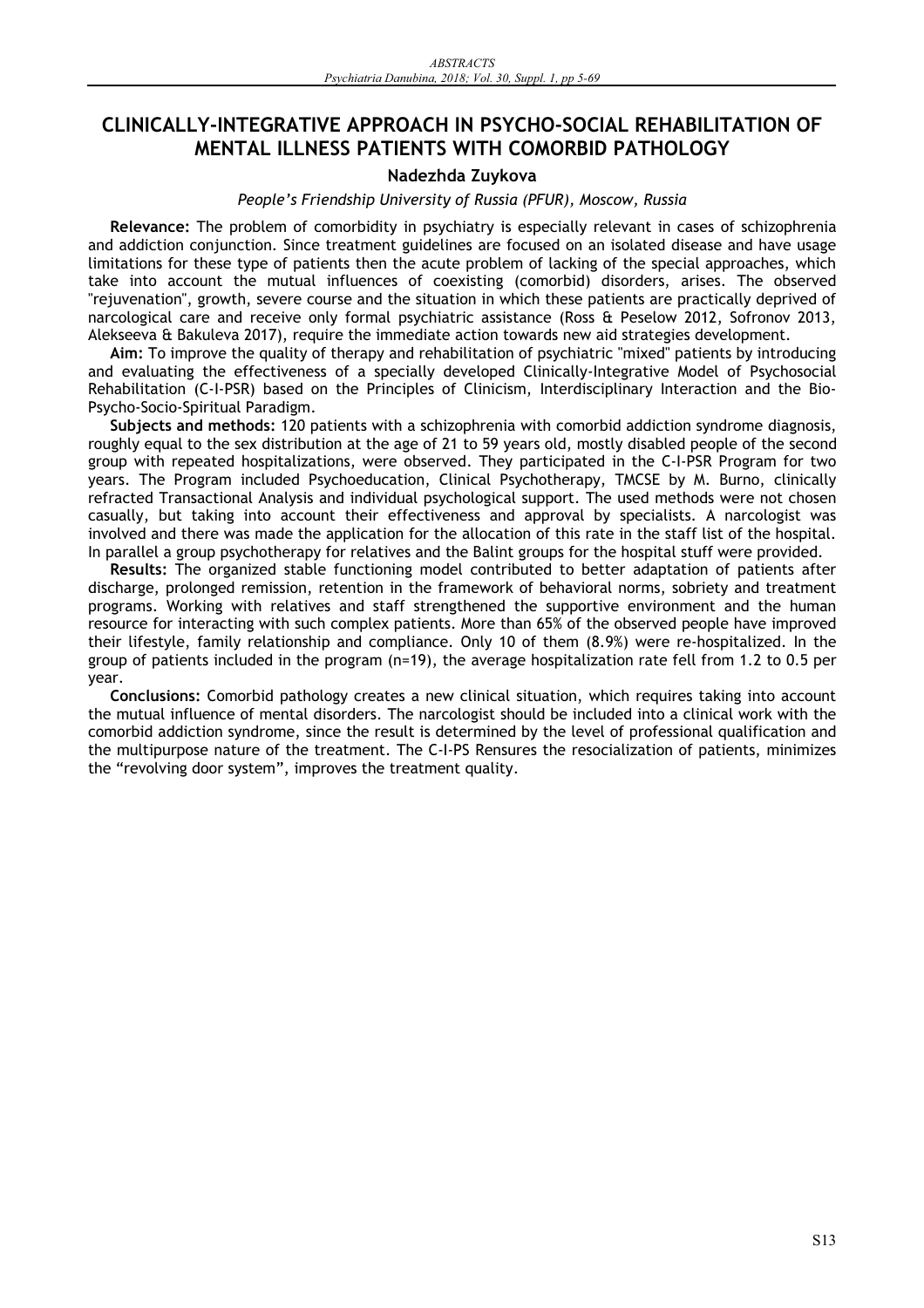## CLINICALLY-INTEGRATIVE APPROACH IN PSYCHO-SOCIAL REHABILITATION OF MENTAL ILLNESS PATIENTS WITH COMORBID PATHOLOGY

**Nadezhda Zuykova**

*People's Friendship University of Russia (PFUR), Moscow, Russia*

**Relevance:** The problem of comorbidity in psychiatry is especially relevant in cases of schizophrenia and addiction conjunction. Since treatment guidelines are focused on an isolated disease and have usage limitations for these type of patients then the acute problem of lacking of the special approaches, which take into account the mutual influences of coexisting (comorbid) disorders, arises. The observed "rejuvenation", growth, severe course and the situation in which these patients are practically deprived of narcological care and receive only formal psychiatric assistance (Ross & Peselow 2012, Sofronov 2013, Alekseeva & Bakuleva 2017), require the immediate action towards new aid strategies development.

**Aim:** To improve the quality of therapy and rehabilitation of psychiatric "mixed" patients by introducing and evaluating the effectiveness of a specially developed Clinically-Integrative Model of Psychosocial Rehabilitation (C-I-PSR) based on the Principles of Clinicism, Interdisciplinary Interaction and the Bio-Psycho-Socio-Spiritual Paradigm.

**Subjects and methods:** 120 patients with a schizophrenia with comorbid addiction syndrome diagnosis, roughly equal to the sex distribution at the age of 21 to 59 years old, mostly disabled people of the second group with repeated hospitalizations, were observed. They participated in the C-I-PSR Program for two years. The Program included Psychoeducation, Clinical Psychotherapy, TMCSE by M. Burno, clinically refracted Transactional Analysis and individual psychological support. The used methods were not chosen casually, but taking into account their effectiveness and approval by specialists. A narcologist was involved and there was made the application for the allocation of this rate in the staff list of the hospital. In parallel a group psychotherapy for relatives and the Balint groups for the hospital stuff were provided.

**Results:** The organized stable functioning model contributed to better adaptation of patients after discharge, prolonged remission, retention in the framework of behavioral norms, sobriety and treatment programs. Working with relatives and staff strengthened the supportive environment and the human resource for interacting with such complex patients. More than 65% of the observed people have improved their lifestyle, family relationship and compliance. Only 10 of them (8.9%) were re-hospitalized. In the group of patients included in the program (n=19), the average hospitalization rate fell from 1.2 to 0.5 per year.

**Conclusions:** Comorbid pathology creates a new clinical situation, which requires taking into account the mutual influence of mental disorders. The narcologist should be included into a clinical work with the comorbid addiction syndrome, since the result is determined by the level of professional qualification and the multipurpose nature of the treatment. The C-I-PS Rensures the resocialization of patients, minimizes the "revolving door system", improves the treatment quality.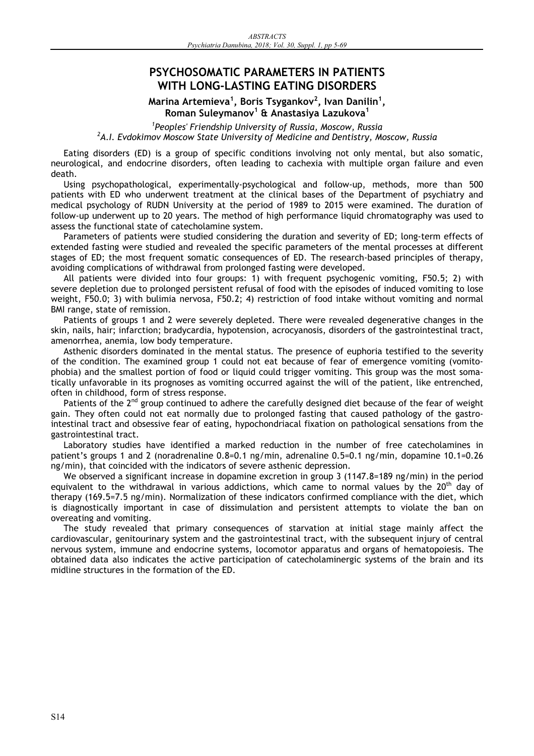# PSYCHOSOMATIC PARAMETERS IN PATIENTS WITH LONG-LASTING EATING DISORDERS

**Marina Artemieva[1], Boris Tsygankov[2], Ivan Danilin[1], Roman Suleymanov[1] & Anastasiya Lazukova[1]**

*[1]Peoples' Friendship University of Russia, Moscow, Russia*
*[2]A.I. Evdokimov Moscow State University of Medicine and Dentistry, Moscow, Russia*

Eating disorders (ED) is a group of specific conditions involving not only mental, but also somatic, neurological, and endocrine disorders, often leading to cachexia with multiple organ failure and even death.

Using psychopathological, experimentally-psychological and follow-up, methods, more than 500 patients with ED who underwent treatment at the clinical bases of the Department of psychiatry and medical psychology of RUDN University at the period of 1989 to 2015 were examined. The duration of follow-up underwent up to 20 years. The method of high performance liquid chromatography was used to assess the functional state of catecholamine system.

Parameters of patients were studied considering the duration and severity of ED; long-term effects of extended fasting were studied and revealed the specific parameters of the mental processes at different stages of ED; the most frequent somatic consequences of ED. The research-based principles of therapy, avoiding complications of withdrawal from prolonged fasting were developed.

All patients were divided into four groups: 1) with frequent psychogenic vomiting, F50.5; 2) with severe depletion due to prolonged persistent refusal of food with the episodes of induced vomiting to lose weight, F50.0; 3) with bulimia nervosa, F50.2; 4) restriction of food intake without vomiting and normal BMI range, state of remission.

Patients of groups 1 and 2 were severely depleted. There were revealed degenerative changes in the skin, nails, hair; infarction; bradycardia, hypotension, acrocyanosis, disorders of the gastrointestinal tract, amenorrhea, anemia, low body temperature.

Asthenic disorders dominated in the mental status. The presence of euphoria testified to the severity of the condition. The examined group 1 could not eat because of fear of emergence vomiting (vomitophobia) and the smallest portion of food or liquid could trigger vomiting. This group was the most somatically unfavorable in its prognoses as vomiting occurred against the will of the patient, like entrenched, often in childhood, form of stress response.

Patients of the 2nd group continued to adhere the carefully designed diet because of the fear of weight gain. They often could not eat normally due to prolonged fasting that caused pathology of the gastrointestinal tract and obsessive fear of eating, hypochondriacal fixation on pathological sensations from the gastrointestinal tract.

Laboratory studies have identified a marked reduction in the number of free catecholamines in patient's groups 1 and 2 (noradrenaline 0.8=0.1 ng/min, adrenaline 0.5=0.1 ng/min, dopamine 10.1=0.26 ng/min), that coincided with the indicators of severe asthenic depression.

We observed a significant increase in dopamine excretion in group 3 (1147.8=189 ng/min) in the period equivalent to the withdrawal in various addictions, which came to normal values by the 20th day of therapy (169.5=7.5 ng/min). Normalization of these indicators confirmed compliance with the diet, which is diagnostically important in case of dissimulation and persistent attempts to violate the ban on overeating and vomiting.

The study revealed that primary consequences of starvation at initial stage mainly affect the cardiovascular, genitourinary system and the gastrointestinal tract, with the subsequent injury of central nervous system, immune and endocrine systems, locomotor apparatus and organs of hematopoiesis. The obtained data also indicates the active participation of catecholaminergic systems of the brain and its midline structures in the formation of the ED.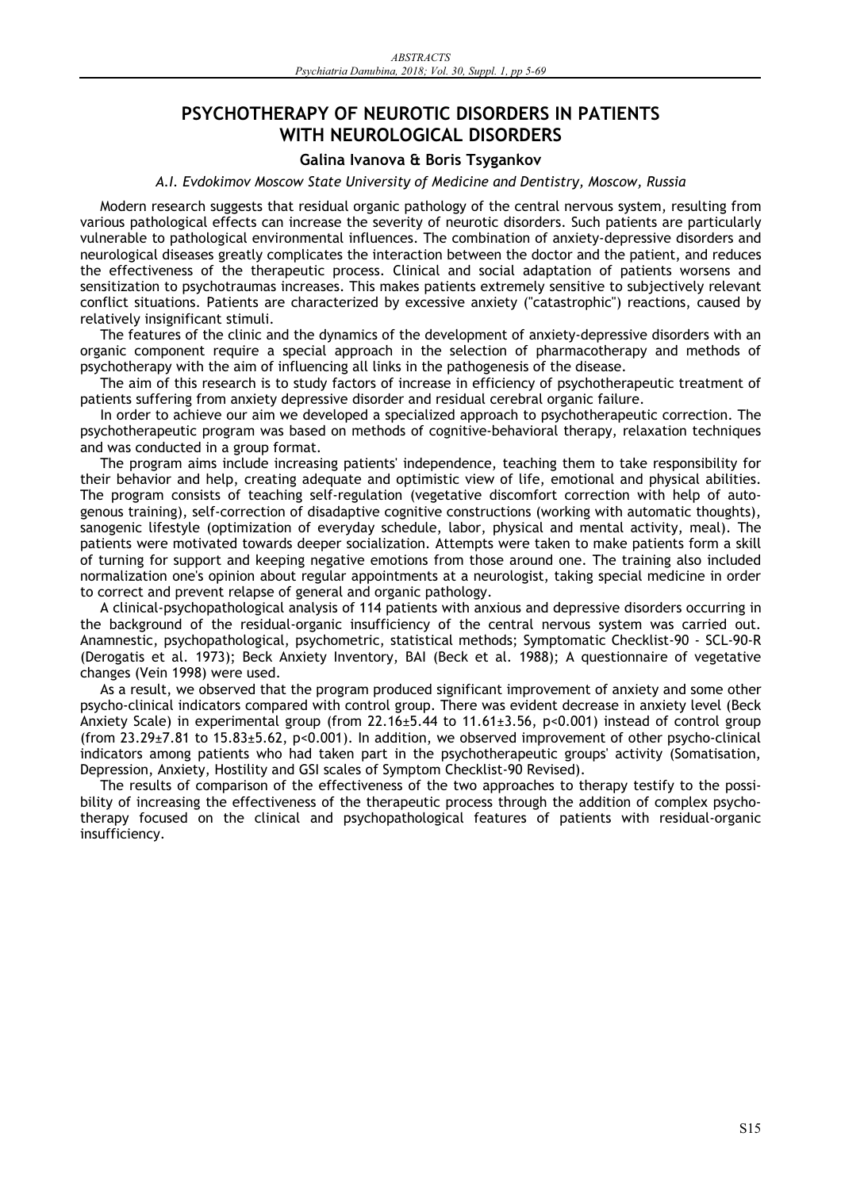# PSYCHOTHERAPY OF NEUROTIC DISORDERS IN PATIENTS WITH NEUROLOGICAL DISORDERS

**Galina Ivanova & Boris Tsygankov**

*A.I. Evdokimov Moscow State University of Medicine and Dentistry, Moscow, Russia*

Modern research suggests that residual organic pathology of the central nervous system, resulting from various pathological effects can increase the severity of neurotic disorders. Such patients are particularly vulnerable to pathological environmental influences. The combination of anxiety-depressive disorders and neurological diseases greatly complicates the interaction between the doctor and the patient, and reduces the effectiveness of the therapeutic process. Clinical and social adaptation of patients worsens and sensitization to psychotraumas increases. This makes patients extremely sensitive to subjectively relevant conflict situations. Patients are characterized by excessive anxiety ("catastrophic") reactions, caused by relatively insignificant stimuli.

The features of the clinic and the dynamics of the development of anxiety-depressive disorders with an organic component require a special approach in the selection of pharmacotherapy and methods of psychotherapy with the aim of influencing all links in the pathogenesis of the disease.

The aim of this research is to study factors of increase in efficiency of psychotherapeutic treatment of patients suffering from anxiety depressive disorder and residual cerebral organic failure.

In order to achieve our aim we developed a specialized approach to psychotherapeutic correction. The psychotherapeutic program was based on methods of cognitive-behavioral therapy, relaxation techniques and was conducted in a group format.

The program aims include increasing patients' independence, teaching them to take responsibility for their behavior and help, creating adequate and optimistic view of life, emotional and physical abilities. The program consists of teaching self-regulation (vegetative discomfort correction with help of autogenous training), self-correction of disadaptive cognitive constructions (working with automatic thoughts), sanogenic lifestyle (optimization of everyday schedule, labor, physical and mental activity, meal). The patients were motivated towards deeper socialization. Attempts were taken to make patients form a skill of turning for support and keeping negative emotions from those around one. The training also included normalization one's opinion about regular appointments at a neurologist, taking special medicine in order to correct and prevent relapse of general and organic pathology.

A clinical-psychopathological analysis of 114 patients with anxious and depressive disorders occurring in the background of the residual-organic insufficiency of the central nervous system was carried out. Anamnestic, psychopathological, psychometric, statistical methods; Symptomatic Checklist-90 - SCL-90-R (Derogatis et al. 1973); Beck Anxiety Inventory, BAI (Beck et al. 1988); A questionnaire of vegetative changes (Vein 1998) were used.

As a result, we observed that the program produced significant improvement of anxiety and some other psycho-clinical indicators compared with control group. There was evident decrease in anxiety level (Beck Anxiety Scale) in experimental group (from 22.16±5.44 to 11.61±3.56, $p<0.001$) instead of control group (from 23.29±7.81 to 15.83±5.62, $p<0.001$). In addition, we observed improvement of other psycho-clinical indicators among patients who had taken part in the psychotherapeutic groups' activity (Somatisation, Depression, Anxiety, Hostility and GSI scales of Symptom Checklist-90 Revised).

The results of comparison of the effectiveness of the two approaches to therapy testify to the possibility of increasing the effectiveness of the therapeutic process through the addition of complex psychotherapy focused on the clinical and psychopathological features of patients with residual-organic insufficiency.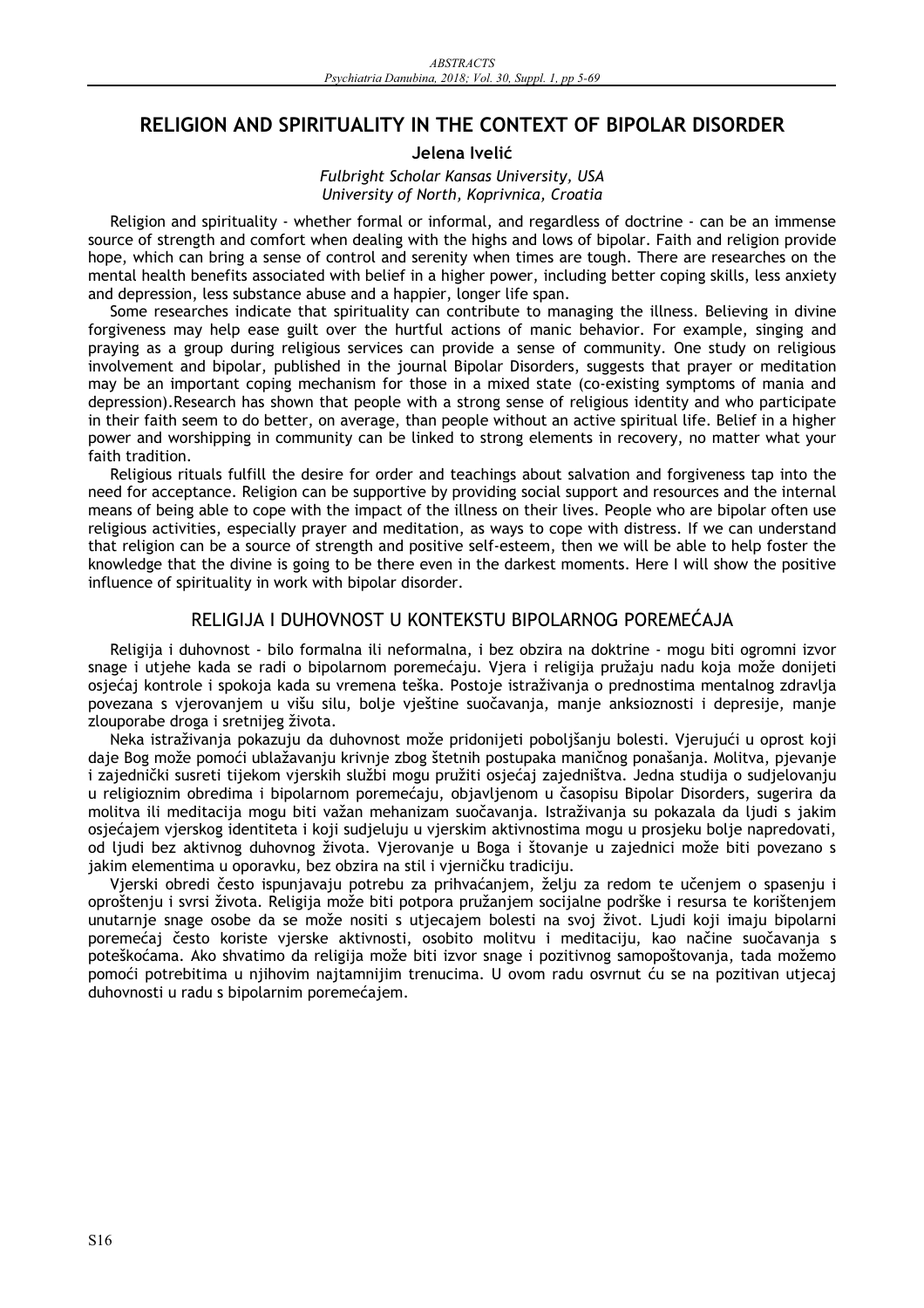## RELIGION AND SPIRITUALITY IN THE CONTEXT OF BIPOLAR DISORDER

**Jelena Ivelić**

*Fulbright Scholar Kansas University, USA*
*University of North, Koprivnica, Croatia*

Religion and spirituality - whether formal or informal, and regardless of doctrine - can be an immense source of strength and comfort when dealing with the highs and lows of bipolar. Faith and religion provide hope, which can bring a sense of control and serenity when times are tough. There are researches on the mental health benefits associated with belief in a higher power, including better coping skills, less anxiety and depression, less substance abuse and a happier, longer life span.

Some researches indicate that spirituality can contribute to managing the illness. Believing in divine forgiveness may help ease guilt over the hurtful actions of manic behavior. For example, singing and praying as a group during religious services can provide a sense of community. One study on religious involvement and bipolar, published in the journal Bipolar Disorders, suggests that prayer or meditation may be an important coping mechanism for those in a mixed state (co-existing symptoms of mania and depression).Research has shown that people with a strong sense of religious identity and who participate in their faith seem to do better, on average, than people without an active spiritual life. Belief in a higher power and worshipping in community can be linked to strong elements in recovery, no matter what your faith tradition.

Religious rituals fulfill the desire for order and teachings about salvation and forgiveness tap into the need for acceptance. Religion can be supportive by providing social support and resources and the internal means of being able to cope with the impact of the illness on their lives. People who are bipolar often use religious activities, especially prayer and meditation, as ways to cope with distress. If we can understand that religion can be a source of strength and positive self-esteem, then we will be able to help foster the knowledge that the divine is going to be there even in the darkest moments. Here I will show the positive influence of spirituality in work with bipolar disorder.

## RELIGIJA I DUHOVNOST U KONTEKSTU BIPOLARNOG POREMEĆAJA

Religija i duhovnost - bilo formalna ili neformalna, i bez obzira na doktrine - mogu biti ogromni izvor snage i utjehe kada se radi o bipolarnom poremećaju. Vjera i religija pružaju nadu koja može donijeti osjećaj kontrole i spokoja kada su vremena teška. Postoje istraživanja o prednostima mentalnog zdravlja povezana s vjerovanjem u višu silu, bolje vještine suočavanja, manje anksioznosti i depresije, manje zlouporabe droga i sretnijeg života.

Neka istraživanja pokazuju da duhovnost može pridonijeti poboljšanju bolesti. Vjerujući u oprost koji daje Bog može pomoći ublažavanju krivnje zbog štetnih postupaka maničnog ponašanja. Molitva, pjevanje i zajednički susreti tijekom vjerskih službi mogu pružiti osjećaj zajedništva. Jedna studija o sudjelovanju u religioznim obredima i bipolarnom poremećaju, objavljenom u časopisu Bipolar Disorders, sugerira da molitva ili meditacija mogu biti važan mehanizam suočavanja. Istraživanja su pokazala da ljudi s jakim osjećajem vjerskog identiteta i koji sudjeluju u vjerskim aktivnostima mogu u prosjeku bolje napredovati, od ljudi bez aktivnog duhovnog života. Vjerovanje u Boga i štovanje u zajednici može biti povezano s jakim elementima u oporavku, bez obzira na stil i vjerničku tradiciju.

Vjerski obredi često ispunjavaju potrebu za prihvaćanjem, želju za redom te učenjem o spasenju i oproštenju i svrsi života. Religija može biti potpora pružanjem socijalne podrške i resursa te korištenjem unutarnje snage osobe da se može nositi s utjecajem bolesti na svoj život. Ljudi koji imaju bipolarni poremećaj često koriste vjerske aktivnosti, osobito molitvu i meditaciju, kao načine suočavanja s poteškoćama. Ako shvatimo da religija može biti izvor snage i pozitivnog samopoštovanja, tada možemo pomoći potrebitima u njihovim najtamnijim trenucima. U ovom radu osvrnut ću se na pozitivan utjecaj duhovnosti u radu s bipolarnim poremećajem.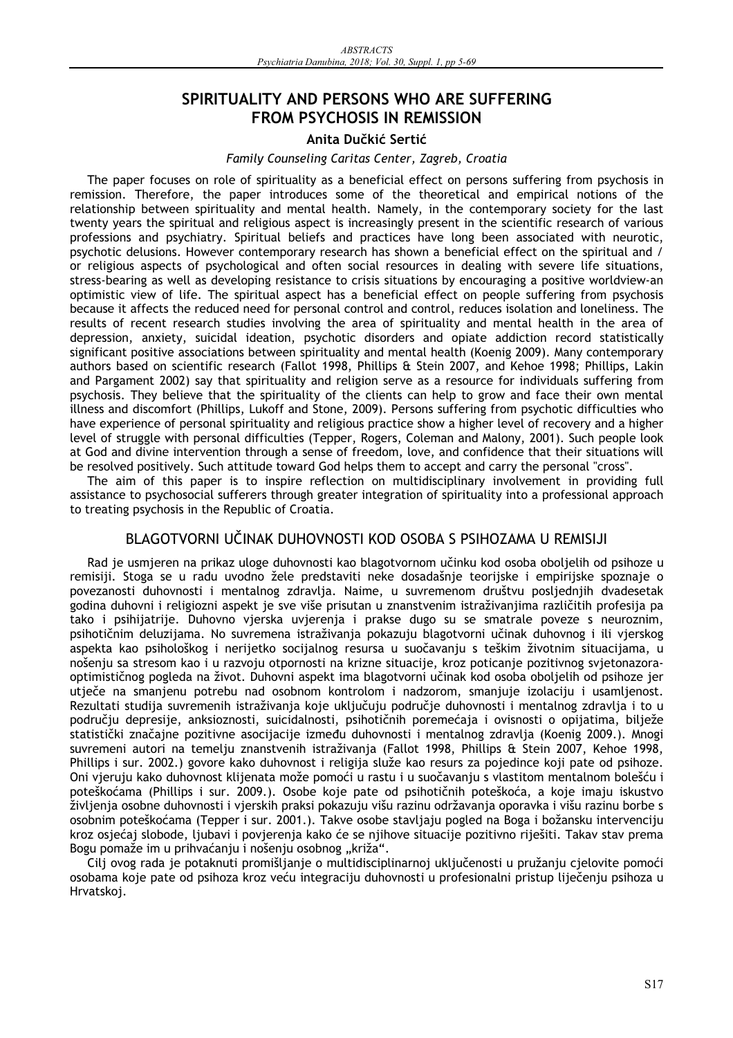## SPIRITUALITY AND PERSONS WHO ARE SUFFERING FROM PSYCHOSIS IN REMISSION

**Anita Dučkić Sertić**

*Family Counseling Caritas Center, Zagreb, Croatia*

The paper focuses on role of spirituality as a beneficial effect on persons suffering from psychosis in remission. Therefore, the paper introduces some of the theoretical and empirical notions of the relationship between spirituality and mental health. Namely, in the contemporary society for the last twenty years the spiritual and religious aspect is increasingly present in the scientific research of various professions and psychiatry. Spiritual beliefs and practices have long been associated with neurotic, psychotic delusions. However contemporary research has shown a beneficial effect on the spiritual and / or religious aspects of psychological and often social resources in dealing with severe life situations, stress-bearing as well as developing resistance to crisis situations by encouraging a positive worldview-an optimistic view of life. The spiritual aspect has a beneficial effect on people suffering from psychosis because it affects the reduced need for personal control and control, reduces isolation and loneliness. The results of recent research studies involving the area of spirituality and mental health in the area of depression, anxiety, suicidal ideation, psychotic disorders and opiate addiction record statistically significant positive associations between spirituality and mental health (Koenig 2009). Many contemporary authors based on scientific research (Fallot 1998, Phillips & Stein 2007, and Kehoe 1998; Phillips, Lakin and Pargament 2002) say that spirituality and religion serve as a resource for individuals suffering from psychosis. They believe that the spirituality of the clients can help to grow and face their own mental illness and discomfort (Phillips, Lukoff and Stone, 2009). Persons suffering from psychotic difficulties who have experience of personal spirituality and religious practice show a higher level of recovery and a higher level of struggle with personal difficulties (Tepper, Rogers, Coleman and Malony, 2001). Such people look at God and divine intervention through a sense of freedom, love, and confidence that their situations will be resolved positively. Such attitude toward God helps them to accept and carry the personal "cross".

The aim of this paper is to inspire reflection on multidisciplinary involvement in providing full assistance to psychosocial sufferers through greater integration of spirituality into a professional approach to treating psychosis in the Republic of Croatia.

## BLAGOTVORNI UČINAK DUHOVNOSTI KOD OSOBA S PSIHOZAMA U REMISIJI

Rad je usmjeren na prikaz uloge duhovnosti kao blagotvornom učinku kod osoba oboljelih od psihoze u remisiji. Stoga se u radu uvodno žele predstaviti neke dosadašnje teorijske i empirijske spoznaje o povezanosti duhovnosti i mentalnog zdravlja. Naime, u suvremenom društvu posljednjih dvadesetak godina duhovni i religiozni aspekt je sve više prisutan u znanstvenim istraživanjima različitih profesija pa tako i psihijatrije. Duhovno vjerska uvjerenja i prakse dugo su se smatrale poveze s neuroznim, psihotičnim deluzijama. No suvremena istraživanja pokazuju blagotvorni učinak duhovnog i ili vjerskog aspekta kao psihološkog i nerijetko socijalnog resursa u suočavanju s teškim životnim situacijama, u nošenju sa stresom kao i u razvoju otpornosti na krizne situacije, kroz poticanje pozitivnog svjetonazora-optimističnog pogleda na život. Duhovni aspekt ima blagotvorni učinak kod osoba oboljelih od psihoze jer utječe na smanjenu potrebu nad osobnom kontrolom i nadzorom, smanjuje izolaciju i usamljenost. Rezultati studija suvremenih istraživanja koje uključuju područje duhovnosti i mentalnog zdravlja i to u području depresije, anksioznosti, suicidalnosti, psihotičnih poremećaja i ovisnosti o opijatima, bilježe statistički značajne pozitivne asocijacije između duhovnosti i mentalnog zdravlja (Koenig 2009.). Mnogi suvremeni autori na temelju znanstvenih istraživanja (Fallot 1998, Phillips & Stein 2007, Kehoe 1998, Phillips i sur. 2002.) govore kako duhovnost i religija služe kao resurs za pojedince koji pate od psihoze. Oni vjeruju kako duhovnost klijenata može pomoći u rastu i u suočavanju s vlastitom mentalnom bolešću i poteškoćama (Phillips i sur. 2009.). Osobe koje pate od psihotičnih poteškoća, a koje imaju iskustvo življenja osobne duhovnosti i vjerskih praksi pokazuju višu razinu održavanja oporavka i višu razinu borbe s osobnim poteškoćama (Tepper i sur. 2001.). Takve osobe stavljaju pogled na Boga i božansku intervenciju kroz osjećaj slobode, ljubavi i povjerenja kako će se njihove situacije pozitivno riješiti. Takav stav prema Bogu pomaže im u prihvaćanju i nošenju osobnog „križa“.

Cilj ovog rada je potaknuti promišljanje o multidisciplinarnoj uključenosti u pružanju cjelovite pomoći osobama koje pate od psihoza kroz veću integraciju duhovnosti u profesionalni pristup liječenju psihoza u Hrvatskoj.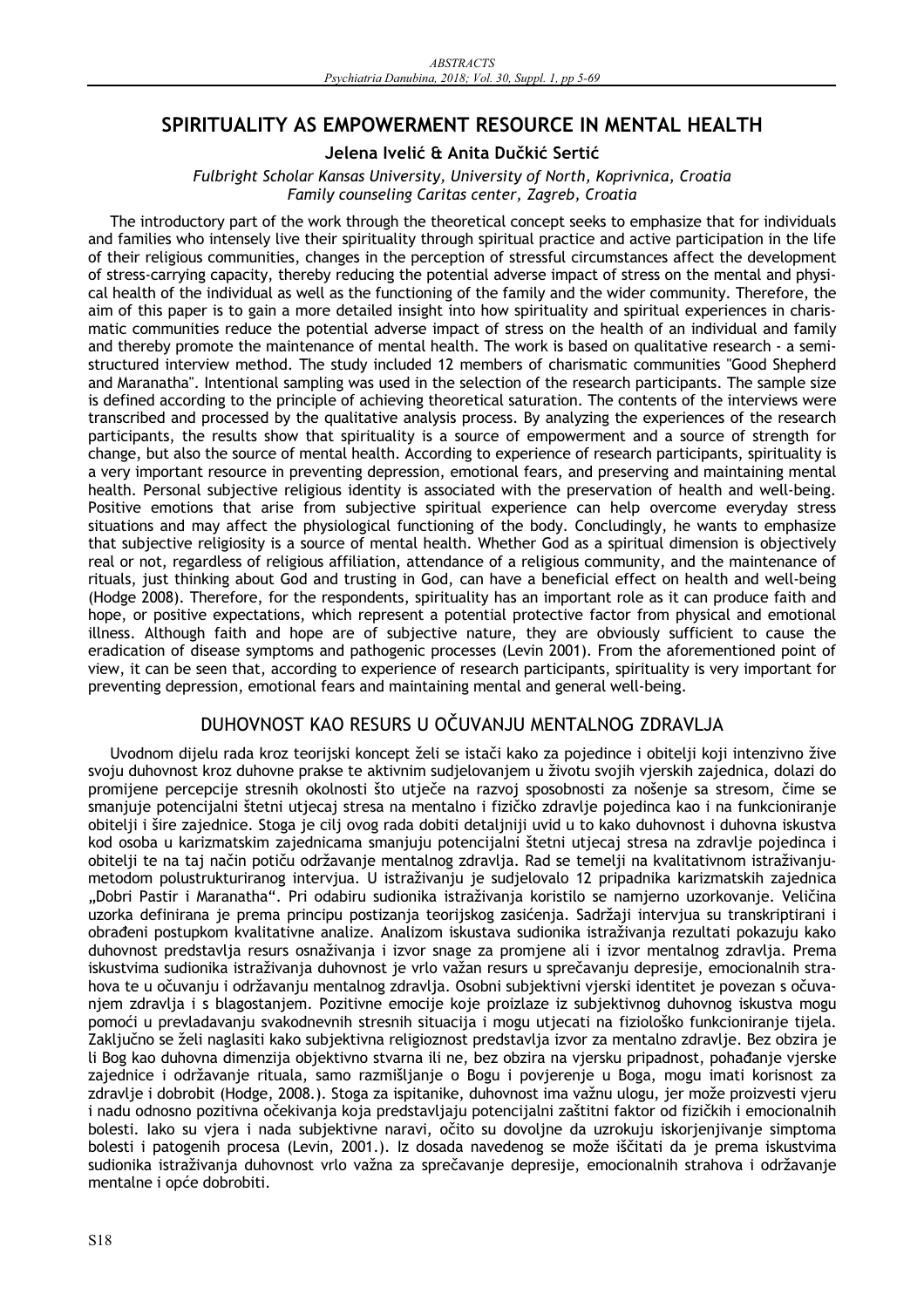## SPIRITUALITY AS EMPOWERMENT RESOURCE IN MENTAL HEALTH

**Jelena Ivelić & Anita Dučkić Sertić**

*Fulbright Scholar Kansas University, University of North, Koprivnica, Croatia*
*Family counseling Caritas center, Zagreb, Croatia*

The introductory part of the work through the theoretical concept seeks to emphasize that for individuals and families who intensely live their spirituality through spiritual practice and active participation in the life of their religious communities, changes in the perception of stressful circumstances affect the development of stress-carrying capacity, thereby reducing the potential adverse impact of stress on the mental and physical health of the individual as well as the functioning of the family and the wider community. Therefore, the aim of this paper is to gain a more detailed insight into how spirituality and spiritual experiences in charismatic communities reduce the potential adverse impact of stress on the health of an individual and family and thereby promote the maintenance of mental health. The work is based on qualitative research - a semi-structured interview method. The study included 12 members of charismatic communities "Good Shepherd and Maranatha". Intentional sampling was used in the selection of the research participants. The sample size is defined according to the principle of achieving theoretical saturation. The contents of the interviews were transcribed and processed by the qualitative analysis process. By analyzing the experiences of the research participants, the results show that spirituality is a source of empowerment and a source of strength for change, but also the source of mental health. According to experience of research participants, spirituality is a very important resource in preventing depression, emotional fears, and preserving and maintaining mental health. Personal subjective religious identity is associated with the preservation of health and well-being. Positive emotions that arise from subjective spiritual experience can help overcome everyday stress situations and may affect the physiological functioning of the body. Concludingly, he wants to emphasize that subjective religiosity is a source of mental health. Whether God as a spiritual dimension is objectively real or not, regardless of religious affiliation, attendance of a religious community, and the maintenance of rituals, just thinking about God and trusting in God, can have a beneficial effect on health and well-being (Hodge 2008). Therefore, for the respondents, spirituality has an important role as it can produce faith and hope, or positive expectations, which represent a potential protective factor from physical and emotional illness. Although faith and hope are of subjective nature, they are obviously sufficient to cause the eradication of disease symptoms and pathogenic processes (Levin 2001). From the aforementioned point of view, it can be seen that, according to experience of research participants, spirituality is very important for preventing depression, emotional fears and maintaining mental and general well-being.

## DUHOVNOST KAO RESURS U OČUVANJU MENTALNOG ZDRAVLJA

Uvodnom dijelu rada kroz teorijski koncept želi se istaći kako za pojedince i obitelji koji intenzivno žive svoju duhovnost kroz duhovne prakse te aktivnim sudjelovanjem u životu svojih vjerskih zajednica, dolazi do promijene percepcije stresnih okolnosti što utječe na razvoj sposobnosti za nošenje sa stresom, čime se smanjuje potencijalni štetni utjecaj stresa na mentalno i fizičko zdravlje pojedinca kao i na funkcioniranje obitelji i šire zajednice. Stoga je cilj ovog rada dobiti detaljniji uvid u to kako duhovnost i duhovna iskustva kod osoba u karizmatskim zajednicama smanjuju potencijalni štetni utjecaj stresa na zdravlje pojedinca i obitelji te na taj način potiču održavanje mentalnog zdravlja. Rad se temelji na kvalitativnom istraživanju-metodom polustrukturiranog intervjua. U istraživanju je sudjelovalo 12 pripadnika karizmatskih zajednica „Dobri Pastir i Maranatha“. Pri odabiru sudionika istraživanja koristilo se namjerno uzorkovanje. Veličina uzorka definirana je prema principu postizanja teorijskog zasićenja. Sadržaji intervjua su transkriptirani i obrađeni postupkom kvalitativne analize. Analizom iskustava sudionika istraživanja rezultati pokazuju kako duhovnost predstavlja resurs osnaživanja i izvor snage za promjene ali i izvor mentalnog zdravlja. Prema iskustvima sudionika istraživanja duhovnost je vrlo važan resurs u sprečavanju depresije, emocionalnih strahova te u očuvanju i održavanju mentalnog zdravlja. Osobni subjektivni vjerski identitet je povezan s očuvanjem zdravlja i s blagostanjem. Pozitivne emocije koje proizlaze iz subjektivnog duhovnog iskustva mogu pomoći u prevladavanju svakodnevnih stresnih situacija i mogu utjecati na fiziološko funkcioniranje tijela. Zaključno se želi naglasiti kako subjektivna religioznost predstavlja izvor za mentalno zdravlje. Bez obzira je li Bog kao duhovna dimenzija objektivno stvarna ili ne, bez obzira na vjersku pripadnost, pohađanje vjerske zajednice i održavanje rituala, samo razmišljanje o Bogu i povjerenje u Boga, mogu imati korisnost za zdravlje i dobrobit (Hodge, 2008.). Stoga za ispitanike, duhovnost ima važnu ulogu, jer može proizvesti vjeru i nadu odnosno pozitivna očekivanja koja predstavljaju potencijalni zaštitni faktor od fizičkih i emocionalnih bolesti. Iako su vjera i nada subjektivne naravi, očito su dovoljne da uzrokuju iskorjenjivanje simptoma bolesti i patogenih procesa (Levin, 2001.). Iz dosada navedenog se može iščitati da je prema iskustvima sudionika istraživanja duhovnost vrlo važna za sprečavanje depresije, emocionalnih strahova i održavanje mentalne i opće dobrobiti.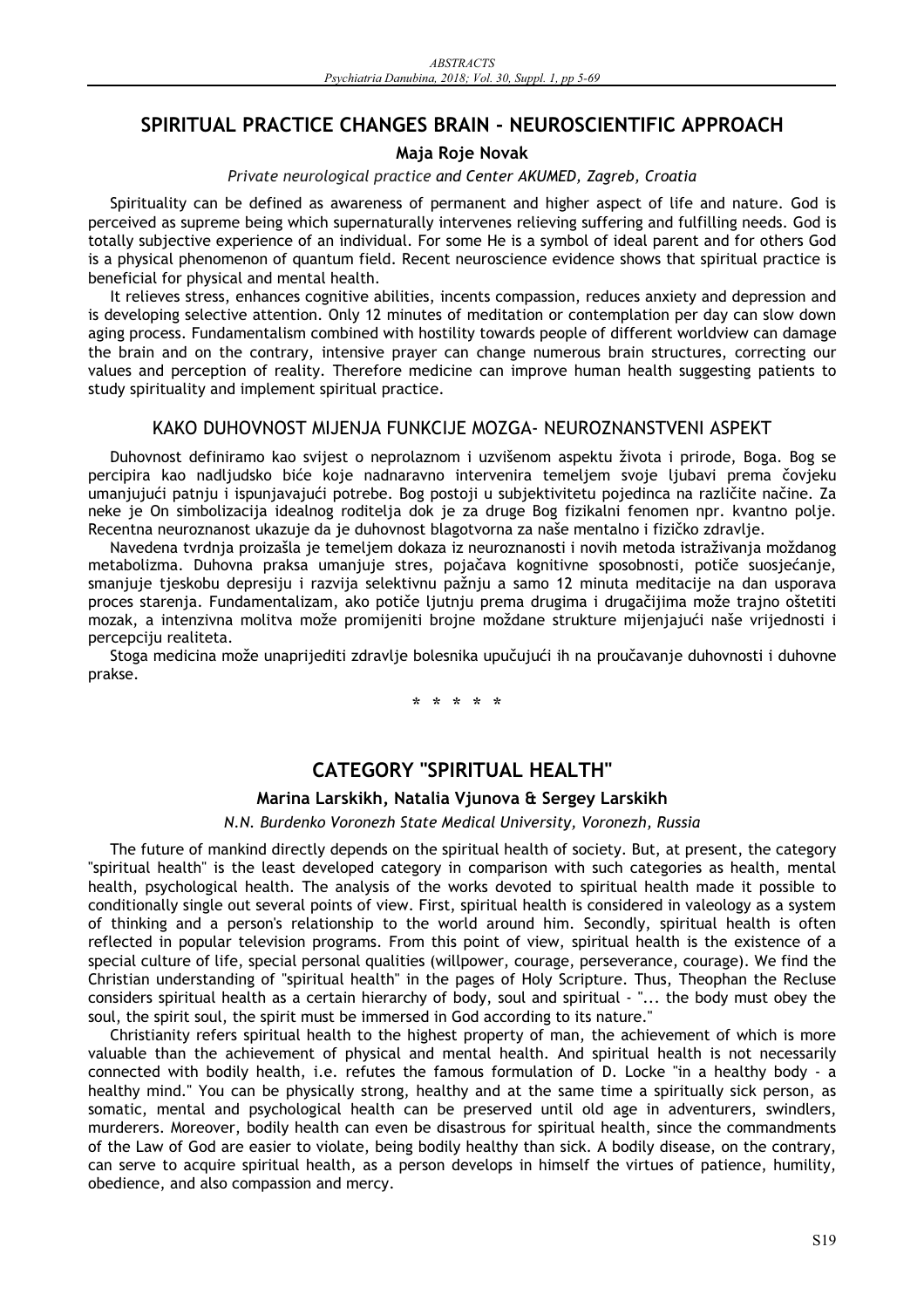## SPIRITUAL PRACTICE CHANGES BRAIN - NEUROSCIENTIFIC APPROACH

**Maja Roje Novak**

*Private neurological practice and Center AKUMED, Zagreb, Croatia*

Spirituality can be defined as awareness of permanent and higher aspect of life and nature. God is perceived as supreme being which supernaturally intervenes relieving suffering and fulfilling needs. God is totally subjective experience of an individual. For some He is a symbol of ideal parent and for others God is a physical phenomenon of quantum field. Recent neuroscience evidence shows that spiritual practice is beneficial for physical and mental health.

It relieves stress, enhances cognitive abilities, incents compassion, reduces anxiety and depression and is developing selective attention. Only 12 minutes of meditation or contemplation per day can slow down aging process. Fundamentalism combined with hostility towards people of different worldview can damage the brain and on the contrary, intensive prayer can change numerous brain structures, correcting our values and perception of reality. Therefore medicine can improve human health suggesting patients to study spirituality and implement spiritual practice.

### KAKO DUHOVNOST MIJENJA FUNKCIJE MOZGA- NEUROZNANSTVENI ASPEKT

Duhovnost definiramo kao svijest o neprolaznom i uzvišenom aspektu života i prirode, Boga. Bog se percipira kao nadljudsko biće koje nadnaravno intervenira temeljem svoje ljubavi prema čovjeku umanjujući patnju i ispunjavajući potrebe. Bog postoji u subjektivitetu pojedinca na različite načine. Za neke je On simbolizacija idealnog roditelja dok je za druge Bog fizikalni fenomen npr. kvantno polje. Recentna neuroznanost ukazuje da je duhovnost blagotvorna za naše mentalno i fizičko zdravlje.

Navedena tvrdnja proizašla je temeljem dokaza iz neuroznanosti i novih metoda istraživanja moždanog metabolizma. Duhovna praksa umanjuje stres, pojačava kognitivne sposobnosti, potiče suosjećanje, smanjuje tjeskobu depresiju i razvija selektivnu pažnju a samo 12 minuta meditacije na dan usporava proces starenja. Fundamentalizam, ako potiče ljutnju prema drugima i drugačijima može trajno oštetiti mozak, a intenzivna molitva može promijeniti brojne moždane strukture mijenjajući naše vrijednosti i percepciju realiteta.

Stoga medicina može unaprijediti zdravlje bolesnika upučujući ih na proučavanje duhovnosti i duhovne prakse.

\* \* \* \* \*

## CATEGORY "SPIRITUAL HEALTH"

**Marina Larskikh, Natalia Vjunova & Sergey Larskikh**

*N.N. Burdenko Voronezh State Medical University, Voronezh, Russia*

The future of mankind directly depends on the spiritual health of society. But, at present, the category "spiritual health" is the least developed category in comparison with such categories as health, mental health, psychological health. The analysis of the works devoted to spiritual health made it possible to conditionally single out several points of view. First, spiritual health is considered in valeology as a system of thinking and a person's relationship to the world around him. Secondly, spiritual health is often reflected in popular television programs. From this point of view, spiritual health is the existence of a special culture of life, special personal qualities (willpower, courage, perseverance, courage). We find the Christian understanding of "spiritual health" in the pages of Holy Scripture. Thus, Theophan the Recluse considers spiritual health as a certain hierarchy of body, soul and spiritual - "... the body must obey the soul, the spirit soul, the spirit must be immersed in God according to its nature."

Christianity refers spiritual health to the highest property of man, the achievement of which is more valuable than the achievement of physical and mental health. And spiritual health is not necessarily connected with bodily health, i.e. refutes the famous formulation of D. Locke "in a healthy body - a healthy mind." You can be physically strong, healthy and at the same time a spiritually sick person, as somatic, mental and psychological health can be preserved until old age in adventurers, swindlers, murderers. Moreover, bodily health can even be disastrous for spiritual health, since the commandments of the Law of God are easier to violate, being bodily healthy than sick. A bodily disease, on the contrary, can serve to acquire spiritual health, as a person develops in himself the virtues of patience, humility, obedience, and also compassion and mercy.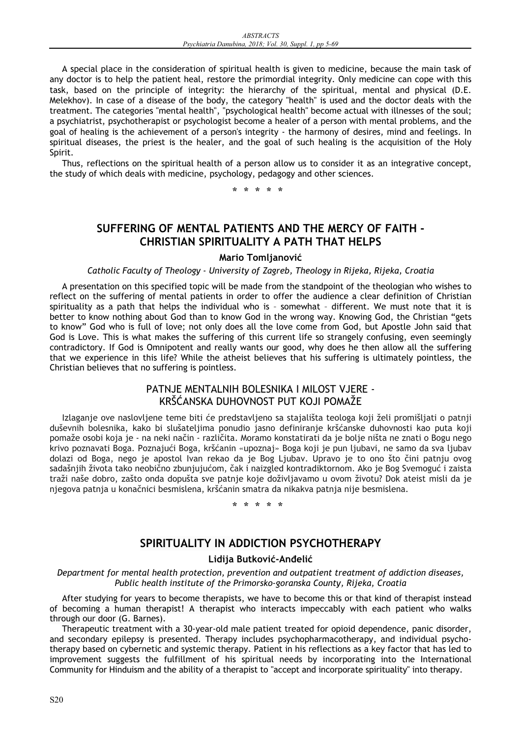A special place in the consideration of spiritual health is given to medicine, because the main task of any doctor is to help the patient heal, restore the primordial integrity. Only medicine can cope with this task, based on the principle of integrity: the hierarchy of the spiritual, mental and physical (D.E. Melekhov). In case of a disease of the body, the category "health" is used and the doctor deals with the treatment. The categories "mental health", "psychological health" become actual with illnesses of the soul; a psychiatrist, psychotherapist or psychologist become a healer of a person with mental problems, and the goal of healing is the achievement of a person's integrity - the harmony of desires, mind and feelings. In spiritual diseases, the priest is the healer, and the goal of such healing is the acquisition of the Holy Spirit.

Thus, reflections on the spiritual health of a person allow us to consider it as an integrative concept, the study of which deals with medicine, psychology, pedagogy and other sciences.

\* \* \* \* \*

## SUFFERING OF MENTAL PATIENTS AND THE MERCY OF FAITH - CHRISTIAN SPIRITUALITY A PATH THAT HELPS

**Mario Tomljanović**

*Catholic Faculty of Theology - University of Zagreb, Theology in Rijeka, Rijeka, Croatia*

A presentation on this specified topic will be made from the standpoint of the theologian who wishes to reflect on the suffering of mental patients in order to offer the audience a clear definition of Christian spirituality as a path that helps the individual who is – somewhat – different. We must note that it is better to know nothing about God than to know God in the wrong way. Knowing God, the Christian "gets to know" God who is full of love; not only does all the love come from God, but Apostle John said that God is Love. This is what makes the suffering of this current life so strangely confusing, even seemingly contradictory. If God is Omnipotent and really wants our good, why does he then allow all the suffering that we experience in this life? While the atheist believes that his suffering is ultimately pointless, the Christian believes that no suffering is pointless.

### PATNJE MENTALNIH BOLESNIKA I MILOST VJERE - KRŠĆANSKA DUHOVNOST PUT KOJI POMAŽE

Izlaganje ove naslovljene teme biti će predstavljeno sa stajališta teologa koji želi promišljati o patnji duševnih bolesnika, kako bi slušateljima ponudio jasno definiranje kršćanske duhovnosti kao puta koji pomaže osobi koja je - na neki način - različita. Moramo konstatirati da je bolje ništa ne znati o Bogu nego krivo poznavati Boga. Poznajući Boga, kršćanin «upoznaj» Boga koji je pun ljubavi, ne samo da sva ljubav dolazi od Boga, nego je apostol Ivan rekao da je Bog Ljubav. Upravo je to ono što čini patnju ovog sadašnjih života tako neobično zbunjujućom, čak i naizgled kontradiktornom. Ako je Bog Svemoguć i zaista traži naše dobro, zašto onda dopušta sve patnje koje doživljavamo u ovom životu? Dok ateist misli da je njegova patnja u konačnici besmislena, kršćanin smatra da nikakva patnja nije besmislena.

\* \* \* \* \*

## SPIRITUALITY IN ADDICTION PSYCHOTHERAPY

**Lidija Butković-Anđelić**

*Department for mental health protection, prevention and outpatient treatment of addiction diseases, Public health institute of the Primorsko-goranska County, Rijeka, Croatia*

After studying for years to become therapists, we have to become this or that kind of therapist instead of becoming a human therapist! A therapist who interacts impeccably with each patient who walks through our door (G. Barnes).

Therapeutic treatment with a 30-year-old male patient treated for opioid dependence, panic disorder, and secondary epilepsy is presented. Therapy includes psychopharmacotherapy, and individual psychotherapy based on cybernetic and systemic therapy. Patient in his reflections as a key factor that has led to improvement suggests the fulfillment of his spiritual needs by incorporating into the International Community for Hinduism and the ability of a therapist to "accept and incorporate spirituality" into therapy.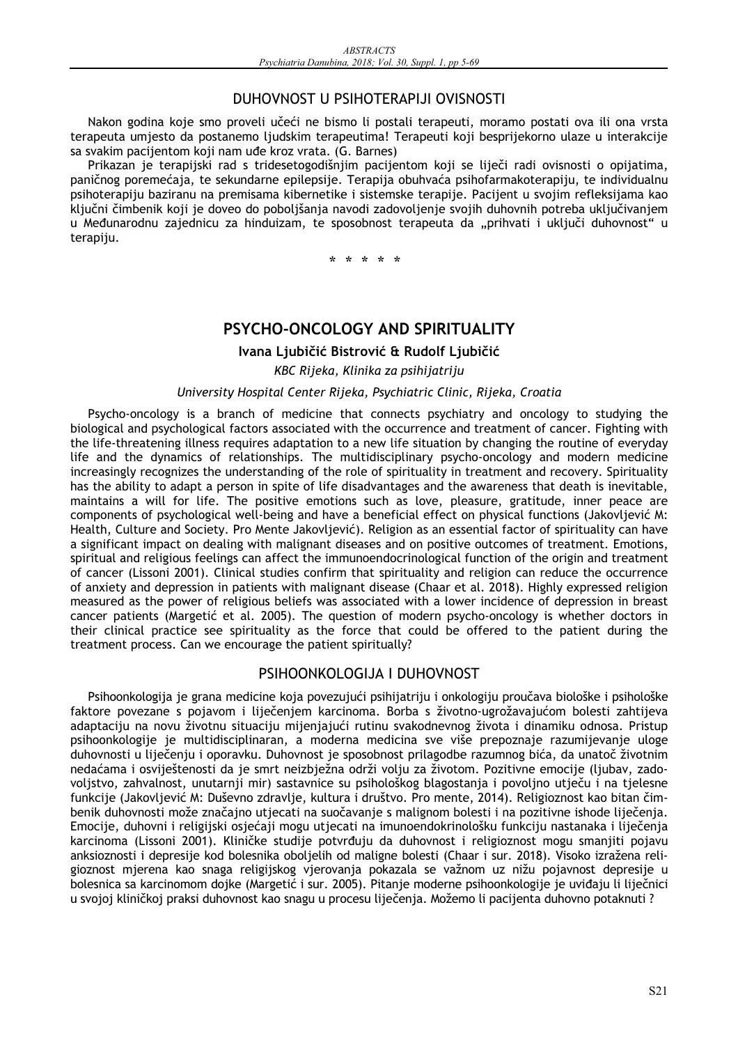## DUHOVNOST U PSIHOTERAPIJI OVISNOSTI

Nakon godina koje smo proveli učeći ne bismo li postali terapeuti, moramo postati ova ili ona vrsta terapeuta umjesto da postanemo ljudskim terapeutima! Terapeuti koji besprijekorno ulaze u interakcije sa svakim pacijentom koji nam uđe kroz vrata. (G. Barnes)

Prikazan je terapijski rad s tridesetogodišnjim pacijentom koji se liječi radi ovisnosti o opijatima, paničnog poremećaja, te sekundarne epilepsije. Terapija obuhvaća psihofarmakoterapiju, te individualnu psihoterapiju baziranu na premisama kibernetike i sistemske terapije. Pacijent u svojim refleksijama kao ključni čimbenik koji je doveo do poboljšanja navodi zadovoljenje svojih duhovnih potreba uključivanjem u Međunarodnu zajednicu za hinduizam, te sposobnost terapeuta da „prihvati i uključi duhovnost" u terapiju.

\* \* \* \* \*

## PSYCHO-ONCOLOGY AND SPIRITUALITY

**Ivana Ljubičić Bistrović & Rudolf Ljubičić**

*KBC Rijeka, Klinika za psihijatriju*

*University Hospital Center Rijeka, Psychiatric Clinic, Rijeka, Croatia*

Psycho-oncology is a branch of medicine that connects psychiatry and oncology to studying the biological and psychological factors associated with the occurrence and treatment of cancer. Fighting with the life-threatening illness requires adaptation to a new life situation by changing the routine of everyday life and the dynamics of relationships. The multidisciplinary psycho-oncology and modern medicine increasingly recognizes the understanding of the role of spirituality in treatment and recovery. Spirituality has the ability to adapt a person in spite of life disadvantages and the awareness that death is inevitable, maintains a will for life. The positive emotions such as love, pleasure, gratitude, inner peace are components of psychological well-being and have a beneficial effect on physical functions (Jakovljević M: Health, Culture and Society. Pro Mente Jakovljević). Religion as an essential factor of spirituality can have a significant impact on dealing with malignant diseases and on positive outcomes of treatment. Emotions, spiritual and religious feelings can affect the immunoendocrinological function of the origin and treatment of cancer (Lissoni 2001). Clinical studies confirm that spirituality and religion can reduce the occurrence of anxiety and depression in patients with malignant disease (Chaar et al. 2018). Highly expressed religion measured as the power of religious beliefs was associated with a lower incidence of depression in breast cancer patients (Margetić et al. 2005). The question of modern psycho-oncology is whether doctors in their clinical practice see spirituality as the force that could be offered to the patient during the treatment process. Can we encourage the patient spiritually?

## PSIHOONKOLOGIJA I DUHOVNOST

Psihoonkologija je grana medicine koja povezujući psihijatriju i onkologiju proučava biološke i psihološke faktore povezane s pojavom i liječenjem karcinoma. Borba s životno-ugrožavajućom bolesti zahtijeva adaptaciju na novu životnu situaciju mijenjajući rutinu svakodnevnog života i dinamiku odnosa. Pristup psihoonkologije je multidisciplinaran, a moderna medicina sve više prepoznaje razumijevanje uloge duhovnosti u liječenju i oporavku. Duhovnost je sposobnost prilagodbe razumnog bića, da unatoč životnim nedaćama i osviještenosti da je smrt neizbježna održi volju za životom. Pozitivne emocije (ljubav, zadovoljstvo, zahvalnost, unutarnji mir) sastavnice su psihološkog blagostanja i povoljno utječu i na tjelesne funkcije (Jakovljević M: Duševno zdravlje, kultura i društvo. Pro mente, 2014). Religioznost kao bitan čimbenik duhovnosti može značajno utjecati na suočavanje s malignom bolesti i na pozitivne ishode liječenja. Emocije, duhovni i religijski osjećaji mogu utjecati na imunoendokrinološku funkciju nastanaka i liječenja karcinoma (Lissoni 2001). Kliničke studije potvrđuju da duhovnost i religioznost mogu smanjiti pojavu anksioznosti i depresije kod bolesnika oboljelih od maligne bolesti (Chaar i sur. 2018). Visoko izražena religioznost mjerena kao snaga religijskog vjerovanja pokazala se važnom uz nižu pojavnost depresije u bolesnica sa karcinomom dojke (Margetić i sur. 2005). Pitanje moderne psihoonkologije je uviđaju li liječnici u svojoj kliničkoj praksi duhovnost kao snagu u procesu liječenja. Možemo li pacijenta duhovno potaknuti ?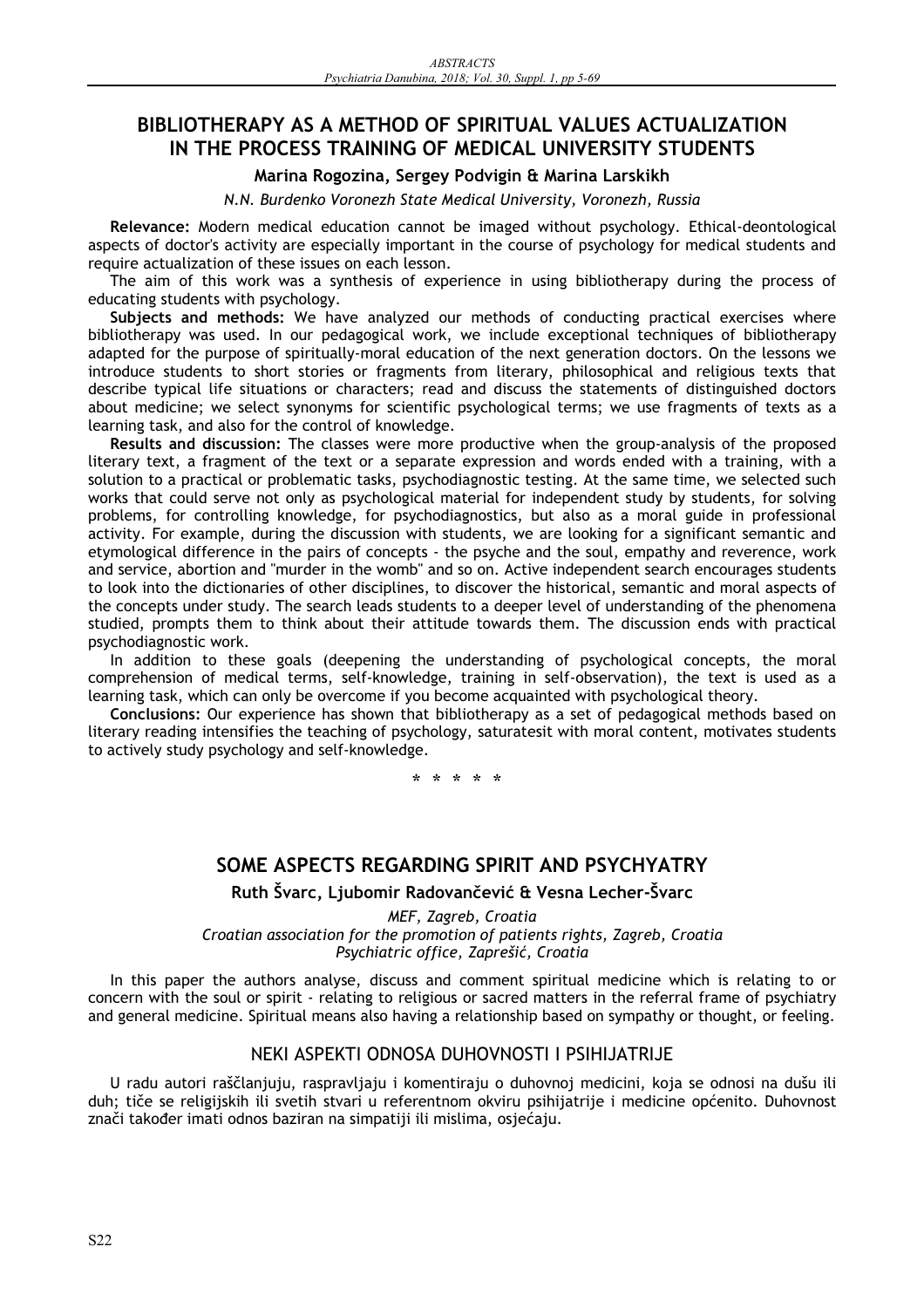## BIBLIOTHERAPY AS A METHOD OF SPIRITUAL VALUES ACTUALIZATION IN THE PROCESS TRAINING OF MEDICAL UNIVERSITY STUDENTS

**Marina Rogozina, Sergey Podvigin & Marina Larskikh**

*N.N. Burdenko Voronezh State Medical University, Voronezh, Russia*

**Relevance:** Modern medical education cannot be imaged without psychology. Ethical-deontological aspects of doctor's activity are especially important in the course of psychology for medical students and require actualization of these issues on each lesson.

The aim of this work was a synthesis of experience in using bibliotherapy during the process of educating students with psychology.

**Subjects and methods:** We have analyzed our methods of conducting practical exercises where bibliotherapy was used. In our pedagogical work, we include exceptional techniques of bibliotherapy adapted for the purpose of spiritually-moral education of the next generation doctors. On the lessons we introduce students to short stories or fragments from literary, philosophical and religious texts that describe typical life situations or characters; read and discuss the statements of distinguished doctors about medicine; we select synonyms for scientific psychological terms; we use fragments of texts as a learning task, and also for the control of knowledge.

**Results and discussion:** The classes were more productive when the group-analysis of the proposed literary text, a fragment of the text or a separate expression and words ended with a training, with a solution to a practical or problematic tasks, psychodiagnostic testing. At the same time, we selected such works that could serve not only as psychological material for independent study by students, for solving problems, for controlling knowledge, for psychodiagnostics, but also as a moral guide in professional activity. For example, during the discussion with students, we are looking for a significant semantic and etymological difference in the pairs of concepts - the psyche and the soul, empathy and reverence, work and service, abortion and "murder in the womb" and so on. Active independent search encourages students to look into the dictionaries of other disciplines, to discover the historical, semantic and moral aspects of the concepts under study. The search leads students to a deeper level of understanding of the phenomena studied, prompts them to think about their attitude towards them. The discussion ends with practical psychodiagnostic work.

In addition to these goals (deepening the understanding of psychological concepts, the moral comprehension of medical terms, self-knowledge, training in self-observation), the text is used as a learning task, which can only be overcome if you become acquainted with psychological theory.

**Conclusions:** Our experience has shown that bibliotherapy as a set of pedagogical methods based on literary reading intensifies the teaching of psychology, saturatesit with moral content, motivates students to actively study psychology and self-knowledge.

\* \* \* \* \*

## SOME ASPECTS REGARDING SPIRIT AND PSYCHYATRY

**Ruth Švarc, Ljubomir Radovančević & Vesna Lecher-Švarc**

*MEF, Zagreb, Croatia*
*Croatian association for the promotion of patients rights, Zagreb, Croatia*
*Psychiatric office, Zaprešić, Croatia*

In this paper the authors analyse, discuss and comment spiritual medicine which is relating to or concern with the soul or spirit - relating to religious or sacred matters in the referral frame of psychiatry and general medicine. Spiritual means also having a relationship based on sympathy or thought, or feeling.

### NEKI ASPEKTI ODNOSA DUHOVNOSTI I PSIHIJATRIJE

U radu autori raščlanjuju, raspravljaju i komentiraju o duhovnoj medicini, koja se odnosi na dušu ili duh; tiče se religijskih ili svetih stvari u referentnom okviru psihijatrije i medicine općenito. Duhovnost znači također imati odnos baziran na simpatiji ili mislima, osjećaju.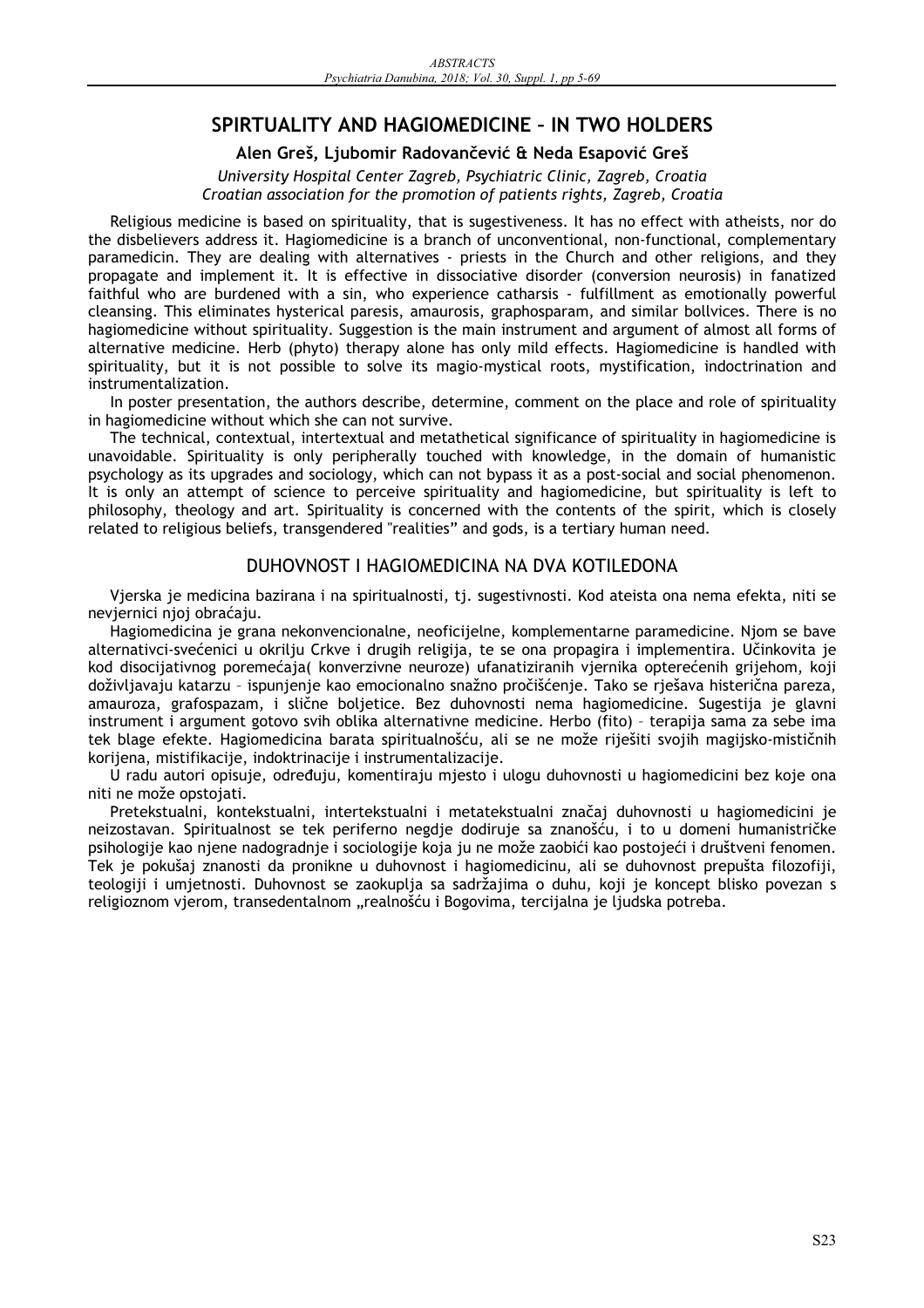## SPIRTUALITY AND HAGIOMEDICINE – IN TWO HOLDERS

**Alen Greš, Ljubomir Radovančević & Neda Esapović Greš**

*University Hospital Center Zagreb, Psychiatric Clinic, Zagreb, Croatia*
*Croatian association for the promotion of patients rights, Zagreb, Croatia*

Religious medicine is based on spirituality, that is sugestiveness. It has no effect with atheists, nor do the disbelievers address it. Hagiomedicine is a branch of unconventional, non-functional, complementary paramedicin. They are dealing with alternatives - priests in the Church and other religions, and they propagate and implement it. It is effective in dissociative disorder (conversion neurosis) in fanatized faithful who are burdened with a sin, who experience catharsis - fulfillment as emotionally powerful cleansing. This eliminates hysterical paresis, amaurosis, graphosparam, and similar bollvices. There is no hagiomedicine without spirituality. Suggestion is the main instrument and argument of almost all forms of alternative medicine. Herb (phyto) therapy alone has only mild effects. Hagiomedicine is handled with spirituality, but it is not possible to solve its magio-mystical roots, mystification, indoctrination and instrumentalization.

In poster presentation, the authors describe, determine, comment on the place and role of spirituality in hagiomedicine without which she can not survive.

The technical, contextual, intertextual and metathetical significance of spirituality in hagiomedicine is unavoidable. Spirituality is only peripherally touched with knowledge, in the domain of humanistic psychology as its upgrades and sociology, which can not bypass it as a post-social and social phenomenon. It is only an attempt of science to perceive spirituality and hagiomedicine, but spirituality is left to philosophy, theology and art. Spirituality is concerned with the contents of the spirit, which is closely related to religious beliefs, transgendered "realities" and gods, is a tertiary human need.

## DUHOVNOST I HAGIOMEDICINA NA DVA KOTILEDONA

Vjerska je medicina bazirana i na spiritualnosti, tj. sugestivnosti. Kod ateista ona nema efekta, niti se nevjernici njoj obraćaju.

Hagiomedicina je grana nekonvencionalne, neoficijelne, komplementarne paramedicine. Njom se bave alternativci-svećenici u okrilju Crkve i drugih religija, te se ona propagira i implementira. Učinkovita je kod disocijativnog poremećaja( konverzivne neuroze) ufanatiziranih vjernika opterećenih grijehom, koji doživljavaju katarzu – ispunjenje kao emocionalno snažno pročišćenje. Tako se rješava histerična pareza, amauroza, grafospazam, i slične boljetice. Bez duhovnosti nema hagiomedicine. Sugestija je glavni instrument i argument gotovo svih oblika alternativne medicine. Herbo (fito) – terapija sama za sebe ima tek blage efekte. Hagiomedicina barata spiritualnošću, ali se ne može riješiti svojih magijsko-mističnih korijena, mistifikacije, indoktrinacije i instrumentalizacije.

U radu autori opisuje, određuju, komentiraju mjesto i ulogu duhovnosti u hagiomedicini bez koje ona niti ne može opstojati.

Pretekstualni, kontekstualni, intertekstualni i metatekstualni značaj duhovnosti u hagiomedicini je neizostavan. Spiritualnost se tek periferno negdje dodiruje sa znanošću, i to u domeni humanističke psihologije kao njene nadogradnje i sociologije koja ju ne može zaobići kao postojeći i društveni fenomen. Tek je pokušaj znanosti da pronikne u duhovnost i hagiomedicinu, ali se duhovnost prepušta filozofiji, teologiji i umjetnosti. Duhovnost se zaokuplja sa sadržajima o duhu, koji je koncept blisko povezan s religioznom vjerom, transedentalnom „realnošću i Bogovima, tercijalna je ljudska potreba.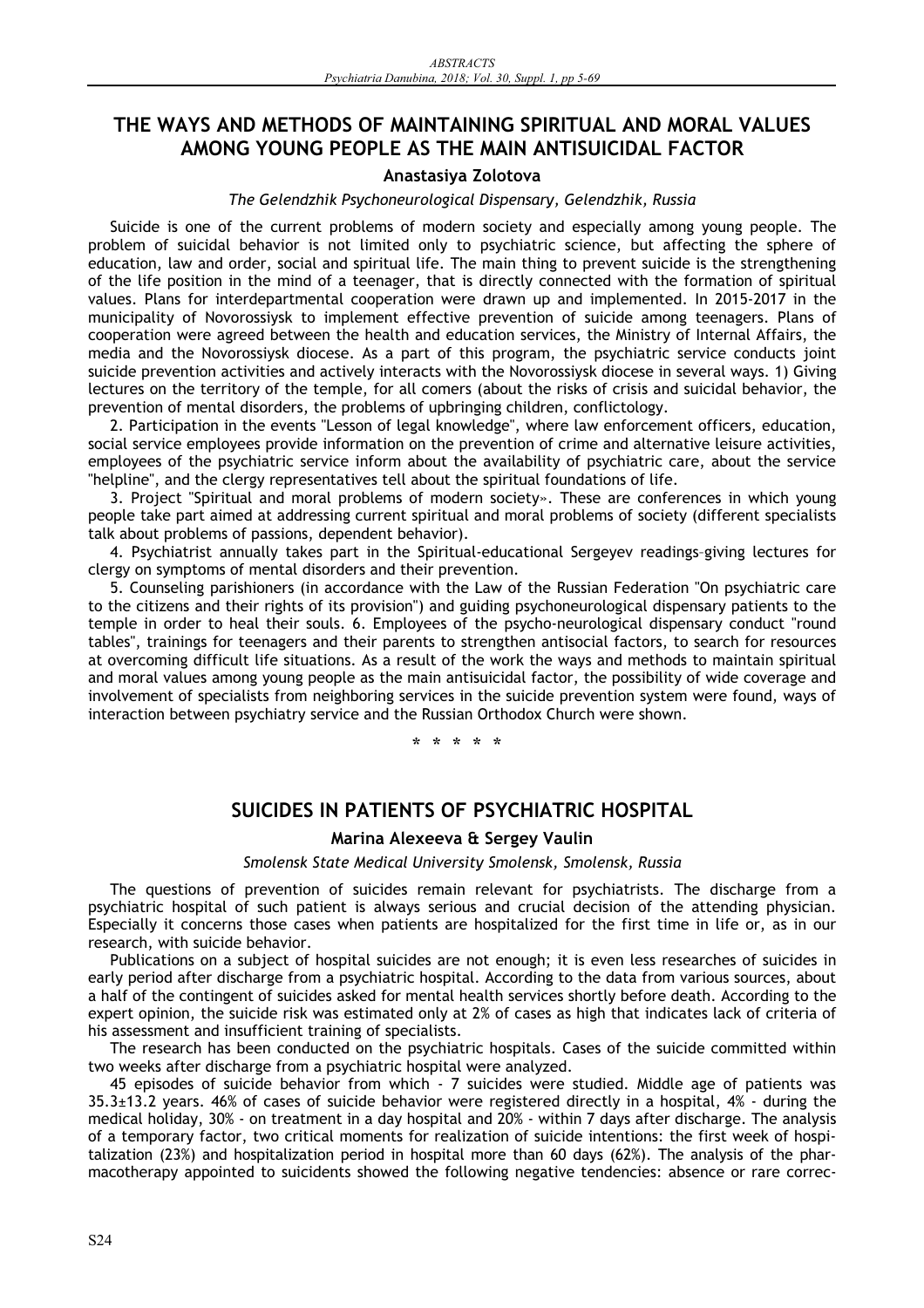## THE WAYS AND METHODS OF MAINTAINING SPIRITUAL AND MORAL VALUES AMONG YOUNG PEOPLE AS THE MAIN ANTISUICIDAL FACTOR

**Anastasiya Zolotova**

*The Gelendzhik Psychoneurological Dispensary, Gelendzhik, Russia*

Suicide is one of the current problems of modern society and especially among young people. The problem of suicidal behavior is not limited only to psychiatric science, but affecting the sphere of education, law and order, social and spiritual life. The main thing to prevent suicide is the strengthening of the life position in the mind of a teenager, that is directly connected with the formation of spiritual values. Plans for interdepartmental cooperation were drawn up and implemented. In 2015-2017 in the municipality of Novorossiysk to implement effective prevention of suicide among teenagers. Plans of cooperation were agreed between the health and education services, the Ministry of Internal Affairs, the media and the Novorossiysk diocese. As a part of this program, the psychiatric service conducts joint suicide prevention activities and actively interacts with the Novorossiysk diocese in several ways. 1) Giving lectures on the territory of the temple, for all comers (about the risks of crisis and suicidal behavior, the prevention of mental disorders, the problems of upbringing children, conflictology.

2. Participation in the events "Lesson of legal knowledge", where law enforcement officers, education, social service employees provide information on the prevention of crime and alternative leisure activities, employees of the psychiatric service inform about the availability of psychiatric care, about the service "helpline", and the clergy representatives tell about the spiritual foundations of life.

3. Project "Spiritual and moral problems of modern society». These are conferences in which young people take part aimed at addressing current spiritual and moral problems of society (different specialists talk about problems of passions, dependent behavior).

4. Psychiatrist annually takes part in the Spiritual-educational Sergeyev readings–giving lectures for clergy on symptoms of mental disorders and their prevention.

5. Counseling parishioners (in accordance with the Law of the Russian Federation "On psychiatric care to the citizens and their rights of its provision") and guiding psychoneurological dispensary patients to the temple in order to heal their souls. 6. Employees of the psycho-neurological dispensary conduct "round tables", trainings for teenagers and their parents to strengthen antisocial factors, to search for resources at overcoming difficult life situations. As a result of the work the ways and methods to maintain spiritual and moral values among young people as the main antisuicidal factor, the possibility of wide coverage and involvement of specialists from neighboring services in the suicide prevention system were found, ways of interaction between psychiatry service and the Russian Orthodox Church were shown.

\* \* \* \* \*

## SUICIDES IN PATIENTS OF PSYCHIATRIC HOSPITAL

**Marina Alexeeva & Sergey Vaulin**

*Smolensk State Medical University Smolensk, Smolensk, Russia*

The questions of prevention of suicides remain relevant for psychiatrists. The discharge from a psychiatric hospital of such patient is always serious and crucial decision of the attending physician. Especially it concerns those cases when patients are hospitalized for the first time in life or, as in our research, with suicide behavior.

Publications on a subject of hospital suicides are not enough; it is even less researches of suicides in early period after discharge from a psychiatric hospital. According to the data from various sources, about a half of the contingent of suicides asked for mental health services shortly before death. According to the expert opinion, the suicide risk was estimated only at 2% of cases as high that indicates lack of criteria of his assessment and insufficient training of specialists.

The research has been conducted on the psychiatric hospitals. Cases of the suicide committed within two weeks after discharge from a psychiatric hospital were analyzed.

45 episodes of suicide behavior from which - 7 suicides were studied. Middle age of patients was 35.3±13.2 years. 46% of cases of suicide behavior were registered directly in a hospital, 4% - during the medical holiday, 30% - on treatment in a day hospital and 20% - within 7 days after discharge. The analysis of a temporary factor, two critical moments for realization of suicide intentions: the first week of hospitalization (23%) and hospitalization period in hospital more than 60 days (62%). The analysis of the pharmacotherapy appointed to suicidents showed the following negative tendencies: absence or rare correc-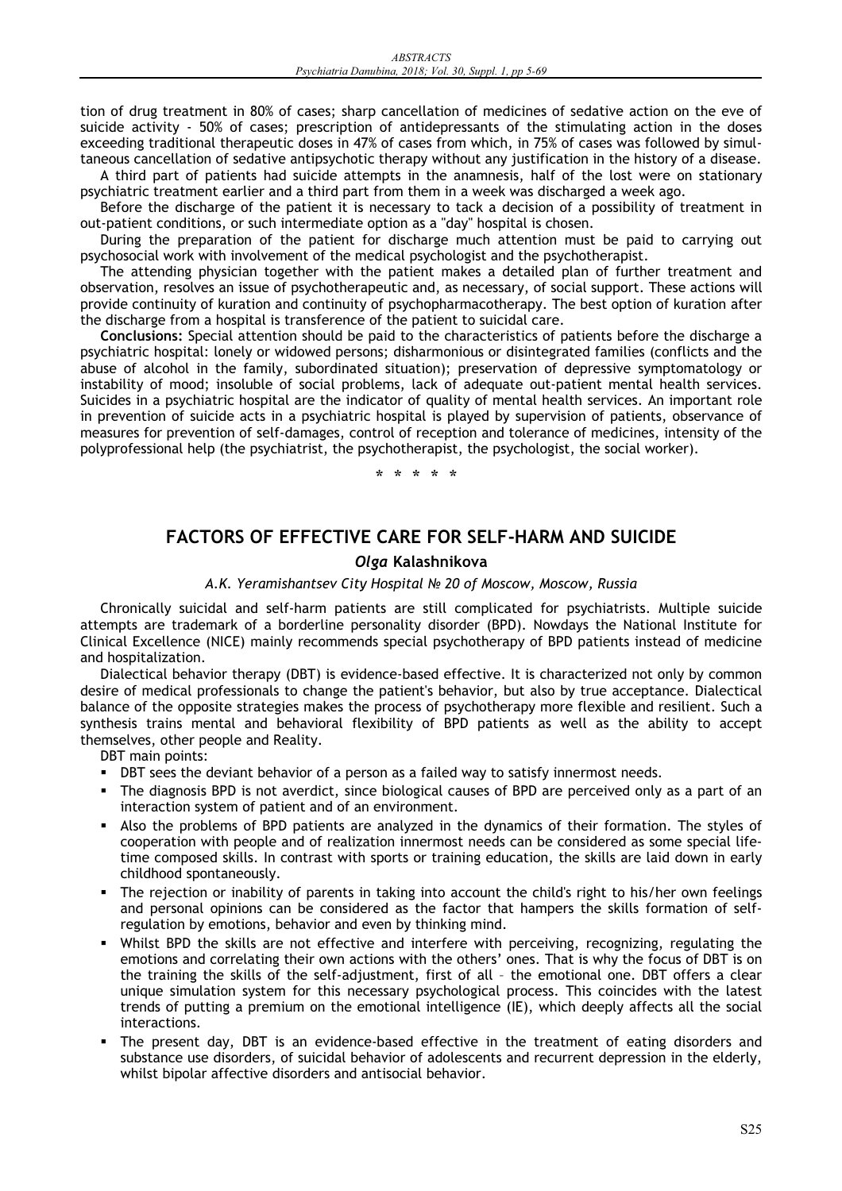tion of drug treatment in 80% of cases; sharp cancellation of medicines of sedative action on the eve of suicide activity - 50% of cases; prescription of antidepressants of the stimulating action in the doses exceeding traditional therapeutic doses in 47% of cases from which, in 75% of cases was followed by simultaneous cancellation of sedative antipsychotic therapy without any justification in the history of a disease.

A third part of patients had suicide attempts in the anamnesis, half of the lost were on stationary psychiatric treatment earlier and a third part from them in a week was discharged a week ago.

Before the discharge of the patient it is necessary to tack a decision of a possibility of treatment in out-patient conditions, or such intermediate option as a "day" hospital is chosen.

During the preparation of the patient for discharge much attention must be paid to carrying out psychosocial work with involvement of the medical psychologist and the psychotherapist.

The attending physician together with the patient makes a detailed plan of further treatment and observation, resolves an issue of psychotherapeutic and, as necessary, of social support. These actions will provide continuity of kuration and continuity of psychopharmacotherapy. The best option of kuration after the discharge from a hospital is transference of the patient to suicidal care.

**Conclusions:** Special attention should be paid to the characteristics of patients before the discharge a psychiatric hospital: lonely or widowed persons; disharmonious or disintegrated families (conflicts and the abuse of alcohol in the family, subordinated situation); preservation of depressive symptomatology or instability of mood; insoluble of social problems, lack of adequate out-patient mental health services. Suicides in a psychiatric hospital are the indicator of quality of mental health services. An important role in prevention of suicide acts in a psychiatric hospital is played by supervision of patients, observance of measures for prevention of self-damages, control of reception and tolerance of medicines, intensity of the polyprofessional help (the psychiatrist, the psychotherapist, the psychologist, the social worker).

\* \* \* \* \*

## FACTORS OF EFFECTIVE CARE FOR SELF-HARM AND SUICIDE

***Olga* Kalashnikova**

*A.K. Yeramishantsev City Hospital № 20 of Moscow, Moscow, Russia*

Chronically suicidal and self-harm patients are still complicated for psychiatrists. Multiple suicide attempts are trademark of a borderline personality disorder (BPD). Nowdays the National Institute for Clinical Excellence (NICE) mainly recommends special psychotherapy of BPD patients instead of medicine and hospitalization.

Dialectical behavior therapy (DBT) is evidence-based effective. It is characterized not only by common desire of medical professionals to change the patient's behavior, but also by true acceptance. Dialectical balance of the opposite strategies makes the process of psychotherapy more flexible and resilient. Such a synthesis trains mental and behavioral flexibility of BPD patients as well as the ability to accept themselves, other people and Reality.

DBT main points:

- DBT sees the deviant behavior of a person as a failed way to satisfy innermost needs.
- The diagnosis BPD is not averdict, since biological causes of BPD are perceived only as a part of an interaction system of patient and of an environment.
- Also the problems of BPD patients are analyzed in the dynamics of their formation. The styles of cooperation with people and of realization innermost needs can be considered as some special lifetime composed skills. In contrast with sports or training education, the skills are laid down in early childhood spontaneously.
- The rejection or inability of parents in taking into account the child's right to his/her own feelings and personal opinions can be considered as the factor that hampers the skills formation of self-regulation by emotions, behavior and even by thinking mind.
- Whilst BPD the skills are not effective and interfere with perceiving, recognizing, regulating the emotions and correlating their own actions with the others' ones. That is why the focus of DBT is on the training the skills of the self-adjustment, first of all – the emotional one. DBT offers a clear unique simulation system for this necessary psychological process. This coincides with the latest trends of putting a premium on the emotional intelligence (IE), which deeply affects all the social interactions.
- The present day, DBT is an evidence-based effective in the treatment of eating disorders and substance use disorders, of suicidal behavior of adolescents and recurrent depression in the elderly, whilst bipolar affective disorders and antisocial behavior.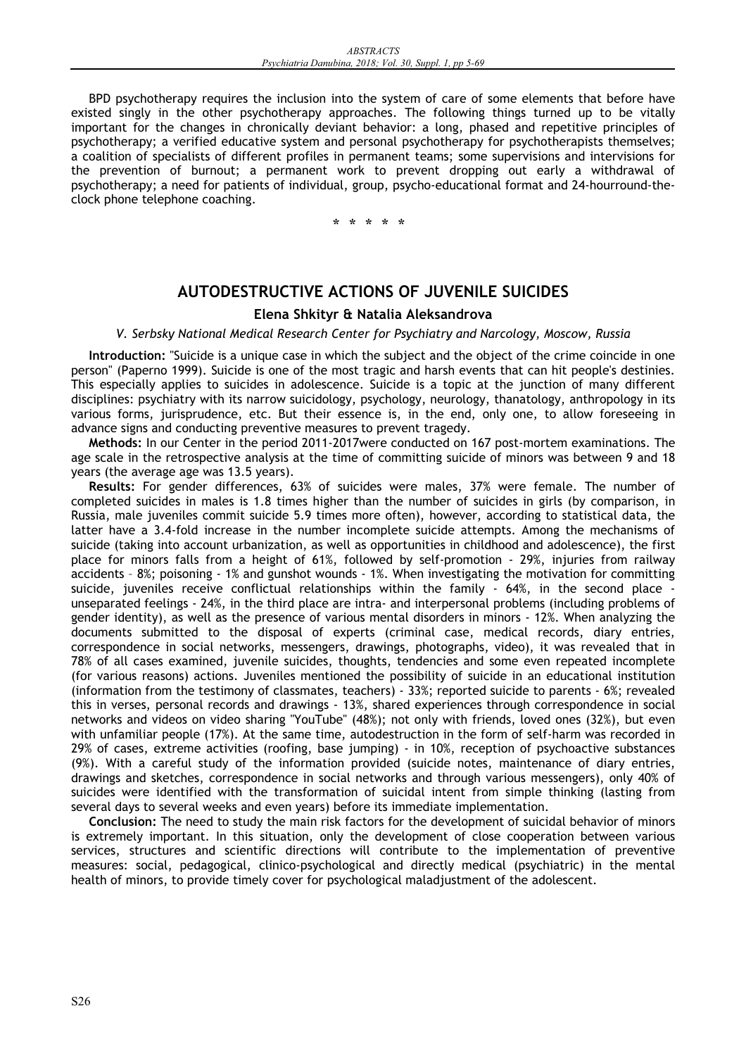BPD psychotherapy requires the inclusion into the system of care of some elements that before have existed singly in the other psychotherapy approaches. The following things turned up to be vitally important for the changes in chronically deviant behavior: a long, phased and repetitive principles of psychotherapy; a verified educative system and personal psychotherapy for psychotherapists themselves; a coalition of specialists of different profiles in permanent teams; some supervisions and intervisions for the prevention of burnout; a permanent work to prevent dropping out early a withdrawal of psychotherapy; a need for patients of individual, group, psycho-educational format and 24-hourround-the-clock phone telephone coaching.

\* \* \* \* \*

## AUTODESTRUCTIVE ACTIONS OF JUVENILE SUICIDES

**Elena Shkityr & Natalia Aleksandrova**

*V. Serbsky National Medical Research Center for Psychiatry and Narcology, Moscow, Russia*

**Introduction:** "Suicide is a unique case in which the subject and the object of the crime coincide in one person" (Paperno 1999). Suicide is one of the most tragic and harsh events that can hit people's destinies. This especially applies to suicides in adolescence. Suicide is a topic at the junction of many different disciplines: psychiatry with its narrow suicidology, psychology, neurology, thanatology, anthropology in its various forms, jurisprudence, etc. But their essence is, in the end, only one, to allow foreseeing in advance signs and conducting preventive measures to prevent tragedy.

**Methods:** In our Center in the period 2011-2017were conducted on 167 post-mortem examinations. The age scale in the retrospective analysis at the time of committing suicide of minors was between 9 and 18 years (the average age was 13.5 years).

**Results:** For gender differences, 63% of suicides were males, 37% were female. The number of completed suicides in males is 1.8 times higher than the number of suicides in girls (by comparison, in Russia, male juveniles commit suicide 5.9 times more often), however, according to statistical data, the latter have a 3.4-fold increase in the number incomplete suicide attempts. Among the mechanisms of suicide (taking into account urbanization, as well as opportunities in childhood and adolescence), the first place for minors falls from a height of 61%, followed by self-promotion - 29%, injuries from railway accidents – 8%; poisoning - 1% and gunshot wounds - 1%. When investigating the motivation for committing suicide, juveniles receive conflictual relationships within the family - 64%, in the second place - unseparated feelings - 24%, in the third place are intra- and interpersonal problems (including problems of gender identity), as well as the presence of various mental disorders in minors - 12%. When analyzing the documents submitted to the disposal of experts (criminal case, medical records, diary entries, correspondence in social networks, messengers, drawings, photographs, video), it was revealed that in 78% of all cases examined, juvenile suicides, thoughts, tendencies and some even repeated incomplete (for various reasons) actions. Juveniles mentioned the possibility of suicide in an educational institution (information from the testimony of classmates, teachers) - 33%; reported suicide to parents - 6%; revealed this in verses, personal records and drawings - 13%, shared experiences through correspondence in social networks and videos on video sharing "YouTube" (48%); not only with friends, loved ones (32%), but even with unfamiliar people (17%). At the same time, autodestruction in the form of self-harm was recorded in 29% of cases, extreme activities (roofing, base jumping) - in 10%, reception of psychoactive substances (9%). With a careful study of the information provided (suicide notes, maintenance of diary entries, drawings and sketches, correspondence in social networks and through various messengers), only 40% of suicides were identified with the transformation of suicidal intent from simple thinking (lasting from several days to several weeks and even years) before its immediate implementation.

**Conclusion:** The need to study the main risk factors for the development of suicidal behavior of minors is extremely important. In this situation, only the development of close cooperation between various services, structures and scientific directions will contribute to the implementation of preventive measures: social, pedagogical, clinico-psychological and directly medical (psychiatric) in the mental health of minors, to provide timely cover for psychological maladjustment of the adolescent.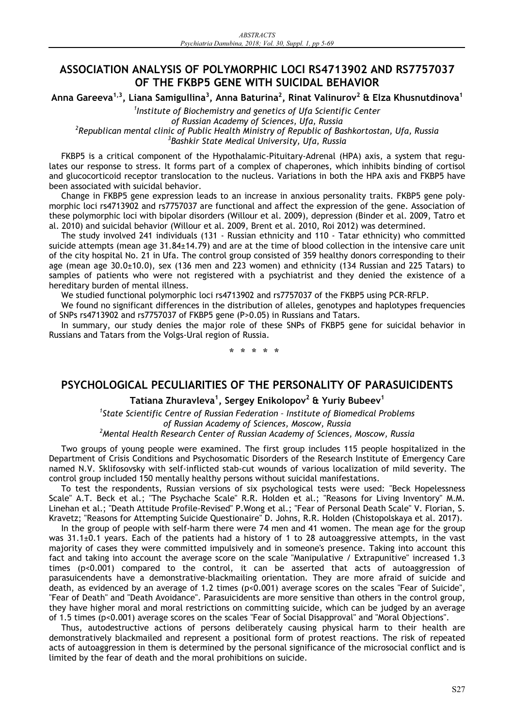## ASSOCIATION ANALYSIS OF POLYMORPHIC LOCI RS4713902 AND RS7757037 OF THE FKBP5 GENE WITH SUICIDAL BEHAVIOR

**Anna Gareeva[1,3], Liana Samigullina[3], Anna Baturina[2], Rinat Valinurov[2] & Elza Khusnutdinova[1]**

*[1]Institute of Biochemistry and genetics of Ufa Scientific Center of Russian Academy of Sciences, Ufa, Russia*
*[2]Republican mental clinic of Public Health Ministry of Republic of Bashkortostan, Ufa, Russia*
*[3]Bashkir State Medical University, Ufa, Russia*

FKBP5 is a critical component of the Hypothalamic-Pituitary-Adrenal (HPA) axis, a system that regulates our response to stress. It forms part of a complex of chaperones, which inhibits binding of cortisol and glucocorticoid receptor translocation to the nucleus. Variations in both the HPA axis and FKBP5 have been associated with suicidal behavior.

Change in FKBP5 gene expression leads to an increase in anxious personality traits. FKBP5 gene polymorphic loci rs4713902 and rs7757037 are functional and affect the expression of the gene. Association of these polymorphic loci with bipolar disorders (Willour et al. 2009), depression (Binder et al. 2009, Tatro et al. 2010) and suicidal behavior (Willour et al. 2009, Brent et al. 2010, Roi 2012) was determined.

The study involved 241 individuals (131 - Russian ethnicity and 110 - Tatar ethnicity) who committed suicide attempts (mean age 31.84±14.79) and are at the time of blood collection in the intensive care unit of the city hospital No. 21 in Ufa. The control group consisted of 359 healthy donors corresponding to their age (mean age 30.0±10.0), sex (136 men and 223 women) and ethnicity (134 Russian and 225 Tatars) to samples of patients who were not registered with a psychiatrist and they denied the existence of a hereditary burden of mental illness.

We studied functional polymorphic loci rs4713902 and rs7757037 of the FKBP5 using PCR-RFLP.

We found no significant differences in the distribution of alleles, genotypes and haplotypes frequencies of SNPs rs4713902 and rs7757037 of FKBP5 gene (P>0.05) in Russians and Tatars.

In summary, our study denies the major role of these SNPs of FKBP5 gene for suicidal behavior in Russians and Tatars from the Volgs-Ural region of Russia.

\* \* \* \* \*

## PSYCHOLOGICAL PECULIARITIES OF THE PERSONALITY OF PARASUICIDENTS

**Tatiana Zhuravleva[1], Sergey Enikolopov[2] & Yuriy Bubeev[1]**

*[1]State Scientific Centre of Russian Federation – Institute of Biomedical Problems of Russian Academy of Sciences, Moscow, Russia*
*[2]Mental Health Research Center of Russian Academy of Sciences, Moscow, Russia*

Two groups of young people were examined. The first group includes 115 people hospitalized in the Department of Crisis Conditions and Psychosomatic Disorders of the Research Institute of Emergency Care named N.V. Sklifosovsky with self-inflicted stab-cut wounds of various localization of mild severity. The control group included 150 mentally healthy persons without suicidal manifestations.

To test the respondents, Russian versions of six psychological tests were used: "Beck Hopelessness Scale" A.T. Beck et al.; "The Psychache Scale" R.R. Holden et al.; "Reasons for Living Inventory" M.M. Linehan et al.; "Death Attitude Profile-Revised" P.Wong et al.; "Fear of Personal Death Scale" V. Florian, S. Kravetz; "Reasons for Attempting Suicide Questionaire" D. Johns, R.R. Holden (Chistopolskaya et al. 2017).

In the group of people with self-harm there were 74 men and 41 women. The mean age for the group was 31.1±0.1 years. Each of the patients had a history of 1 to 28 autoaggressive attempts, in the vast majority of cases they were committed impulsively and in someone's presence. Taking into account this fact and taking into account the average score on the scale "Manipulative / Extrapunitive" increased 1.3 times (p<0.001) compared to the control, it can be asserted that acts of autoaggression of parasuicendents have a demonstrative-blackmailing orientation. They are more afraid of suicide and death, as evidenced by an average of 1.2 times (p<0.001) average scores on the scales "Fear of Suicide", "Fear of Death" and "Death Avoidance". Parasuicidents are more sensitive than others in the control group, they have higher moral and moral restrictions on committing suicide, which can be judged by an average of 1.5 times (p<0.001) average scores on the scales "Fear of Social Disapproval" and "Moral Objections".

Thus, autodestructive actions of persons deliberately causing physical harm to their health are demonstratively blackmailed and represent a positional form of protest reactions. The risk of repeated acts of autoaggression in them is determined by the personal significance of the microsocial conflict and is limited by the fear of death and the moral prohibitions on suicide.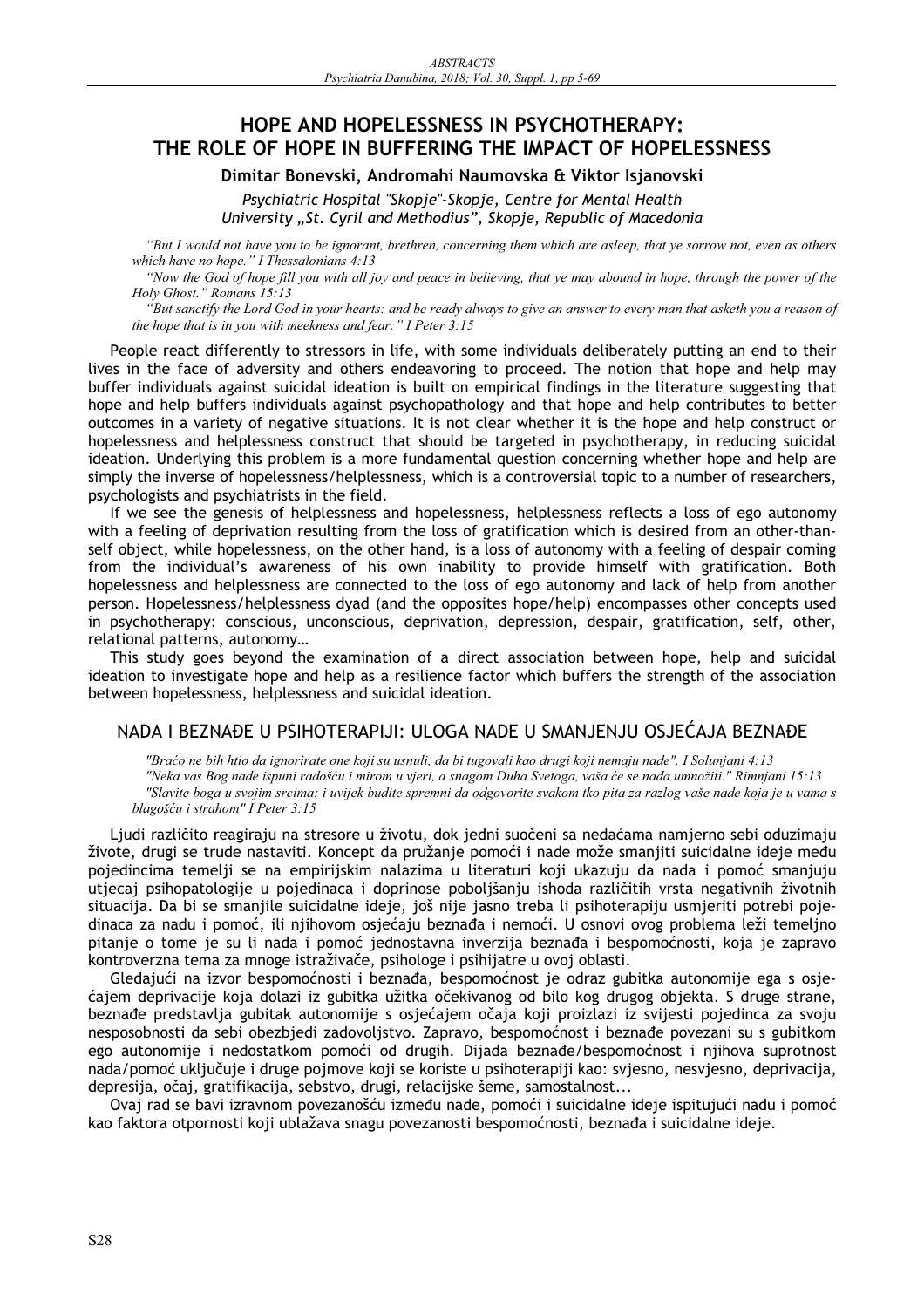# HOPE AND HOPELESSNESS IN PSYCHOTHERAPY: THE ROLE OF HOPE IN BUFFERING THE IMPACT OF HOPELESSNESS

**Dimitar Bonevski, Andromahi Naumovska & Viktor Isjanovski**

*Psychiatric Hospital "Skopje"-Skopje, Centre for Mental Health*
*University „St. Cyril and Methodius", Skopje, Republic of Macedonia*

*"But I would not have you to be ignorant, brethren, concerning them which are asleep, that ye sorrow not, even as others which have no hope." I Thessalonians 4:13*

*"Now the God of hope fill you with all joy and peace in believing, that ye may abound in hope, through the power of the Holy Ghost." Romans 15:13*

*"But sanctify the Lord God in your hearts: and be ready always to give an answer to every man that asketh you a reason of the hope that is in you with meekness and fear:" I Peter 3:15*

People react differently to stressors in life, with some individuals deliberately putting an end to their lives in the face of adversity and others endeavoring to proceed. The notion that hope and help may buffer individuals against suicidal ideation is built on empirical findings in the literature suggesting that hope and help buffers individuals against psychopathology and that hope and help contributes to better outcomes in a variety of negative situations. It is not clear whether it is the hope and help construct or hopelessness and helplessness construct that should be targeted in psychotherapy, in reducing suicidal ideation. Underlying this problem is a more fundamental question concerning whether hope and help are simply the inverse of hopelessness/helplessness, which is a controversial topic to a number of researchers, psychologists and psychiatrists in the field.

If we see the genesis of helplessness and hopelessness, helplessness reflects a loss of ego autonomy with a feeling of deprivation resulting from the loss of gratification which is desired from an other-than-self object, while hopelessness, on the other hand, is a loss of autonomy with a feeling of despair coming from the individual's awareness of his own inability to provide himself with gratification. Both hopelessness and helplessness are connected to the loss of ego autonomy and lack of help from another person. Hopelessness/helplessness dyad (and the opposites hope/help) encompasses other concepts used in psychotherapy: conscious, unconscious, deprivation, depression, despair, gratification, self, other, relational patterns, autonomy…

This study goes beyond the examination of a direct association between hope, help and suicidal ideation to investigate hope and help as a resilience factor which buffers the strength of the association between hopelessness, helplessness and suicidal ideation.

## NADA I BEZNAĐE U PSIHOTERAPIJI: ULOGA NADE U SMANJENJU OSJEĆAJA BEZNAĐE

*"Braćo ne bih htio da ignorirate one koji su usnuli, da bi tugovali kao drugi koji nemaju nade". I Solunjani 4:13*

*"Neka vas Bog nade ispuni radošću i mirom u vjeri, a snagom Duha Svetoga, vaša će se nada umnožiti." Rimnjani 15:13*

*"Slavite boga u svojim srcima: i uvijek budite spremni da odgovorite svakom tko pita za razlog vaše nade koja je u vama s blagošću i strahom" I Peter 3:15*

Ljudi različito reagiraju na stresore u životu, dok jedni suočeni sa nedaćama namjerno sebi oduzimaju živote, drugi se trude nastaviti. Koncept da pružanje pomoći i nade može smanjiti suicidalne ideje među pojedincima temelji se na empirijskim nalazima u literaturi koji ukazuju da nada i pomoć smanjuju utjecaj psihopatologije u pojedinaca i doprinose poboljšanju ishoda različitih vrsta negativnih životnih situacija. Da bi se smanjile suicidalne ideje, još nije jasno treba li psihoterapiju usmjeriti potrebi pojedinaca za nadu i pomoć, ili njihovom osjećaju beznađa i nemoći. U osnovi ovog problema leži temeljno pitanje o tome je su li nada i pomoć jednostavna inverzija beznađa i bespomoćnosti, koja je zapravo kontroverzna tema za mnoge istraživače, psihologe i psihijatre u ovoj oblasti.

Gledajući na izvor bespomoćnosti i beznađa, bespomoćnost je odraz gubitka autonomije ega s osjećajem deprivacije koja dolazi iz gubitka užitka očekivanog od bilo kog drugog objekta. S druge strane, beznađe predstavlja gubitak autonomije s osjećajem očaja koji proizlazi iz svijesti pojedinca za svoju nesposobnosti da sebi obezbjedi zadovoljstvo. Zapravo, bespomoćnost i beznađe povezani su s gubitkom ego autonomije i nedostatkom pomoći od drugih. Dijada beznađe/bespomoćnost i njihova suprotnost nada/pomoć uključuje i druge pojmove koji se koriste u psihoterapiji kao: svjesno, nesvjesno, deprivacija, depresija, očaj, gratifikacija, sebstvo, drugi, relacijske šeme, samostalnost...

Ovaj rad se bavi izravnom povezanošću između nade, pomoći i suicidalne ideje ispitujući nadu i pomoć kao faktora otpornosti koji ublažava snagu povezanosti bespomoćnosti, beznađa i suicidalne ideje.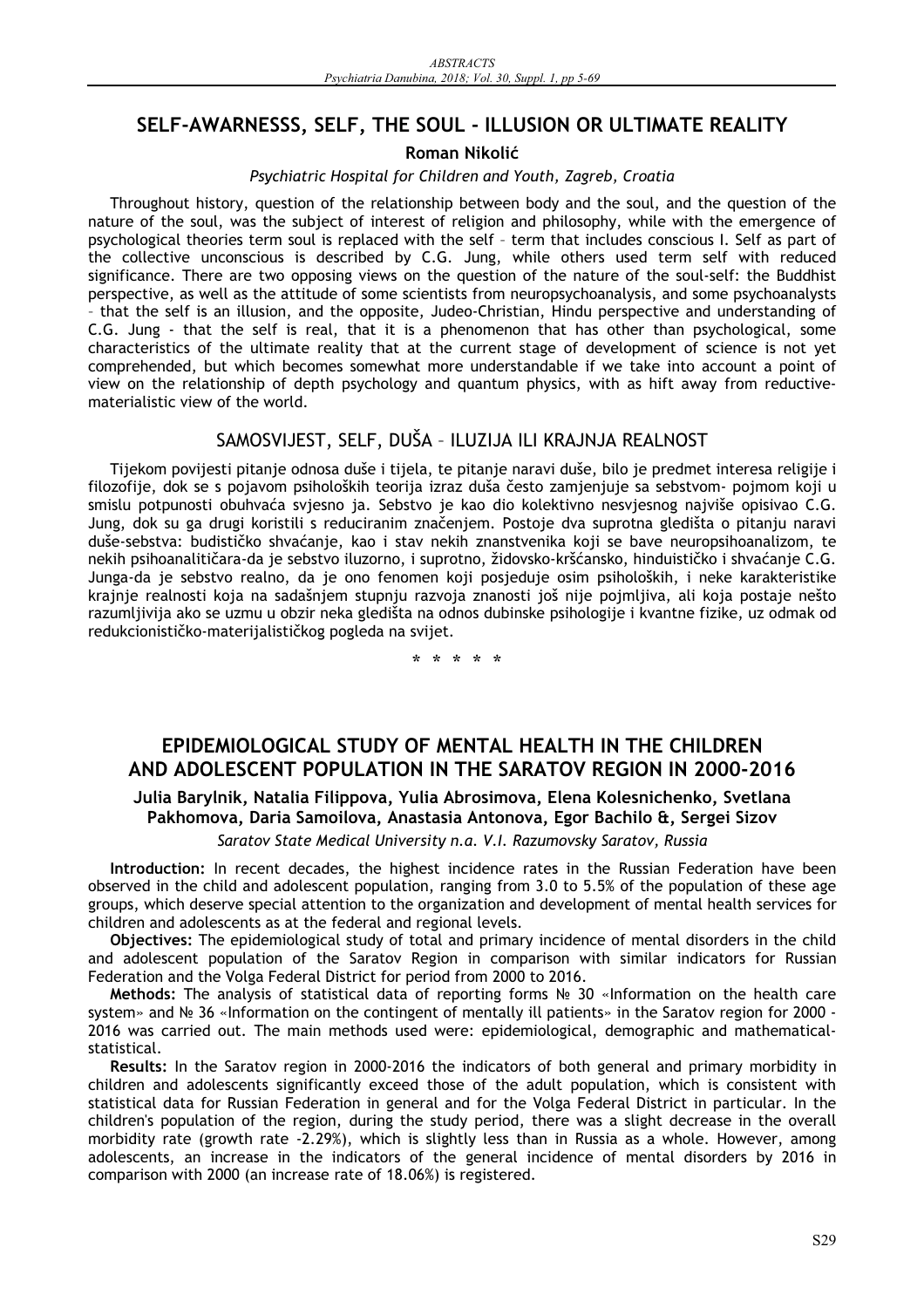## SELF-AWARNESSS, SELF, THE SOUL - ILLUSION OR ULTIMATE REALITY

**Roman Nikolić**

*Psychiatric Hospital for Children and Youth, Zagreb, Croatia*

Throughout history, question of the relationship between body and the soul, and the question of the nature of the soul, was the subject of interest of religion and philosophy, while with the emergence of psychological theories term soul is replaced with the self – term that includes conscious I. Self as part of the collective unconscious is described by C.G. Jung, while others used term self with reduced significance. There are two opposing views on the question of the nature of the soul-self: the Buddhist perspective, as well as the attitude of some scientists from neuropsychoanalysis, and some psychoanalysts – that the self is an illusion, and the opposite, Judeo-Christian, Hindu perspective and understanding of C.G. Jung - that the self is real, that it is a phenomenon that has other than psychological, some characteristics of the ultimate reality that at the current stage of development of science is not yet comprehended, but which becomes somewhat more understandable if we take into account a point of view on the relationship of depth psychology and quantum physics, with as hift away from reductive-materialistic view of the world.

## SAMOSVIJEST, SELF, DUŠA – ILUZIJA ILI KRAJNJA REALNOST

Tijekom povijesti pitanje odnosa duše i tijela, te pitanje naravi duše, bilo je predmet interesa religije i filozofije, dok se s pojavom psiholoških teorija izraz duša često zamjenjuje sa sebstvom- pojmom koji u smislu potpunosti obuhvaća svjesno ja. Sebstvo je kao dio kolektivno nesvjesnog najviše opisivao C.G. Jung, dok su ga drugi koristili s reduciranim značenjem. Postoje dva suprotna gledišta o pitanju naravi duše-sebstva: budističko shvaćanje, kao i stav nekih znanstvenika koji se bave neuropsihoanalizom, te nekih psihoanalitičara-da je sebstvo iluzorno, i suprotno, židovsko-kršćansko, hinduističko i shvaćanje C.G. Junga-da je sebstvo realno, da je ono fenomen koji posjeduje osim psiholoških, i neke karakteristike krajnje realnosti koja na sadašnjem stupnju razvoja znanosti još nije pojmljiva, ali koja postaje nešto razumljivija ako se uzmu u obzir neka gledišta na odnos dubinske psihologije i kvantne fizike, uz odmak od redukcionističko-materijalističkog pogleda na svijet.

\* \* \* \* \*

## EPIDEMIOLOGICAL STUDY OF MENTAL HEALTH IN THE CHILDREN AND ADOLESCENT POPULATION IN THE SARATOV REGION IN 2000-2016

**Julia Barylnik, Natalia Filippova, Yulia Abrosimova, Elena Kolesnichenko, Svetlana Pakhomova, Daria Samoilova, Anastasia Antonova, Egor Bachilo &, Sergei Sizov**

*Saratov State Medical University n.a. V.I. Razumovsky Saratov, Russia*

**Introduction:** In recent decades, the highest incidence rates in the Russian Federation have been observed in the child and adolescent population, ranging from 3.0 to 5.5% of the population of these age groups, which deserve special attention to the organization and development of mental health services for children and adolescents as at the federal and regional levels.

**Objectives:** The epidemiological study of total and primary incidence of mental disorders in the child and adolescent population of the Saratov Region in comparison with similar indicators for Russian Federation and the Volga Federal District for period from 2000 to 2016.

**Methods:** The analysis of statistical data of reporting forms № 30 «Information on the health care system» and № 36 «Information on the contingent of mentally ill patients» in the Saratov region for 2000 - 2016 was carried out. The main methods used were: epidemiological, demographic and mathematical-statistical.

**Results:** In the Saratov region in 2000-2016 the indicators of both general and primary morbidity in children and adolescents significantly exceed those of the adult population, which is consistent with statistical data for Russian Federation in general and for the Volga Federal District in particular. In the children's population of the region, during the study period, there was a slight decrease in the overall morbidity rate (growth rate -2.29%), which is slightly less than in Russia as a whole. However, among adolescents, an increase in the indicators of the general incidence of mental disorders by 2016 in comparison with 2000 (an increase rate of 18.06%) is registered.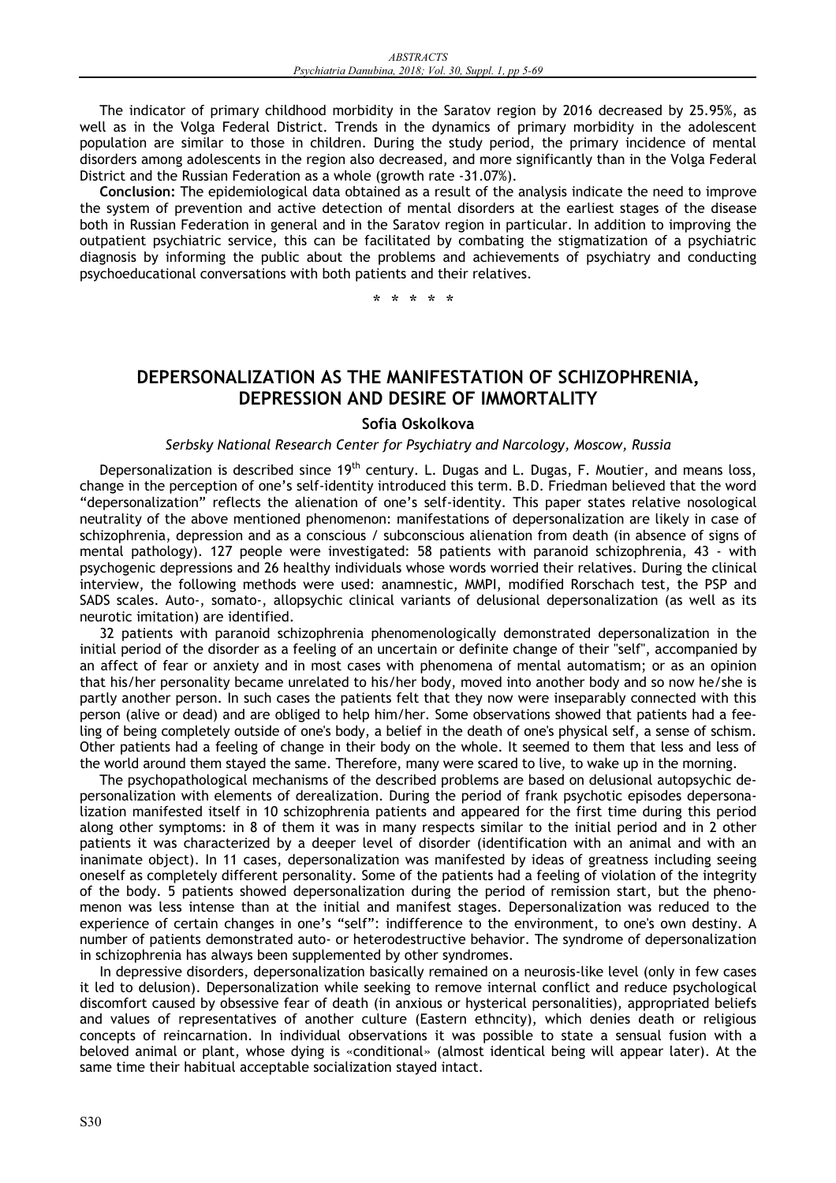The indicator of primary childhood morbidity in the Saratov region by 2016 decreased by 25.95%, as well as in the Volga Federal District. Trends in the dynamics of primary morbidity in the adolescent population are similar to those in children. During the study period, the primary incidence of mental disorders among adolescents in the region also decreased, and more significantly than in the Volga Federal District and the Russian Federation as a whole (growth rate -31.07%).

**Conclusion:** The epidemiological data obtained as a result of the analysis indicate the need to improve the system of prevention and active detection of mental disorders at the earliest stages of the disease both in Russian Federation in general and in the Saratov region in particular. In addition to improving the outpatient psychiatric service, this can be facilitated by combating the stigmatization of a psychiatric diagnosis by informing the public about the problems and achievements of psychiatry and conducting psychoeducational conversations with both patients and their relatives.

\* \* \* \* \*

## DEPERSONALIZATION AS THE MANIFESTATION OF SCHIZOPHRENIA, DEPRESSION AND DESIRE OF IMMORTALITY

**Sofia Oskolkova**

*Serbsky National Research Center for Psychiatry and Narcology, Moscow, Russia*

Depersonalization is described since 19th century. L. Dugas and L. Dugas, F. Moutier, and means loss, change in the perception of one's self-identity introduced this term. B.D. Friedman believed that the word "depersonalization" reflects the alienation of one's self-identity. This paper states relative nosological neutrality of the above mentioned phenomenon: manifestations of depersonalization are likely in case of schizophrenia, depression and as a conscious / subconscious alienation from death (in absence of signs of mental pathology). 127 people were investigated: 58 patients with paranoid schizophrenia, 43 - with psychogenic depressions and 26 healthy individuals whose words worried their relatives. During the clinical interview, the following methods were used: anamnestic, MMPI, modified Rorschach test, the PSP and SADS scales. Auto-, somato-, allopsychic clinical variants of delusional depersonalization (as well as its neurotic imitation) are identified.

32 patients with paranoid schizophrenia phenomenologically demonstrated depersonalization in the initial period of the disorder as a feeling of an uncertain or definite change of their "self", accompanied by an affect of fear or anxiety and in most cases with phenomena of mental automatism; or as an opinion that his/her personality became unrelated to his/her body, moved into another body and so now he/she is partly another person. In such cases the patients felt that they now were inseparably connected with this person (alive or dead) and are obliged to help him/her. Some observations showed that patients had a feeling of being completely outside of one's body, a belief in the death of one's physical self, a sense of schism. Other patients had a feeling of change in their body on the whole. It seemed to them that less and less of the world around them stayed the same. Therefore, many were scared to live, to wake up in the morning.

The psychopathological mechanisms of the described problems are based on delusional autopsychic depersonalization with elements of derealization. During the period of frank psychotic episodes depersonalization manifested itself in 10 schizophrenia patients and appeared for the first time during this period along other symptoms: in 8 of them it was in many respects similar to the initial period and in 2 other patients it was characterized by a deeper level of disorder (identification with an animal and with an inanimate object). In 11 cases, depersonalization was manifested by ideas of greatness including seeing oneself as completely different personality. Some of the patients had a feeling of violation of the integrity of the body. 5 patients showed depersonalization during the period of remission start, but the phenomenon was less intense than at the initial and manifest stages. Depersonalization was reduced to the experience of certain changes in one's "self": indifference to the environment, to one's own destiny. A number of patients demonstrated auto- or heterodestructive behavior. The syndrome of depersonalization in schizophrenia has always been supplemented by other syndromes.

In depressive disorders, depersonalization basically remained on a neurosis-like level (only in few cases it led to delusion). Depersonalization while seeking to remove internal conflict and reduce psychological discomfort caused by obsessive fear of death (in anxious or hysterical personalities), appropriated beliefs and values of representatives of another culture (Eastern ethncity), which denies death or religious concepts of reincarnation. In individual observations it was possible to state a sensual fusion with a beloved animal or plant, whose dying is «conditional» (almost identical being will appear later). At the same time their habitual acceptable socialization stayed intact.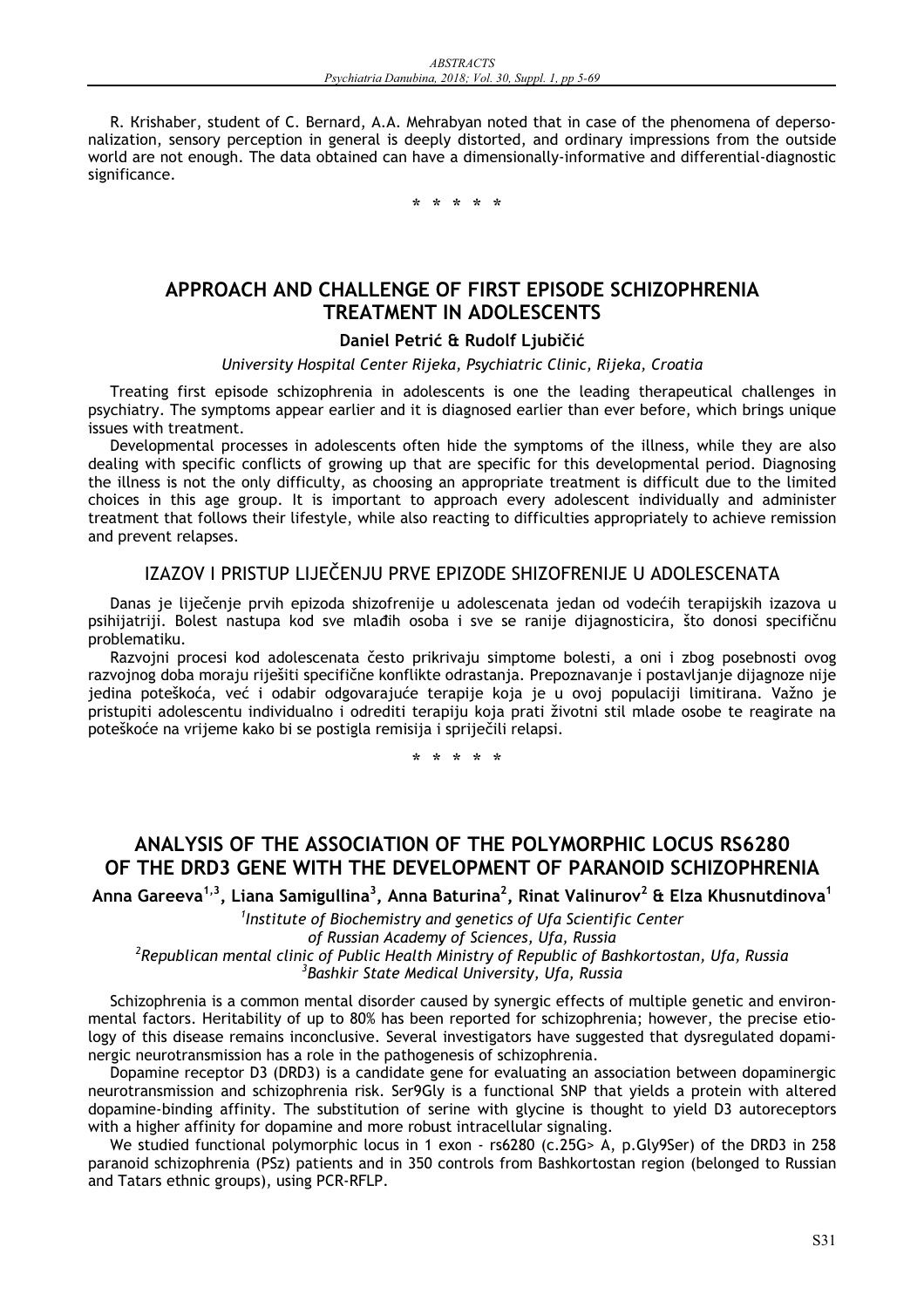R. Krishaber, student of C. Bernard, A.A. Mehrabyan noted that in case of the phenomena of depersonalization, sensory perception in general is deeply distorted, and ordinary impressions from the outside world are not enough. The data obtained can have a dimensionally-informative and differential-diagnostic significance.

\* \* \* \* \*

## APPROACH AND CHALLENGE OF FIRST EPISODE SCHIZOPHRENIA TREATMENT IN ADOLESCENTS

**Daniel Petrić & Rudolf Ljubičić**

*University Hospital Center Rijeka, Psychiatric Clinic, Rijeka, Croatia*

Treating first episode schizophrenia in adolescents is one the leading therapeutical challenges in psychiatry. The symptoms appear earlier and it is diagnosed earlier than ever before, which brings unique issues with treatment.

Developmental processes in adolescents often hide the symptoms of the illness, while they are also dealing with specific conflicts of growing up that are specific for this developmental period. Diagnosing the illness is not the only difficulty, as choosing an appropriate treatment is difficult due to the limited choices in this age group. It is important to approach every adolescent individually and administer treatment that follows their lifestyle, while also reacting to difficulties appropriately to achieve remission and prevent relapses.

### IZAZOV I PRISTUP LIJEČENJU PRVE EPIZODE SHIZOFRENIJE U ADOLESCENATA

Danas je liječenje prvih epizoda shizofrenije u adolescenata jedan od vodećih terapijskih izazova u psihijatriji. Bolest nastupa kod sve mlađih osoba i sve se ranije dijagnosticira, što donosi specifičnu problematiku.

Razvojni procesi kod adolescenata često prikrivaju simptome bolesti, a oni i zbog posebnosti ovog razvojnog doba moraju riješiti specifične konflikte odrastanja. Prepoznavanje i postavljanje dijagnoze nije jedina poteškoća, već i odabir odgovarajuće terapije koja je u ovoj populaciji limitirana. Važno je pristupiti adolescentu individualno i odrediti terapiju koja prati životni stil mlade osobe te reagirate na poteškoće na vrijeme kako bi se postigla remisija i spriječili relapsi.

\* \* \* \* \*

## ANALYSIS OF THE ASSOCIATION OF THE POLYMORPHIC LOCUS RS6280 OF THE DRD3 GENE WITH THE DEVELOPMENT OF PARANOID SCHIZOPHRENIA

**Anna Gareeva[1,3], Liana Samigullina[3], Anna Baturina[2], Rinat Valinurov[2] & Elza Khusnutdinova[1]**

*[1]Institute of Biochemistry and genetics of Ufa Scientific Center of Russian Academy of Sciences, Ufa, Russia*
*[2]Republican mental clinic of Public Health Ministry of Republic of Bashkortostan, Ufa, Russia*
*[3]Bashkir State Medical University, Ufa, Russia*

Schizophrenia is a common mental disorder caused by synergic effects of multiple genetic and environmental factors. Heritability of up to 80% has been reported for schizophrenia; however, the precise etiology of this disease remains inconclusive. Several investigators have suggested that dysregulated dopaminergic neurotransmission has a role in the pathogenesis of schizophrenia.

Dopamine receptor D3 (DRD3) is a candidate gene for evaluating an association between dopaminergic neurotransmission and schizophrenia risk. Ser9Gly is a functional SNP that yields a protein with altered dopamine-binding affinity. The substitution of serine with glycine is thought to yield D3 autoreceptors with a higher affinity for dopamine and more robust intracellular signaling.

We studied functional polymorphic locus in 1 exon - rs6280 (c.25G> A, p.Gly9Ser) of the DRD3 in 258 paranoid schizophrenia (PSz) patients and in 350 controls from Bashkortostan region (belonged to Russian and Tatars ethnic groups), using PCR-RFLP.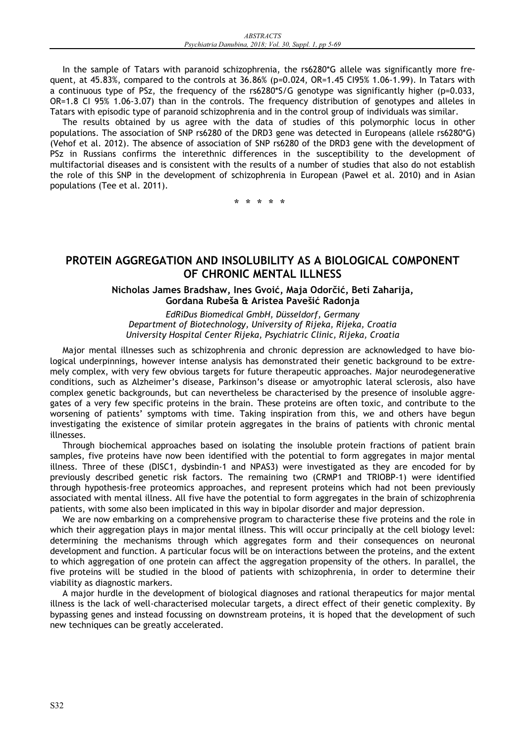In the sample of Tatars with paranoid schizophrenia, the rs6280*G allele was significantly more frequent, at 45.83%, compared to the controls at 36.86% ($p=0.024$, OR=1.45 CI95% 1.06-1.99). In Tatars with a continuous type of PSz, the frequency of the rs6280*S/G genotype was significantly higher ($p=0.033$, OR=1.8 CI 95% 1.06-3.07) than in the controls. The frequency distribution of genotypes and alleles in Tatars with episodic type of paranoid schizophrenia and in the control group of individuals was similar.

The results obtained by us agree with the data of studies of this polymorphic locus in other populations. The association of SNP rs6280 of the DRD3 gene was detected in Europeans (allele rs6280*G) (Vehof et al. 2012). The absence of association of SNP rs6280 of the DRD3 gene with the development of PSz in Russians confirms the interethnic differences in the susceptibility to the development of multifactorial diseases and is consistent with the results of a number of studies that also do not establish the role of this SNP in the development of schizophrenia in European (Paweł et al. 2010) and in Asian populations (Tee et al. 2011).

\* \* \* \* \*

## PROTEIN AGGREGATION AND INSOLUBILITY AS A BIOLOGICAL COMPONENT OF CHRONIC MENTAL ILLNESS

**Nicholas James Bradshaw, Ines Gvoić, Maja Odorčić, Beti Zaharija, Gordana Rubeša & Aristea Pavešić Radonja**

*EdRiDus Biomedical GmbH, Düsseldorf, Germany*
*Department of Biotechnology, University of Rijeka, Rijeka, Croatia*
*University Hospital Center Rijeka, Psychiatric Clinic, Rijeka, Croatia*

Major mental illnesses such as schizophrenia and chronic depression are acknowledged to have biological underpinnings, however intense analysis has demonstrated their genetic background to be extremely complex, with very few obvious targets for future therapeutic approaches. Major neurodegenerative conditions, such as Alzheimer's disease, Parkinson's disease or amyotrophic lateral sclerosis, also have complex genetic backgrounds, but can nevertheless be characterised by the presence of insoluble aggregates of a very few specific proteins in the brain. These proteins are often toxic, and contribute to the worsening of patients' symptoms with time. Taking inspiration from this, we and others have begun investigating the existence of similar protein aggregates in the brains of patients with chronic mental illnesses.

Through biochemical approaches based on isolating the insoluble protein fractions of patient brain samples, five proteins have now been identified with the potential to form aggregates in major mental illness. Three of these (DISC1, dysbindin-1 and NPAS3) were investigated as they are encoded for by previously described genetic risk factors. The remaining two (CRMP1 and TRIOBP-1) were identified through hypothesis-free proteomics approaches, and represent proteins which had not been previously associated with mental illness. All five have the potential to form aggregates in the brain of schizophrenia patients, with some also been implicated in this way in bipolar disorder and major depression.

We are now embarking on a comprehensive program to characterise these five proteins and the role in which their aggregation plays in major mental illness. This will occur principally at the cell biology level: determining the mechanisms through which aggregates form and their consequences on neuronal development and function. A particular focus will be on interactions between the proteins, and the extent to which aggregation of one protein can affect the aggregation propensity of the others. In parallel, the five proteins will be studied in the blood of patients with schizophrenia, in order to determine their viability as diagnostic markers.

A major hurdle in the development of biological diagnoses and rational therapeutics for major mental illness is the lack of well-characterised molecular targets, a direct effect of their genetic complexity. By bypassing genes and instead focussing on downstream proteins, it is hoped that the development of such new techniques can be greatly accelerated.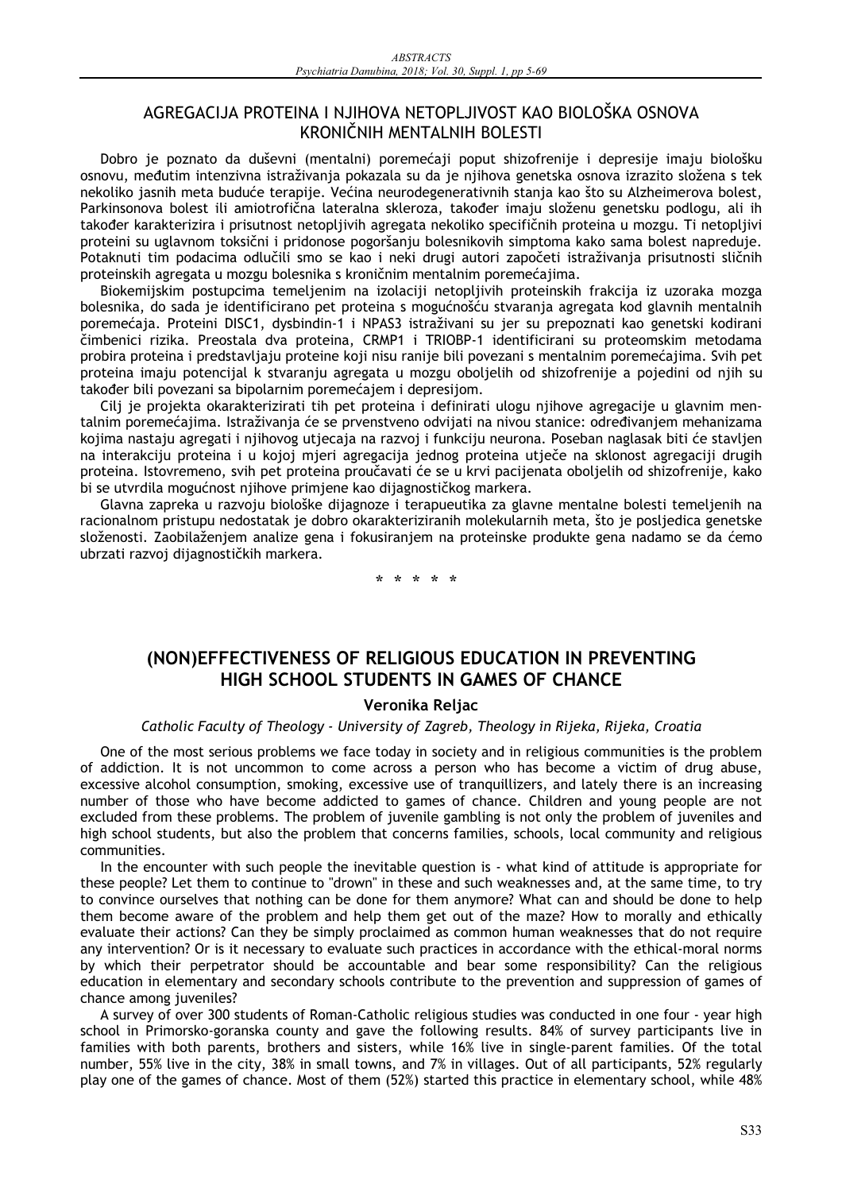## AGREGACIJA PROTEINA I NJIHOVA NETOPLJIVOST KAO BIOLOŠKA OSNOVA KRONIČNIH MENTALNIH BOLESTI

Dobro je poznato da duševni (mentalni) poremećaji poput shizofrenije i depresije imaju biološku osnovu, međutim intenzivna istraživanja pokazala su da je njihova genetska osnova izrazito složena s tek nekoliko jasnih meta buduće terapije. Većina neurodegenerativnih stanja kao što su Alzheimerova bolest, Parkinsonova bolest ili amiotrofična lateralna skleroza, također imaju složenu genetsku podlogu, ali ih također karakterizira i prisutnost netopljivih agregata nekoliko specifičnih proteina u mozgu. Ti netopljivi proteini su uglavnom toksični i pridonose pogoršanju bolesnikovih simptoma kako sama bolest napreduje. Potaknuti tim podacima odlučili smo se kao i neki drugi autori započeti istraživanja prisutnosti sličnih proteinskih agregata u mozgu bolesnika s kroničnim mentalnim poremećajima.

Biokemijskim postupcima temeljenim na izolaciji netopljivih proteinskih frakcija iz uzoraka mozga bolesnika, do sada je identificirano pet proteina s mogućnošću stvaranja agregata kod glavnih mentalnih poremećaja. Proteini DISC1, dysbindin-1 i NPAS3 istraživani su jer su prepoznati kao genetski kodirani čimbenici rizika. Preostala dva proteina, CRMP1 i TRIOBP-1 identificirani su proteomskim metodama probira proteina i predstavljaju proteine koji nisu ranije bili povezani s mentalnim poremećajima. Svih pet proteina imaju potencijal k stvaranju agregata u mozgu oboljelih od shizofrenije a pojedini od njih su također bili povezani sa bipolarnim poremećajem i depresijom.

Cilj je projekta okarakterizirati tih pet proteina i definirati ulogu njihove agregacije u glavnim mentalnim poremećajima. Istraživanja će se prvenstveno odvijati na nivou stanice: određivanjem mehanizama kojima nastaju agregati i njihovog utjecaja na razvoj i funkciju neurona. Poseban naglasak biti će stavljen na interakciju proteina i u kojoj mjeri agregacija jednog proteina utječe na sklonost agregaciji drugih proteina. Istovremeno, svih pet proteina proučavati će se u krvi pacijenata oboljelih od shizofrenije, kako bi se utvrdila mogućnost njihove primjene kao dijagnostičkog markera.

Glavna zapreka u razvoju biološke dijagnoze i terapeutika za glavne mentalne bolesti temeljenih na racionalnom pristupu nedostatak je dobro okarakteriziranih molekularnih meta, što je posljedica genetske složenosti. Zaobilaženjem analize gena i fokusiranjem na proteinske produkte gena nadamo se da ćemo ubrzati razvoj dijagnostičkih markera.

\* \* \* \* \*

## (NON)EFFECTIVENESS OF RELIGIOUS EDUCATION IN PREVENTING HIGH SCHOOL STUDENTS IN GAMES OF CHANCE

**Veronika Reljac**

*Catholic Faculty of Theology - University of Zagreb, Theology in Rijeka, Rijeka, Croatia*

One of the most serious problems we face today in society and in religious communities is the problem of addiction. It is not uncommon to come across a person who has become a victim of drug abuse, excessive alcohol consumption, smoking, excessive use of tranquillizers, and lately there is an increasing number of those who have become addicted to games of chance. Children and young people are not excluded from these problems. The problem of juvenile gambling is not only the problem of juveniles and high school students, but also the problem that concerns families, schools, local community and religious communities.

In the encounter with such people the inevitable question is - what kind of attitude is appropriate for these people? Let them to continue to "drown" in these and such weaknesses and, at the same time, to try to convince ourselves that nothing can be done for them anymore? What can and should be done to help them become aware of the problem and help them get out of the maze? How to morally and ethically evaluate their actions? Can they be simply proclaimed as common human weaknesses that do not require any intervention? Or is it necessary to evaluate such practices in accordance with the ethical-moral norms by which their perpetrator should be accountable and bear some responsibility? Can the religious education in elementary and secondary schools contribute to the prevention and suppression of games of chance among juveniles?

A survey of over 300 students of Roman-Catholic religious studies was conducted in one four - year high school in Primorsko-goranska county and gave the following results. 84% of survey participants live in families with both parents, brothers and sisters, while 16% live in single-parent families. Of the total number, 55% live in the city, 38% in small towns, and 7% in villages. Out of all participants, 52% regularly play one of the games of chance. Most of them (52%) started this practice in elementary school, while 48%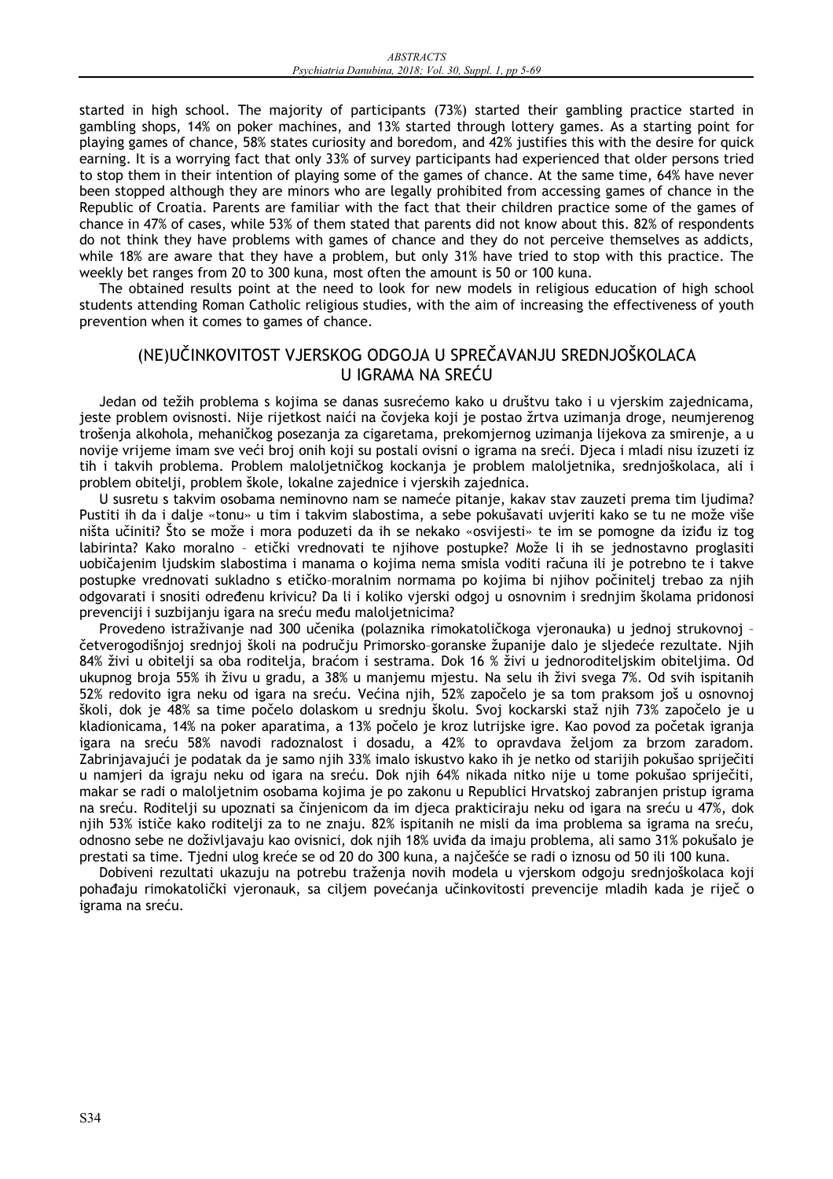started in high school. The majority of participants (73%) started their gambling practice started in gambling shops, 14% on poker machines, and 13% started through lottery games. As a starting point for playing games of chance, 58% states curiosity and boredom, and 42% justifies this with the desire for quick earning. It is a worrying fact that only 33% of survey participants had experienced that older persons tried to stop them in their intention of playing some of the games of chance. At the same time, 64% have never been stopped although they are minors who are legally prohibited from accessing games of chance in the Republic of Croatia. Parents are familiar with the fact that their children practice some of the games of chance in 47% of cases, while 53% of them stated that parents did not know about this. 82% of respondents do not think they have problems with games of chance and they do not perceive themselves as addicts, while 18% are aware that they have a problem, but only 31% have tried to stop with this practice. The weekly bet ranges from 20 to 300 kuna, most often the amount is 50 or 100 kuna.

The obtained results point at the need to look for new models in religious education of high school students attending Roman Catholic religious studies, with the aim of increasing the effectiveness of youth prevention when it comes to games of chance.

## (NE)UČINKOVITOST VJERSKOG ODGOJA U SPREČAVANJU SREDNJOŠKOLACA U IGRAMA NA SREĆU

Jedan od težih problema s kojima se danas susrećemo kako u društvu tako i u vjerskim zajednicama, jeste problem ovisnosti. Nije rijetkost naići na čovjeka koji je postao žrtva uzimanja droge, neumjerenog trošenja alkohola, mehaničkog posezanja za cigaretama, prekomjernog uzimanja lijekova za smirenje, a u novije vrijeme imam sve veći broj onih koji su postali ovisni o igrama na sreći. Djeca i mladi nisu izuzeti iz tih i takvih problema. Problem maloljetničkog kockanja je problem maloljetnika, srednjoškolaca, ali i problem obitelji, problem škole, lokalne zajednice i vjerskih zajednica.

U susretu s takvim osobama neminovno nam se nameće pitanje, kakav stav zauzeti prema tim ljudima? Pustiti ih da i dalje «tonu» u tim i takvim slabostima, a sebe pokušavati uvjeriti kako se tu ne može više ništa učiniti? Što se može i mora poduzeti da ih se nekako «osvijesti» te im se pomogne da iziđu iz tog labirinta? Kako moralno – etički vrednovati te njihove postupke? Može li ih se jednostavno proglasiti uobičajenim ljudskim slabostima i manama o kojima nema smisla voditi računa ili je potrebno te i takve postupke vrednovati sukladno s etičko–moralnim normama po kojima bi njihov počinitelj trebao za njih odgovarati i snositi određenu krivicu? Da li i koliko vjerski odgoj u osnovnim i srednjim školama pridonosi prevenciji i suzbijanju igara na sreću među maloljetnicima?

Provedeno istraživanje nad 300 učenika (polaznika rimokatoličkoga vjeronauka) u jednoj strukovnoj – četverogodišnjoj srednjoj školi na području Primorsko–goranske županije dalo je sljedeće rezultate. Njih 84% živi u obitelji sa oba roditelja, braćom i sestrama. Dok 16 % živi u jednoroditeljskim obiteljima. Od ukupnog broja 55% ih živu u gradu, a 38% u manjemu mjestu. Na selu ih živi svega 7%. Od svih ispitanih 52% redovito igra neku od igara na sreću. Većina njih, 52% započelo je sa tom praksom još u osnovnoj školi, dok je 48% sa time počelo dolaskom u srednju školu. Svoj kockarski staž njih 73% započelo je u kladionicama, 14% na poker aparatima, a 13% počelo je kroz lutrijske igre. Kao povod za početak igranja igara na sreću 58% navodi radoznalost i dosadu, a 42% to opravdava željom za brzom zaradom. Zabrinjavajući je podatak da je samo njih 33% imalo iskustvo kako ih je netko od starijih pokušao spriječiti u namjeri da igraju neku od igara na sreću. Dok njih 64% nikada nitko nije u tome pokušao spriječiti, makar se radi o maloljetnim osobama kojima je po zakonu u Republici Hrvatskoj zabranjen pristup igrama na sreću. Roditelji su upoznati sa činjenicom da im djeca prakticiraju neku od igara na sreću u 47%, dok njih 53% ističe kako roditelji za to ne znaju. 82% ispitanih ne misli da ima problema sa igrama na sreću, odnosno sebe ne doživljavaju kao ovisnici, dok njih 18% uviđa da imaju problema, ali samo 31% pokušalo je prestati sa time. Tjedni ulog kreće se od 20 do 300 kuna, a najčešće se radi o iznosu od 50 ili 100 kuna.

Dobiveni rezultati ukazuju na potrebu traženja novih modela u vjerskom odgoju srednjoškolaca koji pohađaju rimokatolički vjeronauk, sa ciljem povećanja učinkovitosti prevencije mladih kada je riječ o igrama na sreću.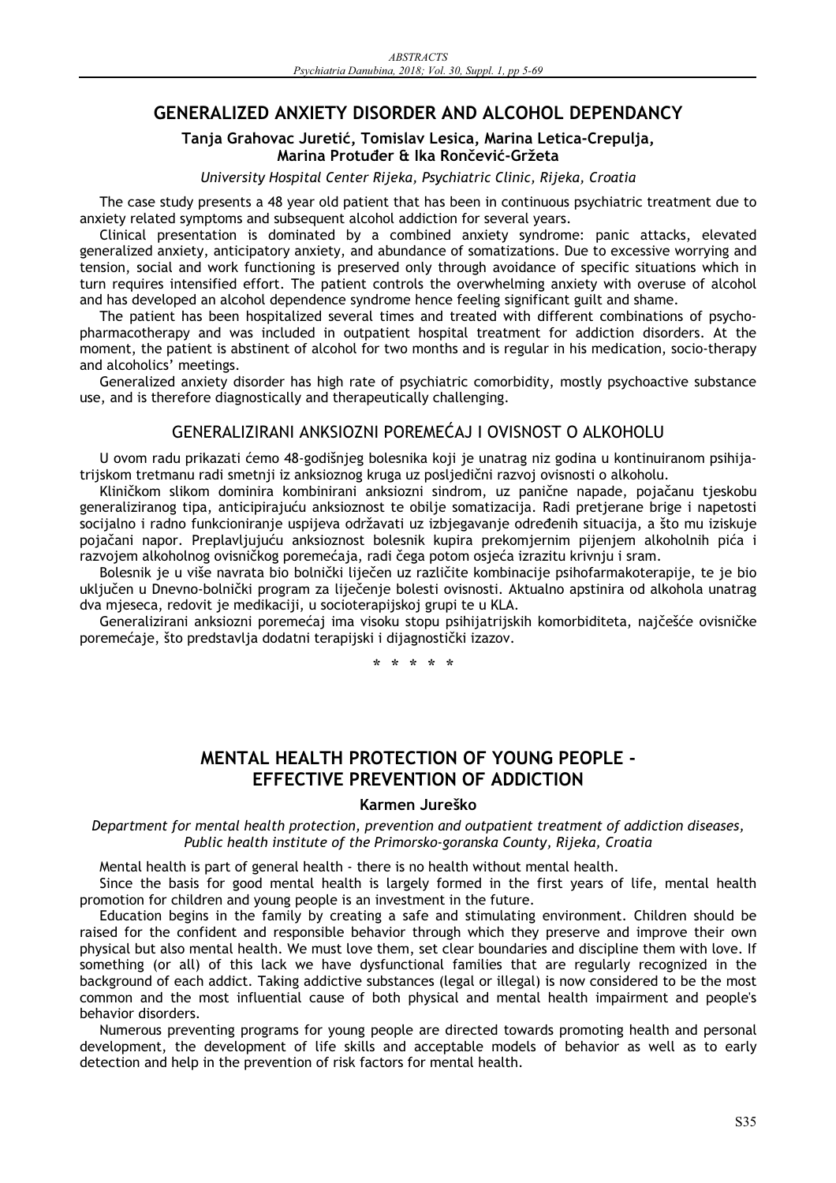## GENERALIZED ANXIETY DISORDER AND ALCOHOL DEPENDANCY

**Tanja Grahovac Juretić, Tomislav Lesica, Marina Letica-Crepulja, Marina Protuđer & Ika Rončević-Gržeta**

*University Hospital Center Rijeka, Psychiatric Clinic, Rijeka, Croatia*

The case study presents a 48 year old patient that has been in continuous psychiatric treatment due to anxiety related symptoms and subsequent alcohol addiction for several years.

Clinical presentation is dominated by a combined anxiety syndrome: panic attacks, elevated generalized anxiety, anticipatory anxiety, and abundance of somatizations. Due to excessive worrying and tension, social and work functioning is preserved only through avoidance of specific situations which in turn requires intensified effort. The patient controls the overwhelming anxiety with overuse of alcohol and has developed an alcohol dependence syndrome hence feeling significant guilt and shame.

The patient has been hospitalized several times and treated with different combinations of psycho-pharmacotherapy and was included in outpatient hospital treatment for addiction disorders. At the moment, the patient is abstinent of alcohol for two months and is regular in his medication, socio-therapy and alcoholics' meetings.

Generalized anxiety disorder has high rate of psychiatric comorbidity, mostly psychoactive substance use, and is therefore diagnostically and therapeutically challenging.

### GENERALIZIRANI ANKSIOZNI POREMEĆAJ I OVISNOST O ALKOHOLU

U ovom radu prikazati ćemo 48-godišnjeg bolesnika koji je unatrag niz godina u kontinuiranom psihijatrijskom tretmanu radi smetnji iz anksioznog kruga uz posljedični razvoj ovisnosti o alkoholu.

Kliničkom slikom dominira kombinirani anksiozni sindrom, uz panične napade, pojačanu tjeskobu generaliziranog tipa, anticipirajuću anksioznost te obilje somatizacija. Radi pretjerane brige i napetosti socijalno i radno funkcioniranje uspijeva održavati uz izbjegavanje određenih situacija, a što mu iziskuje pojačani napor. Preplavljujuću anksioznost bolesnik kupira prekomjernim pijenjem alkoholnih pića i razvojem alkoholnog ovisničkog poremećaja, radi čega potom osjeća izrazitu krivnju i sram.

Bolesnik je u više navrata bio bolnički liječen uz različite kombinacije psihofarmakoterapije, te je bio uključen u Dnevno-bolnički program za liječenje bolesti ovisnosti. Aktualno apstinira od alkohola unatrag dva mjeseca, redovit je u medikaciji, u socioterapijskoj grupi te u KLA.

Generalizirani anksiozni poremećaj ima visoku stopu psihijatrijskih komorbiditeta, najčešće ovisničke poremećaje, što predstavlja dodatni terapijski i dijagnostički izazov.

\* \* \* \* \*

## MENTAL HEALTH PROTECTION OF YOUNG PEOPLE - EFFECTIVE PREVENTION OF ADDICTION

**Karmen Jureško**

*Department for mental health protection, prevention and outpatient treatment of addiction diseases, Public health institute of the Primorsko-goranska County, Rijeka, Croatia*

Mental health is part of general health - there is no health without mental health.

Since the basis for good mental health is largely formed in the first years of life, mental health promotion for children and young people is an investment in the future.

Education begins in the family by creating a safe and stimulating environment. Children should be raised for the confident and responsible behavior through which they preserve and improve their own physical but also mental health. We must love them, set clear boundaries and discipline them with love. If something (or all) of this lack we have dysfunctional families that are regularly recognized in the background of each addict. Taking addictive substances (legal or illegal) is now considered to be the most common and the most influential cause of both physical and mental health impairment and people's behavior disorders.

Numerous preventing programs for young people are directed towards promoting health and personal development, the development of life skills and acceptable models of behavior as well as to early detection and help in the prevention of risk factors for mental health.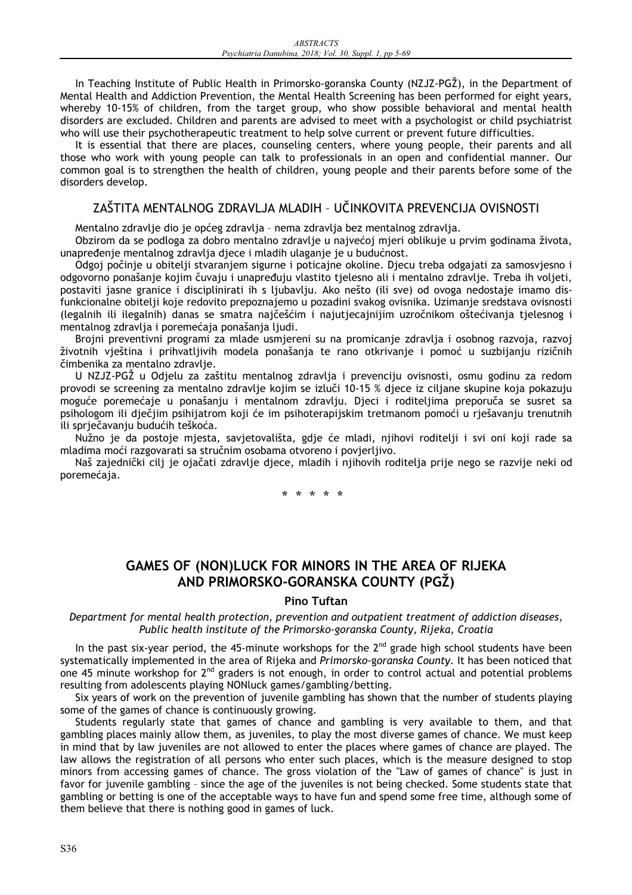In Teaching Institute of Public Health in Primorsko-goranska County (NZJZ-PGŽ), in the Department of Mental Health and Addiction Prevention, the Mental Health Screening has been performed for eight years, whereby 10-15% of children, from the target group, who show possible behavioral and mental health disorders are excluded. Children and parents are advised to meet with a psychologist or child psychiatrist who will use their psychotherapeutic treatment to help solve current or prevent future difficulties.

It is essential that there are places, counseling centers, where young people, their parents and all those who work with young people can talk to professionals in an open and confidential manner. Our common goal is to strengthen the health of children, young people and their parents before some of the disorders develop.

## ZAŠTITA MENTALNOG ZDRAVLJA MLADIH – UČINKOVITA PREVENCIJA OVISNOSTI

Mentalno zdravlje dio je općeg zdravlja – nema zdravlja bez mentalnog zdravlja.

Obzirom da se podloga za dobro mentalno zdravlje u najvećoj mjeri oblikuje u prvim godinama života, unapređenje mentalnog zdravlja djece i mladih ulaganje je u budućnost.

Odgoj počinje u obitelji stvaranjem sigurne i poticajne okoline. Djecu treba odgajati za samosvjesno i odgovorno ponašanje kojim čuvaju i unapređuju vlastito tjelesno ali i mentalno zdravlje. Treba ih voljeti, postaviti jasne granice i disciplinirati ih s ljubavlju. Ako nešto (ili sve) od ovoga nedostaje imamo disfunkcionalne obitelji koje redovito prepoznajemo u pozadini svakog ovisnika. Uzimanje sredstava ovisnosti (legalnih ili ilegalnih) danas se smatra najčešćim i najutjecajnijim uzročnikom oštećivanja tjelesnog i mentalnog zdravlja i poremećaja ponašanja ljudi.

Brojni preventivni programi za mlade usmjereni su na promicanje zdravlja i osobnog razvoja, razvoj životnih vještina i prihvatljivih modela ponašanja te rano otkrivanje i pomoć u suzbijanju rizičnih čimbenika za mentalno zdravlje.

U NZJZ-PGŽ u Odjelu za zaštitu mentalnog zdravlja i prevenciju ovisnosti, osmu godinu za redom provodi se screening za mentalno zdravlje kojim se izluči 10-15 % djece iz ciljane skupine koja pokazuju moguće poremećaje u ponašanju i mentalnom zdravlju. Djeci i roditeljima preporuča se susret sa psihologom ili dječjim psihijatrom koji će im psihoterapijskim tretmanom pomoći u rješavanju trenutnih ili sprječavanju budućih teškoća.

Nužno je da postoje mjesta, savjetovališta, gdje će mladi, njihovi roditelji i svi oni koji rade sa mladima moći razgovarati sa stručnim osobama otvoreno i povjerljivo.

Naš zajednički cilj je ojačati zdravlje djece, mladih i njihovih roditelja prije nego se razvije neki od poremećaja.

\* \* \* \* \*

# GAMES OF (NON)LUCK FOR MINORS IN THE AREA OF RIJEKA AND PRIMORSKO-GORANSKA COUNTY (PGŽ)

**Pino Tuftan**

*Department for mental health protection, prevention and outpatient treatment of addiction diseases, Public health institute of the Primorsko-goranska County, Rijeka, Croatia*

In the past six-year period, the 45-minute workshops for the 2nd grade high school students have been systematically implemented in the area of Rijeka and *Primorsko-goranska County*. It has been noticed that one 45 minute workshop for 2nd graders is not enough, in order to control actual and potential problems resulting from adolescents playing NONluck games/gambling/betting.

Six years of work on the prevention of juvenile gambling has shown that the number of students playing some of the games of chance is continuously growing.

Students regularly state that games of chance and gambling is very available to them, and that gambling places mainly allow them, as juveniles, to play the most diverse games of chance. We must keep in mind that by law juveniles are not allowed to enter the places where games of chance are played. The law allows the registration of all persons who enter such places, which is the measure designed to stop minors from accessing games of chance. The gross violation of the "Law of games of chance" is just in favor for juvenile gambling – since the age of the juveniles is not being checked. Some students state that gambling or betting is one of the acceptable ways to have fun and spend some free time, although some of them believe that there is nothing good in games of luck.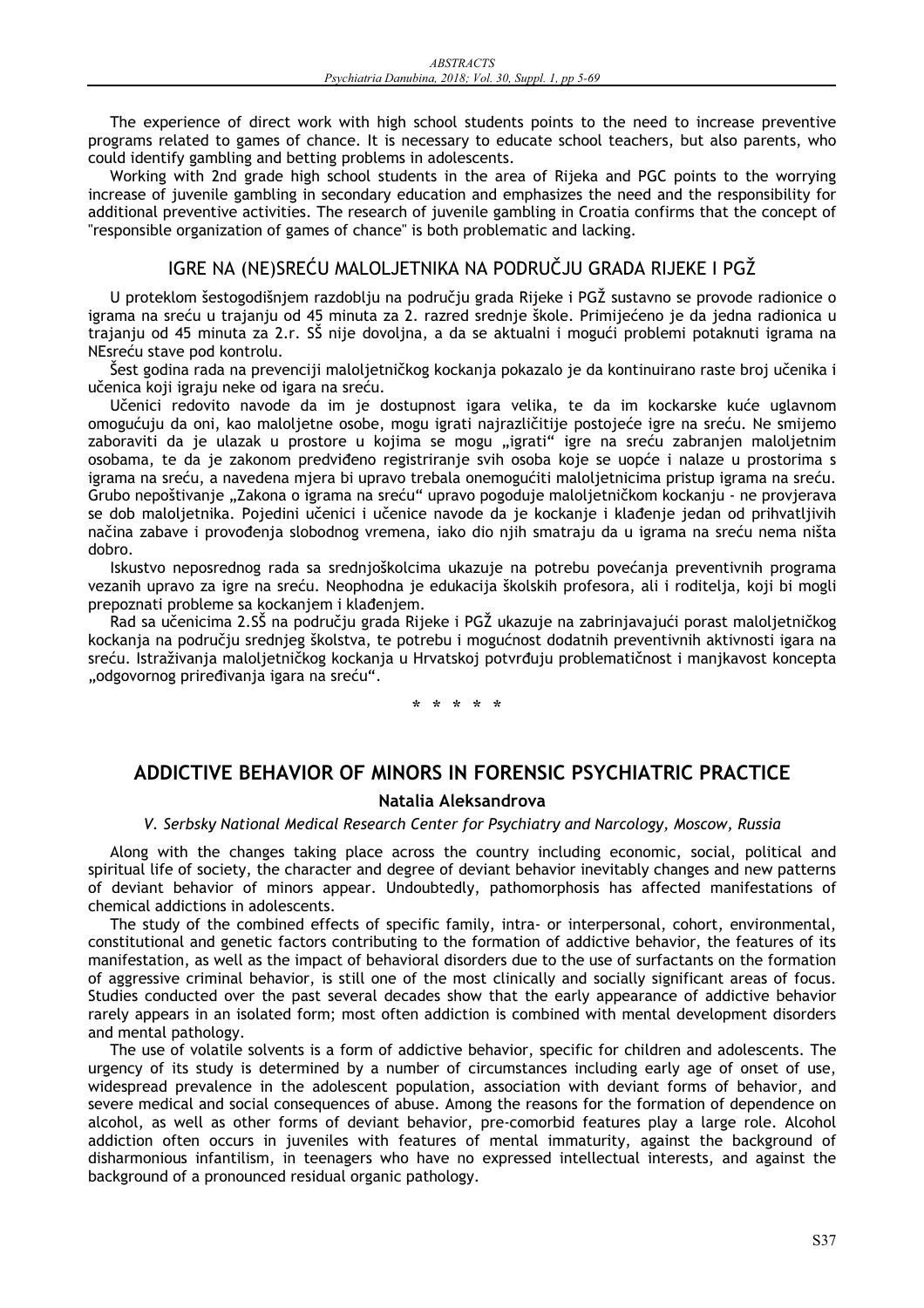The experience of direct work with high school students points to the need to increase preventive programs related to games of chance. It is necessary to educate school teachers, but also parents, who could identify gambling and betting problems in adolescents.

Working with 2nd grade high school students in the area of Rijeka and PGC points to the worrying increase of juvenile gambling in secondary education and emphasizes the need and the responsibility for additional preventive activities. The research of juvenile gambling in Croatia confirms that the concept of "responsible organization of games of chance" is both problematic and lacking.

## IGRE NA (NE)SREĆU MALOLJETNIKA NA PODRUČJU GRADA RIJEKE I PGŽ

U proteklom šestogodišnjem razdoblju na području grada Rijeke i PGŽ sustavno se provode radionice o igrama na sreću u trajanju od 45 minuta za 2. razred srednje škole. Primijećeno je da jedna radionica u trajanju od 45 minuta za 2.r. SŠ nije dovoljna, a da se aktualni i mogući problemi potaknuti igrama na NEsreću stave pod kontrolu.

Šest godina rada na prevenciji maloljetničkog kockanja pokazalo je da kontinuirano raste broj učenika i učenica koji igraju neke od igara na sreću.

Učenici redovito navode da im je dostupnost igara velika, te da im kockarske kuće uglavnom omogućuju da oni, kao maloljetne osobe, mogu igrati najrazličitije postojeće igre na sreću. Ne smijemo zaboraviti da je ulazak u prostore u kojima se mogu „igrati" igre na sreću zabranjen maloljetnim osobama, te da je zakonom predviđeno registriranje svih osoba koje se uopće i nalaze u prostorima s igrama na sreću, a navedena mjera bi upravo trebala onemogućiti maloljetnicima pristup igrama na sreću. Grubo nepoštivanje „Zakona o igrama na sreću" upravo pogoduje maloljetničkom kockanju - ne provjerava se dob maloljetnika. Pojedini učenici i učenice navode da je kockanje i klađenje jedan od prihvatljivih načina zabave i provođenja slobodnog vremena, iako dio njih smatraju da u igrama na sreću nema ništa dobro.

Iskustvo neposrednog rada sa srednjoškolcima ukazuje na potrebu povećanja preventivnih programa vezanih upravo za igre na sreću. Neophodna je edukacija školskih profesora, ali i roditelja, koji bi mogli prepoznati probleme sa kockanjem i klađenjem.

Rad sa učenicima 2.SŠ na području grada Rijeke i PGŽ ukazuje na zabrinjavajući porast maloljetničkog kockanja na području srednjeg školstva, te potrebu i mogućnost dodatnih preventivnih aktivnosti igara na sreću. Istraživanja maloljetničkog kockanja u Hrvatskoj potvrđuju problematičnost i manjkavost koncepta „odgovornog priređivanja igara na sreću".

\* \* \* \* \*

## ADDICTIVE BEHAVIOR OF MINORS IN FORENSIC PSYCHIATRIC PRACTICE

**Natalia Aleksandrova**

*V. Serbsky National Medical Research Center for Psychiatry and Narcology, Moscow, Russia*

Along with the changes taking place across the country including economic, social, political and spiritual life of society, the character and degree of deviant behavior inevitably changes and new patterns of deviant behavior of minors appear. Undoubtedly, pathomorphosis has affected manifestations of chemical addictions in adolescents.

The study of the combined effects of specific family, intra- or interpersonal, cohort, environmental, constitutional and genetic factors contributing to the formation of addictive behavior, the features of its manifestation, as well as the impact of behavioral disorders due to the use of surfactants on the formation of aggressive criminal behavior, is still one of the most clinically and socially significant areas of focus. Studies conducted over the past several decades show that the early appearance of addictive behavior rarely appears in an isolated form; most often addiction is combined with mental development disorders and mental pathology.

The use of volatile solvents is a form of addictive behavior, specific for children and adolescents. The urgency of its study is determined by a number of circumstances including early age of onset of use, widespread prevalence in the adolescent population, association with deviant forms of behavior, and severe medical and social consequences of abuse. Among the reasons for the formation of dependence on alcohol, as well as other forms of deviant behavior, pre-comorbid features play a large role. Alcohol addiction often occurs in juveniles with features of mental immaturity, against the background of disharmonious infantilism, in teenagers who have no expressed intellectual interests, and against the background of a pronounced residual organic pathology.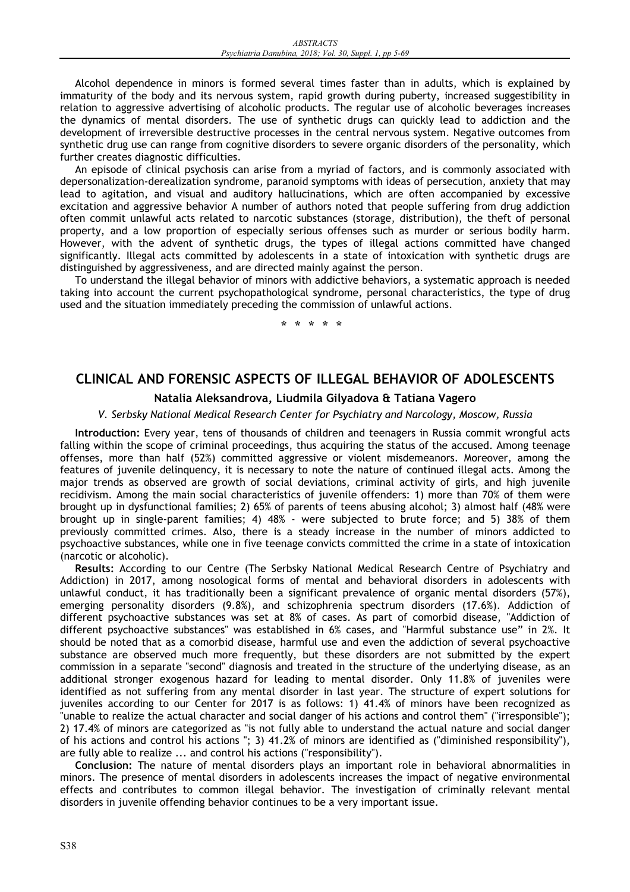Alcohol dependence in minors is formed several times faster than in adults, which is explained by immaturity of the body and its nervous system, rapid growth during puberty, increased suggestibility in relation to aggressive advertising of alcoholic products. The regular use of alcoholic beverages increases the dynamics of mental disorders. The use of synthetic drugs can quickly lead to addiction and the development of irreversible destructive processes in the central nervous system. Negative outcomes from synthetic drug use can range from cognitive disorders to severe organic disorders of the personality, which further creates diagnostic difficulties.

An episode of clinical psychosis can arise from a myriad of factors, and is commonly associated with depersonalization-derealization syndrome, paranoid symptoms with ideas of persecution, anxiety that may lead to agitation, and visual and auditory hallucinations, which are often accompanied by excessive excitation and aggressive behavior A number of authors noted that people suffering from drug addiction often commit unlawful acts related to narcotic substances (storage, distribution), the theft of personal property, and a low proportion of especially serious offenses such as murder or serious bodily harm. However, with the advent of synthetic drugs, the types of illegal actions committed have changed significantly. Illegal acts committed by adolescents in a state of intoxication with synthetic drugs are distinguished by aggressiveness, and are directed mainly against the person.

To understand the illegal behavior of minors with addictive behaviors, a systematic approach is needed taking into account the current psychopathological syndrome, personal characteristics, the type of drug used and the situation immediately preceding the commission of unlawful actions.

\* \* \* \* \*

## CLINICAL AND FORENSIC ASPECTS OF ILLEGAL BEHAVIOR OF ADOLESCENTS

**Natalia Aleksandrova, Liudmila Gilyadova & Tatiana Vagero**

*V. Serbsky National Medical Research Center for Psychiatry and Narcology, Moscow, Russia*

**Introduction:** Every year, tens of thousands of children and teenagers in Russia commit wrongful acts falling within the scope of criminal proceedings, thus acquiring the status of the accused. Among teenage offenses, more than half (52%) committed aggressive or violent misdemeanors. Moreover, among the features of juvenile delinquency, it is necessary to note the nature of continued illegal acts. Among the major trends as observed are growth of social deviations, criminal activity of girls, and high juvenile recidivism. Among the main social characteristics of juvenile offenders: 1) more than 70% of them were brought up in dysfunctional families; 2) 65% of parents of teens abusing alcohol; 3) almost half (48% were brought up in single-parent families; 4) 48% - were subjected to brute force; and 5) 38% of them previously committed crimes. Also, there is a steady increase in the number of minors addicted to psychoactive substances, while one in five teenage convicts committed the crime in a state of intoxication (narcotic or alcoholic).

**Results:** According to our Centre (The Serbsky National Medical Research Centre of Psychiatry and Addiction) in 2017, among nosological forms of mental and behavioral disorders in adolescents with unlawful conduct, it has traditionally been a significant prevalence of organic mental disorders (57%), emerging personality disorders (9.8%), and schizophrenia spectrum disorders (17.6%). Addiction of different psychoactive substances was set at 8% of cases. As part of comorbid disease, "Addiction of different psychoactive substances" was established in 6% cases, and "Harmful substance use" in 2%. It should be noted that as a comorbid disease, harmful use and even the addiction of several psychoactive substance are observed much more frequently, but these disorders are not submitted by the expert commission in a separate "second" diagnosis and treated in the structure of the underlying disease, as an additional stronger exogenous hazard for leading to mental disorder. Only 11.8% of juveniles were identified as not suffering from any mental disorder in last year. The structure of expert solutions for juveniles according to our Center for 2017 is as follows: 1) 41.4% of minors have been recognized as "unable to realize the actual character and social danger of his actions and control them" ("irresponsible"); 2) 17.4% of minors are categorized as "is not fully able to understand the actual nature and social danger of his actions and control his actions "; 3) 41.2% of minors are identified as ("diminished responsibility"), are fully able to realize ... and control his actions ("responsibility").

**Conclusion:** The nature of mental disorders plays an important role in behavioral abnormalities in minors. The presence of mental disorders in adolescents increases the impact of negative environmental effects and contributes to common illegal behavior. The investigation of criminally relevant mental disorders in juvenile offending behavior continues to be a very important issue.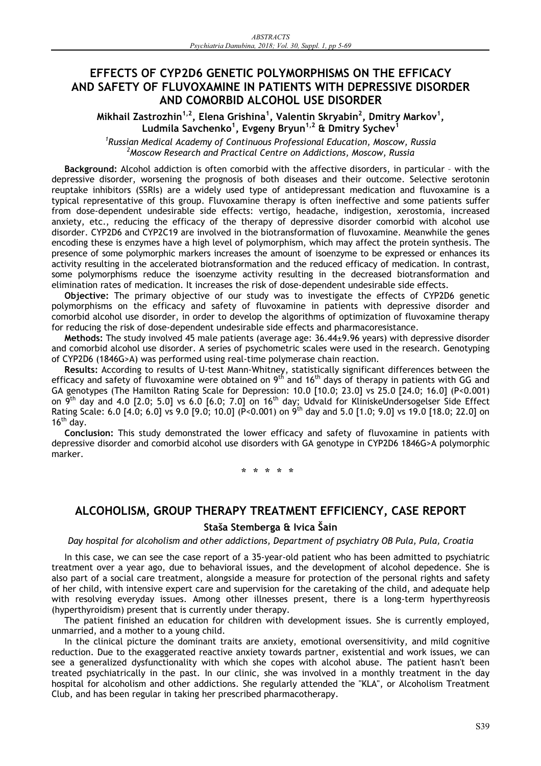## EFFECTS OF CYP2D6 GENETIC POLYMORPHISMS ON THE EFFICACY AND SAFETY OF FLUVOXAMINE IN PATIENTS WITH DEPRESSIVE DISORDER AND COMORBID ALCOHOL USE DISORDER

**Mikhail Zastrozhin[1,2], Elena Grishina[1], Valentin Skryabin[2], Dmitry Markov[1], Ludmila Savchenko[1], Evgeny Bryun[1,2] & Dmitry Sychev[1]**

*[1]Russian Medical Academy of Continuous Professional Education, Moscow, Russia*
*[2]Moscow Research and Practical Centre on Addictions, Moscow, Russia*

**Background:** Alcohol addiction is often comorbid with the affective disorders, in particular – with the depressive disorder, worsening the prognosis of both diseases and their outcome. Selective serotonin reuptake inhibitors (SSRIs) are a widely used type of antidepressant medication and fluvoxamine is a typical representative of this group. Fluvoxamine therapy is often ineffective and some patients suffer from dose-dependent undesirable side effects: vertigo, headache, indigestion, xerostomia, increased anxiety, etc., reducing the efficacy of the therapy of depressive disorder comorbid with alcohol use disorder. CYP2D6 and CYP2C19 are involved in the biotransformation of fluvoxamine. Meanwhile the genes encoding these is enzymes have a high level of polymorphism, which may affect the protein synthesis. The presence of some polymorphic markers increases the amount of isoenzyme to be expressed or enhances its activity resulting in the accelerated biotransformation and the reduced efficacy of medication. In contrast, some polymorphisms reduce the isoenzyme activity resulting in the decreased biotransformation and elimination rates of medication. It increases the risk of dose-dependent undesirable side effects.

**Objective:** The primary objective of our study was to investigate the effects of CYP2D6 genetic polymorphisms on the efficacy and safety of fluvoxamine in patients with depressive disorder and comorbid alcohol use disorder, in order to develop the algorithms of optimization of fluvoxamine therapy for reducing the risk of dose-dependent undesirable side effects and pharmacoresistance.

**Methods:** The study involved 45 male patients (average age: 36.44±9.96 years) with depressive disorder and comorbid alcohol use disorder. A series of psychometric scales were used in the research. Genotyping of CYP2D6 (1846G>A) was performed using real-time polymerase chain reaction.

**Results:** According to results of U-test Mann-Whitney, statistically significant differences between the efficacy and safety of fluvoxamine were obtained on 9$^{th}$ and 16$^{th}$ days of therapy in patients with GG and GA genotypes (The Hamilton Rating Scale for Depression: 10.0 [10.0; 23.0] vs 25.0 [24.0; 16.0] ($P<0.001$) on 9$^{th}$ day and 4.0 [2.0; 5.0] vs 6.0 [6.0; 7.0] on 16$^{th}$ day; Udvald for KliniskeUndersogelser Side Effect Rating Scale: 6.0 [4.0; 6.0] vs 9.0 [9.0; 10.0] ($P<0.001$) on 9$^{th}$ day and 5.0 [1.0; 9.0] vs 19.0 [18.0; 22.0] on 16$^{th}$ day.

**Conclusion:** This study demonstrated the lower efficacy and safety of fluvoxamine in patients with depressive disorder and comorbid alcohol use disorders with GA genotype in CYP2D6 1846G>A polymorphic marker.

\* \* \* \* \*

## ALCOHOLISM, GROUP THERAPY TREATMENT EFFICIENCY, CASE REPORT

**Staša Stemberga & Ivica Šain**

*Day hospital for alcoholism and other addictions, Department of psychiatry OB Pula, Pula, Croatia*

In this case, we can see the case report of a 35-year-old patient who has been admitted to psychiatric treatment over a year ago, due to behavioral issues, and the development of alcohol depedence. She is also part of a social care treatment, alongside a measure for protection of the personal rights and safety of her child, with intensive expert care and supervision for the caretaking of the child, and adequate help with resolving everyday issues. Among other illnesses present, there is a long-term hyperthyreosis (hyperthyroidism) present that is currently under therapy.

The patient finished an education for children with development issues. She is currently employed, unmarried, and a mother to a young child.

In the clinical picture the dominant traits are anxiety, emotional oversensitivity, and mild cognitive reduction. Due to the exaggerated reactive anxiety towards partner, existential and work issues, we can see a generalized dysfunctionality with which she copes with alcohol abuse. The patient hasn't been treated psychiatrically in the past. In our clinic, she was involved in a monthly treatment in the day hospital for alcoholism and other addictions. She regularly attended the "KLA", or Alcoholism Treatment Club, and has been regular in taking her prescribed pharmacotherapy.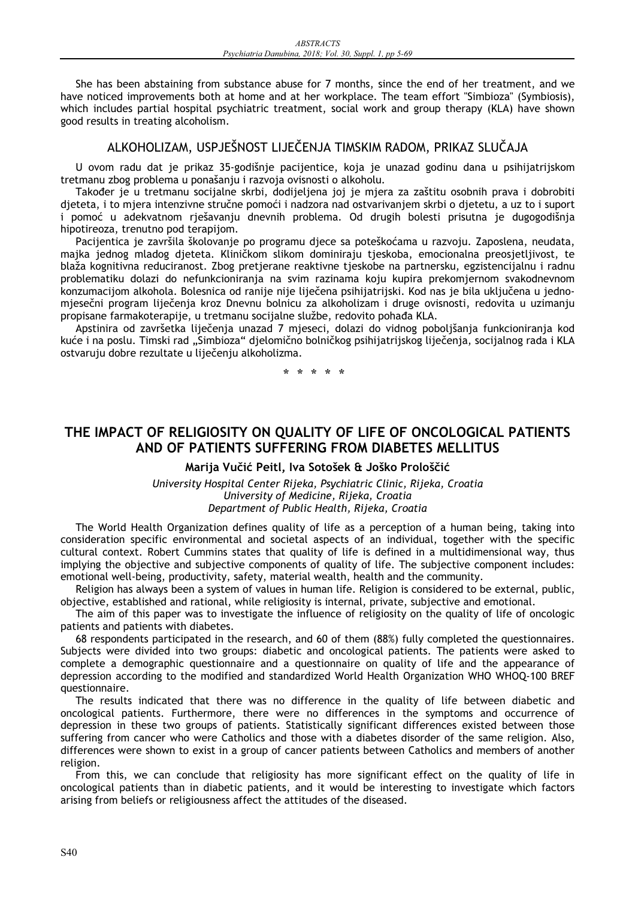She has been abstaining from substance abuse for 7 months, since the end of her treatment, and we have noticed improvements both at home and at her workplace. The team effort "Simbioza" (Symbiosis), which includes partial hospital psychiatric treatment, social work and group therapy (KLA) have shown good results in treating alcoholism.

## ALKOHOLIZAM, USPJEŠNOST LIJEČENJA TIMSKIM RADOM, PRIKAZ SLUČAJA

U ovom radu dat je prikaz 35-godišnje pacijentice, koja je unazad godinu dana u psihijatrijskom tretmanu zbog problema u ponašanju i razvoja ovisnosti o alkoholu.

Također je u tretmanu socijalne skrbi, dodijeljena joj je mjera za zaštitu osobnih prava i dobrobiti djeteta, i to mjera intenzivne stručne pomoći i nadzora nad ostvarivanjem skrbi o djetetu, a uz to i suport i pomoć u adekvatnom rješavanju dnevnih problema. Od drugih bolesti prisutna je dugogodišnja hipotireoza, trenutno pod terapijom.

Pacijentica je završila školovanje po programu djece sa poteškoćama u razvoju. Zaposlena, neudata, majka jednog mladog djeteta. Kliničkom slikom dominiraju tjeskoba, emocionalna preosjetljivost, te blaža kognitivna reduciranost. Zbog pretjerane reaktivne tjeskobe na partnersku, egzistencijalnu i radnu problematiku dolazi do nefunkcioniranja na svim razinama koju kupira prekomjernom svakodnevnom konzumacijom alkohola. Bolesnica od ranije nije liječena psihijatrijski. Kod nas je bila uključena u jedno-mjesečni program liječenja kroz Dnevnu bolnicu za alkoholizam i druge ovisnosti, redovita u uzimanju propisane farmakoterapije, u tretmanu socijalne službe, redovito pohađa KLA.

Apstinira od završetka liječenja unazad 7 mjeseci, dolazi do vidnog poboljšanja funkcioniranja kod kuće i na poslu. Timski rad „Simbioza" djelomično bolničkog psihijatrijskog liječenja, socijalnog rada i KLA ostvaruju dobre rezultate u liječenju alkoholizma.

\* \* \* \* \*

# THE IMPACT OF RELIGIOSITY ON QUALITY OF LIFE OF ONCOLOGICAL PATIENTS AND OF PATIENTS SUFFERING FROM DIABETES MELLITUS

**Marija Vučić Peitl, Iva Sotošek & Joško Prološčić**

*University Hospital Center Rijeka, Psychiatric Clinic, Rijeka, Croatia*
*University of Medicine, Rijeka, Croatia*
*Department of Public Health, Rijeka, Croatia*

The World Health Organization defines quality of life as a perception of a human being, taking into consideration specific environmental and societal aspects of an individual, together with the specific cultural context. Robert Cummins states that quality of life is defined in a multidimensional way, thus implying the objective and subjective components of quality of life. The subjective component includes: emotional well-being, productivity, safety, material wealth, health and the community.

Religion has always been a system of values in human life. Religion is considered to be external, public, objective, established and rational, while religiosity is internal, private, subjective and emotional.

The aim of this paper was to investigate the influence of religiosity on the quality of life of oncologic patients and patients with diabetes.

68 respondents participated in the research, and 60 of them (88%) fully completed the questionnaires. Subjects were divided into two groups: diabetic and oncological patients. The patients were asked to complete a demographic questionnaire and a questionnaire on quality of life and the appearance of depression according to the modified and standardized World Health Organization WHO WHOQ-100 BREF questionnaire.

The results indicated that there was no difference in the quality of life between diabetic and oncological patients. Furthermore, there were no differences in the symptoms and occurrence of depression in these two groups of patients. Statistically significant differences existed between those suffering from cancer who were Catholics and those with a diabetes disorder of the same religion. Also, differences were shown to exist in a group of cancer patients between Catholics and members of another religion.

From this, we can conclude that religiosity has more significant effect on the quality of life in oncological patients than in diabetic patients, and it would be interesting to investigate which factors arising from beliefs or religiousness affect the attitudes of the diseased.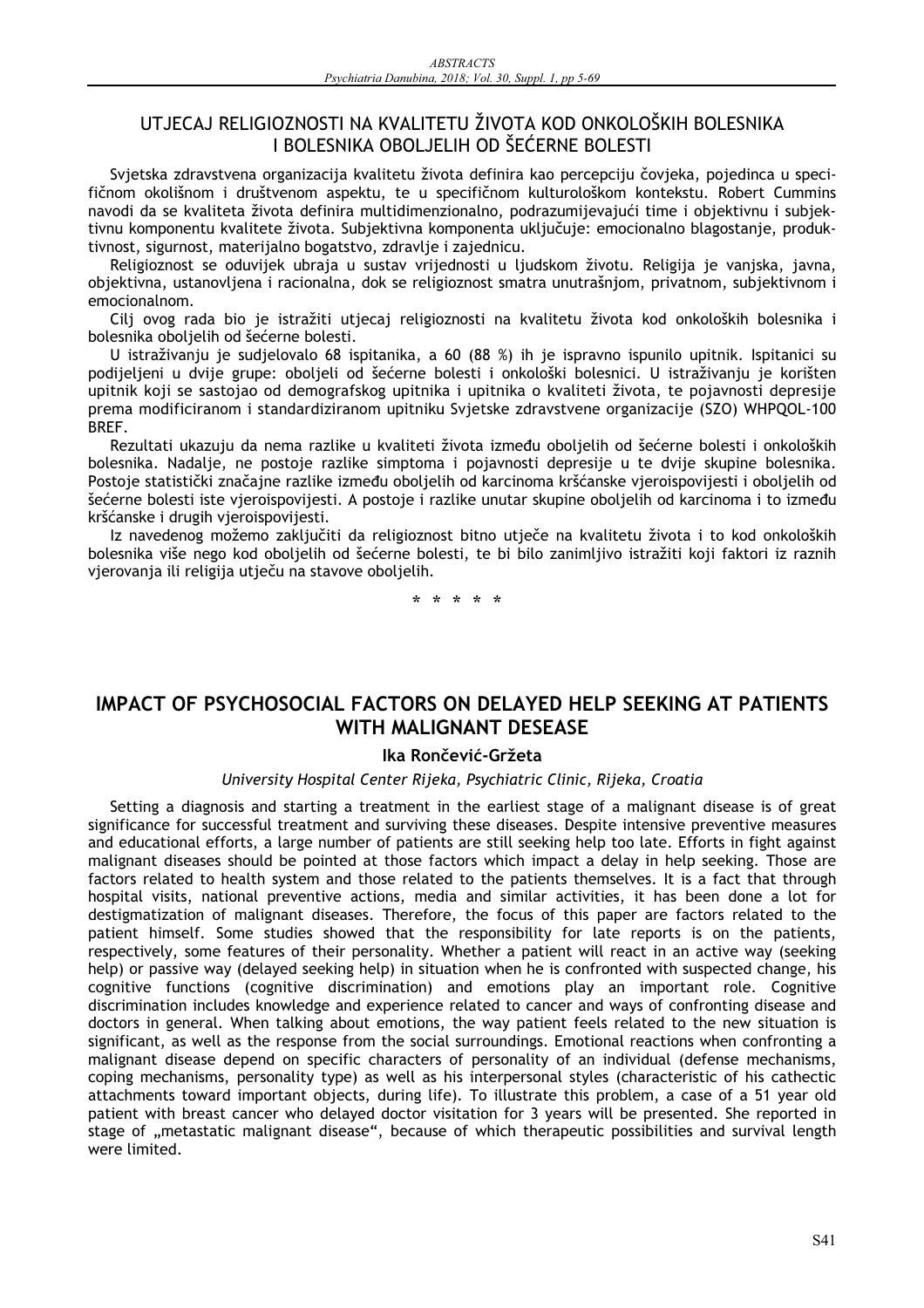## UTJECAJ RELIGIOZNOSTI NA KVALITETU ŽIVOTA KOD ONKOLOŠKIH BOLESNIKA I BOLESNIKA OBOLJELIH OD ŠEĆERNE BOLESTI

Svjetska zdravstvena organizacija kvalitetu života definira kao percepciju čovjeka, pojedinca u specifičnom okolišnom i društvenom aspektu, te u specifičnom kulturološkom kontekstu. Robert Cummins navodi da se kvaliteta života definira multidimenzionalno, podrazumijevajući time i objektivnu i subjektivnu komponentu kvalitete života. Subjektivna komponenta uključuje: emocionalno blagostanje, produktivnost, sigurnost, materijalno bogatstvo, zdravlje i zajednicu.

Religioznost se oduvijek ubraja u sustav vrijednosti u ljudskom životu. Religija je vanjska, javna, objektivna, ustanovljena i racionalna, dok se religioznost smatra unutrašnjom, privatnom, subjektivnom i emocionalnom.

Cilj ovog rada bio je istražiti utjecaj religioznosti na kvalitetu života kod onkoloških bolesnika i bolesnika oboljelih od šećerne bolesti.

U istraživanju je sudjelovalo 68 ispitanika, a 60 (88 %) ih je ispravno ispunilo upitnik. Ispitanici su podijeljeni u dvije grupe: oboljeli od šećerne bolesti i onkološki bolesnici. U istraživanju je korišten upitnik koji se sastojao od demografskog upitnika i upitnika o kvaliteti života, te pojavnosti depresije prema modificiranom i standardiziranom upitniku Svjetske zdravstvene organizacije (SZO) WHPQOL-100 BREF.

Rezultati ukazuju da nema razlike u kvaliteti života između oboljelih od šećerne bolesti i onkoloških bolesnika. Nadalje, ne postoje razlike simptoma i pojavnosti depresije u te dvije skupine bolesnika. Postoje statistički značajne razlike između oboljelih od karcinoma kršćanske vjeroispovijesti i oboljelih od šećerne bolesti iste vjeroispovijesti. A postoje i razlike unutar skupine oboljelih od karcinoma i to između kršćanske i drugih vjeroispovijesti.

Iz navedenog možemo zaključiti da religioznost bitno utječe na kvalitetu života i to kod onkoloških bolesnika više nego kod oboljelih od šećerne bolesti, te bi bilo zanimljivo istražiti koji faktori iz raznih vjerovanja ili religija utječu na stavove oboljelih.

\* \* \* \* \*

## IMPACT OF PSYCHOSOCIAL FACTORS ON DELAYED HELP SEEKING AT PATIENTS WITH MALIGNANT DESEASE

**Ika Rončević-Gržeta**

*University Hospital Center Rijeka, Psychiatric Clinic, Rijeka, Croatia*

Setting a diagnosis and starting a treatment in the earliest stage of a malignant disease is of great significance for successful treatment and surviving these diseases. Despite intensive preventive measures and educational efforts, a large number of patients are still seeking help too late. Efforts in fight against malignant diseases should be pointed at those factors which impact a delay in help seeking. Those are factors related to health system and those related to the patients themselves. It is a fact that through hospital visits, national preventive actions, media and similar activities, it has been done a lot for destigmatization of malignant diseases. Therefore, the focus of this paper are factors related to the patient himself. Some studies showed that the responsibility for late reports is on the patients, respectively, some features of their personality. Whether a patient will react in an active way (seeking help) or passive way (delayed seeking help) in situation when he is confronted with suspected change, his cognitive functions (cognitive discrimination) and emotions play an important role. Cognitive discrimination includes knowledge and experience related to cancer and ways of confronting disease and doctors in general. When talking about emotions, the way patient feels related to the new situation is significant, as well as the response from the social surroundings. Emotional reactions when confronting a malignant disease depend on specific characters of personality of an individual (defense mechanisms, coping mechanisms, personality type) as well as his interpersonal styles (characteristic of his cathectic attachments toward important objects, during life). To illustrate this problem, a case of a 51 year old patient with breast cancer who delayed doctor visitation for 3 years will be presented. She reported in stage of „metastatic malignant disease", because of which therapeutic possibilities and survival length were limited.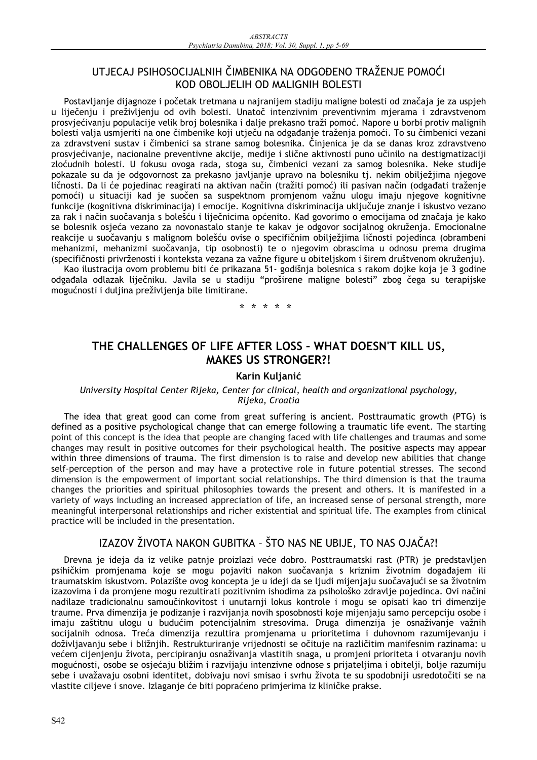## UTJECAJ PSIHOSOCIJALNIH ČIMBENIKA NA ODGOĐENO TRAŽENJE POMOĆI KOD OBOLJELIH OD MALIGNIH BOLESTI

Postavljanje dijagnoze i početak tretmana u najranijem stadiju maligne bolesti od značaja je za uspjeh u liječenju i preživljenju od ovih bolesti. Unatoč intenzivnim preventivnim mjerama i zdravstvenom prosvjećivanju populacije velik broj bolesnika i dalje prekasno traži pomoć. Napore u borbi protiv malignih bolesti valja usmjeriti na one čimbenike koji utječu na odgađanje traženja pomoći. To su čimbenici vezani za zdravstveni sustav i čimbenici sa strane samog bolesnika. Činjenica je da se danas kroz zdravstveno prosvjećivanje, nacionalne preventivne akcije, medije i slične aktivnosti puno učinilo na destigmatizaciji zloćudnih bolesti. U fokusu ovoga rada, stoga su, čimbenici vezani za samog bolesnika. Neke studije pokazale su da je odgovornost za prekasno javljanje upravo na bolesniku tj. nekim obilježjima njegove ličnosti. Da li će pojedinac reagirati na aktivan način (tražiti pomoć) ili pasivan način (odgađati traženje pomoći) u situaciji kad je suočen sa suspektnom promjenom važnu ulogu imaju njegove kognitivne funkcije (kognitivna diskriminacija) i emocije. Kognitivna diskriminacija uključuje znanje i iskustvo vezano za rak i način suočavanja s bolešću i liječnicima općenito. Kad govorimo o emocijama od značaja je kako se bolesnik osjeća vezano za novonastalo stanje te kakav je odgovor socijalnog okruženja. Emocionalne reakcije u suočavanju s malignom bolešću ovise o specifičnim obilježjima ličnosti pojedinca (obrambeni mehanizmi, mehanizmi suočavanja, tip osobnosti) te o njegovim obrascima u odnosu prema drugima (specifičnosti privrženosti i konteksta vezana za važne figure u obiteljskom i širem društvenom okruženju).

Kao ilustracija ovom problemu biti će prikazana 51- godišnja bolesnica s rakom dojke koja je 3 godine odgađala odlazak liječniku. Javila se u stadiju "proširene maligne bolesti" zbog čega su terapijske mogućnosti i duljina preživljenja bile limitirane.

\* \* \* \* \*

## THE CHALLENGES OF LIFE AFTER LOSS – WHAT DOESN'T KILL US, MAKES US STRONGER?!

**Karin Kuljanić**

*University Hospital Center Rijeka, Center for clinical, health and organizational psychology, Rijeka, Croatia*

The idea that great good can come from great suffering is ancient. Posttraumatic growth (PTG) is defined as a positive psychological change that can emerge following a traumatic life event. The starting point of this concept is the idea that people are changing faced with life challenges and traumas and some changes may result in positive outcomes for their psychological health. The positive aspects may appear within three dimensions of trauma. The first dimension is to raise and develop new abilities that change self-perception of the person and may have a protective role in future potential stresses. The second dimension is the empowerment of important social relationships. The third dimension is that the trauma changes the priorities and spiritual philosophies towards the present and others. It is manifested in a variety of ways including an increased appreciation of life, an increased sense of personal strength, more meaningful interpersonal relationships and richer existential and spiritual life. The examples from clinical practice will be included in the presentation.

## IZAZOV ŽIVOTA NAKON GUBITKA – ŠTO NAS NE UBIJE, TO NAS OJAČA?!

Drevna je ideja da iz velike patnje proizlazi veće dobro. Posttraumatski rast (PTR) je predstavljen psihičkim promjenama koje se mogu pojaviti nakon suočavanja s kriznim životnim događajem ili traumatskim iskustvom. Polazište ovog koncepta je u ideji da se ljudi mijenjaju suočavajući se sa životnim izazovima i da promjene mogu rezultirati pozitivnim ishodima za psihološko zdravlje pojedinca. Ovi načini nadilaze tradicionalnu samoučinkovitost i unutarnji lokus kontrole i mogu se opisati kao tri dimenzije traume. Prva dimenzija je podizanje i razvijanja novih sposobnosti koje mijenjaju samo percepciju osobe i imaju zaštitnu ulogu u budućim potencijalnim stresovima. Druga dimenzija je osnaživanje važnih socijalnih odnosa. Treća dimenzija rezultira promjenama u prioritetima i duhovnom razumijevanju i doživljavanju sebe i bližnjih. Restrukturiranje vrijednosti se očituje na različitim manifesnim razinama: u većem cijenjenju života, percipiranju osnaživanja vlastitih snaga, u promjeni prioriteta i otvaranju novih mogućnosti, osobe se osjećaju bližim i razvijaju intenzivne odnose s prijateljima i obitelji, bolje razumiju sebe i uvažavaju osobni identitet, dobivaju novi smisao i svrhu života te su spodobniji usredotočiti se na vlastite ciljeve i snove. Izlaganje će biti popraćeno primjerima iz kliničke prakse.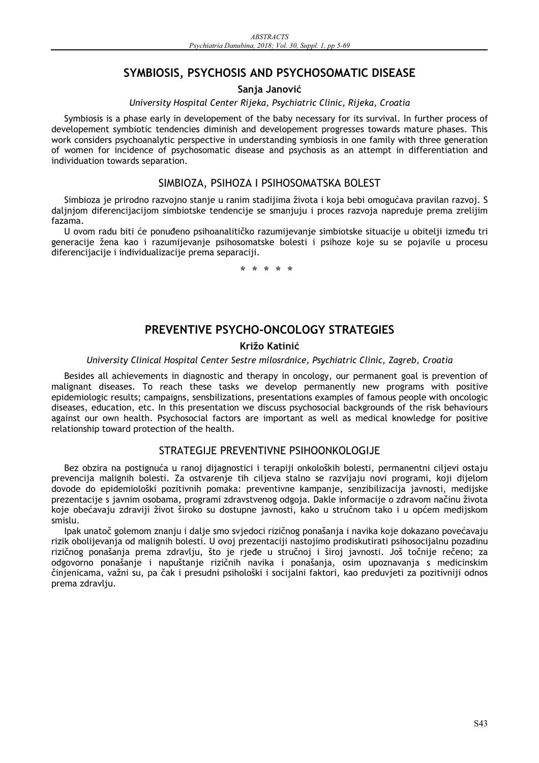## SYMBIOSIS, PSYCHOSIS AND PSYCHOSOMATIC DISEASE

**Sanja Janović**

*University Hospital Center Rijeka, Psychiatric Clinic, Rijeka, Croatia*

Symbiosis is a phase early in developement of the baby necessary for its survival. In further process of developement symbiotic tendencies diminish and developement progresses towards mature phases. This work considers psychoanalytic perspective in understanding symbiosis in one family with three generation of women for incidence of psychosomatic disease and psychosis as an attempt in differentiation and individuation towards separation.

### SIMBIOZA, PSIHOZA I PSIHOSOMATSKA BOLEST

Simbioza je prirodno razvojno stanje u ranim stadijima života i koja bebi omogućava pravilan razvoj. S daljnjom diferencijacijom simbiotske tendencije se smanjuju i proces razvoja napreduje prema zrelijim fazama.

U ovom radu biti će ponuđeno psihoanalitičko razumijevanje simbiotske situacije u obitelji između tri generacije žena kao i razumijevanje psihosomatske bolesti i psihoze koje su se pojavile u procesu diferencijacije i individualizacije prema separaciji.

\* \* \* \* \*

## PREVENTIVE PSYCHO-ONCOLOGY STRATEGIES

**Križo Katinić**

*University Clinical Hospital Center Sestre milosrdnice, Psychiatric Clinic, Zagreb, Croatia*

Besides all achievements in diagnostic and therapy in oncology, our permanent goal is prevention of malignant diseases. To reach these tasks we develop permanently new programs with positive epidemiologic results; campaigns, sensbilizations, presentations examples of famous people with oncologic diseases, education, etc. In this presentation we discuss psychosocial backgrounds of the risk behaviours against our own health. Psychosocial factors are important as well as medical knowledge for positive relationship toward protection of the health.

### STRATEGIJE PREVENTIVNE PSIHOONKOLOGIJE

Bez obzira na postignuća u ranoj dijagnostici i terapiji onkoloških bolesti, permanentni ciljevi ostaju prevencija malignih bolesti. Za ostvarenje tih ciljeva stalno se razvijaju novi programi, koji dijelom dovode do epidemiološki pozitivnih pomaka: preventivne kampanje, senzibilizacija javnosti, medijske prezentacije s javnim osobama, programi zdravstvenog odgoja. Dakle informacije o zdravom načinu života koje obećavaju zdraviji život široko su dostupne javnosti, kako u stručnom tako i u općem medijskom smislu.

Ipak unatoč golemom znanju i dalje smo svjedoci rizičnog ponašanja i navika koje dokazano povećavaju rizik obolijevanja od malignih bolesti. U ovoj prezentaciji nastojimo prodiskutirati psihosocijalnu pozadinu rizičnog ponašanja prema zdravlju, što je rjeđe u stručnoj i široj javnosti. Još točnije rečeno; za odgovorno ponašanje i napuštanje rizičnih navika i ponašanja, osim upoznavanja s medicinskim činjenicama, važni su, pa čak i presudni psihološki i socijalni faktori, kao preduvjeti za pozitivniji odnos prema zdravlju.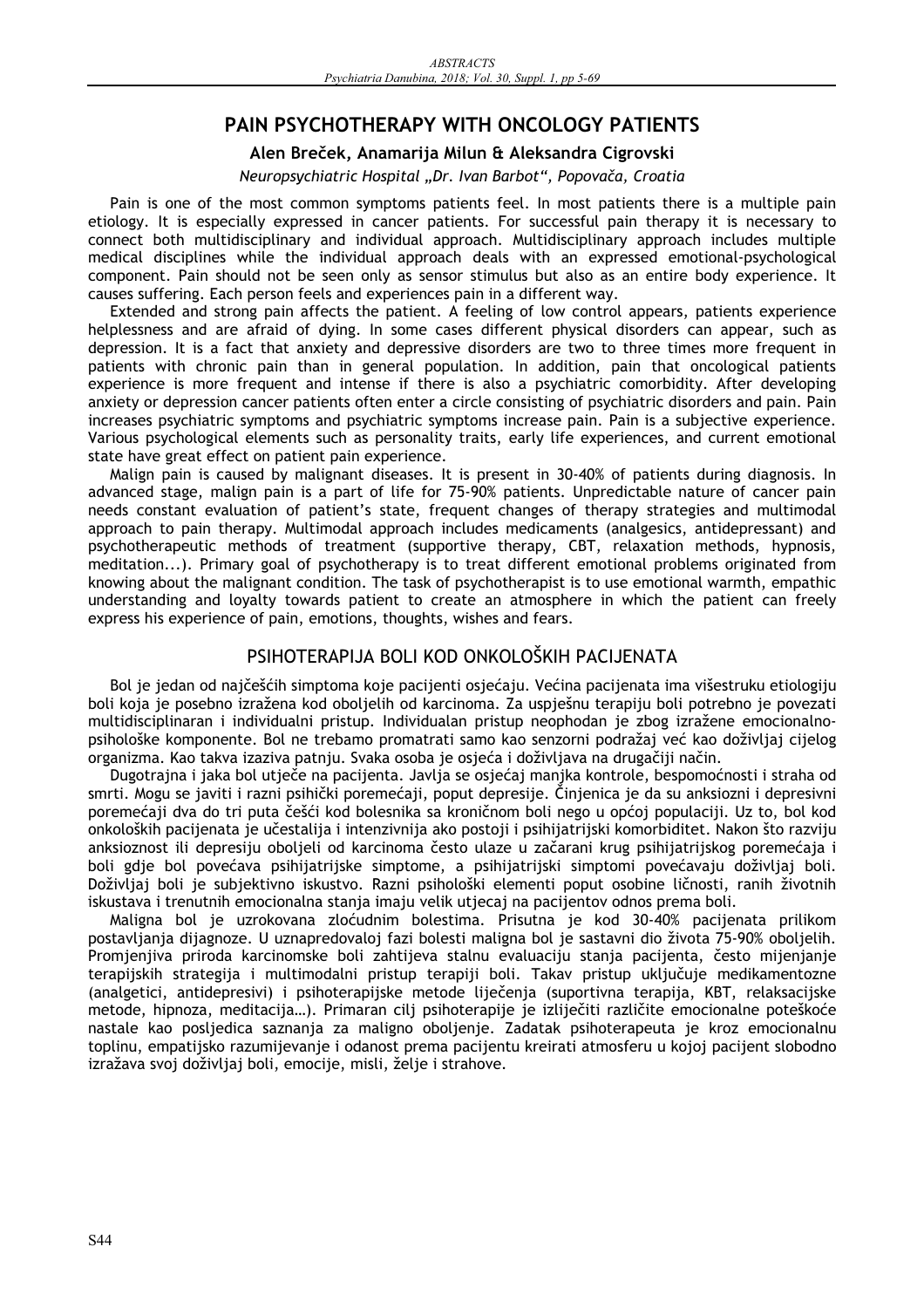## PAIN PSYCHOTHERAPY WITH ONCOLOGY PATIENTS

**Alen Breček, Anamarija Milun & Aleksandra Cigrovski**

*Neuropsychiatric Hospital „Dr. Ivan Barbot", Popovača, Croatia*

Pain is one of the most common symptoms patients feel. In most patients there is a multiple pain etiology. It is especially expressed in cancer patients. For successful pain therapy it is necessary to connect both multidisciplinary and individual approach. Multidisciplinary approach includes multiple medical disciplines while the individual approach deals with an expressed emotional-psychological component. Pain should not be seen only as sensor stimulus but also as an entire body experience. It causes suffering. Each person feels and experiences pain in a different way.

Extended and strong pain affects the patient. A feeling of low control appears, patients experience helplessness and are afraid of dying. In some cases different physical disorders can appear, such as depression. It is a fact that anxiety and depressive disorders are two to three times more frequent in patients with chronic pain than in general population. In addition, pain that oncological patients experience is more frequent and intense if there is also a psychiatric comorbidity. After developing anxiety or depression cancer patients often enter a circle consisting of psychiatric disorders and pain. Pain increases psychiatric symptoms and psychiatric symptoms increase pain. Pain is a subjective experience. Various psychological elements such as personality traits, early life experiences, and current emotional state have great effect on patient pain experience.

Malign pain is caused by malignant diseases. It is present in 30-40% of patients during diagnosis. In advanced stage, malign pain is a part of life for 75-90% patients. Unpredictable nature of cancer pain needs constant evaluation of patient's state, frequent changes of therapy strategies and multimodal approach to pain therapy. Multimodal approach includes medicaments (analgesics, antidepressant) and psychotherapeutic methods of treatment (supportive therapy, CBT, relaxation methods, hypnosis, meditation...). Primary goal of psychotherapy is to treat different emotional problems originated from knowing about the malignant condition. The task of psychotherapist is to use emotional warmth, empathic understanding and loyalty towards patient to create an atmosphere in which the patient can freely express his experience of pain, emotions, thoughts, wishes and fears.

## PSIHOTERAPIJA BOLI KOD ONKOLOŠKIH PACIJENATA

Bol je jedan od najčešćih simptoma koje pacijenti osjećaju. Većina pacijenata ima višestruku etiologiju boli koja je posebno izražena kod oboljelih od karcinoma. Za uspješnu terapiju boli potrebno je povezati multidisciplinaran i individualni pristup. Individualan pristup neophodan je zbog izražene emocionalno-psihološke komponente. Bol ne trebamo promatrati samo kao senzorni podražaj već kao doživljaj cijelog organizma. Kao takva izaziva patnju. Svaka osoba je osjeća i doživljava na drugačiji način.

Dugotrajna i jaka bol utječe na pacijenta. Javlja se osjećaj manjka kontrole, bespomoćnosti i straha od smrti. Mogu se javiti i razni psihički poremećaji, poput depresije. Činjenica je da su anksiozni i depresivni poremećaji dva do tri puta češći kod bolesnika sa kroničnom boli nego u općoj populaciji. Uz to, bol kod onkoloških pacijenata je učestalija i intenzivnija ako postoji i psihijatrijski komorbiditet. Nakon što razviju anksioznost ili depresiju oboljeli od karcinoma često ulaze u začarani krug psihijatrijskog poremećaja i boli gdje bol povećava psihijatrijske simptome, a psihijatrijski simptomi povećavaju doživljaj boli. Doživljaj boli je subjektivno iskustvo. Razni psihološki elementi poput osobine ličnosti, ranih životnih iskustava i trenutnih emocionalna stanja imaju velik utjecaj na pacijentov odnos prema boli.

Maligna bol je uzrokovana zloćudnim bolestima. Prisutna je kod 30-40% pacijenata prilikom postavljanja dijagnoze. U uznapredovaloj fazi bolesti maligna bol je sastavni dio života 75-90% oboljelih. Promjenjiva priroda karcinomske boli zahtijeva stalnu evaluaciju stanja pacijenta, često mijenjanje terapijskih strategija i multimodalni pristup terapiji boli. Takav pristup uključuje medikamentozne (analgetici, antidepresivi) i psihoterapijske metode liječenja (suportivna terapija, KBT, relaksacijske metode, hipnoza, meditacija…). Primaran cilj psihoterapije je izliječiti različite emocionalne poteškoće nastale kao posljedica saznanja za maligno oboljenje. Zadatak psihoterapeuta je kroz emocionalnu toplinu, empatijsko razumijevanje i odanost prema pacijentu kreirati atmosferu u kojoj pacijent slobodno izražava svoj doživljaj boli, emocije, misli, želje i strahove.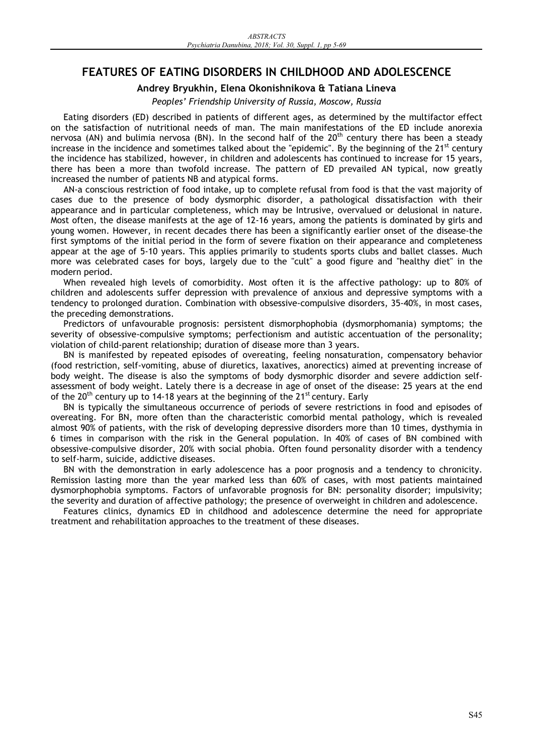## FEATURES OF EATING DISORDERS IN CHILDHOOD AND ADOLESCENCE

**Andrey Bryukhin, Elena Okonishnikova & Tatiana Lineva**

*Peoples' Friendship University of Russia, Moscow, Russia*

Eating disorders (ED) described in patients of different ages, as determined by the multifactor effect on the satisfaction of nutritional needs of man. The main manifestations of the ED include anorexia nervosa (AN) and bulimia nervosa (BN). In the second half of the 20[th] century there has been a steady increase in the incidence and sometimes talked about the "epidemic". By the beginning of the 21[st] century the incidence has stabilized, however, in children and adolescents has continued to increase for 15 years, there has been a more than twofold increase. The pattern of ED prevailed AN typical, now greatly increased the number of patients NB and atypical forms.

AN-a conscious restriction of food intake, up to complete refusal from food is that the vast majority of cases due to the presence of body dysmorphic disorder, a pathological dissatisfaction with their appearance and in particular completeness, which may be Intrusive, overvalued or delusional in nature. Most often, the disease manifests at the age of 12-16 years, among the patients is dominated by girls and young women. However, in recent decades there has been a significantly earlier onset of the disease-the first symptoms of the initial period in the form of severe fixation on their appearance and completeness appear at the age of 5-10 years. This applies primarily to students sports clubs and ballet classes. Much more was celebrated cases for boys, largely due to the "cult" a good figure and "healthy diet" in the modern period.

When revealed high levels of comorbidity. Most often it is the affective pathology: up to 80% of children and adolescents suffer depression with prevalence of anxious and depressive symptoms with a tendency to prolonged duration. Combination with obsessive-compulsive disorders, 35-40%, in most cases, the preceding demonstrations.

Predictors of unfavourable prognosis: persistent dismorphophobia (dysmorphomania) symptoms; the severity of obsessive-compulsive symptoms; perfectionism and autistic accentuation of the personality; violation of child-parent relationship; duration of disease more than 3 years.

BN is manifested by repeated episodes of overeating, feeling nonsaturation, compensatory behavior (food restriction, self-vomiting, abuse of diuretics, laxatives, anorectics) aimed at preventing increase of body weight. The disease is also the symptoms of body dysmorphic disorder and severe addiction self-assessment of body weight. Lately there is a decrease in age of onset of the disease: 25 years at the end of the 20[th] century up to 14-18 years at the beginning of the 21[st] century. Early

BN is typically the simultaneous occurrence of periods of severe restrictions in food and episodes of overeating. For BN, more often than the characteristic comorbid mental pathology, which is revealed almost 90% of patients, with the risk of developing depressive disorders more than 10 times, dysthymia in 6 times in comparison with the risk in the General population. In 40% of cases of BN combined with obsessive-compulsive disorder, 20% with social phobia. Often found personality disorder with a tendency to self-harm, suicide, addictive diseases.

BN with the demonstration in early adolescence has a poor prognosis and a tendency to chronicity. Remission lasting more than the year marked less than 60% of cases, with most patients maintained dysmorphophobia symptoms. Factors of unfavorable prognosis for BN: personality disorder; impulsivity; the severity and duration of affective pathology; the presence of overweight in children and adolescence.

Features clinics, dynamics ED in childhood and adolescence determine the need for appropriate treatment and rehabilitation approaches to the treatment of these diseases.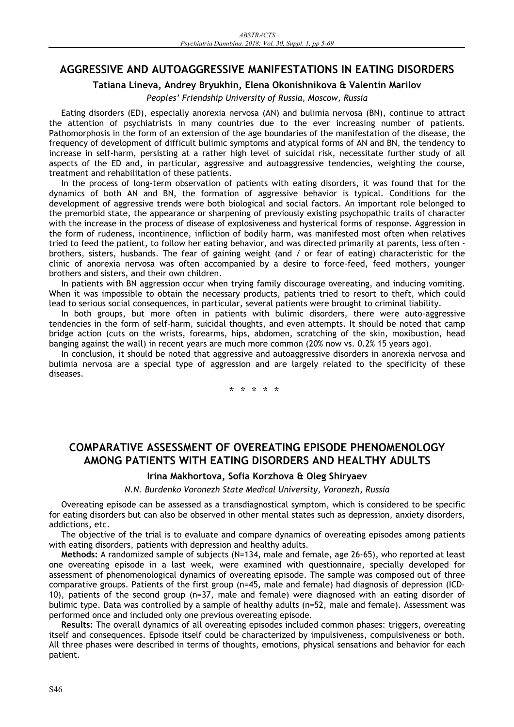## AGGRESSIVE AND AUTOAGGRESSIVE MANIFESTATIONS IN EATING DISORDERS

**Tatiana Lineva, Andrey Bryukhin, Elena Okonishnikova & Valentin Marilov**

*Peoples' Friendship University of Russia, Moscow, Russia*

Eating disorders (ED), especially anorexia nervosa (AN) and bulimia nervosa (BN), continue to attract the attention of psychiatrists in many countries due to the ever increasing number of patients. Pathomorphosis in the form of an extension of the age boundaries of the manifestation of the disease, the frequency of development of difficult bulimic symptoms and atypical forms of AN and BN, the tendency to increase in self-harm, persisting at a rather high level of suicidal risk, necessitate further study of all aspects of the ED and, in particular, aggressive and autoaggressive tendencies, weighting the course, treatment and rehabilitation of these patients.

In the process of long-term observation of patients with eating disorders, it was found that for the dynamics of both AN and BN, the formation of aggressive behavior is typical. Conditions for the development of aggressive trends were both biological and social factors. An important role belonged to the premorbid state, the appearance or sharpening of previously existing psychopathic traits of character with the increase in the process of disease of explosiveness and hysterical forms of response. Aggression in the form of rudeness, incontinence, infliction of bodily harm, was manifested most often when relatives tried to feed the patient, to follow her eating behavior, and was directed primarily at parents, less often - brothers, sisters, husbands. The fear of gaining weight (and / or fear of eating) characteristic for the clinic of anorexia nervosa was often accompanied by a desire to force-feed, feed mothers, younger brothers and sisters, and their own children.

In patients with BN aggression occur when trying family discourage overeating, and inducing vomiting. When it was impossible to obtain the necessary products, patients tried to resort to theft, which could lead to serious social consequences, in particular, several patients were brought to criminal liability.

In both groups, but more often in patients with bulimic disorders, there were auto-aggressive tendencies in the form of self-harm, suicidal thoughts, and even attempts. It should be noted that camp bridge action (cuts on the wrists, forearms, hips, abdomen, scratching of the skin, moxibustion, head banging against the wall) in recent years are much more common (20% now vs. 0.2% 15 years ago).

In conclusion, it should be noted that aggressive and autoaggressive disorders in anorexia nervosa and bulimia nervosa are a special type of aggression and are largely related to the specificity of these diseases.

\* \* \* \* \*

## COMPARATIVE ASSESSMENT OF OVEREATING EPISODE PHENOMENOLOGY AMONG PATIENTS WITH EATING DISORDERS AND HEALTHY ADULTS

**Irina Makhortova, Sofia Korzhova & Oleg Shiryaev**

*N.N. Burdenko Voronezh State Medical University, Voronezh, Russia*

Overeating episode can be assessed as a transdiagnostical symptom, which is considered to be specific for eating disorders but can also be observed in other mental states such as depression, anxiety disorders, addictions, etc.

The objective of the trial is to evaluate and compare dynamics of overeating episodes among patients with eating disorders, patients with depression and healthy adults.

**Methods:** A randomized sample of subjects (N=134, male and female, age 26-65), who reported at least one overeating episode in a last week, were examined with questionnaire, specially developed for assessment of phenomenological dynamics of overeating episode. The sample was composed out of three comparative groups. Patients of the first group (n=45, male and female) had diagnosis of depression (ICD-10), patients of the second group (n=37, male and female) were diagnosed with an eating disorder of bulimic type. Data was controlled by a sample of healthy adults (n=52, male and female). Assessment was performed once and included only one previous overeating episode.

**Results:** The overall dynamics of all overeating episodes included common phases: triggers, overeating itself and consequences. Episode itself could be characterized by impulsiveness, compulsiveness or both. All three phases were described in terms of thoughts, emotions, physical sensations and behavior for each patient.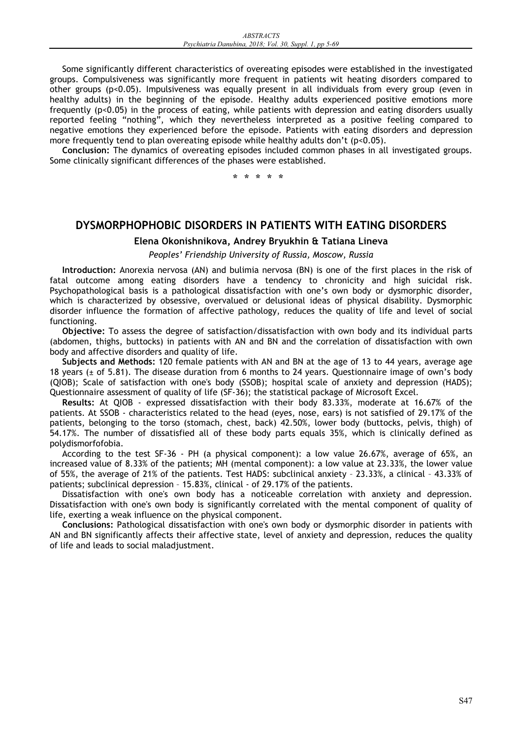Some significantly different characteristics of overeating episodes were established in the investigated groups. Compulsiveness was significantly more frequent in patients wit heating disorders compared to other groups ($p<0.05$). Impulsiveness was equally present in all individuals from every group (even in healthy adults) in the beginning of the episode. Healthy adults experienced positive emotions more frequently ($p<0.05$) in the process of eating, while patients with depression and eating disorders usually reported feeling "nothing", which they nevertheless interpreted as a positive feeling compared to negative emotions they experienced before the episode. Patients with eating disorders and depression more frequently tend to plan overeating episode while healthy adults don't ($p<0.05$).

**Conclusion:** The dynamics of overeating episodes included common phases in all investigated groups. Some clinically significant differences of the phases were established.

\* \* \* \* \*

## DYSMORPHOPHOBIC DISORDERS IN PATIENTS WITH EATING DISORDERS

**Elena Okonishnikova, Andrey Bryukhin & Tatiana Lineva**

*Peoples' Friendship University of Russia, Moscow, Russia*

**Introduction:** Anorexia nervosa (AN) and bulimia nervosa (BN) is one of the first places in the risk of fatal outcome among eating disorders have a tendency to chronicity and high suicidal risk. Psychopathological basis is a pathological dissatisfaction with one's own body or dysmorphic disorder, which is characterized by obsessive, overvalued or delusional ideas of physical disability. Dysmorphic disorder influence the formation of affective pathology, reduces the quality of life and level of social functioning.

**Objective:** To assess the degree of satisfaction/dissatisfaction with own body and its individual parts (abdomen, thighs, buttocks) in patients with AN and BN and the correlation of dissatisfaction with own body and affective disorders and quality of life.

**Subjects and Methods:** 120 female patients with AN and BN at the age of 13 to 44 years, average age 18 years (± of 5.81). The disease duration from 6 months to 24 years. Questionnaire image of own's body (QIOB); Scale of satisfaction with one's body (SSOB); hospital scale of anxiety and depression (HADS); Questionnaire assessment of quality of life (SF-36); the statistical package of Microsoft Excel.

**Results:** At QIOB - expressed dissatisfaction with their body 83.33%, moderate at 16.67% of the patients. At SSOB - characteristics related to the head (eyes, nose, ears) is not satisfied of 29.17% of the patients, belonging to the torso (stomach, chest, back) 42.50%, lower body (buttocks, pelvis, thigh) of 54.17%. The number of dissatisfied all of these body parts equals 35%, which is clinically defined as polydismorfofobia.

According to the test SF-36 - PH (a physical component): a low value 26.67%, average of 65%, an increased value of 8.33% of the patients; MH (mental component): a low value at 23.33%, the lower value of 55%, the average of 21% of the patients. Test HADS: subclinical anxiety – 23.33%, a clinical – 43.33% of patients; subclinical depression – 15.83%, clinical - of 29.17% of the patients.

Dissatisfaction with one's own body has a noticeable correlation with anxiety and depression. Dissatisfaction with one's own body is significantly correlated with the mental component of quality of life, exerting a weak influence on the physical component.

**Conclusions:** Pathological dissatisfaction with one's own body or dysmorphic disorder in patients with AN and BN significantly affects their affective state, level of anxiety and depression, reduces the quality of life and leads to social maladjustment.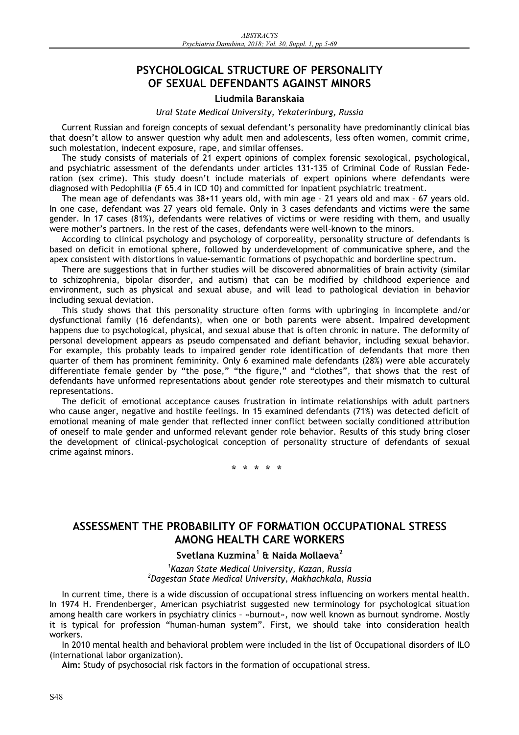## PSYCHOLOGICAL STRUCTURE OF PERSONALITY OF SEXUAL DEFENDANTS AGAINST MINORS

**Liudmila Baranskaia**

*Ural State Medical University, Yekaterinburg, Russia*

Current Russian and foreign concepts of sexual defendant's personality have predominantly clinical bias that doesn't allow to answer question why adult men and adolescents, less often women, commit crime, such molestation, indecent exposure, rape, and similar offenses.

The study consists of materials of 21 expert opinions of complex forensic sexological, psychological, and psychiatric assessment of the defendants under articles 131-135 of Criminal Code of Russian Federation (sex crime). This study doesn't include materials of expert opinions where defendants were diagnosed with Pedophilia (F 65.4 in ICD 10) and committed for inpatient psychiatric treatment.

The mean age of defendants was 38+11 years old, with min age – 21 years old and max – 67 years old. In one case, defendant was 27 years old female. Only in 3 cases defendants and victims were the same gender. In 17 cases (81%), defendants were relatives of victims or were residing with them, and usually were mother's partners. In the rest of the cases, defendants were well-known to the minors.

According to clinical psychology and psychology of corporeality, personality structure of defendants is based on deficit in emotional sphere, followed by underdevelopment of communicative sphere, and the apex consistent with distortions in value-semantic formations of psychopathic and borderline spectrum.

There are suggestions that in further studies will be discovered abnormalities of brain activity (similar to schizophrenia, bipolar disorder, and autism) that can be modified by childhood experience and environment, such as physical and sexual abuse, and will lead to pathological deviation in behavior including sexual deviation.

This study shows that this personality structure often forms with upbringing in incomplete and/or dysfunctional family (16 defendants), when one or both parents were absent. Impaired development happens due to psychological, physical, and sexual abuse that is often chronic in nature. The deformity of personal development appears as pseudo compensated and defiant behavior, including sexual behavior. For example, this probably leads to impaired gender role identification of defendants that more then quarter of them has prominent femininity. Only 6 examined male defendants (28%) were able accurately differentiate female gender by "the pose," "the figure," and "clothes", that shows that the rest of defendants have unformed representations about gender role stereotypes and their mismatch to cultural representations.

The deficit of emotional acceptance causes frustration in intimate relationships with adult partners who cause anger, negative and hostile feelings. In 15 examined defendants (71%) was detected deficit of emotional meaning of male gender that reflected inner conflict between socially conditioned attribution of oneself to male gender and unformed relevant gender role behavior. Results of this study bring closer the development of clinical-psychological conception of personality structure of defendants of sexual crime against minors.

\* \* \* \* \*

## ASSESSMENT THE PROBABILITY OF FORMATION OCCUPATIONAL STRESS AMONG HEALTH CARE WORKERS

**Svetlana Kuzmina[1] & Naida Mollaeva[2]**

[1]*Kazan State Medical University, Kazan, Russia*
[2]*Dagestan State Medical University, Makhachkala, Russia*

In current time, there is a wide discussion of occupational stress influencing on workers mental health. In 1974 H. Frendenberger, American psychiatrist suggested new terminology for psychological situation among health care workers in psychiatry clinics – «burnout», now well known as burnout syndrome. Mostly it is typical for profession "human-human system". First, we should take into consideration health workers.

In 2010 mental health and behavioral problem were included in the list of Occupational disorders of ILO (international labor organization).

**Aim:** Study of psychosocial risk factors in the formation of occupational stress.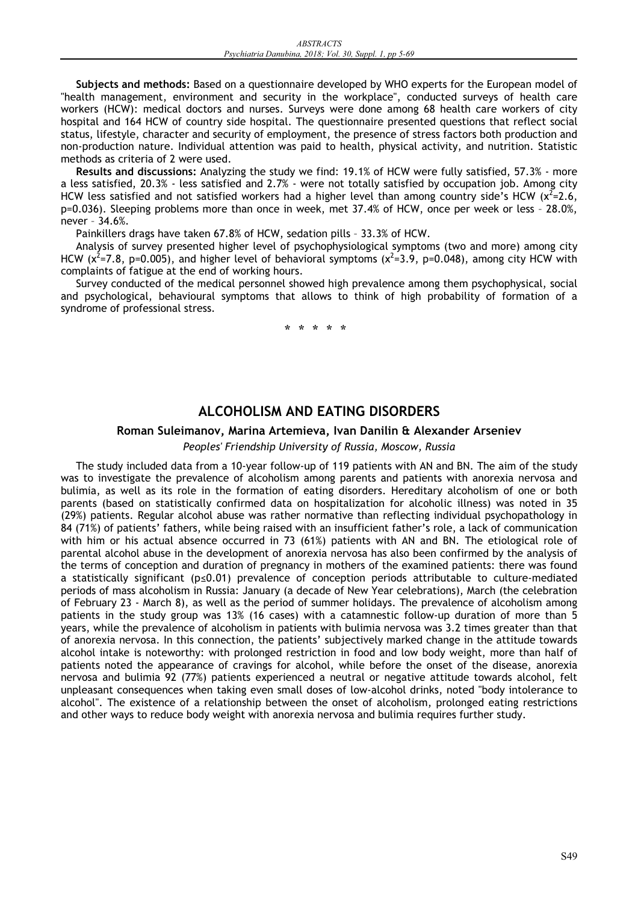**Subjects and methods:** Based on a questionnaire developed by WHO experts for the European model of "health management, environment and security in the workplace", conducted surveys of health care workers (HCW): medical doctors and nurses. Surveys were done among 68 health care workers of city hospital and 164 HCW of country side hospital. The questionnaire presented questions that reflect social status, lifestyle, character and security of employment, the presence of stress factors both production and non-production nature. Individual attention was paid to health, physical activity, and nutrition. Statistic methods as criteria of 2 were used.

**Results and discussions:** Analyzing the study we find: 19.1% of HCW were fully satisfied, 57.3% - more a less satisfied, 20.3% - less satisfied and 2.7% - were not totally satisfied by occupation job. Among city HCW less satisfied and not satisfied workers had a higher level than among country side's HCW ($x^2$=2.6, p=0.036). Sleeping problems more than once in week, met 37.4% of HCW, once per week or less – 28.0%, never – 34.6%.

Painkillers drags have taken 67.8% of HCW, sedation pills – 33.3% of HCW.

Analysis of survey presented higher level of psychophysiological symptoms (two and more) among city HCW ($x^2$=7.8, p=0.005), and higher level of behavioral symptoms ($x^2$=3.9, p=0.048), among city HCW with complaints of fatigue at the end of working hours.

Survey conducted of the medical personnel showed high prevalence among them psychophysical, social and psychological, behavioural symptoms that allows to think of high probability of formation of a syndrome of professional stress.

\* \* \* \* \*

## ALCOHOLISM AND EATING DISORDERS

**Roman Suleimanov, Marina Artemieva, Ivan Danilin & Alexander Arseniev**

*Peoples' Friendship University of Russia, Moscow, Russia*

The study included data from a 10-year follow-up of 119 patients with AN and BN. The aim of the study was to investigate the prevalence of alcoholism among parents and patients with anorexia nervosa and bulimia, as well as its role in the formation of eating disorders. Hereditary alcoholism of one or both parents (based on statistically confirmed data on hospitalization for alcoholic illness) was noted in 35 (29%) patients. Regular alcohol abuse was rather normative than reflecting individual psychopathology in 84 (71%) of patients' fathers, while being raised with an insufficient father's role, a lack of communication with him or his actual absence occurred in 73 (61%) patients with AN and BN. The etiological role of parental alcohol abuse in the development of anorexia nervosa has also been confirmed by the analysis of the terms of conception and duration of pregnancy in mothers of the examined patients: there was found a statistically significant ($p \le 0.01$) prevalence of conception periods attributable to culture-mediated periods of mass alcoholism in Russia: January (a decade of New Year celebrations), March (the celebration of February 23 - March 8), as well as the period of summer holidays. The prevalence of alcoholism among patients in the study group was 13% (16 cases) with a catamnestic follow-up duration of more than 5 years, while the prevalence of alcoholism in patients with bulimia nervosa was 3.2 times greater than that of anorexia nervosa. In this connection, the patients' subjectively marked change in the attitude towards alcohol intake is noteworthy: with prolonged restriction in food and low body weight, more than half of patients noted the appearance of cravings for alcohol, while before the onset of the disease, anorexia nervosa and bulimia 92 (77%) patients experienced a neutral or negative attitude towards alcohol, felt unpleasant consequences when taking even small doses of low-alcohol drinks, noted "body intolerance to alcohol". The existence of a relationship between the onset of alcoholism, prolonged eating restrictions and other ways to reduce body weight with anorexia nervosa and bulimia requires further study.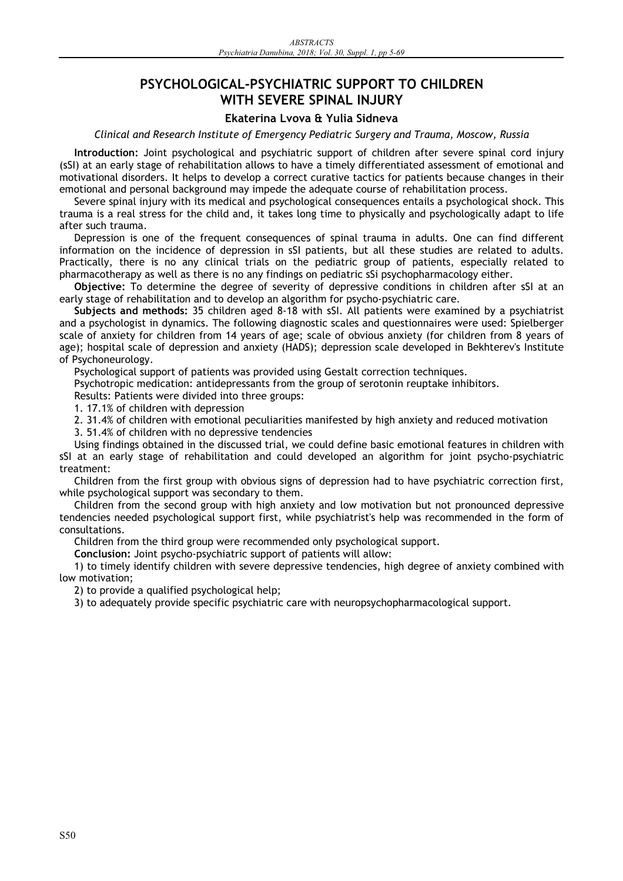# PSYCHOLOGICAL-PSYCHIATRIC SUPPORT TO CHILDREN WITH SEVERE SPINAL INJURY

**Ekaterina Lvova & Yulia Sidneva**

*Clinical and Research Institute of Emergency Pediatric Surgery and Trauma, Moscow, Russia*

**Introduction:** Joint psychological and psychiatric support of children after severe spinal cord injury (sSI) at an early stage of rehabilitation allows to have a timely differentiated assessment of emotional and motivational disorders. It helps to develop a correct curative tactics for patients because changes in their emotional and personal background may impede the adequate course of rehabilitation process.

Severe spinal injury with its medical and psychological consequences entails a psychological shock. This trauma is a real stress for the child and, it takes long time to physically and psychologically adapt to life after such trauma.

Depression is one of the frequent consequences of spinal trauma in adults. One can find different information on the incidence of depression in sSI patients, but all these studies are related to adults. Practically, there is no any clinical trials on the pediatric group of patients, especially related to pharmacotherapy as well as there is no any findings on pediatric sSi psychopharmacology either.

**Objective:** To determine the degree of severity of depressive conditions in children after sSI at an early stage of rehabilitation and to develop an algorithm for psycho-psychiatric care.

**Subjects and methods:** 35 children aged 8-18 with sSI. All patients were examined by a psychiatrist and a psychologist in dynamics. The following diagnostic scales and questionnaires were used: Spielberger scale of anxiety for children from 14 years of age; scale of obvious anxiety (for children from 8 years of age); hospital scale of depression and anxiety (HADS); depression scale developed in Bekhterev's Institute of Psychoneurology.

Psychological support of patients was provided using Gestalt correction techniques.

Psychotropic medication: antidepressants from the group of serotonin reuptake inhibitors.

Results: Patients were divided into three groups:

1. 17.1% of children with depression
2. 31.4% of children with emotional peculiarities manifested by high anxiety and reduced motivation
3. 51.4% of children with no depressive tendencies

Using findings obtained in the discussed trial, we could define basic emotional features in children with sSI at an early stage of rehabilitation and could developed an algorithm for joint psycho-psychiatric treatment:

Children from the first group with obvious signs of depression had to have psychiatric correction first, while psychological support was secondary to them.

Children from the second group with high anxiety and low motivation but not pronounced depressive tendencies needed psychological support first, while psychiatrist's help was recommended in the form of consultations.

Children from the third group were recommended only psychological support.

**Conclusion:** Joint psycho-psychiatric support of patients will allow:

1) to timely identify children with severe depressive tendencies, high degree of anxiety combined with low motivation;

2) to provide a qualified psychological help;

3) to adequately provide specific psychiatric care with neuropsychopharmacological support.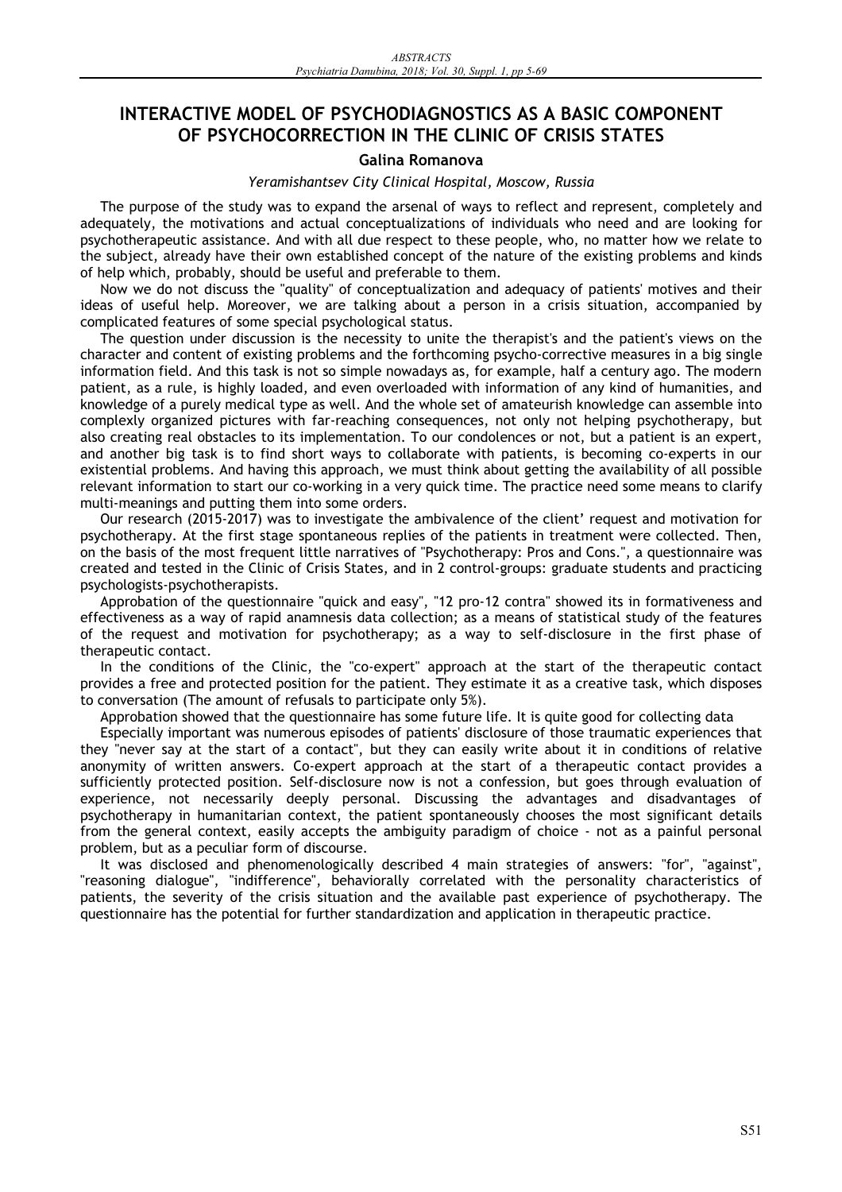## INTERACTIVE MODEL OF PSYCHODIAGNOSTICS AS A BASIC COMPONENT OF PSYCHOCORRECTION IN THE CLINIC OF CRISIS STATES

**Galina Romanova**

*Yeramishantsev City Clinical Hospital, Moscow, Russia*

The purpose of the study was to expand the arsenal of ways to reflect and represent, completely and adequately, the motivations and actual conceptualizations of individuals who need and are looking for psychotherapeutic assistance. And with all due respect to these people, who, no matter how we relate to the subject, already have their own established concept of the nature of the existing problems and kinds of help which, probably, should be useful and preferable to them.

Now we do not discuss the "quality" of conceptualization and adequacy of patients' motives and their ideas of useful help. Moreover, we are talking about a person in a crisis situation, accompanied by complicated features of some special psychological status.

The question under discussion is the necessity to unite the therapist's and the patient's views on the character and content of existing problems and the forthcoming psycho-corrective measures in a big single information field. And this task is not so simple nowadays as, for example, half a century ago. The modern patient, as a rule, is highly loaded, and even overloaded with information of any kind of humanities, and knowledge of a purely medical type as well. And the whole set of amateurish knowledge can assemble into complexly organized pictures with far-reaching consequences, not only not helping psychotherapy, but also creating real obstacles to its implementation. To our condolences or not, but a patient is an expert, and another big task is to find short ways to collaborate with patients, is becoming co-experts in our existential problems. And having this approach, we must think about getting the availability of all possible relevant information to start our co-working in a very quick time. The practice need some means to clarify multi-meanings and putting them into some orders.

Our research (2015-2017) was to investigate the ambivalence of the client' request and motivation for psychotherapy. At the first stage spontaneous replies of the patients in treatment were collected. Then, on the basis of the most frequent little narratives of "Psychotherapy: Pros and Cons.", a questionnaire was created and tested in the Clinic of Crisis States, and in 2 control-groups: graduate students and practicing psychologists-psychotherapists.

Approbation of the questionnaire "quick and easy", "12 pro-12 contra" showed its in formativeness and effectiveness as a way of rapid anamnesis data collection; as a means of statistical study of the features of the request and motivation for psychotherapy; as a way to self-disclosure in the first phase of therapeutic contact.

In the conditions of the Clinic, the "co-expert" approach at the start of the therapeutic contact provides a free and protected position for the patient. They estimate it as a creative task, which disposes to conversation (The amount of refusals to participate only 5%).

Approbation showed that the questionnaire has some future life. It is quite good for collecting data

Especially important was numerous episodes of patients' disclosure of those traumatic experiences that they "never say at the start of a contact", but they can easily write about it in conditions of relative anonymity of written answers. Co-expert approach at the start of a therapeutic contact provides a sufficiently protected position. Self-disclosure now is not a confession, but goes through evaluation of experience, not necessarily deeply personal. Discussing the advantages and disadvantages of psychotherapy in humanitarian context, the patient spontaneously chooses the most significant details from the general context, easily accepts the ambiguity paradigm of choice - not as a painful personal problem, but as a peculiar form of discourse.

It was disclosed and phenomenologically described 4 main strategies of answers: "for", "against", "reasoning dialogue", "indifference", behaviorally correlated with the personality characteristics of patients, the severity of the crisis situation and the available past experience of psychotherapy. The questionnaire has the potential for further standardization and application in therapeutic practice.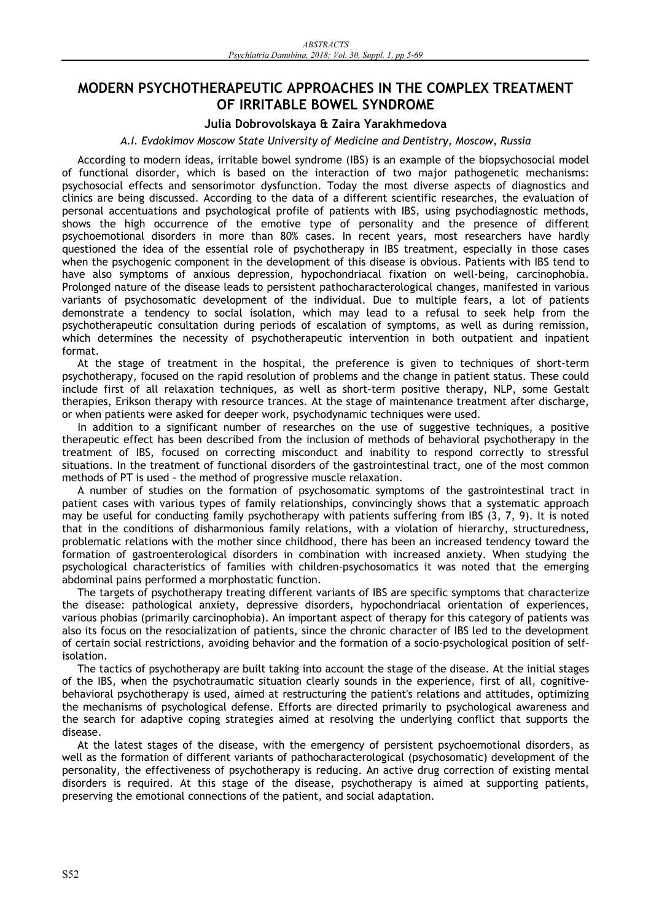# MODERN PSYCHOTHERAPEUTIC APPROACHES IN THE COMPLEX TREATMENT OF IRRITABLE BOWEL SYNDROME

**Julia Dobrovolskaya & Zaira Yarakhmedova**

*A.I. Evdokimov Moscow State University of Medicine and Dentistry, Moscow, Russia*

According to modern ideas, irritable bowel syndrome (IBS) is an example of the biopsychosocial model of functional disorder, which is based on the interaction of two major pathogenetic mechanisms: psychosocial effects and sensorimotor dysfunction. Today the most diverse aspects of diagnostics and clinics are being discussed. According to the data of a different scientific researches, the evaluation of personal accentuations and psychological profile of patients with IBS, using psychodiagnostic methods, shows the high occurrence of the emotive type of personality and the presence of different psychoemotional disorders in more than 80% cases. In recent years, most researchers have hardly questioned the idea of the essential role of psychotherapy in IBS treatment, especially in those cases when the psychogenic component in the development of this disease is obvious. Patients with IBS tend to have also symptoms of anxious depression, hypochondriacal fixation on well-being, carcinophobia. Prolonged nature of the disease leads to persistent pathocharacterological changes, manifested in various variants of psychosomatic development of the individual. Due to multiple fears, a lot of patients demonstrate a tendency to social isolation, which may lead to a refusal to seek help from the psychotherapeutic consultation during periods of escalation of symptoms, as well as during remission, which determines the necessity of psychotherapeutic intervention in both outpatient and inpatient format.

At the stage of treatment in the hospital, the preference is given to techniques of short-term psychotherapy, focused on the rapid resolution of problems and the change in patient status. These could include first of all relaxation techniques, as well as short-term positive therapy, NLP, some Gestalt therapies, Erikson therapy with resource trances. At the stage of maintenance treatment after discharge, or when patients were asked for deeper work, psychodynamic techniques were used.

In addition to a significant number of researches on the use of suggestive techniques, a positive therapeutic effect has been described from the inclusion of methods of behavioral psychotherapy in the treatment of IBS, focused on correcting misconduct and inability to respond correctly to stressful situations. In the treatment of functional disorders of the gastrointestinal tract, one of the most common methods of PT is used - the method of progressive muscle relaxation.

A number of studies on the formation of psychosomatic symptoms of the gastrointestinal tract in patient cases with various types of family relationships, convincingly shows that a systematic approach may be useful for conducting family psychotherapy with patients suffering from IBS (3, 7, 9). It is noted that in the conditions of disharmonious family relations, with a violation of hierarchy, structuredness, problematic relations with the mother since childhood, there has been an increased tendency toward the formation of gastroenterological disorders in combination with increased anxiety. When studying the psychological characteristics of families with children-psychosomatics it was noted that the emerging abdominal pains performed a morphostatic function.

The targets of psychotherapy treating different variants of IBS are specific symptoms that characterize the disease: pathological anxiety, depressive disorders, hypochondriacal orientation of experiences, various phobias (primarily carcinophobia). An important aspect of therapy for this category of patients was also its focus on the resocialization of patients, since the chronic character of IBS led to the development of certain social restrictions, avoiding behavior and the formation of a socio-psychological position of self-isolation.

The tactics of psychotherapy are built taking into account the stage of the disease. At the initial stages of the IBS, when the psychotraumatic situation clearly sounds in the experience, first of all, cognitive-behavioral psychotherapy is used, aimed at restructuring the patient's relations and attitudes, optimizing the mechanisms of psychological defense. Efforts are directed primarily to psychological awareness and the search for adaptive coping strategies aimed at resolving the underlying conflict that supports the disease.

At the latest stages of the disease, with the emergency of persistent psychoemotional disorders, as well as the formation of different variants of pathocharacterological (psychosomatic) development of the personality, the effectiveness of psychotherapy is reducing. An active drug correction of existing mental disorders is required. At this stage of the disease, psychotherapy is aimed at supporting patients, preserving the emotional connections of the patient, and social adaptation.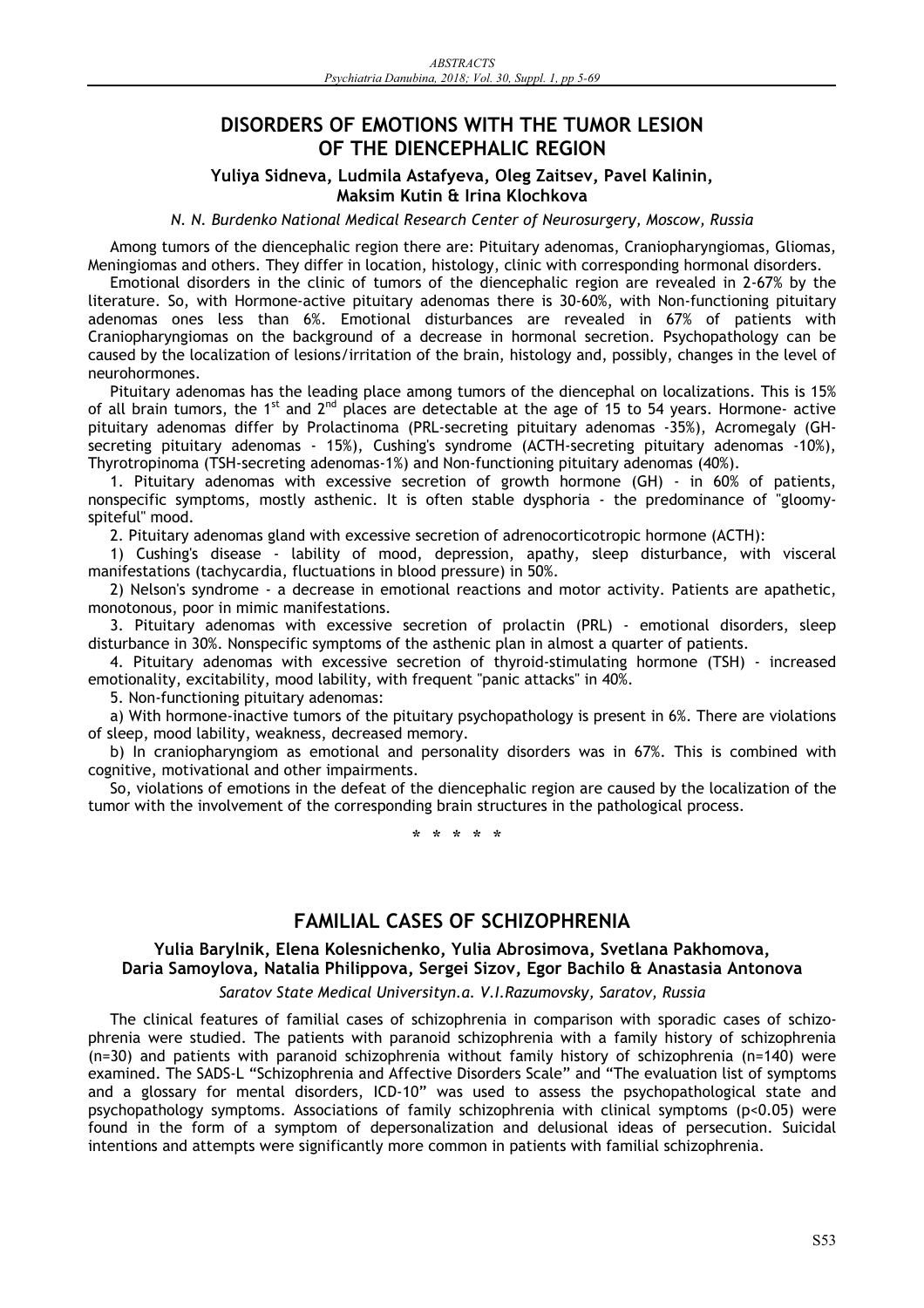## DISORDERS OF EMOTIONS WITH THE TUMOR LESION OF THE DIENCEPHALIC REGION

**Yuliya Sidneva, Ludmila Astafyeva, Oleg Zaitsev, Pavel Kalinin, Maksim Kutin & Irina Klochkova**

*N. N. Burdenko National Medical Research Center of Neurosurgery, Moscow, Russia*

Among tumors of the diencephalic region there are: Pituitary adenomas, Craniopharyngiomas, Gliomas, Meningiomas and others. They differ in location, histology, clinic with corresponding hormonal disorders.

Emotional disorders in the clinic of tumors of the diencephalic region are revealed in 2-67% by the literature. So, with Hormone-active pituitary adenomas there is 30-60%, with Non-functioning pituitary adenomas ones less than 6%. Emotional disturbances are revealed in 67% of patients with Craniopharyngiomas on the background of a decrease in hormonal secretion. Psychopathology can be caused by the localization of lesions/irritation of the brain, histology and, possibly, changes in the level of neurohormones.

Pituitary adenomas has the leading place among tumors of the diencephal on localizations. This is 15% of all brain tumors, the 1st and 2nd places are detectable at the age of 15 to 54 years. Hormone- active pituitary adenomas differ by Prolactinoma (PRL-secreting pituitary adenomas -35%), Acromegaly (GH-secreting pituitary adenomas - 15%), Cushing's syndrome (ACTH-secreting pituitary adenomas -10%), Thyrotropinoma (TSH-secreting adenomas-1%) and Non-functioning pituitary adenomas (40%).

1. Pituitary adenomas with excessive secretion of growth hormone (GH) - in 60% of patients, nonspecific symptoms, mostly asthenic. It is often stable dysphoria - the predominance of "gloomy-spiteful" mood.

2. Pituitary adenomas gland with excessive secretion of adrenocorticotropic hormone (ACTH):

1) Cushing's disease - lability of mood, depression, apathy, sleep disturbance, with visceral manifestations (tachycardia, fluctuations in blood pressure) in 50%.

2) Nelson's syndrome - a decrease in emotional reactions and motor activity. Patients are apathetic, monotonous, poor in mimic manifestations.

3. Pituitary adenomas with excessive secretion of prolactin (PRL) - emotional disorders, sleep disturbance in 30%. Nonspecific symptoms of the asthenic plan in almost a quarter of patients.

4. Pituitary adenomas with excessive secretion of thyroid-stimulating hormone (TSH) - increased emotionality, excitability, mood lability, with frequent "panic attacks" in 40%.

5. Non-functioning pituitary adenomas:

a) With hormone-inactive tumors of the pituitary psychopathology is present in 6%. There are violations of sleep, mood lability, weakness, decreased memory.

b) In craniopharyngiom as emotional and personality disorders was in 67%. This is combined with cognitive, motivational and other impairments.

So, violations of emotions in the defeat of the diencephalic region are caused by the localization of the tumor with the involvement of the corresponding brain structures in the pathological process.

\* \* \* \* \*

## FAMILIAL CASES OF SCHIZOPHRENIA

**Yulia Barylnik, Elena Kolesnichenko, Yulia Abrosimova, Svetlana Pakhomova, Daria Samoylova, Natalia Philippova, Sergei Sizov, Egor Bachilo & Anastasia Antonova**

*Saratov State Medical Universityn.a. V.I.Razumovsky, Saratov, Russia*

The clinical features of familial cases of schizophrenia in comparison with sporadic cases of schizophrenia were studied. The patients with paranoid schizophrenia with a family history of schizophrenia (n=30) and patients with paranoid schizophrenia without family history of schizophrenia (n=140) were examined. The SADS-L "Schizophrenia and Affective Disorders Scale" and "The evaluation list of symptoms and a glossary for mental disorders, ICD-10" was used to assess the psychopathological state and psychopathology symptoms. Associations of family schizophrenia with clinical symptoms ($p<0.05$) were found in the form of a symptom of depersonalization and delusional ideas of persecution. Suicidal intentions and attempts were significantly more common in patients with familial schizophrenia.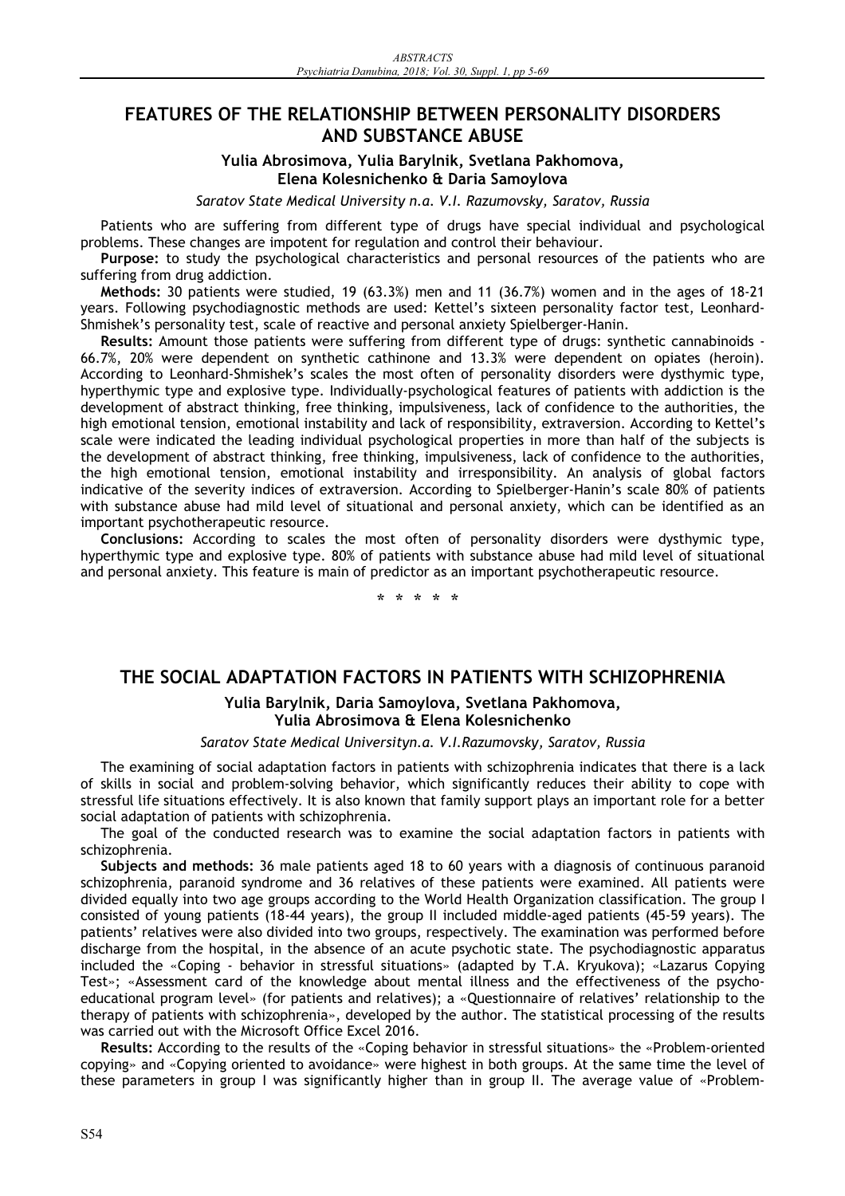## FEATURES OF THE RELATIONSHIP BETWEEN PERSONALITY DISORDERS AND SUBSTANCE ABUSE

**Yulia Abrosimova, Yulia Barylnik, Svetlana Pakhomova, Elena Kolesnichenko & Daria Samoylova**

*Saratov State Medical University n.a. V.I. Razumovsky, Saratov, Russia*

Patients who are suffering from different type of drugs have special individual and psychological problems. These changes are impotent for regulation and control their behaviour.

**Purpose:** to study the psychological characteristics and personal resources of the patients who are suffering from drug addiction.

**Methods:** 30 patients were studied, 19 (63.3%) men and 11 (36.7%) women and in the ages of 18-21 years. Following psychodiagnostic methods are used: Kettel's sixteen personality factor test, Leonhard-Shmishek's personality test, scale of reactive and personal anxiety Spielberger-Hanin.

**Results:** Amount those patients were suffering from different type of drugs: synthetic cannabinoids - 66.7%, 20% were dependent on synthetic cathinone and 13.3% were dependent on opiates (heroin). According to Leonhard-Shmishek's scales the most often of personality disorders were dysthymic type, hyperthymic type and explosive type. Individually-psychological features of patients with addiction is the development of abstract thinking, free thinking, impulsiveness, lack of confidence to the authorities, the high emotional tension, emotional instability and lack of responsibility, extraversion. According to Kettel's scale were indicated the leading individual psychological properties in more than half of the subjects is the development of abstract thinking, free thinking, impulsiveness, lack of confidence to the authorities, the high emotional tension, emotional instability and irresponsibility. An analysis of global factors indicative of the severity indices of extraversion. According to Spielberger-Hanin's scale 80% of patients with substance abuse had mild level of situational and personal anxiety, which can be identified as an important psychotherapeutic resource.

**Conclusions:** According to scales the most often of personality disorders were dysthymic type, hyperthymic type and explosive type. 80% of patients with substance abuse had mild level of situational and personal anxiety. This feature is main of predictor as an important psychotherapeutic resource.

\* \* \* \* \*

## THE SOCIAL ADAPTATION FACTORS IN PATIENTS WITH SCHIZOPHRENIA

**Yulia Barylnik, Daria Samoylova, Svetlana Pakhomova, Yulia Abrosimova & Elena Kolesnichenko**

*Saratov State Medical Universityn.a. V.I.Razumovsky, Saratov, Russia*

The examining of social adaptation factors in patients with schizophrenia indicates that there is a lack of skills in social and problem-solving behavior, which significantly reduces their ability to cope with stressful life situations effectively. It is also known that family support plays an important role for a better social adaptation of patients with schizophrenia.

The goal of the conducted research was to examine the social adaptation factors in patients with schizophrenia.

**Subjects and methods:** 36 male patients aged 18 to 60 years with a diagnosis of continuous paranoid schizophrenia, paranoid syndrome and 36 relatives of these patients were examined. All patients were divided equally into two age groups according to the World Health Organization classification. The group I consisted of young patients (18-44 years), the group II included middle-aged patients (45-59 years). The patients' relatives were also divided into two groups, respectively. The examination was performed before discharge from the hospital, in the absence of an acute psychotic state. The psychodiagnostic apparatus included the «Coping - behavior in stressful situations» (adapted by T.A. Kryukova); «Lazarus Copying Test»; «Assessment card of the knowledge about mental illness and the effectiveness of the psycho-educational program level» (for patients and relatives); a «Questionnaire of relatives' relationship to the therapy of patients with schizophrenia», developed by the author. The statistical processing of the results was carried out with the Microsoft Office Excel 2016.

**Results:** According to the results of the «Coping behavior in stressful situations» the «Problem-oriented copying» and «Copying oriented to avoidance» were highest in both groups. At the same time the level of these parameters in group I was significantly higher than in group II. The average value of «Problem-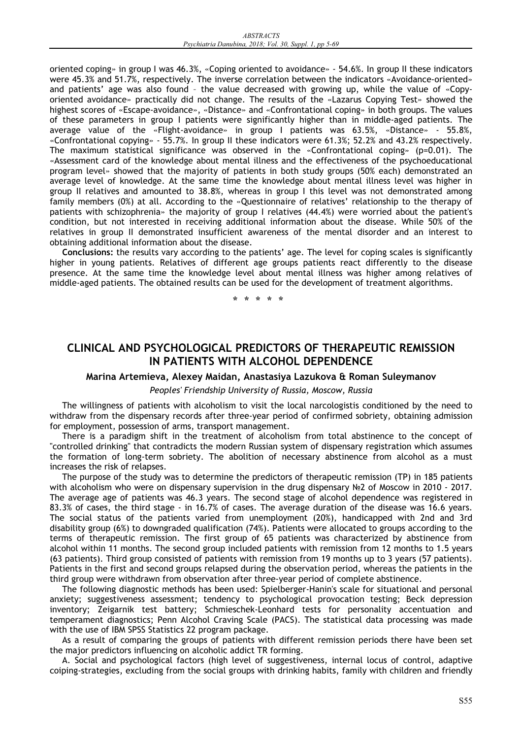oriented coping» in group I was 46.3%, «Coping oriented to avoidance» - 54.6%. In group II these indicators were 45.3% and 51.7%, respectively. The inverse correlation between the indicators «Avoidance-oriented» and patients' age was also found – the value decreased with growing up, while the value of «Copy-oriented avoidance» practically did not change. The results of the «Lazarus Copying Test» showed the highest scores of «Escape-avoidance», «Distance» and «Confrontational coping» in both groups. The values of these parameters in group I patients were significantly higher than in middle-aged patients. The average value of the «Flight-avoidance» in group I patients was 63.5%, «Distance» - 55.8%, «Confrontational copying» - 55.7%. In group II these indicators were 61.3%; 52.2% and 43.2% respectively. The maximum statistical significance was observed in the «Confrontational coping» (p=0.01). The «Assessment card of the knowledge about mental illness and the effectiveness of the psychoeducational program level» showed that the majority of patients in both study groups (50% each) demonstrated an average level of knowledge. At the same time the knowledge about mental illness level was higher in group II relatives and amounted to 38.8%, whereas in group I this level was not demonstrated among family members (0%) at all. According to the «Questionnaire of relatives' relationship to the therapy of patients with schizophrenia» the majority of group I relatives (44.4%) were worried about the patient's condition, but not interested in receiving additional information about the disease. While 50% of the relatives in group II demonstrated insufficient awareness of the mental disorder and an interest to obtaining additional information about the disease.

**Conclusions:** the results vary according to the patients' age. The level for coping scales is significantly higher in young patients. Relatives of different age groups patients react differently to the disease presence. At the same time the knowledge level about mental illness was higher among relatives of middle-aged patients. The obtained results can be used for the development of treatment algorithms.

\* \* \* \* \*

## CLINICAL AND PSYCHOLOGICAL PREDICTORS OF THERAPEUTIC REMISSION IN PATIENTS WITH ALCOHOL DEPENDENCE

**Marina Artemieva, Alexey Maidan, Anastasiya Lazukova & Roman Suleymanov**

*Peoples' Friendship University of Russia, Moscow, Russia*

The willingness of patients with alcoholism to visit the local narcologistis conditioned by the need to withdraw from the dispensary records after three-year period of confirmed sobriety, obtaining admission for employment, possession of arms, transport management.

There is a paradigm shift in the treatment of alcoholism from total abstinence to the concept of "controlled drinking" that contradicts the modern Russian system of dispensary registration which assumes the formation of long-term sobriety. The abolition of necessary abstinence from alcohol as a must increases the risk of relapses.

The purpose of the study was to determine the predictors of therapeutic remission (TP) in 185 patients with alcoholism who were on dispensary supervision in the drug dispensary №2 of Moscow in 2010 - 2017. The average age of patients was 46.3 years. The second stage of alcohol dependence was registered in 83.3% of cases, the third stage - in 16.7% of cases. The average duration of the disease was 16.6 years. The social status of the patients varied from unemployment (20%), handicapped with 2nd and 3rd disability group (6%) to downgraded qualification (74%). Patients were allocated to groups according to the terms of therapeutic remission. The first group of 65 patients was characterized by abstinence from alcohol within 11 months. The second group included patients with remission from 12 months to 1.5 years (63 patients). Third group consisted of patients with remission from 19 months up to 3 years (57 patients). Patients in the first and second groups relapsed during the observation period, whereas the patients in the third group were withdrawn from observation after three-year period of complete abstinence.

The following diagnostic methods has been used: Spielberger-Hanin's scale for situational and personal anxiety; suggestiveness assessment; tendency to psychological provocation testing; Beck depression inventory; Zeigarnik test battery; Schmieschek-Leonhard tests for personality accentuation and temperament diagnostics; Penn Alcohol Craving Scale (PACS). The statistical data processing was made with the use of IBM SPSS Statistics 22 program package.

As a result of comparing the groups of patients with different remission periods there have been set the major predictors influencing on alcoholic addict TR forming.

A. Social and psychological factors (high level of suggestiveness, internal locus of control, adaptive coping-strategies, excluding from the social groups with drinking habits, family with children and friendly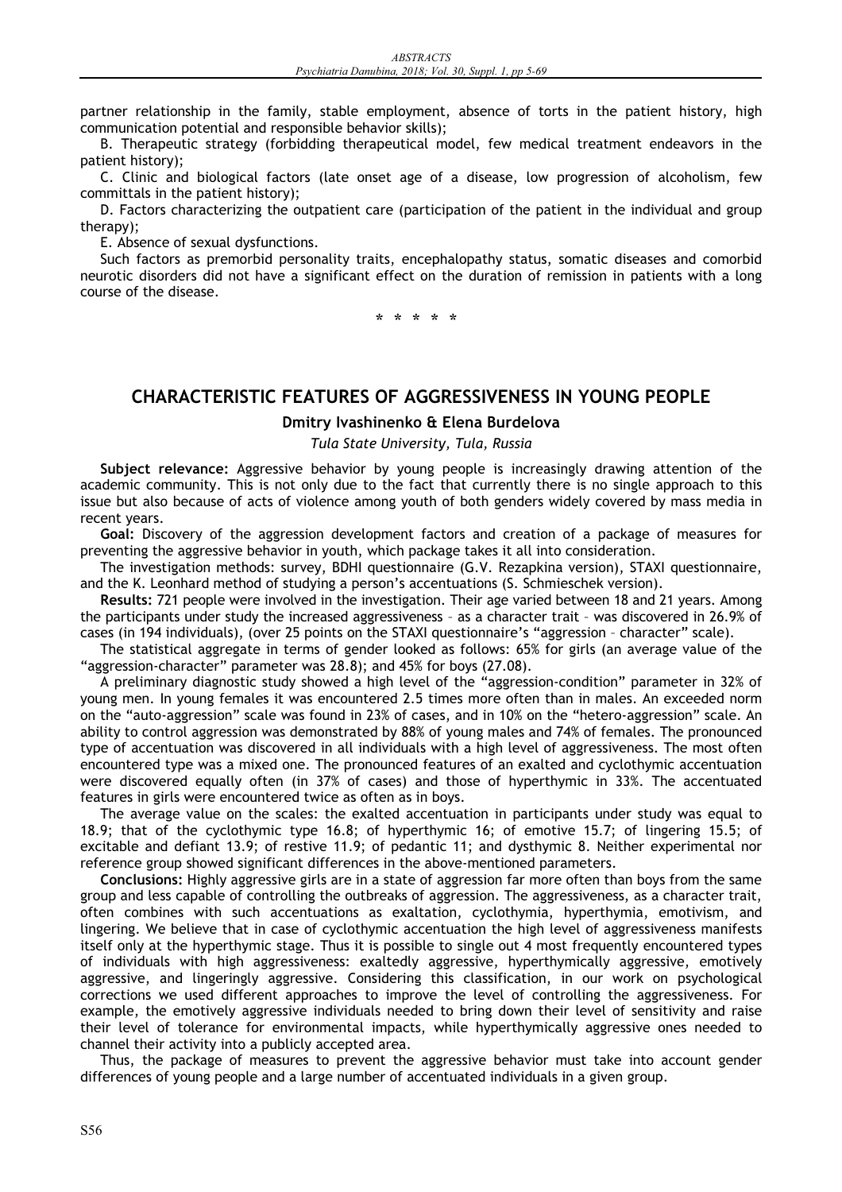partner relationship in the family, stable employment, absence of torts in the patient history, high communication potential and responsible behavior skills);

B. Therapeutic strategy (forbidding therapeutical model, few medical treatment endeavors in the patient history);

C. Clinic and biological factors (late onset age of a disease, low progression of alcoholism, few committals in the patient history);

D. Factors characterizing the outpatient care (participation of the patient in the individual and group therapy);

E. Absence of sexual dysfunctions.

Such factors as premorbid personality traits, encephalopathy status, somatic diseases and comorbid neurotic disorders did not have a significant effect on the duration of remission in patients with a long course of the disease.

\* \* \* \* \*

## CHARACTERISTIC FEATURES OF AGGRESSIVENESS IN YOUNG PEOPLE

**Dmitry Ivashinenko & Elena Burdelova**

*Tula State University, Tula, Russia*

**Subject relevance:** Aggressive behavior by young people is increasingly drawing attention of the academic community. This is not only due to the fact that currently there is no single approach to this issue but also because of acts of violence among youth of both genders widely covered by mass media in recent years.

**Goal:** Discovery of the aggression development factors and creation of a package of measures for preventing the aggressive behavior in youth, which package takes it all into consideration.

The investigation methods: survey, BDHI questionnaire (G.V. Rezapkina version), STAXI questionnaire, and the K. Leonhard method of studying a person's accentuations (S. Schmieschek version).

**Results:** 721 people were involved in the investigation. Their age varied between 18 and 21 years. Among the participants under study the increased aggressiveness – as a character trait – was discovered in 26.9% of cases (in 194 individuals), (over 25 points on the STAXI questionnaire's "aggression – character" scale).

The statistical aggregate in terms of gender looked as follows: 65% for girls (an average value of the "aggression-character" parameter was 28.8); and 45% for boys (27.08).

A preliminary diagnostic study showed a high level of the "aggression-condition" parameter in 32% of young men. In young females it was encountered 2.5 times more often than in males. An exceeded norm on the "auto-aggression" scale was found in 23% of cases, and in 10% on the "hetero-aggression" scale. An ability to control aggression was demonstrated by 88% of young males and 74% of females. The pronounced type of accentuation was discovered in all individuals with a high level of aggressiveness. The most often encountered type was a mixed one. The pronounced features of an exalted and cyclothymic accentuation were discovered equally often (in 37% of cases) and those of hyperthymic in 33%. The accentuated features in girls were encountered twice as often as in boys.

The average value on the scales: the exalted accentuation in participants under study was equal to 18.9; that of the cyclothymic type 16.8; of hyperthymic 16; of emotive 15.7; of lingering 15.5; of excitable and defiant 13.9; of restive 11.9; of pedantic 11; and dysthymic 8. Neither experimental nor reference group showed significant differences in the above-mentioned parameters.

**Conclusions:** Highly aggressive girls are in a state of aggression far more often than boys from the same group and less capable of controlling the outbreaks of aggression. The aggressiveness, as a character trait, often combines with such accentuations as exaltation, cyclothymia, hyperthymia, emotivism, and lingering. We believe that in case of cyclothymic accentuation the high level of aggressiveness manifests itself only at the hyperthymic stage. Thus it is possible to single out 4 most frequently encountered types of individuals with high aggressiveness: exaltedly aggressive, hyperthymically aggressive, emotively aggressive, and lingeringly aggressive. Considering this classification, in our work on psychological corrections we used different approaches to improve the level of controlling the aggressiveness. For example, the emotively aggressive individuals needed to bring down their level of sensitivity and raise their level of tolerance for environmental impacts, while hyperthymically aggressive ones needed to channel their activity into a publicly accepted area.

Thus, the package of measures to prevent the aggressive behavior must take into account gender differences of young people and a large number of accentuated individuals in a given group.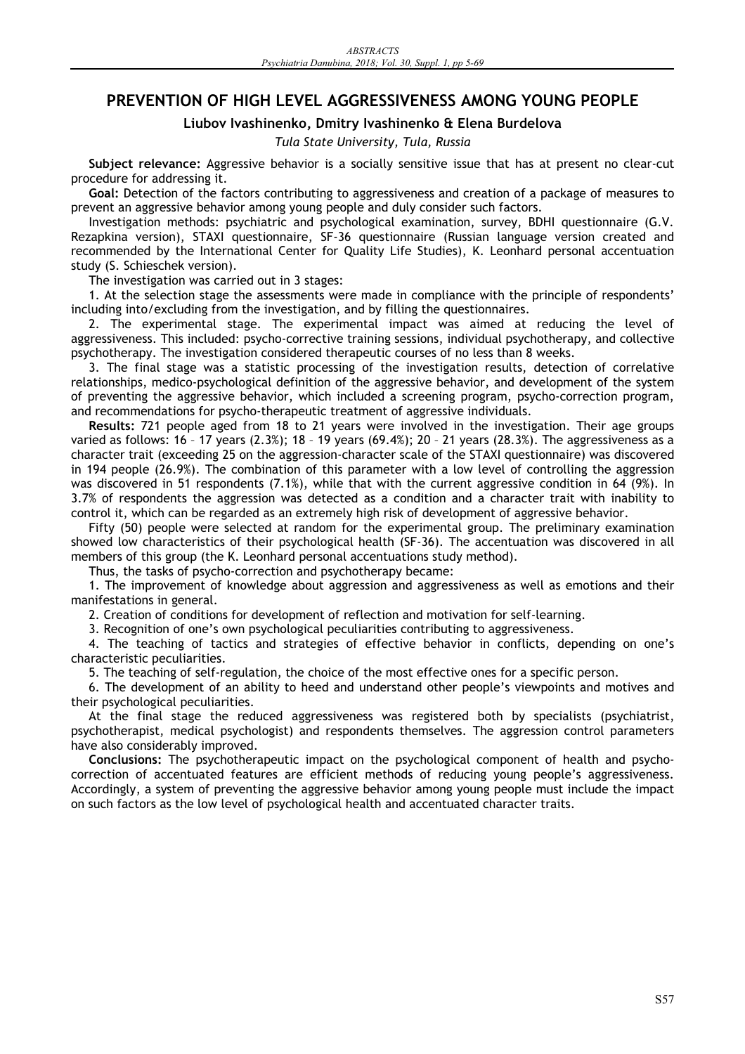# PREVENTION OF HIGH LEVEL AGGRESSIVENESS AMONG YOUNG PEOPLE

**Liubov Ivashinenko, Dmitry Ivashinenko & Elena Burdelova**

*Tula State University, Tula, Russia*

**Subject relevance:** Aggressive behavior is a socially sensitive issue that has at present no clear-cut procedure for addressing it.

**Goal:** Detection of the factors contributing to aggressiveness and creation of a package of measures to prevent an aggressive behavior among young people and duly consider such factors.

Investigation methods: psychiatric and psychological examination, survey, BDHI questionnaire (G.V. Rezapkina version), STAXI questionnaire, SF-36 questionnaire (Russian language version created and recommended by the International Center for Quality Life Studies), K. Leonhard personal accentuation study (S. Schieschek version).

The investigation was carried out in 3 stages:

1. At the selection stage the assessments were made in compliance with the principle of respondents' including into/excluding from the investigation, and by filling the questionnaires.
2. The experimental stage. The experimental impact was aimed at reducing the level of aggressiveness. This included: psycho-corrective training sessions, individual psychotherapy, and collective psychotherapy. The investigation considered therapeutic courses of no less than 8 weeks.
3. The final stage was a statistic processing of the investigation results, detection of correlative relationships, medico-psychological definition of the aggressive behavior, and development of the system of preventing the aggressive behavior, which included a screening program, psycho-correction program, and recommendations for psycho-therapeutic treatment of aggressive individuals.

**Results:** 721 people aged from 18 to 21 years were involved in the investigation. Their age groups varied as follows: 16 – 17 years (2.3%); 18 – 19 years (69.4%); 20 – 21 years (28.3%). The aggressiveness as a character trait (exceeding 25 on the aggression-character scale of the STAXI questionnaire) was discovered in 194 people (26.9%). The combination of this parameter with a low level of controlling the aggression was discovered in 51 respondents (7.1%), while that with the current aggressive condition in 64 (9%). In 3.7% of respondents the aggression was detected as a condition and a character trait with inability to control it, which can be regarded as an extremely high risk of development of aggressive behavior.

Fifty (50) people were selected at random for the experimental group. The preliminary examination showed low characteristics of their psychological health (SF-36). The accentuation was discovered in all members of this group (the K. Leonhard personal accentuations study method).

Thus, the tasks of psycho-correction and psychotherapy became:

1. The improvement of knowledge about aggression and aggressiveness as well as emotions and their manifestations in general.
2. Creation of conditions for development of reflection and motivation for self-learning.
3. Recognition of one's own psychological peculiarities contributing to aggressiveness.
4. The teaching of tactics and strategies of effective behavior in conflicts, depending on one's characteristic peculiarities.
5. The teaching of self-regulation, the choice of the most effective ones for a specific person.
6. The development of an ability to heed and understand other people's viewpoints and motives and their psychological peculiarities.

At the final stage the reduced aggressiveness was registered both by specialists (psychiatrist, psychotherapist, medical psychologist) and respondents themselves. The aggression control parameters have also considerably improved.

**Conclusions:** The psychotherapeutic impact on the psychological component of health and psycho-correction of accentuated features are efficient methods of reducing young people's aggressiveness. Accordingly, a system of preventing the aggressive behavior among young people must include the impact on such factors as the low level of psychological health and accentuated character traits.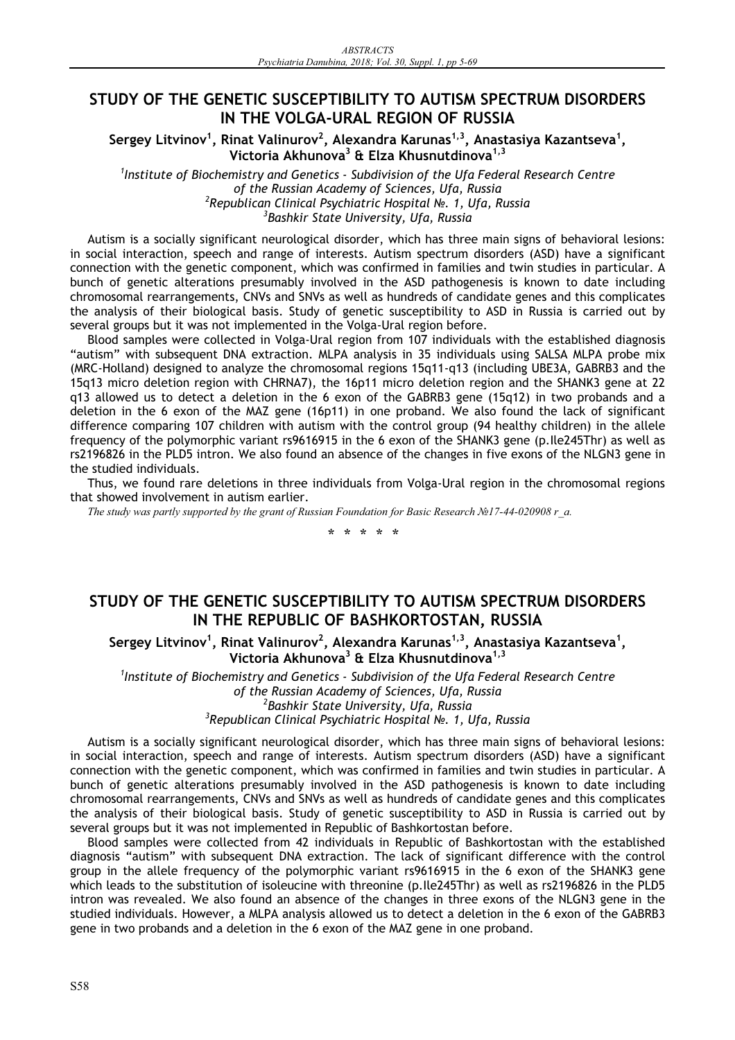## STUDY OF THE GENETIC SUSCEPTIBILITY TO AUTISM SPECTRUM DISORDERS IN THE VOLGA-URAL REGION OF RUSSIA

**Sergey Litvinov[1], Rinat Valinurov[2], Alexandra Karunas[1,3], Anastasiya Kazantseva[1], Victoria Akhunova[3] & Elza Khusnutdinova[1,3]**

*[1]Institute of Biochemistry and Genetics - Subdivision of the Ufa Federal Research Centre of the Russian Academy of Sciences, Ufa, Russia*
*[2]Republican Clinical Psychiatric Hospital №. 1, Ufa, Russia*
*[3]Bashkir State University, Ufa, Russia*

Autism is a socially significant neurological disorder, which has three main signs of behavioral lesions: in social interaction, speech and range of interests. Autism spectrum disorders (ASD) have a significant connection with the genetic component, which was confirmed in families and twin studies in particular. A bunch of genetic alterations presumably involved in the ASD pathogenesis is known to date including chromosomal rearrangements, CNVs and SNVs as well as hundreds of candidate genes and this complicates the analysis of their biological basis. Study of genetic susceptibility to ASD in Russia is carried out by several groups but it was not implemented in the Volga-Ural region before.

Blood samples were collected in Volga-Ural region from 107 individuals with the established diagnosis "autism" with subsequent DNA extraction. MLPA analysis in 35 individuals using SALSA MLPA probe mix (MRC-Holland) designed to analyze the chromosomal regions 15q11-q13 (including UBE3A, GABRB3 and the 15q13 micro deletion region with CHRNA7), the 16p11 micro deletion region and the SHANK3 gene at 22 q13 allowed us to detect a deletion in the 6 exon of the GABRB3 gene (15q12) in two probands and a deletion in the 6 exon of the MAZ gene (16p11) in one proband. We also found the lack of significant difference comparing 107 children with autism with the control group (94 healthy children) in the allele frequency of the polymorphic variant rs9616915 in the 6 exon of the SHANK3 gene (p.Ile245Thr) as well as rs2196826 in the PLD5 intron. We also found an absence of the changes in five exons of the NLGN3 gene in the studied individuals.

Thus, we found rare deletions in three individuals from Volga-Ural region in the chromosomal regions that showed involvement in autism earlier.

*The study was partly supported by the grant of Russian Foundation for Basic Research №17-44-020908 r_a.*

\* \* \* \* \*

## STUDY OF THE GENETIC SUSCEPTIBILITY TO AUTISM SPECTRUM DISORDERS IN THE REPUBLIC OF BASHKORTOSTAN, RUSSIA

**Sergey Litvinov[1], Rinat Valinurov[2], Alexandra Karunas[1,3], Anastasiya Kazantseva[1], Victoria Akhunova[3] & Elza Khusnutdinova[1,3]**

*[1]Institute of Biochemistry and Genetics - Subdivision of the Ufa Federal Research Centre of the Russian Academy of Sciences, Ufa, Russia*
*[2]Bashkir State University, Ufa, Russia*
*[3]Republican Clinical Psychiatric Hospital №. 1, Ufa, Russia*

Autism is a socially significant neurological disorder, which has three main signs of behavioral lesions: in social interaction, speech and range of interests. Autism spectrum disorders (ASD) have a significant connection with the genetic component, which was confirmed in families and twin studies in particular. A bunch of genetic alterations presumably involved in the ASD pathogenesis is known to date including chromosomal rearrangements, CNVs and SNVs as well as hundreds of candidate genes and this complicates the analysis of their biological basis. Study of genetic susceptibility to ASD in Russia is carried out by several groups but it was not implemented in Republic of Bashkortostan before.

Blood samples were collected from 42 individuals in Republic of Bashkortostan with the established diagnosis "autism" with subsequent DNA extraction. The lack of significant difference with the control group in the allele frequency of the polymorphic variant rs9616915 in the 6 exon of the SHANK3 gene which leads to the substitution of isoleucine with threonine (p.Ile245Thr) as well as rs2196826 in the PLD5 intron was revealed. We also found an absence of the changes in three exons of the NLGN3 gene in the studied individuals. However, a MLPA analysis allowed us to detect a deletion in the 6 exon of the GABRB3 gene in two probands and a deletion in the 6 exon of the MAZ gene in one proband.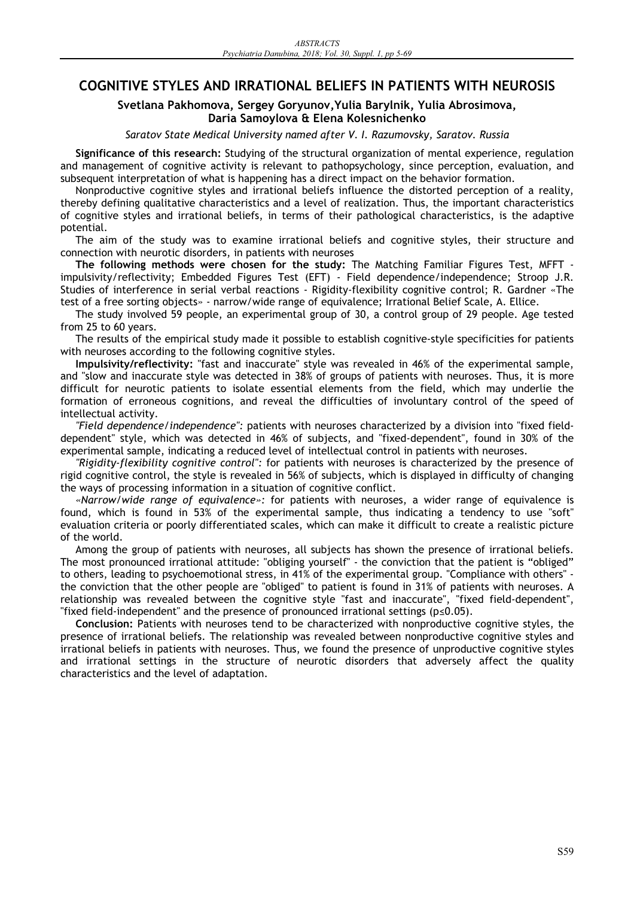# COGNITIVE STYLES AND IRRATIONAL BELIEFS IN PATIENTS WITH NEUROSIS

**Svetlana Pakhomova, Sergey Goryunov,Yulia Barylnik, Yulia Abrosimova, Daria Samoylova & Elena Kolesnichenko**

*Saratov State Medical University named after V. I. Razumovsky, Saratov. Russia*

**Significance of this research:** Studying of the structural organization of mental experience, regulation and management of cognitive activity is relevant to pathopsychology, since perception, evaluation, and subsequent interpretation of what is happening has a direct impact on the behavior formation.

Nonproductive cognitive styles and irrational beliefs influence the distorted perception of a reality, thereby defining qualitative characteristics and a level of realization. Thus, the important characteristics of cognitive styles and irrational beliefs, in terms of their pathological characteristics, is the adaptive potential.

The aim of the study was to examine irrational beliefs and cognitive styles, their structure and connection with neurotic disorders, in patients with neuroses

**The following methods were chosen for the study:** The Matching Familiar Figures Test, MFFT - impulsivity/reflectivity; Embedded Figures Test (EFT) - Field dependence/independence; Stroop J.R. Studies of interference in serial verbal reactions - Rigidity-flexibility cognitive control; R. Gardner «The test of a free sorting objects» - narrow/wide range of equivalence; Irrational Belief Scale, A. Ellice.

The study involved 59 people, an experimental group of 30, a control group of 29 people. Age tested from 25 to 60 years.

The results of the empirical study made it possible to establish cognitive-style specificities for patients with neuroses according to the following cognitive styles.

**Impulsivity/reflectivity:** "fast and inaccurate" style was revealed in 46% of the experimental sample, and "slow and inaccurate style was detected in 38% of groups of patients with neuroses. Thus, it is more difficult for neurotic patients to isolate essential elements from the field, which may underlie the formation of erroneous cognitions, and reveal the difficulties of involuntary control of the speed of intellectual activity.

*"Field dependence/independence":* patients with neuroses characterized by a division into "fixed field-dependent" style, which was detected in 46% of subjects, and "fixed-dependent", found in 30% of the experimental sample, indicating a reduced level of intellectual control in patients with neuroses.

*"Rigidity-flexibility cognitive control":* for patients with neuroses is characterized by the presence of rigid cognitive control, the style is revealed in 56% of subjects, which is displayed in difficulty of changing the ways of processing information in a situation of cognitive conflict.

*«Narrow/wide range of equivalence»:* for patients with neuroses, a wider range of equivalence is found, which is found in 53% of the experimental sample, thus indicating a tendency to use "soft" evaluation criteria or poorly differentiated scales, which can make it difficult to create a realistic picture of the world.

Among the group of patients with neuroses, all subjects has shown the presence of irrational beliefs. The most pronounced irrational attitude: "obliging yourself" - the conviction that the patient is "obliged" to others, leading to psychoemotional stress, in 41% of the experimental group. "Compliance with others" - the conviction that the other people are "obliged" to patient is found in 31% of patients with neuroses. A relationship was revealed between the cognitive style "fast and inaccurate", "fixed field-dependent", "fixed field-independent" and the presence of pronounced irrational settings ($p \leq 0.05$).

**Conclusion:** Patients with neuroses tend to be characterized with nonproductive cognitive styles, the presence of irrational beliefs. The relationship was revealed between nonproductive cognitive styles and irrational beliefs in patients with neuroses. Thus, we found the presence of unproductive cognitive styles and irrational settings in the structure of neurotic disorders that adversely affect the quality characteristics and the level of adaptation.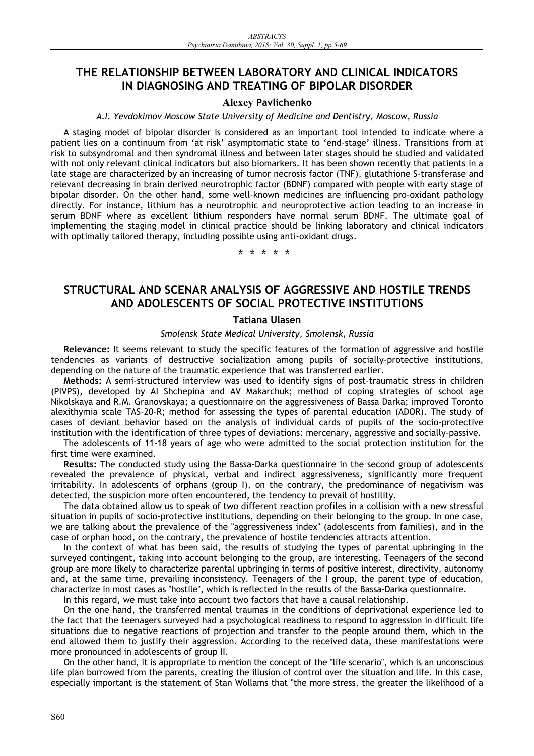## THE RELATIONSHIP BETWEEN LABORATORY AND CLINICAL INDICATORS IN DIAGNOSING AND TREATING OF BIPOLAR DISORDER

**Alexey Pavlichenko**

*A.I. Yevdokimov Moscow State University of Medicine and Dentistry, Moscow, Russia*

A staging model of bipolar disorder is considered as an important tool intended to indicate where a patient lies on a continuum from 'at risk' asymptomatic state to 'end-stage' illness. Transitions from at risk to subsyndromal and then syndromal illness and between later stages should be studied and validated with not only relevant clinical indicators but also biomarkers. It has been shown recently that patients in a late stage are characterized by an increasing of tumor necrosis factor (TNF), glutathione S-transferase and relevant decreasing in brain derived neurotrophic factor (BDNF) compared with people with early stage of bipolar disorder. On the other hand, some well-known medicines are influencing pro-oxidant pathology directly. For instance, lithium has a neurotrophic and neuroprotective action leading to an increase in serum BDNF where as excellent lithium responders have normal serum BDNF. The ultimate goal of implementing the staging model in clinical practice should be linking laboratory and clinical indicators with optimally tailored therapy, including possible using anti-oxidant drugs.

\* \* \* \* \*

## STRUCTURAL AND SCENAR ANALYSIS OF AGGRESSIVE AND HOSTILE TRENDS AND ADOLESCENTS OF SOCIAL PROTECTIVE INSTITUTIONS

**Tatiana Ulasen**

*Smolensk State Medical University, Smolensk, Russia*

**Relevance:** It seems relevant to study the specific features of the formation of aggressive and hostile tendencies as variants of destructive socialization among pupils of socially-protective institutions, depending on the nature of the traumatic experience that was transferred earlier.

**Methods:** A semi-structured interview was used to identify signs of post-traumatic stress in children (PIVPS), developed by AI Shchepina and AV Makarchuk; method of coping strategies of school age Nikolskaya and R.M. Granovskaya; a questionnaire on the aggressiveness of Bassa Darka; improved Toronto alexithymia scale TAS-20-R; method for assessing the types of parental education (ADOR). The study of cases of deviant behavior based on the analysis of individual cards of pupils of the socio-protective institution with the identification of three types of deviations: mercenary, aggressive and socially-passive.

The adolescents of 11-18 years of age who were admitted to the social protection institution for the first time were examined.

**Results:** The conducted study using the Bassa-Darka questionnaire in the second group of adolescents revealed the prevalence of physical, verbal and indirect aggressiveness, significantly more frequent irritability. In adolescents of orphans (group I), on the contrary, the predominance of negativism was detected, the suspicion more often encountered, the tendency to prevail of hostility.

The data obtained allow us to speak of two different reaction profiles in a collision with a new stressful situation in pupils of socio-protective institutions, depending on their belonging to the group. In one case, we are talking about the prevalence of the "aggressiveness index" (adolescents from families), and in the case of orphan hood, on the contrary, the prevalence of hostile tendencies attracts attention.

In the context of what has been said, the results of studying the types of parental upbringing in the surveyed contingent, taking into account belonging to the group, are interesting. Teenagers of the second group are more likely to characterize parental upbringing in terms of positive interest, directivity, autonomy and, at the same time, prevailing inconsistency. Teenagers of the I group, the parent type of education, characterize in most cases as "hostile", which is reflected in the results of the Bassa-Darka questionnaire.

In this regard, we must take into account two factors that have a causal relationship.

On the one hand, the transferred mental traumas in the conditions of deprivational experience led to the fact that the teenagers surveyed had a psychological readiness to respond to aggression in difficult life situations due to negative reactions of projection and transfer to the people around them, which in the end allowed them to justify their aggression. According to the received data, these manifestations were more pronounced in adolescents of group II.

On the other hand, it is appropriate to mention the concept of the "life scenario", which is an unconscious life plan borrowed from the parents, creating the illusion of control over the situation and life. In this case, especially important is the statement of Stan Wollams that "the more stress, the greater the likelihood of a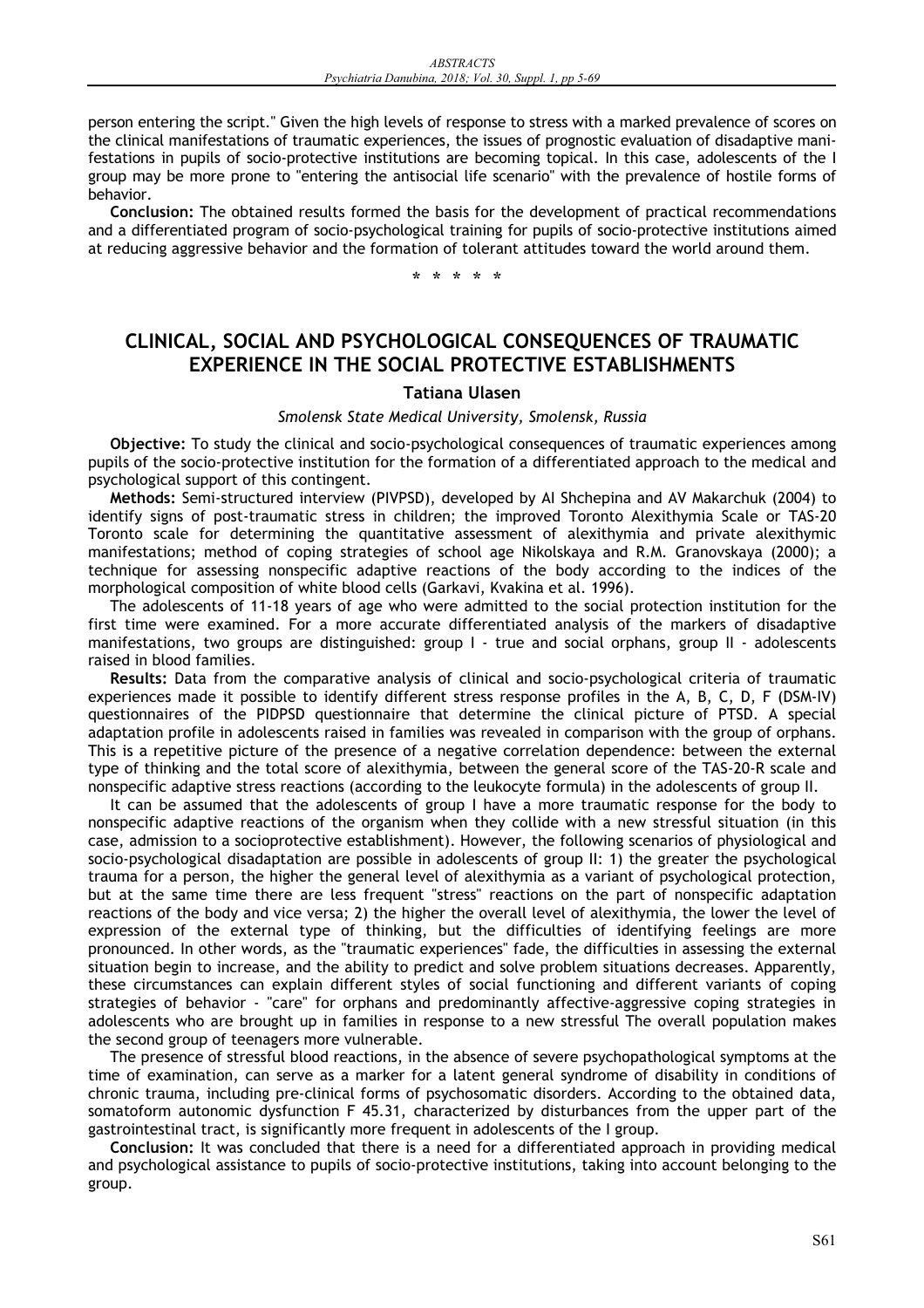person entering the script." Given the high levels of response to stress with a marked prevalence of scores on the clinical manifestations of traumatic experiences, the issues of prognostic evaluation of disadaptive manifestations in pupils of socio-protective institutions are becoming topical. In this case, adolescents of the I group may be more prone to "entering the antisocial life scenario" with the prevalence of hostile forms of behavior.

**Conclusion:** The obtained results formed the basis for the development of practical recommendations and a differentiated program of socio-psychological training for pupils of socio-protective institutions aimed at reducing aggressive behavior and the formation of tolerant attitudes toward the world around them.

\* \* \* \* \*

## CLINICAL, SOCIAL AND PSYCHOLOGICAL CONSEQUENCES OF TRAUMATIC EXPERIENCE IN THE SOCIAL PROTECTIVE ESTABLISHMENTS

**Tatiana Ulasen**

*Smolensk State Medical University, Smolensk, Russia*

**Objective:** To study the clinical and socio-psychological consequences of traumatic experiences among pupils of the socio-protective institution for the formation of a differentiated approach to the medical and psychological support of this contingent.

**Methods:** Semi-structured interview (PIVPSD), developed by AI Shchepina and AV Makarchuk (2004) to identify signs of post-traumatic stress in children; the improved Toronto Alexithymia Scale or TAS-20 Toronto scale for determining the quantitative assessment of alexithymia and private alexithymic manifestations; method of coping strategies of school age Nikolskaya and R.M. Granovskaya (2000); a technique for assessing nonspecific adaptive reactions of the body according to the indices of the morphological composition of white blood cells (Garkavi, Kvakina et al. 1996).

The adolescents of 11-18 years of age who were admitted to the social protection institution for the first time were examined. For a more accurate differentiated analysis of the markers of disadaptive manifestations, two groups are distinguished: group I - true and social orphans, group II - adolescents raised in blood families.

**Results:** Data from the comparative analysis of clinical and socio-psychological criteria of traumatic experiences made it possible to identify different stress response profiles in the A, B, C, D, F (DSM-IV) questionnaires of the PIDPSD questionnaire that determine the clinical picture of PTSD. A special adaptation profile in adolescents raised in families was revealed in comparison with the group of orphans. This is a repetitive picture of the presence of a negative correlation dependence: between the external type of thinking and the total score of alexithymia, between the general score of the TAS-20-R scale and nonspecific adaptive stress reactions (according to the leukocyte formula) in the adolescents of group II.

It can be assumed that the adolescents of group I have a more traumatic response for the body to nonspecific adaptive reactions of the organism when they collide with a new stressful situation (in this case, admission to a socioprotective establishment). However, the following scenarios of physiological and socio-psychological disadaptation are possible in adolescents of group II: 1) the greater the psychological trauma for a person, the higher the general level of alexithymia as a variant of psychological protection, but at the same time there are less frequent "stress" reactions on the part of nonspecific adaptation reactions of the body and vice versa; 2) the higher the overall level of alexithymia, the lower the level of expression of the external type of thinking, but the difficulties of identifying feelings are more pronounced. In other words, as the "traumatic experiences" fade, the difficulties in assessing the external situation begin to increase, and the ability to predict and solve problem situations decreases. Apparently, these circumstances can explain different styles of social functioning and different variants of coping strategies of behavior - "care" for orphans and predominantly affective-aggressive coping strategies in adolescents who are brought up in families in response to a new stressful The overall population makes the second group of teenagers more vulnerable.

The presence of stressful blood reactions, in the absence of severe psychopathological symptoms at the time of examination, can serve as a marker for a latent general syndrome of disability in conditions of chronic trauma, including pre-clinical forms of psychosomatic disorders. According to the obtained data, somatoform autonomic dysfunction F 45.31, characterized by disturbances from the upper part of the gastrointestinal tract, is significantly more frequent in adolescents of the I group.

**Conclusion:** It was concluded that there is a need for a differentiated approach in providing medical and psychological assistance to pupils of socio-protective institutions, taking into account belonging to the group.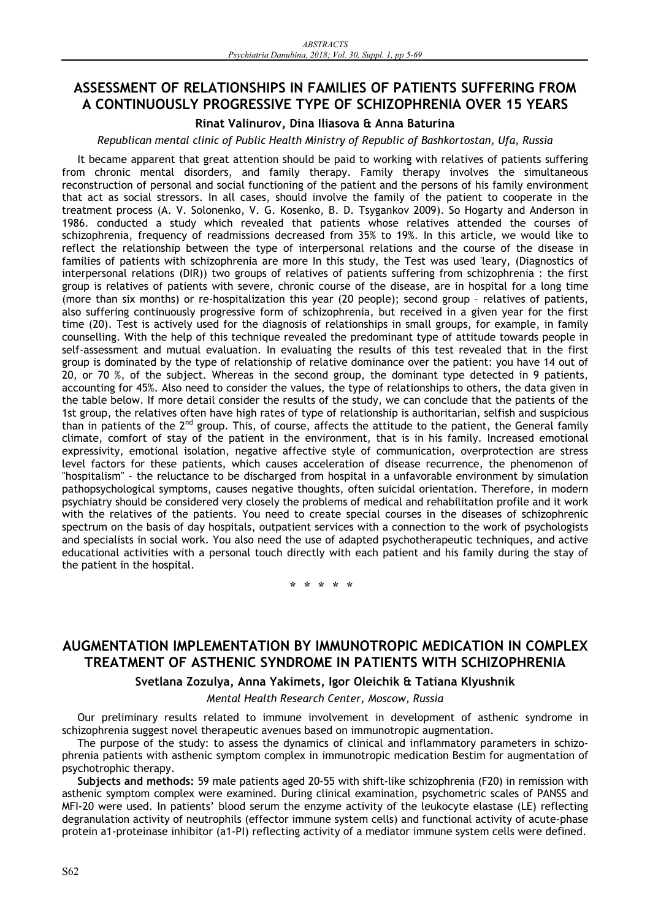## ASSESSMENT OF RELATIONSHIPS IN FAMILIES OF PATIENTS SUFFERING FROM A CONTINUOUSLY PROGRESSIVE TYPE OF SCHIZOPHRENIA OVER 15 YEARS

**Rinat Valinurov, Dina Iliasova & Anna Baturina**

*Republican mental clinic of Public Health Ministry of Republic of Bashkortostan, Ufa, Russia*

It became apparent that great attention should be paid to working with relatives of patients suffering from chronic mental disorders, and family therapy. Family therapy involves the simultaneous reconstruction of personal and social functioning of the patient and the persons of his family environment that act as social stressors. In all cases, should involve the family of the patient to cooperate in the treatment process (A. V. Solonenko, V. G. Kosenko, B. D. Tsygankov 2009). So Hogarty and Anderson in 1986. conducted a study which revealed that patients whose relatives attended the courses of schizophrenia, frequency of readmissions decreased from 35% to 19%. In this article, we would like to reflect the relationship between the type of interpersonal relations and the course of the disease in families of patients with schizophrenia are more In this study, the Test was used 'leary, (Diagnostics of interpersonal relations (DIR)) two groups of relatives of patients suffering from schizophrenia : the first group is relatives of patients with severe, chronic course of the disease, are in hospital for a long time (more than six months) or re-hospitalization this year (20 people); second group – relatives of patients, also suffering continuously progressive form of schizophrenia, but received in a given year for the first time (20). Test is actively used for the diagnosis of relationships in small groups, for example, in family counselling. With the help of this technique revealed the predominant type of attitude towards people in self-assessment and mutual evaluation. In evaluating the results of this test revealed that in the first group is dominated by the type of relationship of relative dominance over the patient: you have 14 out of 20, or 70 %, of the subject. Whereas in the second group, the dominant type detected in 9 patients, accounting for 45%. Also need to consider the values, the type of relationships to others, the data given in the table below. If more detail consider the results of the study, we can conclude that the patients of the 1st group, the relatives often have high rates of type of relationship is authoritarian, selfish and suspicious than in patients of the 2nd group. This, of course, affects the attitude to the patient, the General family climate, comfort of stay of the patient in the environment, that is in his family. Increased emotional expressivity, emotional isolation, negative affective style of communication, overprotection are stress level factors for these patients, which causes acceleration of disease recurrence, the phenomenon of "hospitalism" - the reluctance to be discharged from hospital in a unfavorable environment by simulation pathopsychological symptoms, causes negative thoughts, often suicidal orientation. Therefore, in modern psychiatry should be considered very closely the problems of medical and rehabilitation profile and it work with the relatives of the patients. You need to create special courses in the diseases of schizophrenic spectrum on the basis of day hospitals, outpatient services with a connection to the work of psychologists and specialists in social work. You also need the use of adapted psychotherapeutic techniques, and active educational activities with a personal touch directly with each patient and his family during the stay of the patient in the hospital.

\* \* \* \* \*

## AUGMENTATION IMPLEMENTATION BY IMMUNOTROPIC MEDICATION IN COMPLEX TREATMENT OF ASTHENIC SYNDROME IN PATIENTS WITH SCHIZOPHRENIA

**Svetlana Zozulya, Anna Yakimets, Igor Oleichik & Tatiana Klyushnik**

*Mental Health Research Center, Moscow, Russia*

Our preliminary results related to immune involvement in development of asthenic syndrome in schizophrenia suggest novel therapeutic avenues based on immunotropic augmentation.

The purpose of the study: to assess the dynamics of clinical and inflammatory parameters in schizophrenia patients with asthenic symptom complex in immunotropic medication Bestim for augmentation of psychotrophic therapy.

**Subjects and methods:** 59 male patients aged 20-55 with shift-like schizophrenia (F20) in remission with asthenic symptom complex were examined. During clinical examination, psychometric scales of PANSS and MFI-20 were used. In patients' blood serum the enzyme activity of the leukocyte elastase (LE) reflecting degranulation activity of neutrophils (effector immune system cells) and functional activity of acute-phase protein a1-proteinase inhibitor (a1-PI) reflecting activity of a mediator immune system cells were defined.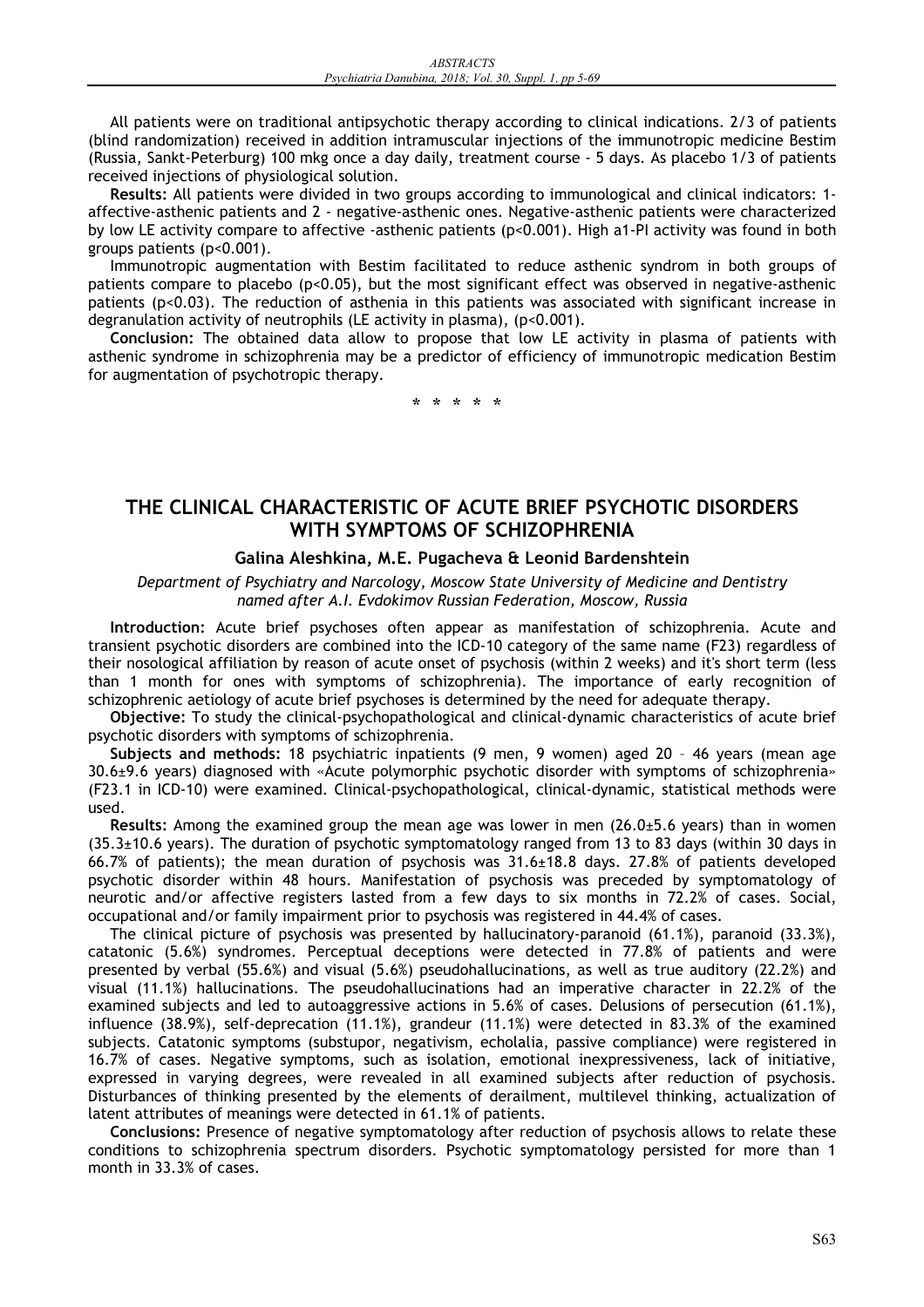All patients were on traditional antipsychotic therapy according to clinical indications. 2/3 of patients (blind randomization) received in addition intramuscular injections of the immunotropic medicine Bestim (Russia, Sankt-Peterburg) 100 mkg once a day daily, treatment course - 5 days. As placebo 1/3 of patients received injections of physiological solution.

**Results:** All patients were divided in two groups according to immunological and clinical indicators: 1- affective-asthenic patients and 2 - negative-asthenic ones. Negative-asthenic patients were characterized by low LE activity compare to affective -asthenic patients ($p<0.001$). High a1-PI activity was found in both groups patients ($p<0.001$).

Immunotropic augmentation with Bestim facilitated to reduce asthenic syndrom in both groups of patients compare to placebo ($p<0.05$), but the most significant effect was observed in negative-asthenic patients ($p<0.03$). The reduction of asthenia in this patients was associated with significant increase in degranulation activity of neutrophils (LE activity in plasma), ($p<0.001$).

**Conclusion:** The obtained data allow to propose that low LE activity in plasma of patients with asthenic syndrome in schizophrenia may be a predictor of efficiency of immunotropic medication Bestim for augmentation of psychotropic therapy.

\* \* \* \* \*

## THE CLINICAL CHARACTERISTIC OF ACUTE BRIEF PSYCHOTIC DISORDERS WITH SYMPTOMS OF SCHIZOPHRENIA

**Galina Aleshkina, M.E. Pugacheva & Leonid Bardenshtein**

*Department of Psychiatry and Narcology, Moscow State University of Medicine and Dentistry named after A.I. Evdokimov Russian Federation, Moscow, Russia*

**Introduction:** Acute brief psychoses often appear as manifestation of schizophrenia. Acute and transient psychotic disorders are combined into the ICD-10 category of the same name (F23) regardless of their nosological affiliation by reason of acute onset of psychosis (within 2 weeks) and it's short term (less than 1 month for ones with symptoms of schizophrenia). The importance of early recognition of schizophrenic aetiology of acute brief psychoses is determined by the need for adequate therapy.

**Objective:** To study the clinical-psychopathological and clinical-dynamic characteristics of acute brief psychotic disorders with symptoms of schizophrenia.

**Subjects and methods:** 18 psychiatric inpatients (9 men, 9 women) aged 20 – 46 years (mean age 30.6±9.6 years) diagnosed with «Acute polymorphic psychotic disorder with symptoms of schizophrenia» (F23.1 in ICD-10) were examined. Clinical-psychopathological, clinical-dynamic, statistical methods were used.

**Results:** Among the examined group the mean age was lower in men (26.0±5.6 years) than in women (35.3±10.6 years). The duration of psychotic symptomatology ranged from 13 to 83 days (within 30 days in 66.7% of patients); the mean duration of psychosis was 31.6±18.8 days. 27.8% of patients developed psychotic disorder within 48 hours. Manifestation of psychosis was preceded by symptomatology of neurotic and/or affective registers lasted from a few days to six months in 72.2% of cases. Social, occupational and/or family impairment prior to psychosis was registered in 44.4% of cases.

The clinical picture of psychosis was presented by hallucinatory-paranoid (61.1%), paranoid (33.3%), catatonic (5.6%) syndromes. Perceptual deceptions were detected in 77.8% of patients and were presented by verbal (55.6%) and visual (5.6%) pseudohallucinations, as well as true auditory (22.2%) and visual (11.1%) hallucinations. The pseudohallucinations had an imperative character in 22.2% of the examined subjects and led to autoaggressive actions in 5.6% of cases. Delusions of persecution (61.1%), influence (38.9%), self-deprecation (11.1%), grandeur (11.1%) were detected in 83.3% of the examined subjects. Catatonic symptoms (substupor, negativism, echolalia, passive compliance) were registered in 16.7% of cases. Negative symptoms, such as isolation, emotional inexpressiveness, lack of initiative, expressed in varying degrees, were revealed in all examined subjects after reduction of psychosis. Disturbances of thinking presented by the elements of derailment, multilevel thinking, actualization of latent attributes of meanings were detected in 61.1% of patients.

**Conclusions:** Presence of negative symptomatology after reduction of psychosis allows to relate these conditions to schizophrenia spectrum disorders. Psychotic symptomatology persisted for more than 1 month in 33.3% of cases.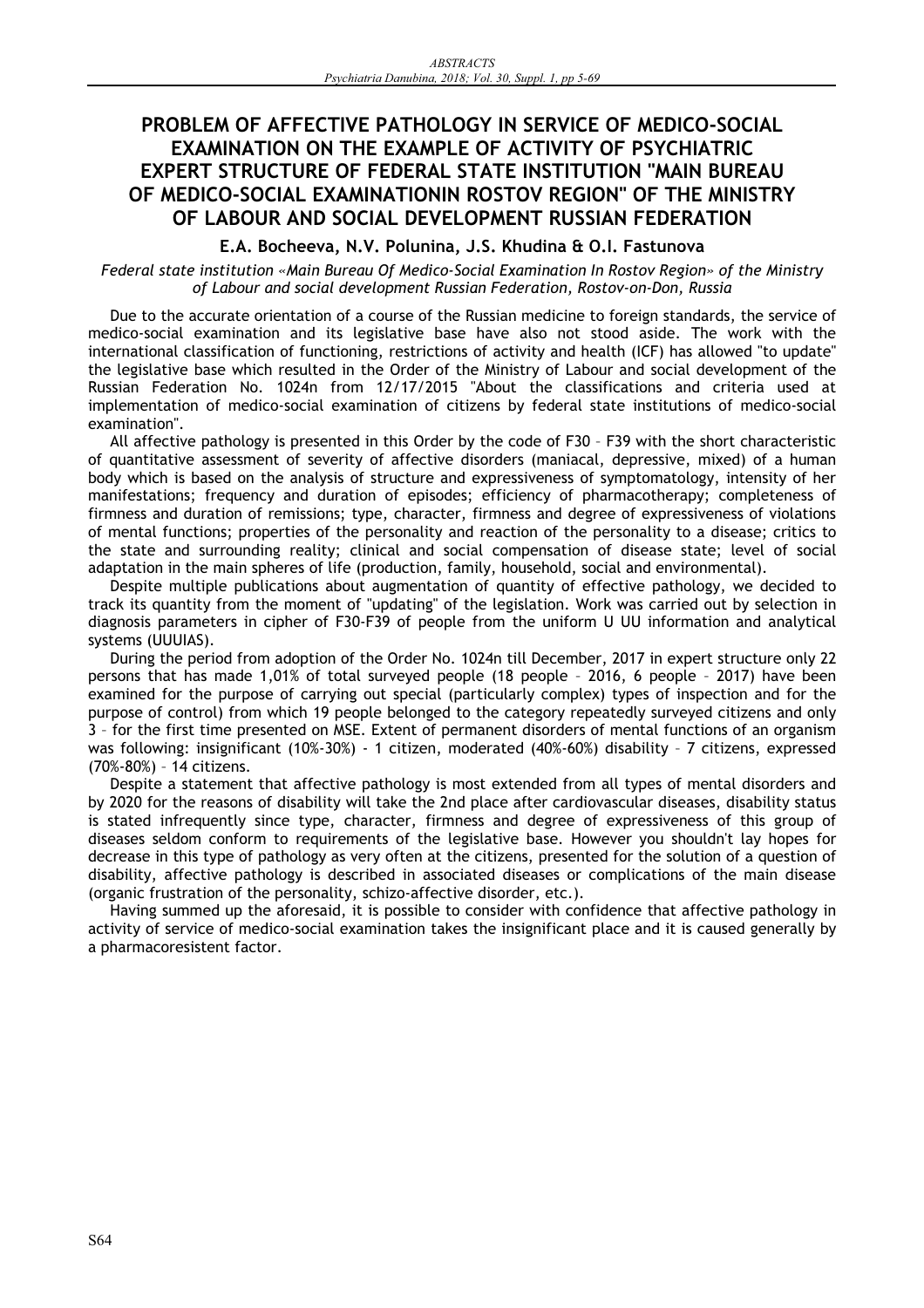# PROBLEM OF AFFECTIVE PATHOLOGY IN SERVICE OF MEDICO-SOCIAL EXAMINATION ON THE EXAMPLE OF ACTIVITY OF PSYCHIATRIC EXPERT STRUCTURE OF FEDERAL STATE INSTITUTION "MAIN BUREAU OF MEDICO-SOCIAL EXAMINATIONIN ROSTOV REGION" OF THE MINISTRY OF LABOUR AND SOCIAL DEVELOPMENT RUSSIAN FEDERATION

**E.A. Bocheeva, N.V. Polunina, J.S. Khudina & O.I. Fastunova**

*Federal state institution «Main Bureau Of Medico-Social Examination In Rostov Region» of the Ministry of Labour and social development Russian Federation, Rostov-on-Don, Russia*

Due to the accurate orientation of a course of the Russian medicine to foreign standards, the service of medico-social examination and its legislative base have also not stood aside. The work with the international classification of functioning, restrictions of activity and health (ICF) has allowed "to update" the legislative base which resulted in the Order of the Ministry of Labour and social development of the Russian Federation No. 1024n from 12/17/2015 "About the classifications and criteria used at implementation of medico-social examination of citizens by federal state institutions of medico-social examination".

All affective pathology is presented in this Order by the code of F30 – F39 with the short characteristic of quantitative assessment of severity of affective disorders (maniacal, depressive, mixed) of a human body which is based on the analysis of structure and expressiveness of symptomatology, intensity of her manifestations; frequency and duration of episodes; efficiency of pharmacotherapy; completeness of firmness and duration of remissions; type, character, firmness and degree of expressiveness of violations of mental functions; properties of the personality and reaction of the personality to a disease; critics to the state and surrounding reality; clinical and social compensation of disease state; level of social adaptation in the main spheres of life (production, family, household, social and environmental).

Despite multiple publications about augmentation of quantity of effective pathology, we decided to track its quantity from the moment of "updating" of the legislation. Work was carried out by selection in diagnosis parameters in cipher of F30-F39 of people from the uniform U UU information and analytical systems (UUUIAS).

During the period from adoption of the Order No. 1024n till December, 2017 in expert structure only 22 persons that has made 1,01% of total surveyed people (18 people – 2016, 6 people – 2017) have been examined for the purpose of carrying out special (particularly complex) types of inspection and for the purpose of control) from which 19 people belonged to the category repeatedly surveyed citizens and only 3 – for the first time presented on MSE. Extent of permanent disorders of mental functions of an organism was following: insignificant (10%-30%) - 1 citizen, moderated (40%-60%) disability – 7 citizens, expressed (70%-80%) – 14 citizens.

Despite a statement that affective pathology is most extended from all types of mental disorders and by 2020 for the reasons of disability will take the 2nd place after cardiovascular diseases, disability status is stated infrequently since type, character, firmness and degree of expressiveness of this group of diseases seldom conform to requirements of the legislative base. However you shouldn't lay hopes for decrease in this type of pathology as very often at the citizens, presented for the solution of a question of disability, affective pathology is described in associated diseases or complications of the main disease (organic frustration of the personality, schizo-affective disorder, etc.).

Having summed up the aforesaid, it is possible to consider with confidence that affective pathology in activity of service of medico-social examination takes the insignificant place and it is caused generally by a pharmacoresistent factor.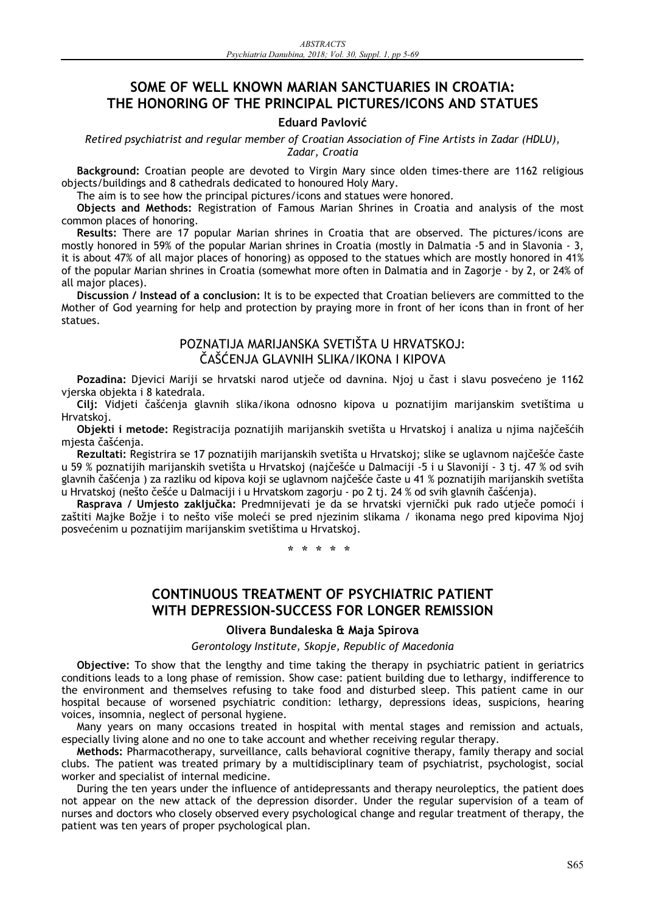## SOME OF WELL KNOWN MARIAN SANCTUARIES IN CROATIA: THE HONORING OF THE PRINCIPAL PICTURES/ICONS AND STATUES

**Eduard Pavlović**

*Retired psychiatrist and regular member of Croatian Association of Fine Artists in Zadar (HDLU), Zadar, Croatia*

**Background:** Croatian people are devoted to Virgin Mary since olden times-there are 1162 religious objects/buildings and 8 cathedrals dedicated to honoured Holy Mary.

The aim is to see how the principal pictures/icons and statues were honored.

**Objects and Methods:** Registration of Famous Marian Shrines in Croatia and analysis of the most common places of honoring.

**Results:** There are 17 popular Marian shrines in Croatia that are observed. The pictures/icons are mostly honored in 59% of the popular Marian shrines in Croatia (mostly in Dalmatia -5 and in Slavonia - 3, it is about 47% of all major places of honoring) as opposed to the statues which are mostly honored in 41% of the popular Marian shrines in Croatia (somewhat more often in Dalmatia and in Zagorje - by 2, or 24% of all major places).

**Discussion / Instead of a conclusion:** It is to be expected that Croatian believers are committed to the Mother of God yearning for help and protection by praying more in front of her icons than in front of her statues.

### POZNATIJA MARIJANSKA SVETIŠTA U HRVATSKOJ: ČAŠĆENJA GLAVNIH SLIKA/IKONA I KIPOVA

**Pozadina:** Djevici Mariji se hrvatski narod utječe od davnina. Njoj u čast i slavu posvećeno je 1162 vjerska objekta i 8 katedrala.

**Cilj:** Vidjeti čašćenja glavnih slika/ikona odnosno kipova u poznatijim marijanskim svetištima u Hrvatskoj.

**Objekti i metode:** Registracija poznatijih marijanskih svetišta u Hrvatskoj i analiza u njima najčešćih mjesta čašćenja.

**Rezultati:** Registrira se 17 poznatijih marijanskih svetišta u Hrvatskoj; slike se uglavnom najčešće časte u 59 % poznatijih marijanskih svetišta u Hrvatskoj (najčešće u Dalmaciji -5 i u Slavoniji - 3 tj. 47 % od svih glavnih čašćenja ) za razliku od kipova koji se uglavnom najčešće časte u 41 % poznatijih marijanskih svetišta u Hrvatskoj (nešto češće u Dalmaciji i u Hrvatskom zagorju - po 2 tj. 24 % od svih glavnih čašćenja).

**Rasprava / Umjesto zaključka:** Predmnijevati je da se hrvatski vjernički puk rado utječe pomoći i zaštiti Majke Božje i to nešto više moleći se pred njezinim slikama / ikonama nego pred kipovima Njoj posvećenim u poznatijim marijanskim svetištima u Hrvatskoj.

\* \* \* \* \*

## CONTINUOUS TREATMENT OF PSYCHIATRIC PATIENT WITH DEPRESSION-SUCCESS FOR LONGER REMISSION

**Olivera Bundaleska & Maja Spirova**

*Gerontology Institute, Skopje, Republic of Macedonia*

**Objective:** To show that the lengthy and time taking the therapy in psychiatric patient in geriatrics conditions leads to a long phase of remission. Show case: patient building due to lethargy, indifference to the environment and themselves refusing to take food and disturbed sleep. This patient came in our hospital because of worsened psychiatric condition: lethargy, depressions ideas, suspicions, hearing voices, insomnia, neglect of personal hygiene.

Many years on many occasions treated in hospital with mental stages and remission and actuals, especially living alone and no one to take account and whether receiving regular therapy.

**Methods:** Pharmacotherapy, surveillance, calls behavioral cognitive therapy, family therapy and social clubs. The patient was treated primary by a multidisciplinary team of psychiatrist, psychologist, social worker and specialist of internal medicine.

During the ten years under the influence of antidepressants and therapy neuroleptics, the patient does not appear on the new attack of the depression disorder. Under the regular supervision of a team of nurses and doctors who closely observed every psychological change and regular treatment of therapy, the patient was ten years of proper psychological plan.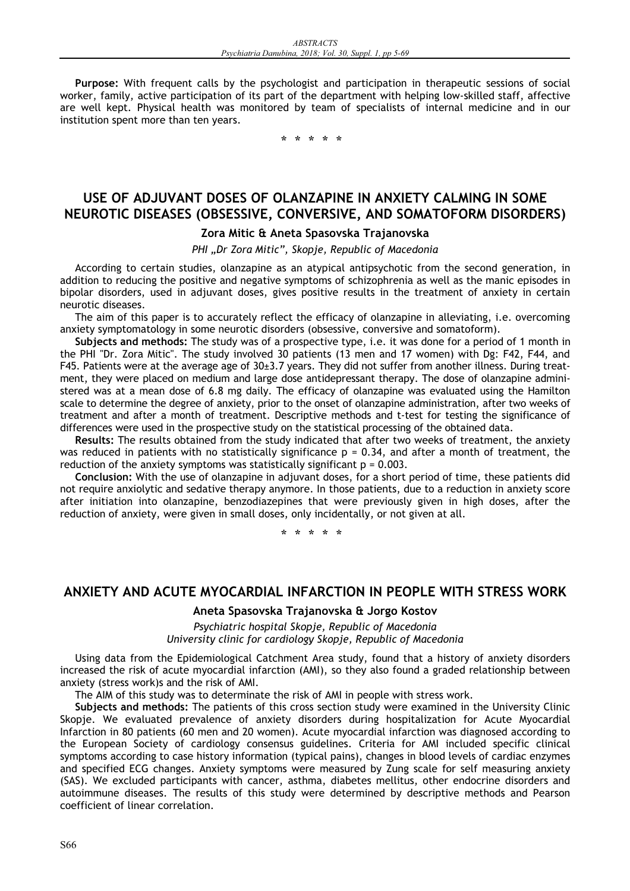**Purpose:** With frequent calls by the psychologist and participation in therapeutic sessions of social worker, family, active participation of its part of the department with helping low-skilled staff, affective are well kept. Physical health was monitored by team of specialists of internal medicine and in our institution spent more than ten years.

\* \* \* \* \*

## USE OF ADJUVANT DOSES OF OLANZAPINE IN ANXIETY CALMING IN SOME NEUROTIC DISEASES (OBSESSIVE, CONVERSIVE, AND SOMATOFORM DISORDERS)

**Zora Mitic & Aneta Spasovska Trajanovska**

*PHI „Dr Zora Mitic", Skopje, Republic of Macedonia*

According to certain studies, olanzapine as an atypical antipsychotic from the second generation, in addition to reducing the positive and negative symptoms of schizophrenia as well as the manic episodes in bipolar disorders, used in adjuvant doses, gives positive results in the treatment of anxiety in certain neurotic diseases.

The aim of this paper is to accurately reflect the efficacy of olanzapine in alleviating, i.e. overcoming anxiety symptomatology in some neurotic disorders (obsessive, conversive and somatoform).

**Subjects and methods:** The study was of a prospective type, i.e. it was done for a period of 1 month in the PHI "Dr. Zora Mitic". The study involved 30 patients (13 men and 17 women) with Dg: F42, F44, and F45. Patients were at the average age of 30±3.7 years. They did not suffer from another illness. During treatment, they were placed on medium and large dose antidepressant therapy. The dose of olanzapine administered was at a mean dose of 6.8 mg daily. The efficacy of olanzapine was evaluated using the Hamilton scale to determine the degree of anxiety, prior to the onset of olanzapine administration, after two weeks of treatment and after a month of treatment. Descriptive methods and t-test for testing the significance of differences were used in the prospective study on the statistical processing of the obtained data.

**Results:** The results obtained from the study indicated that after two weeks of treatment, the anxiety was reduced in patients with no statistically significance $p = 0.34$, and after a month of treatment, the reduction of the anxiety symptoms was statistically significant $p = 0.003$.

**Conclusion:** With the use of olanzapine in adjuvant doses, for a short period of time, these patients did not require anxiolytic and sedative therapy anymore. In those patients, due to a reduction in anxiety score after initiation into olanzapine, benzodiazepines that were previously given in high doses, after the reduction of anxiety, were given in small doses, only incidentally, or not given at all.

\* \* \* \* \*

## ANXIETY AND ACUTE MYOCARDIAL INFARCTION IN PEOPLE WITH STRESS WORK

**Aneta Spasovska Trajanovska & Jorgo Kostov**

*Psychiatric hospital Skopje, Republic of Macedonia*
*University clinic for cardiology Skopje, Republic of Macedonia*

Using data from the Epidemiological Catchment Area study, found that a history of anxiety disorders increased the risk of acute myocardial infarction (AMI), so they also found a graded relationship between anxiety (stress work)s and the risk of AMI.

The AIM of this study was to determinate the risk of AMI in people with stress work.

**Subjects and methods:** The patients of this cross section study were examined in the University Clinic Skopje. We evaluated prevalence of anxiety disorders during hospitalization for Acute Myocardial Infarction in 80 patients (60 men and 20 women). Acute myocardial infarction was diagnosed according to the European Society of cardiology consensus guidelines. Criteria for AMI included specific clinical symptoms according to case history information (typical pains), changes in blood levels of cardiac enzymes and specified ECG changes. Anxiety symptoms were measured by Zung scale for self measuring anxiety (SAS). We excluded participants with cancer, asthma, diabetes mellitus, other endocrine disorders and autoimmune diseases. The results of this study were determined by descriptive methods and Pearson coefficient of linear correlation.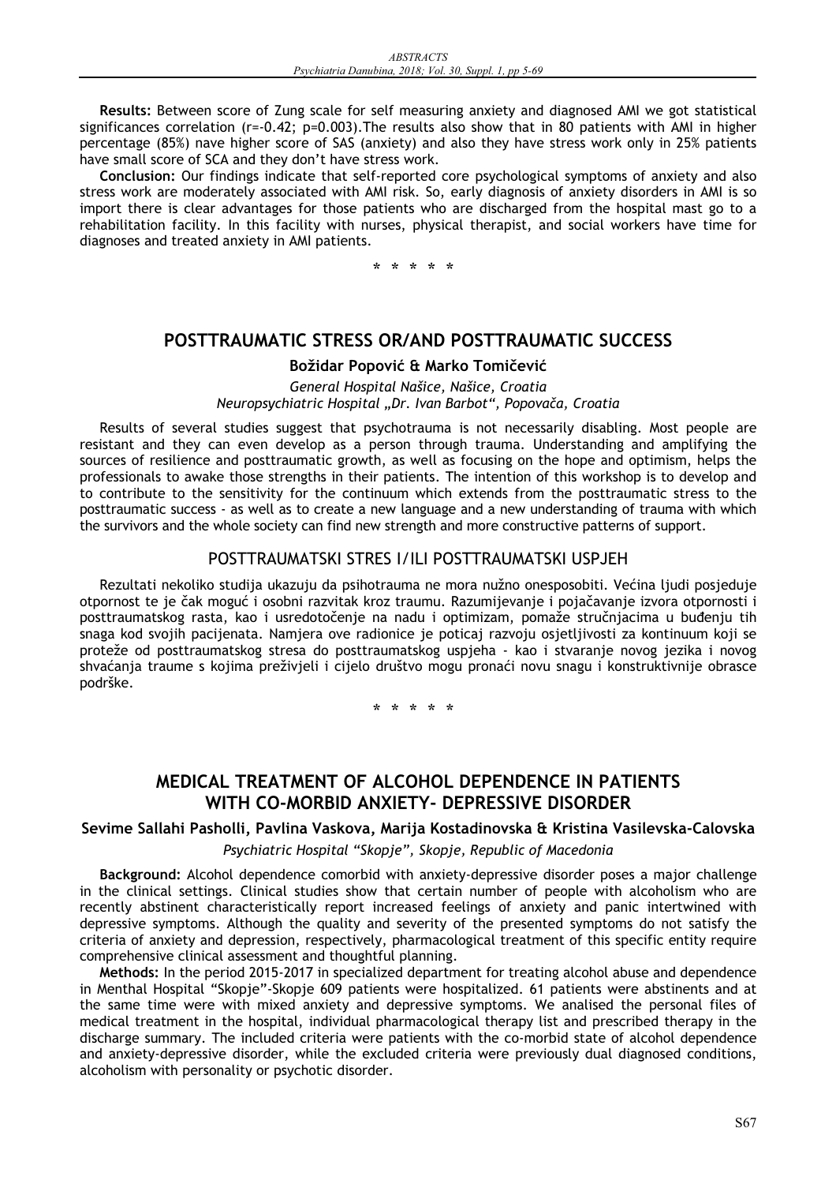**Results:** Between score of Zung scale for self measuring anxiety and diagnosed AMI we got statistical significances correlation (r=-0.42; p=0.003).The results also show that in 80 patients with AMI in higher percentage (85%) nave higher score of SAS (anxiety) and also they have stress work only in 25% patients have small score of SCA and they don't have stress work.

**Conclusion:** Our findings indicate that self-reported core psychological symptoms of anxiety and also stress work are moderately associated with AMI risk. So, early diagnosis of anxiety disorders in AMI is so import there is clear advantages for those patients who are discharged from the hospital mast go to a rehabilitation facility. In this facility with nurses, physical therapist, and social workers have time for diagnoses and treated anxiety in AMI patients.

\* \* \* \* \*

## POSTTRAUMATIC STRESS OR/AND POSTTRAUMATIC SUCCESS

**Božidar Popović & Marko Tomičević**

*General Hospital Našice, Našice, Croatia*
*Neuropsychiatric Hospital „Dr. Ivan Barbot", Popovača, Croatia*

Results of several studies suggest that psychotrauma is not necessarily disabling. Most people are resistant and they can even develop as a person through trauma. Understanding and amplifying the sources of resilience and posttraumatic growth, as well as focusing on the hope and optimism, helps the professionals to awake those strengths in their patients. The intention of this workshop is to develop and to contribute to the sensitivity for the continuum which extends from the posttraumatic stress to the posttraumatic success - as well as to create a new language and a new understanding of trauma with which the survivors and the whole society can find new strength and more constructive patterns of support.

### POSTTRAUMATSKI STRES I/ILI POSTTRAUMATSKI USPJEH

Rezultati nekoliko studija ukazuju da psihotrauma ne mora nužno onesposobiti. Većina ljudi posjeduje otpornost te je čak moguć i osobni razvitak kroz traumu. Razumijevanje i pojačavanje izvora otpornosti i posttraumatskog rasta, kao i usredotočenje na nadu i optimizam, pomaže stručnjacima u buđenju tih snaga kod svojih pacijenata. Namjera ove radionice je poticaj razvoju osjetljivosti za kontinuum koji se proteže od posttraumatskog stresa do posttraumatskog uspjeha - kao i stvaranje novog jezika i novog shvaćanja traume s kojima preživjeli i cijelo društvo mogu pronaći novu snagu i konstruktivnije obrasce podrške.

\* \* \* \* \*

## MEDICAL TREATMENT OF ALCOHOL DEPENDENCE IN PATIENTS WITH CO-MORBID ANXIETY- DEPRESSIVE DISORDER

**Sevime Sallahi Pasholli, Pavlina Vaskova, Marija Kostadinovska & Kristina Vasilevska-Calovska**

*Psychiatric Hospital "Skopje", Skopje, Republic of Macedonia*

**Background:** Alcohol dependence comorbid with anxiety-depressive disorder poses a major challenge in the clinical settings. Clinical studies show that certain number of people with alcoholism who are recently abstinent characteristically report increased feelings of anxiety and panic intertwined with depressive symptoms. Although the quality and severity of the presented symptoms do not satisfy the criteria of anxiety and depression, respectively, pharmacological treatment of this specific entity require comprehensive clinical assessment and thoughtful planning.

**Methods:** In the period 2015-2017 in specialized department for treating alcohol abuse and dependence in Menthal Hospital "Skopje"-Skopje 609 patients were hospitalized. 61 patients were abstinents and at the same time were with mixed anxiety and depressive symptoms. We analised the personal files of medical treatment in the hospital, individual pharmacological therapy list and prescribed therapy in the discharge summary. The included criteria were patients with the co-morbid state of alcohol dependence and anxiety-depressive disorder, while the excluded criteria were previously dual diagnosed conditions, alcoholism with personality or psychotic disorder.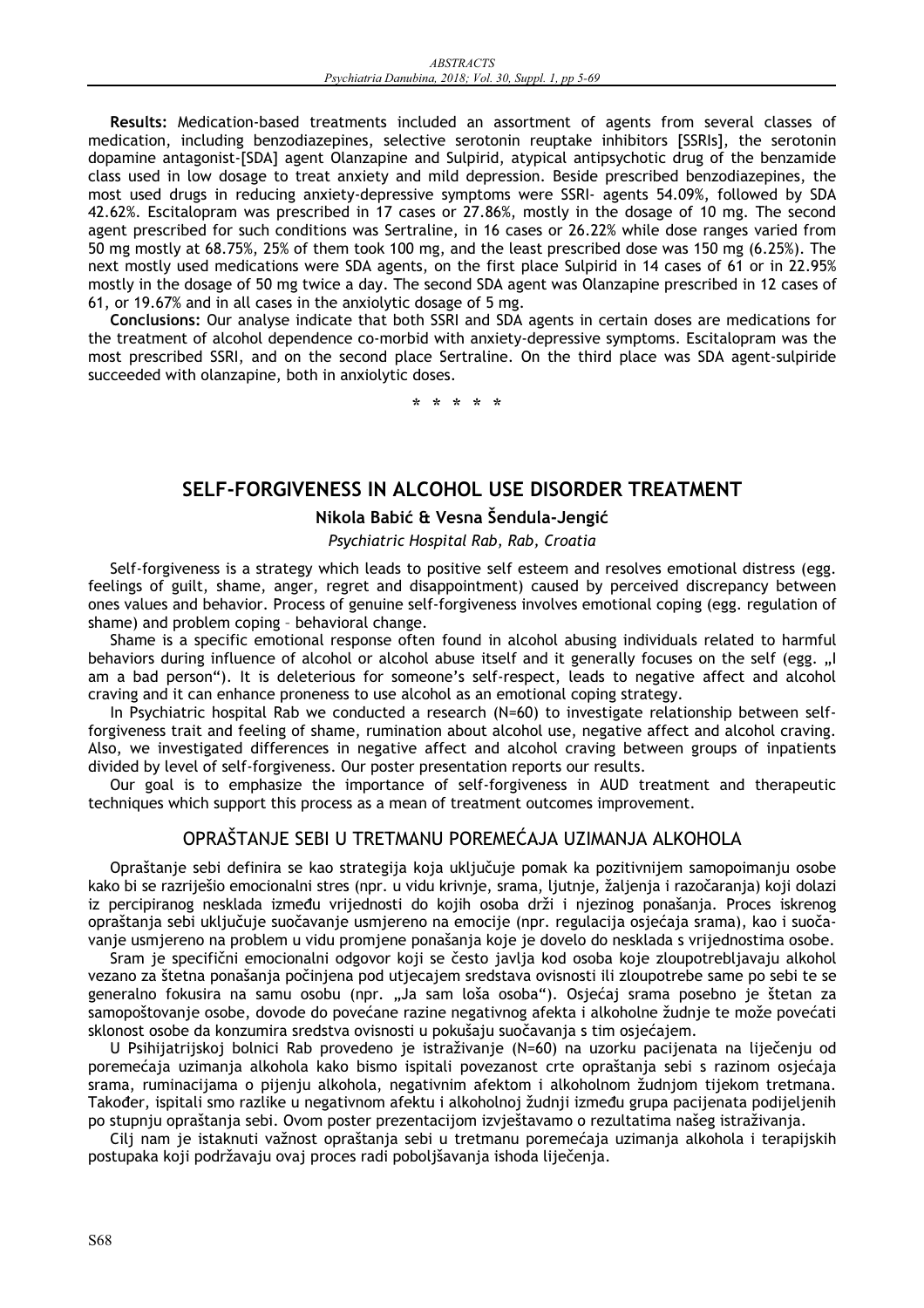**Results:** Medication-based treatments included an assortment of agents from several classes of medication, including benzodiazepines, selective serotonin reuptake inhibitors [SSRIs], the serotonin dopamine antagonist-[SDA] agent Olanzapine and Sulpirid, atypical antipsychotic drug of the benzamide class used in low dosage to treat anxiety and mild depression. Beside prescribed benzodiazepines, the most used drugs in reducing anxiety-depressive symptoms were SSRI- agents 54.09%, followed by SDA 42.62%. Escitalopram was prescribed in 17 cases or 27.86%, mostly in the dosage of 10 mg. The second agent prescribed for such conditions was Sertraline, in 16 cases or 26.22% while dose ranges varied from 50 mg mostly at 68.75%, 25% of them took 100 mg, and the least prescribed dose was 150 mg (6.25%). The next mostly used medications were SDA agents, on the first place Sulpirid in 14 cases of 61 or in 22.95% mostly in the dosage of 50 mg twice a day. The second SDA agent was Olanzapine prescribed in 12 cases of 61, or 19.67% and in all cases in the anxiolytic dosage of 5 mg.

**Conclusions:** Our analyse indicate that both SSRI and SDA agents in certain doses are medications for the treatment of alcohol dependence co-morbid with anxiety-depressive symptoms. Escitalopram was the most prescribed SSRI, and on the second place Sertraline. On the third place was SDA agent-sulpiride succeeded with olanzapine, both in anxiolytic doses.

\* \* \* \* \*

## SELF-FORGIVENESS IN ALCOHOL USE DISORDER TREATMENT

**Nikola Babić & Vesna Šendula-Jengić**

*Psychiatric Hospital Rab, Rab, Croatia*

Self-forgiveness is a strategy which leads to positive self esteem and resolves emotional distress (egg. feelings of guilt, shame, anger, regret and disappointment) caused by perceived discrepancy between ones values and behavior. Process of genuine self-forgiveness involves emotional coping (egg. regulation of shame) and problem coping – behavioral change.

Shame is a specific emotional response often found in alcohol abusing individuals related to harmful behaviors during influence of alcohol or alcohol abuse itself and it generally focuses on the self (egg. „I am a bad person“). It is deleterious for someone's self-respect, leads to negative affect and alcohol craving and it can enhance proneness to use alcohol as an emotional coping strategy.

In Psychiatric hospital Rab we conducted a research (N=60) to investigate relationship between self-forgiveness trait and feeling of shame, rumination about alcohol use, negative affect and alcohol craving. Also, we investigated differences in negative affect and alcohol craving between groups of inpatients divided by level of self-forgiveness. Our poster presentation reports our results.

Our goal is to emphasize the importance of self-forgiveness in AUD treatment and therapeutic techniques which support this process as a mean of treatment outcomes improvement.

### OPRAŠTANJE SEBI U TRETMANU POREMEĆAJA UZIMANJA ALKOHOLA

Opraštanje sebi definira se kao strategija koja uključuje pomak ka pozitivnijem samopoimanju osobe kako bi se razriješio emocionalni stres (npr. u vidu krivnje, srama, ljutnje, žaljenja i razočaranja) koji dolazi iz percipiranog nesklada između vrijednosti do kojih osoba drži i njezinog ponašanja. Proces iskrenog opraštanja sebi uključuje suočavanje usmjereno na emocije (npr. regulacija osjećaja srama), kao i suočavanje usmjereno na problem u vidu promjene ponašanja koje je dovelo do nesklada s vrijednostima osobe.

Sram je specifični emocionalni odgovor koji se često javlja kod osoba koje zloupotrebljavaju alkohol vezano za štetna ponašanja počinjena pod utjecajem sredstava ovisnosti ili zloupotrebe same po sebi te se generalno fokusira na samu osobu (npr. „Ja sam loša osoba“). Osjećaj srama posebno je štetan za samopoštovanje osobe, dovode do povećane razine negativnog afekta i alkoholne žudnje te može povećati sklonost osobe da konzumira sredstva ovisnosti u pokušaju suočavanja s tim osjećajem.

U Psihijatrijskoj bolnici Rab provedeno je istraživanje (N=60) na uzorku pacijenata na liječenju od poremećaja uzimanja alkohola kako bismo ispitali povezanost crte opraštanja sebi s razinom osjećaja srama, ruminacijama o pijenju alkohola, negativnim afektom i alkoholnom žudnjom tijekom tretmana. Također, ispitali smo razlike u negativnom afektu i alkoholnoj žudnji između grupa pacijenata podijeljenih po stupnju opraštanja sebi. Ovom poster prezentacijom izvještavamo o rezultatima našeg istraživanja.

Cilj nam je istaknuti važnost opraštanja sebi u tretmanu poremećaja uzimanja alkohola i terapijskih postupaka koji podržavaju ovaj proces radi poboljšavanja ishoda liječenja.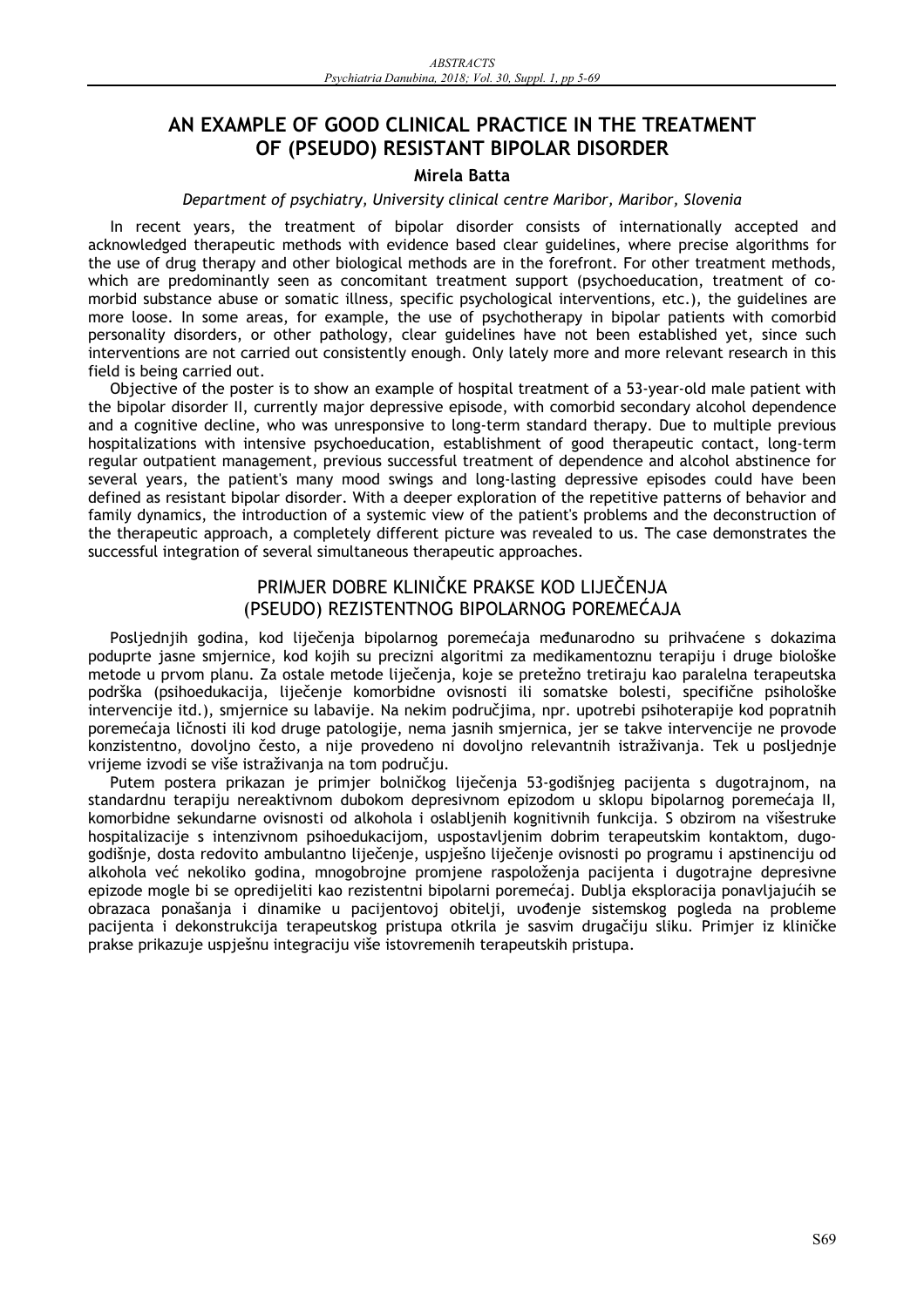## AN EXAMPLE OF GOOD CLINICAL PRACTICE IN THE TREATMENT OF (PSEUDO) RESISTANT BIPOLAR DISORDER

**Mirela Batta**

*Department of psychiatry, University clinical centre Maribor, Maribor, Slovenia*

In recent years, the treatment of bipolar disorder consists of internationally accepted and acknowledged therapeutic methods with evidence based clear guidelines, where precise algorithms for the use of drug therapy and other biological methods are in the forefront. For other treatment methods, which are predominantly seen as concomitant treatment support (psychoeducation, treatment of co-morbid substance abuse or somatic illness, specific psychological interventions, etc.), the guidelines are more loose. In some areas, for example, the use of psychotherapy in bipolar patients with comorbid personality disorders, or other pathology, clear guidelines have not been established yet, since such interventions are not carried out consistently enough. Only lately more and more relevant research in this field is being carried out.

Objective of the poster is to show an example of hospital treatment of a 53-year-old male patient with the bipolar disorder II, currently major depressive episode, with comorbid secondary alcohol dependence and a cognitive decline, who was unresponsive to long-term standard therapy. Due to multiple previous hospitalizations with intensive psychoeducation, establishment of good therapeutic contact, long-term regular outpatient management, previous successful treatment of dependence and alcohol abstinence for several years, the patient's many mood swings and long-lasting depressive episodes could have been defined as resistant bipolar disorder. With a deeper exploration of the repetitive patterns of behavior and family dynamics, the introduction of a systemic view of the patient's problems and the deconstruction of the therapeutic approach, a completely different picture was revealed to us. The case demonstrates the successful integration of several simultaneous therapeutic approaches.

## PRIMJER DOBRE KLINIČKE PRAKSE KOD LIJEČENJA (PSEUDO) REZISTENTNOG BIPOLARNOG POREMEĆAJA

Posljednjih godina, kod liječenja bipolarnog poremećaja međunarodno su prihvaćene s dokazima poduprte jasne smjernice, kod kojih su precizni algoritmi za medikamentoznu terapiju i druge biološke metode u prvom planu. Za ostale metode liječenja, koje se pretežno tretiraju kao paralelna terapeutska podrška (psihoedukacija, liječenje komorbidne ovisnosti ili somatske bolesti, specifične psihološke intervencije itd.), smjernice su labavije. Na nekim područjima, npr. upotrebi psihoterapije kod popratnih poremećaja ličnosti ili kod druge patologije, nema jasnih smjernica, jer se takve intervencije ne provode konzistentno, dovoljno često, a nije provedeno ni dovoljno relevantnih istraživanja. Tek u posljednje vrijeme izvodi se više istraživanja na tom području.

Putem postera prikazan je primjer bolničkog liječenja 53-godišnjeg pacijenta s dugotrajnom, na standardnu terapiju nereaktivnom dubokom depresivnom epizodom u sklopu bipolarnog poremećaja II, komorbidne sekundarne ovisnosti od alkohola i oslabljenih kognitivnih funkcija. S obzirom na višestruke hospitalizacije s intenzivnom psihoedukacijom, uspostavljenim dobrim terapeutskim kontaktom, dugo-godišnje, dosta redovito ambulantno liječenje, uspješno liječenje ovisnosti po programu i apstinenciju od alkohola već nekoliko godina, mnogobrojne promjene raspoloženja pacijenta i dugotrajne depresivne epizode mogle bi se opredijeliti kao rezistentni bipolarni poremećaj. Dublja eksploracija ponavljajućih se obrazaca ponašanja i dinamike u pacijentovoj obitelji, uvođenje sistemskog pogleda na probleme pacijenta i dekonstrukcija terapeutskog pristupa otkrila je sasvim drugačiju sliku. Primjer iz kliničke prakse prikazuje uspješnu integraciju više istovremenih terapeutskih pristupa.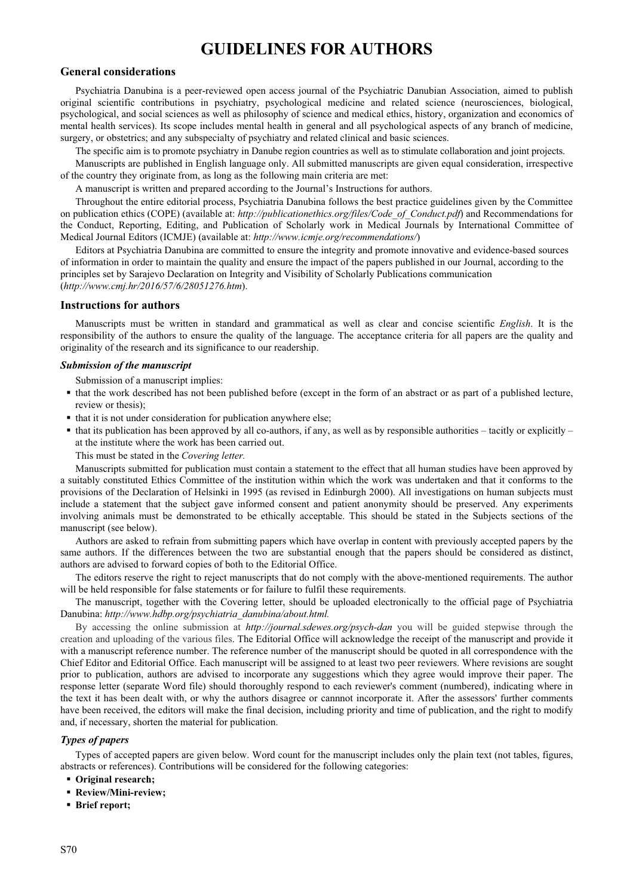# GUIDELINES FOR AUTHORS

## General considerations

Psychiatria Danubina is a peer-reviewed open access journal of the Psychiatric Danubian Association, aimed to publish original scientific contributions in psychiatry, psychological medicine and related science (neurosciences, biological, psychological, and social sciences as well as philosophy of science and medical ethics, history, organization and economics of mental health services). Its scope includes mental health in general and all psychological aspects of any branch of medicine, surgery, or obstetrics; and any subspecialty of psychiatry and related clinical and basic sciences.

The specific aim is to promote psychiatry in Danube region countries as well as to stimulate collaboration and joint projects.

Manuscripts are published in English language only. All submitted manuscripts are given equal consideration, irrespective of the country they originate from, as long as the following main criteria are met:

A manuscript is written and prepared according to the Journal's Instructions for authors.

Throughout the entire editorial process, Psychiatria Danubina follows the best practice guidelines given by the Committee on publication ethics (COPE) (available at: *http://publicationethics.org/files/Code_of_Conduct.pdf*) and Recommendations for the Conduct, Reporting, Editing, and Publication of Scholarly work in Medical Journals by International Committee of Medical Journal Editors (ICMJE) (available at: *http://www.icmje.org/recommendations/*)

Editors at Psychiatria Danubina are committed to ensure the integrity and promote innovative and evidence-based sources of information in order to maintain the quality and ensure the impact of the papers published in our Journal, according to the principles set by Sarajevo Declaration on Integrity and Visibility of Scholarly Publications communication (*http://www.cmj.hr/2016/57/6/28051276.htm*).

## Instructions for authors

Manuscripts must be written in standard and grammatical as well as clear and concise scientific *English*. It is the responsibility of the authors to ensure the quality of the language. The acceptance criteria for all papers are the quality and originality of the research and its significance to our readership.

### *Submission of the manuscript*

Submission of a manuscript implies:

- that the work described has not been published before (except in the form of an abstract or as part of a published lecture, review or thesis);
- that it is not under consideration for publication anywhere else;
- that its publication has been approved by all co-authors, if any, as well as by responsible authorities – tacitly or explicitly – at the institute where the work has been carried out.

This must be stated in the *Covering letter.*

Manuscripts submitted for publication must contain a statement to the effect that all human studies have been approved by a suitably constituted Ethics Committee of the institution within which the work was undertaken and that it conforms to the provisions of the Declaration of Helsinki in 1995 (as revised in Edinburgh 2000). All investigations on human subjects must include a statement that the subject gave informed consent and patient anonymity should be preserved. Any experiments involving animals must be demonstrated to be ethically acceptable. This should be stated in the Subjects sections of the manuscript (see below).

Authors are asked to refrain from submitting papers which have overlap in content with previously accepted papers by the same authors. If the differences between the two are substantial enough that the papers should be considered as distinct, authors are advised to forward copies of both to the Editorial Office.

The editors reserve the right to reject manuscripts that do not comply with the above-mentioned requirements. The author will be held responsible for false statements or for failure to fulfil these requirements.

The manuscript, together with the Covering letter, should be uploaded electronically to the official page of Psychiatria Danubina: *http://www.hdbp.org/psychiatria_danubina/about.html.*

By accessing the online submission at *http://journal.sdewes.org/psych-dan* you will be guided stepwise through the creation and uploading of the various files. The Editorial Office will acknowledge the receipt of the manuscript and provide it with a manuscript reference number. The reference number of the manuscript should be quoted in all correspondence with the Chief Editor and Editorial Office. Each manuscript will be assigned to at least two peer reviewers. Where revisions are sought prior to publication, authors are advised to incorporate any suggestions which they agree would improve their paper. The response letter (separate Word file) should thoroughly respond to each reviewer's comment (numbered), indicating where in the text it has been dealt with, or why the authors disagree or cannnot incorporate it. After the assessors' further comments have been received, the editors will make the final decision, including priority and time of publication, and the right to modify and, if necessary, shorten the material for publication.

### *Types of papers*

Types of accepted papers are given below. Word count for the manuscript includes only the plain text (not tables, figures, abstracts or references). Contributions will be considered for the following categories:

- **Original research;**
- **Review/Mini-review;**
- **Brief report;**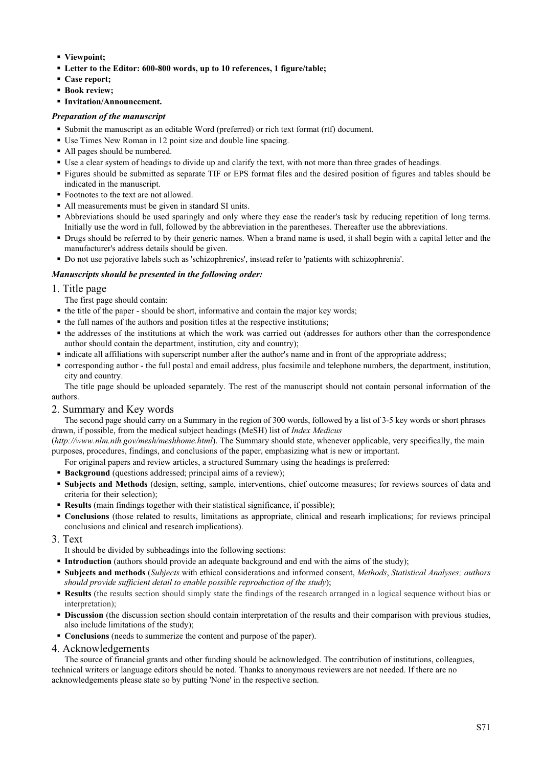- **Viewpoint;**
- **Letter to the Editor: 600-800 words, up to 10 references, 1 figure/table;**
- **Case report;**
- **Book review;**
- **Invitation/Announcement.**

***Preparation of the manuscript***

- Submit the manuscript as an editable Word (preferred) or rich text format (rtf) document.
- Use Times New Roman in 12 point size and double line spacing.
- All pages should be numbered.
- Use a clear system of headings to divide up and clarify the text, with not more than three grades of headings.
- Figures should be submitted as separate TIF or EPS format files and the desired position of figures and tables should be indicated in the manuscript.
- Footnotes to the text are not allowed.
- All measurements must be given in standard SI units.
- Abbreviations should be used sparingly and only where they ease the reader's task by reducing repetition of long terms. Initially use the word in full, followed by the abbreviation in the parentheses. Thereafter use the abbreviations.
- Drugs should be referred to by their generic names. When a brand name is used, it shall begin with a capital letter and the manufacturer's address details should be given.
- Do not use pejorative labels such as 'schizophrenics', instead refer to 'patients with schizophrenia'.

***Manuscripts should be presented in the following order:***

## 1. Title page

The first page should contain:

- the title of the paper - should be short, informative and contain the major key words;
- the full names of the authors and position titles at the respective institutions;
- the addresses of the institutions at which the work was carried out (addresses for authors other than the correspondence author should contain the department, institution, city and country);
- indicate all affiliations with superscript number after the author's name and in front of the appropriate address;
- corresponding author - the full postal and email address, plus facsimile and telephone numbers, the department, institution, city and country.

The title page should be uploaded separately. The rest of the manuscript should not contain personal information of the authors.

## 2. Summary and Key words

The second page should carry on a Summary in the region of 300 words, followed by a list of 3-5 key words or short phrases drawn, if possible, from the medical subject headings (MeSH) list of *Index Medicus* (*http://www.nlm.nih.gov/mesh/meshhome.html*). The Summary should state, whenever applicable, very specifically, the main purposes, procedures, findings, and conclusions of the paper, emphasizing what is new or important.

For original papers and review articles, a structured Summary using the headings is preferred:

- **Background** (questions addressed; principal aims of a review);
- **Subjects and Methods** (design, setting, sample, interventions, chief outcome measures; for reviews sources of data and criteria for their selection);
- **Results** (main findings together with their statistical significance, if possible);
- **Conclusions** (those related to results, limitations as appropriate, clinical and researh implications; for reviews principal conclusions and clinical and research implications).

## 3. Text

It should be divided by subheadings into the following sections:

- **Introduction** (authors should provide an adequate background and end with the aims of the study);
- **Subjects and methods** (*Subjects* with ethical considerations and informed consent, *Methods*, *Statistical Analyses; authors should provide sufficient detail to enable possible reproduction of the study*);
- **Results** (the results section should simply state the findings of the research arranged in a logical sequence without bias or interpretation);
- **Discussion** (the discussion section should contain interpretation of the results and their comparison with previous studies, also include limitations of the study);
- **Conclusions** (needs to summerize the content and purpose of the paper).

## 4. Acknowledgements

The source of financial grants and other funding should be acknowledged. The contribution of institutions, colleagues, technical writers or language editors should be noted. Thanks to anonymous reviewers are not needed. If there are no acknowledgements please state so by putting 'None' in the respective section.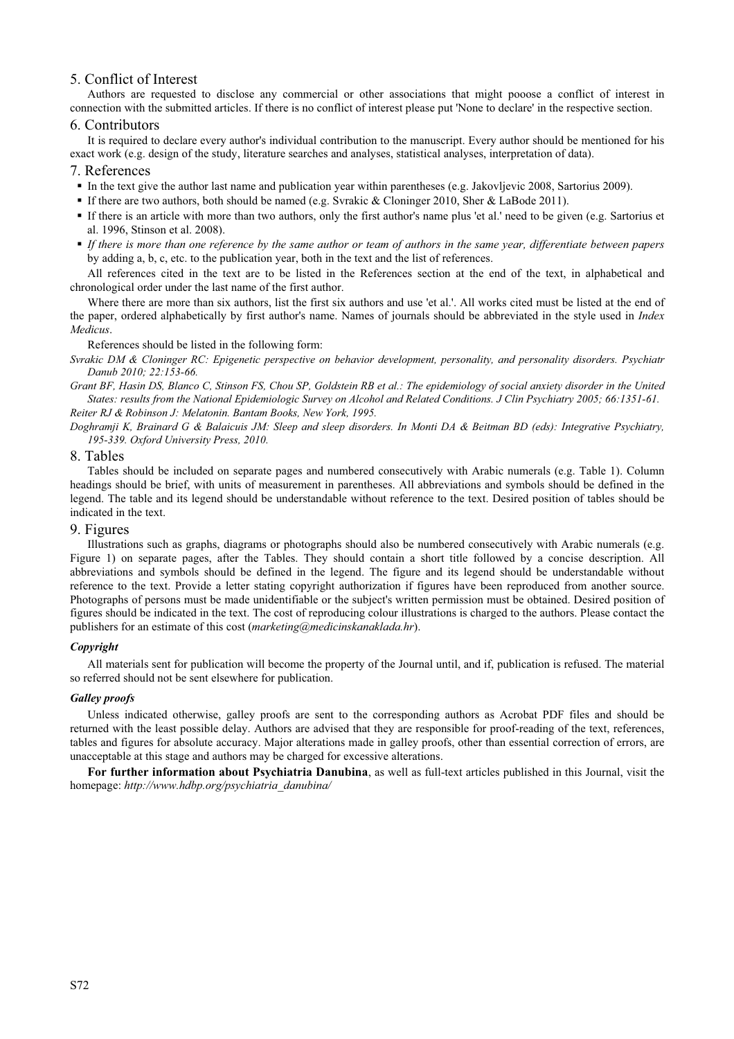## 5. Conflict of Interest

Authors are requested to disclose any commercial or other associations that might pooose a conflict of interest in connection with the submitted articles. If there is no conflict of interest please put 'None to declare' in the respective section.

## 6. Contributors

It is required to declare every author's individual contribution to the manuscript. Every author should be mentioned for his exact work (e.g. design of the study, literature searches and analyses, statistical analyses, interpretation of data).

## 7. References

- In the text give the author last name and publication year within parentheses (e.g. Jakovljevic 2008, Sartorius 2009).
- If there are two authors, both should be named (e.g. Svrakic & Cloninger 2010, Sher & LaBode 2011).
- If there is an article with more than two authors, only the first author's name plus 'et al.' need to be given (e.g. Sartorius et al. 1996, Stinson et al. 2008).
- *If there is more than one reference by the same author or team of authors in the same year, differentiate between papers* by adding a, b, c, etc. to the publication year, both in the text and the list of references.

All references cited in the text are to be listed in the References section at the end of the text, in alphabetical and chronological order under the last name of the first author.

Where there are more than six authors, list the first six authors and use 'et al.'. All works cited must be listed at the end of the paper, ordered alphabetically by first author's name. Names of journals should be abbreviated in the style used in *Index Medicus*.

References should be listed in the following form:

*Svrakic DM & Cloninger RC: Epigenetic perspective on behavior development, personality, and personality disorders. Psychiatr Danub 2010; 22:153-66.*

*Grant BF, Hasin DS, Blanco C, Stinson FS, Chou SP, Goldstein RB et al.: The epidemiology of social anxiety disorder in the United States: results from the National Epidemiologic Survey on Alcohol and Related Conditions. J Clin Psychiatry 2005; 66:1351-61.*

*Reiter RJ & Robinson J: Melatonin. Bantam Books, New York, 1995.*

*Doghramji K, Brainard G & Balaicuis JM: Sleep and sleep disorders. In Monti DA & Beitman BD (eds): Integrative Psychiatry, 195-339. Oxford University Press, 2010.*

## 8. Tables

Tables should be included on separate pages and numbered consecutively with Arabic numerals (e.g. Table 1). Column headings should be brief, with units of measurement in parentheses. All abbreviations and symbols should be defined in the legend. The table and its legend should be understandable without reference to the text. Desired position of tables should be indicated in the text.

## 9. Figures

Illustrations such as graphs, diagrams or photographs should also be numbered consecutively with Arabic numerals (e.g. Figure 1) on separate pages, after the Tables. They should contain a short title followed by a concise description. All abbreviations and symbols should be defined in the legend. The figure and its legend should be understandable without reference to the text. Provide a letter stating copyright authorization if figures have been reproduced from another source. Photographs of persons must be made unidentifiable or the subject's written permission must be obtained. Desired position of figures should be indicated in the text. The cost of reproducing colour illustrations is charged to the authors. Please contact the publishers for an estimate of this cost (*marketing@medicinskanaklada.hr*).

### *Copyright*

All materials sent for publication will become the property of the Journal until, and if, publication is refused. The material so referred should not be sent elsewhere for publication.

### *Galley proofs*

Unless indicated otherwise, galley proofs are sent to the corresponding authors as Acrobat PDF files and should be returned with the least possible delay. Authors are advised that they are responsible for proof-reading of the text, references, tables and figures for absolute accuracy. Major alterations made in galley proofs, other than essential correction of errors, are unacceptable at this stage and authors may be charged for excessive alterations.

**For further information about Psychiatria Danubina**, as well as full-text articles published in this Journal, visit the homepage: *http://www.hdbp.org/psychiatria_danubina/*